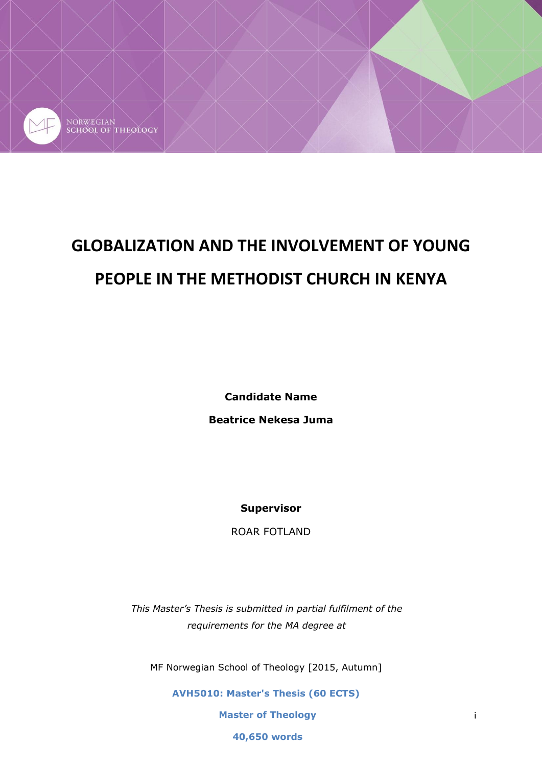NORWEGIAN SCHOOL OF THEOLOGY

# GLOBALIZATION AND THE INVOLVEMENT OF YOUNG PEOPLE IN THE METHODIST CHURCH IN KENYA

**Candidate Name**

**Beatrice Nekesa Juma**

**Supervisor**

ROAR FOTLAND

*This Master's Thesis is submitted in partial fulfilment of the requirements for the MA degree at*

MF Norwegian School of Theology [2015, Autumn]

**AVH5010: Master's Thesis (60 ECTS)**

**Master of Theology**

**40,650 words**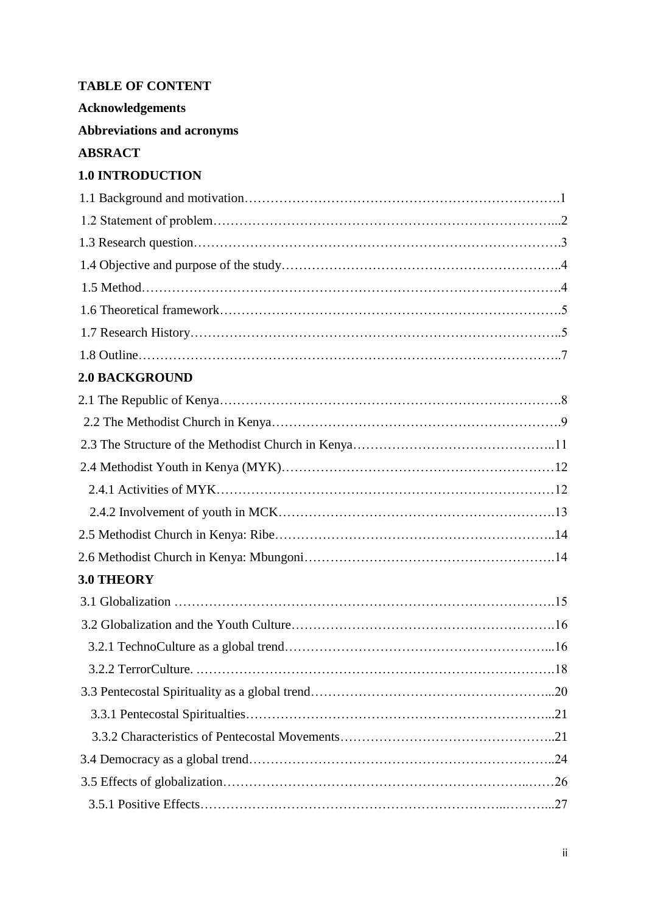**TABLE OF CONTENT**

**Acknowledgements**

**Abbreviations and acronyms**

**ABSRACT**

**1.0 INTRODUCTION**

1.1 Background and motivation……………………………………………………………….1

1.2 Statement of problem…………………………………………………………………...2

1.3 Research question……………………………………………………………………….3

1.4 Objective and purpose of the study……………………………………………………..4

1.5 Method………………………………………………………………………………….4

1.6 Theoretical framework………………………………………………………………….5

1.7 Research History………………………………………………………………………..5

1.8 Outline…………………………………………………………………………………..7

**2.0 BACKGROUND**

2.1 The Republic of Kenya………………………………………………………………….8

2.2 The Methodist Church in Kenya………………………………………………………….9

2.3 The Structure of the Methodist Church in Kenya………………………………………..11

2.4 Methodist Youth in Kenya (MYK)………………………………………………………12

2.4.1 Activities of MYK……………………………………………………………………12

2.4.2 Involvement of youth in MCK……………………………………………………….13

2.5 Methodist Church in Kenya: Ribe……………………………………………………..14

2.6 Methodist Church in Kenya: Mbungoni………………………………………………….14

**3.0 THEORY**

3.1 Globalization ……………………………………………………………………………15

3.2 Globalization and the Youth Culture…………………………………………………….16

3.2.1 TechnoCulture as a global trend…………………………………………………...16

3.2.2 TerrorCulture. ……………………………………………………………………….18

3.3 Pentecostal Spirituality as a global trend………………………………………………...20

3.3.1 Pentecostal Spiritualties……………………………………………………………...21

3.3.2 Characteristics of Pentecostal Movements………………………………………..21

3.4 Democracy as a global trend……………………………………………………………..24

3.5 Effects of globalization……………………………………………………………..……26

3.5.1 Positive Effects………………………………………………………………..……...27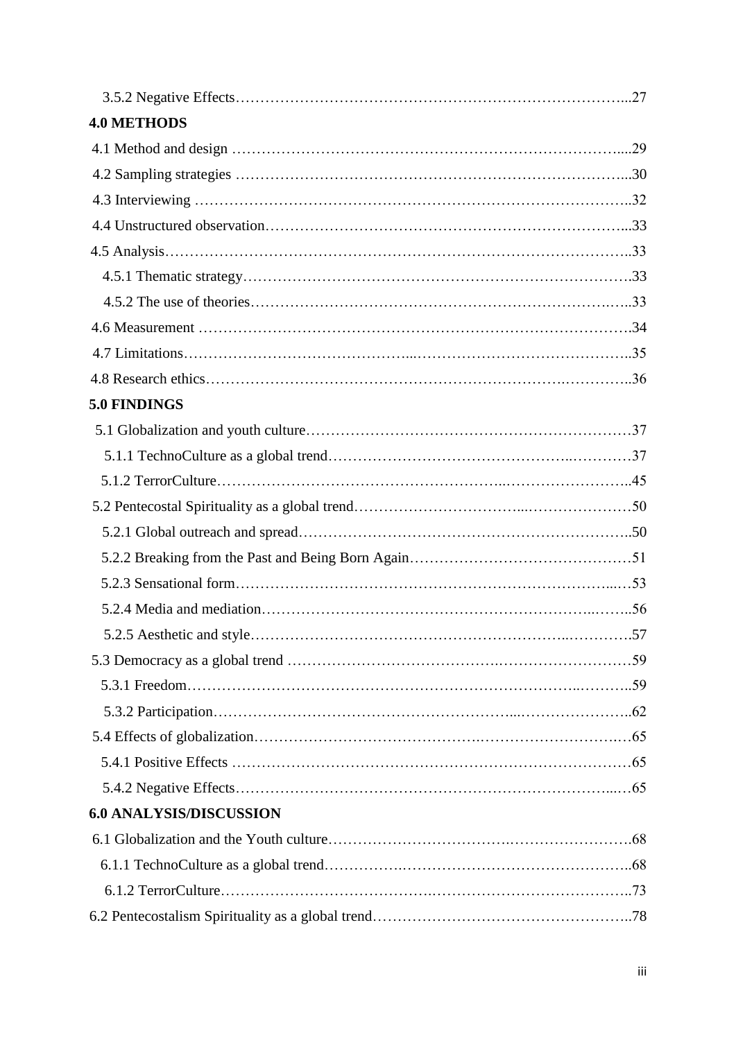3.5.2 Negative Effects……………………………………………………………………...27

**4.0 METHODS**

4.1 Method and design …………………………………………………………………....29

4.2 Sampling strategies ………………………………………………………………….....30

4.3 Interviewing ……………………………………………………………………………..32

4.4 Unstructured observation……………………………………….…………………...33

4.5 Analysis………………………………………………………………………………..33

4.5.1 Thematic strategy……………………….……………………………………….33

4.5.2 The use of theories………………………………………………………….…..33

4.6 Measurement ………………………………………………………………………….34

4.7 Limitations……………………………………...……………………………………..35

4.8 Research ethics……………………………………………………………….…………..36

**5.0 FINDINGS**

5.1 Globalization and youth culture……………………….……………………………37

5.1.1 TechnoCulture as a global trend…………………………………………..…………37

5.1.2 TerrorCulture………………………………………………...……………………..45

5.2 Pentecostal Spirituality as a global trend………………………….....…………………50

5.2.1 Global outreach and spread………………………………………………………..50

5.2.2 Breaking from the Past and Being Born Again………….……………………………51

5.2.3 Sensational form………………………………………………………………..…53

5.2.4 Media and mediation………………………………………………………..……..56

5.2.5 Aesthetic and style…………………………………………………...………….57

5.3 Democracy as a global trend ……………………………….………………………59

5.3.1 Freedom……………………………………………………………………..………..59

5.3.2 Participation……………………………………………….…....…………………..62

5.4 Effects of globalization………………………………….…………………………..…65

5.4.1 Positive Effects ………………………………………………………………………65

5.4.2 Negative Effects………………………………………………………………....…65

**6.0 ANALYSIS/DISCUSSION**

6.1 Globalization and the Youth culture………………………….…………………….68

6.1.1 TechnoCulture as a global trend…………….……………………………………..68

6.1.2 TerrorCulture………………………………….…………………………………..73

6.2 Pentecostalism Spirituality as a global trend……………………………………………..78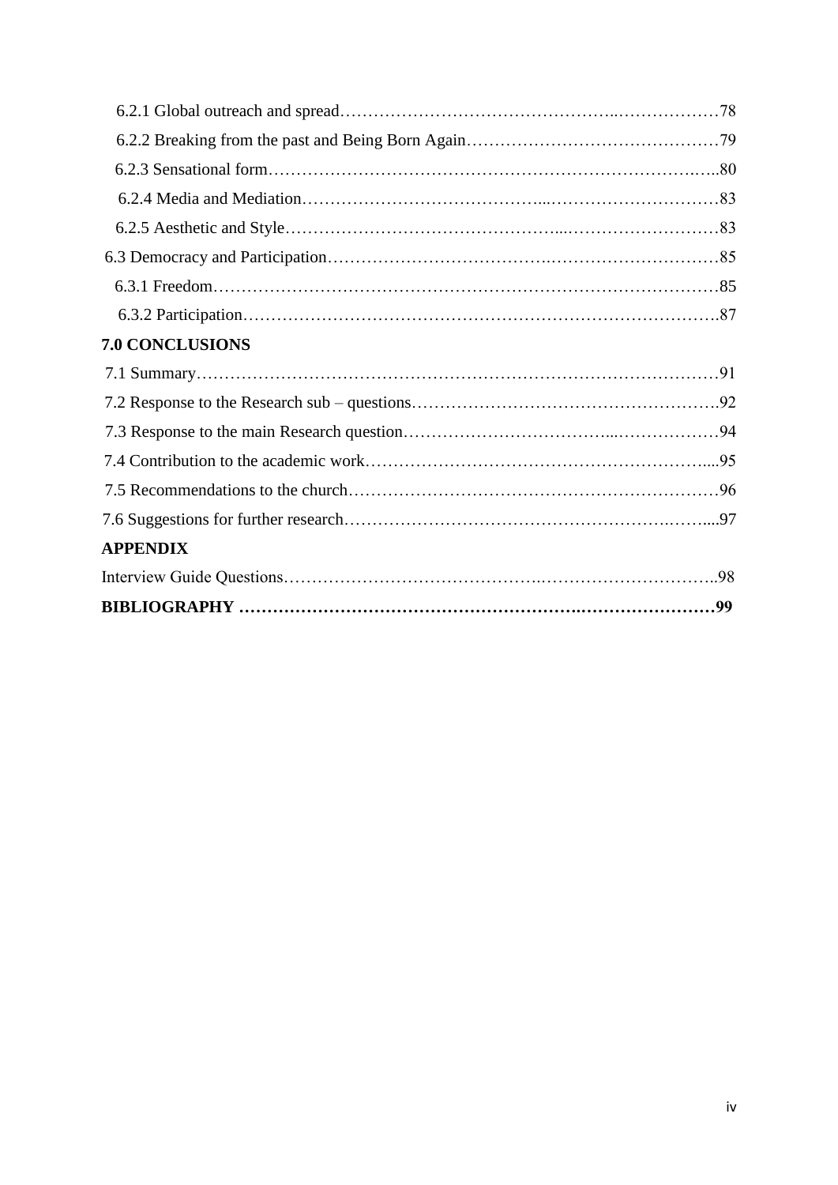6.2.1 Global outreach and spread……………………………………………..………………78

6.2.2 Breaking from the past and Being Born Again………………………………………79

6.2.3 Sensational form……………………………………………………………….…..80

6.2.4 Media and Mediation…………………………………...…………………………83

6.2.5 Aesthetic and Style………………………………………...………………………83

6.3 Democracy and Participation……………….…………………….…………………………85

6.3.1 Freedom……………………………………………………………………………85

6.3.2 Participation………………………….…………………………………………….87

**7.0 CONCLUSIONS**

7.1 Summary………………………………………………………………………………91

7.2 Response to the Research sub – questions……………………………………………….92

7.3 Response to the main Research question……………………………...………………94

7.4 Contribution to the academic work……………………………………………………....95

7.5 Recommendations to the church…………………………………………………………96

7.6 Suggestions for further research……………………………………………….……....97

**APPENDIX**

Interview Guide Questions…………………………………….…………………………..98

**BIBLIOGRAPHY ………………………………………………….……………………99**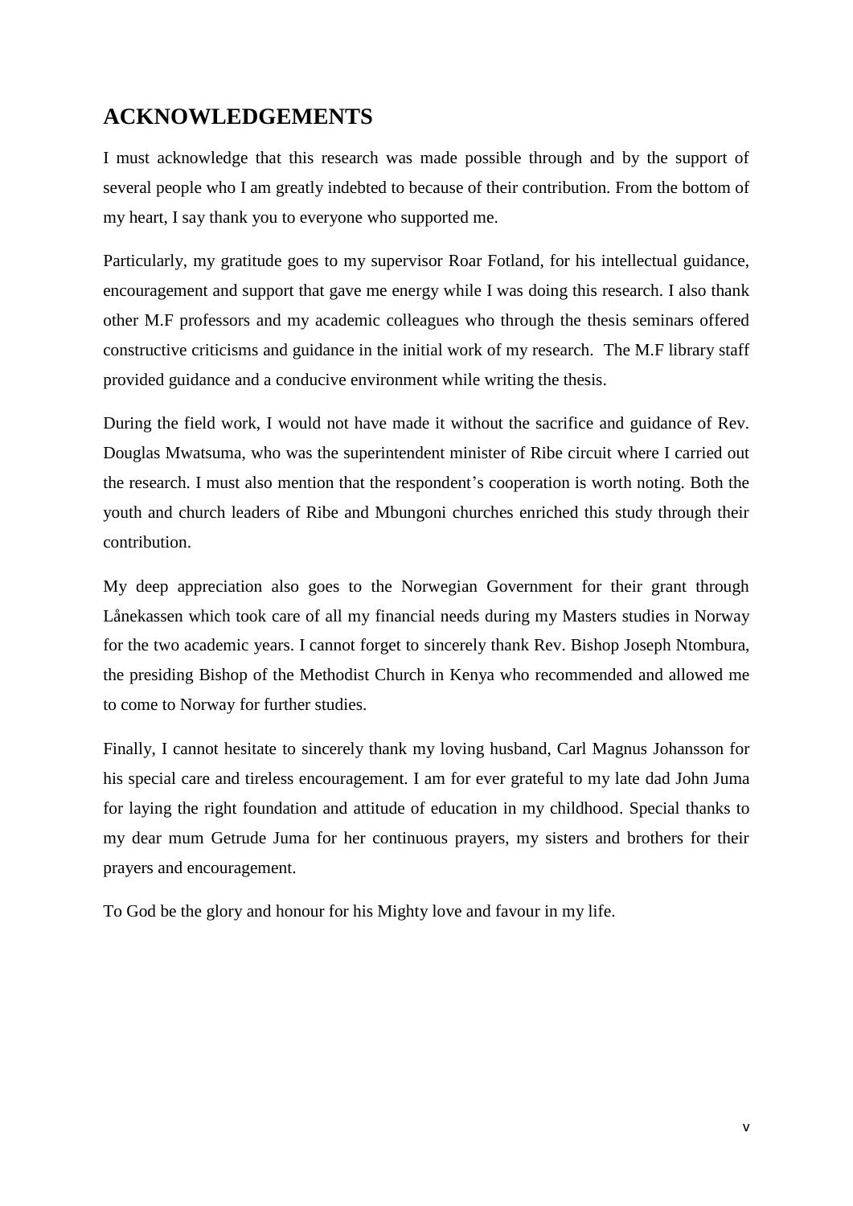## ACKNOWLEDGEMENTS

I must acknowledge that this research was made possible through and by the support of several people who I am greatly indebted to because of their contribution. From the bottom of my heart, I say thank you to everyone who supported me.

Particularly, my gratitude goes to my supervisor Roar Fotland, for his intellectual guidance, encouragement and support that gave me energy while I was doing this research. I also thank other M.F professors and my academic colleagues who through the thesis seminars offered constructive criticisms and guidance in the initial work of my research. The M.F library staff provided guidance and a conducive environment while writing the thesis.

During the field work, I would not have made it without the sacrifice and guidance of Rev. Douglas Mwatsuma, who was the superintendent minister of Ribe circuit where I carried out the research. I must also mention that the respondent's cooperation is worth noting. Both the youth and church leaders of Ribe and Mbungoni churches enriched this study through their contribution.

My deep appreciation also goes to the Norwegian Government for their grant through Lånekassen which took care of all my financial needs during my Masters studies in Norway for the two academic years. I cannot forget to sincerely thank Rev. Bishop Joseph Ntombura, the presiding Bishop of the Methodist Church in Kenya who recommended and allowed me to come to Norway for further studies.

Finally, I cannot hesitate to sincerely thank my loving husband, Carl Magnus Johansson for his special care and tireless encouragement. I am for ever grateful to my late dad John Juma for laying the right foundation and attitude of education in my childhood. Special thanks to my dear mum Getrude Juma for her continuous prayers, my sisters and brothers for their prayers and encouragement.

To God be the glory and honour for his Mighty love and favour in my life.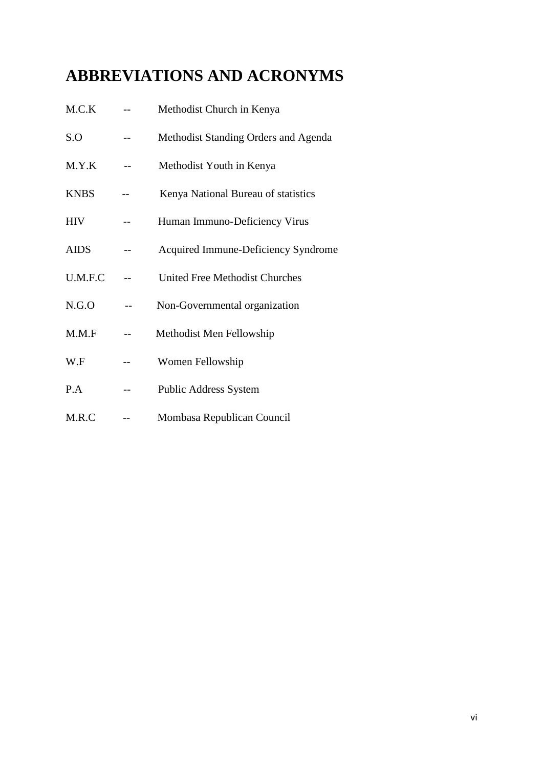# ABBREVIATIONS AND ACRONYMS

M.C.K -- Methodist Church in Kenya

S.O -- Methodist Standing Orders and Agenda

M.Y.K -- Methodist Youth in Kenya

KNBS -- Kenya National Bureau of statistics

HIV -- Human Immuno-Deficiency Virus

AIDS -- Acquired Immune-Deficiency Syndrome

U.M.F.C -- United Free Methodist Churches

N.G.O -- Non-Governmental organization

M.M.F -- Methodist Men Fellowship

W.F -- Women Fellowship

P.A -- Public Address System

M.R.C -- Mombasa Republican Council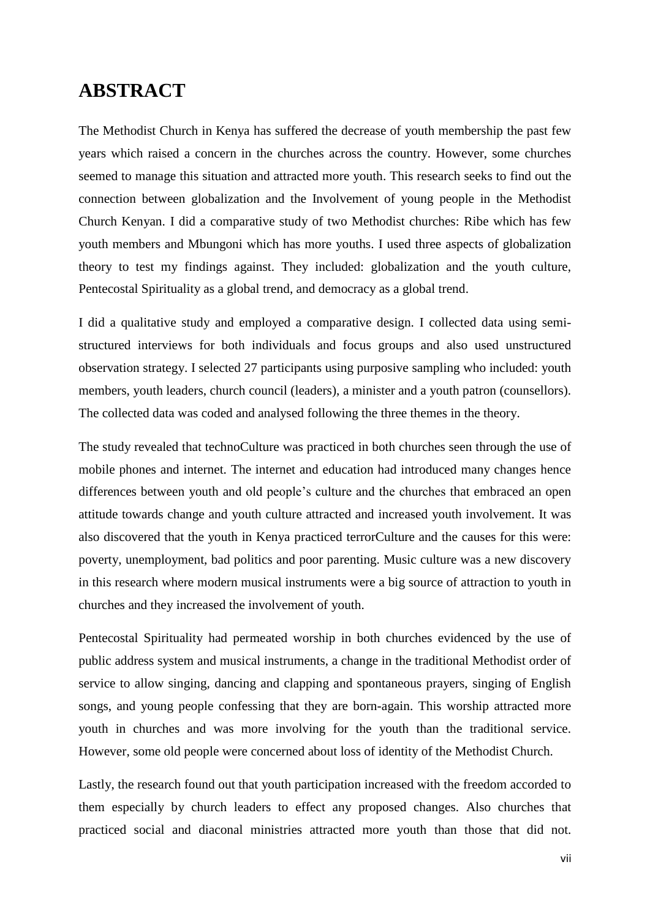# ABSTRACT

The Methodist Church in Kenya has suffered the decrease of youth membership the past few years which raised a concern in the churches across the country. However, some churches seemed to manage this situation and attracted more youth. This research seeks to find out the connection between globalization and the Involvement of young people in the Methodist Church Kenyan. I did a comparative study of two Methodist churches: Ribe which has few youth members and Mbungoni which has more youths. I used three aspects of globalization theory to test my findings against. They included: globalization and the youth culture, Pentecostal Spirituality as a global trend, and democracy as a global trend.

I did a qualitative study and employed a comparative design. I collected data using semi-structured interviews for both individuals and focus groups and also used unstructured observation strategy. I selected 27 participants using purposive sampling who included: youth members, youth leaders, church council (leaders), a minister and a youth patron (counsellors). The collected data was coded and analysed following the three themes in the theory.

The study revealed that technoCulture was practiced in both churches seen through the use of mobile phones and internet. The internet and education had introduced many changes hence differences between youth and old people's culture and the churches that embraced an open attitude towards change and youth culture attracted and increased youth involvement. It was also discovered that the youth in Kenya practiced terrorCulture and the causes for this were: poverty, unemployment, bad politics and poor parenting. Music culture was a new discovery in this research where modern musical instruments were a big source of attraction to youth in churches and they increased the involvement of youth.

Pentecostal Spirituality had permeated worship in both churches evidenced by the use of public address system and musical instruments, a change in the traditional Methodist order of service to allow singing, dancing and clapping and spontaneous prayers, singing of English songs, and young people confessing that they are born-again. This worship attracted more youth in churches and was more involving for the youth than the traditional service. However, some old people were concerned about loss of identity of the Methodist Church.

Lastly, the research found out that youth participation increased with the freedom accorded to them especially by church leaders to effect any proposed changes. Also churches that practiced social and diaconal ministries attracted more youth than those that did not.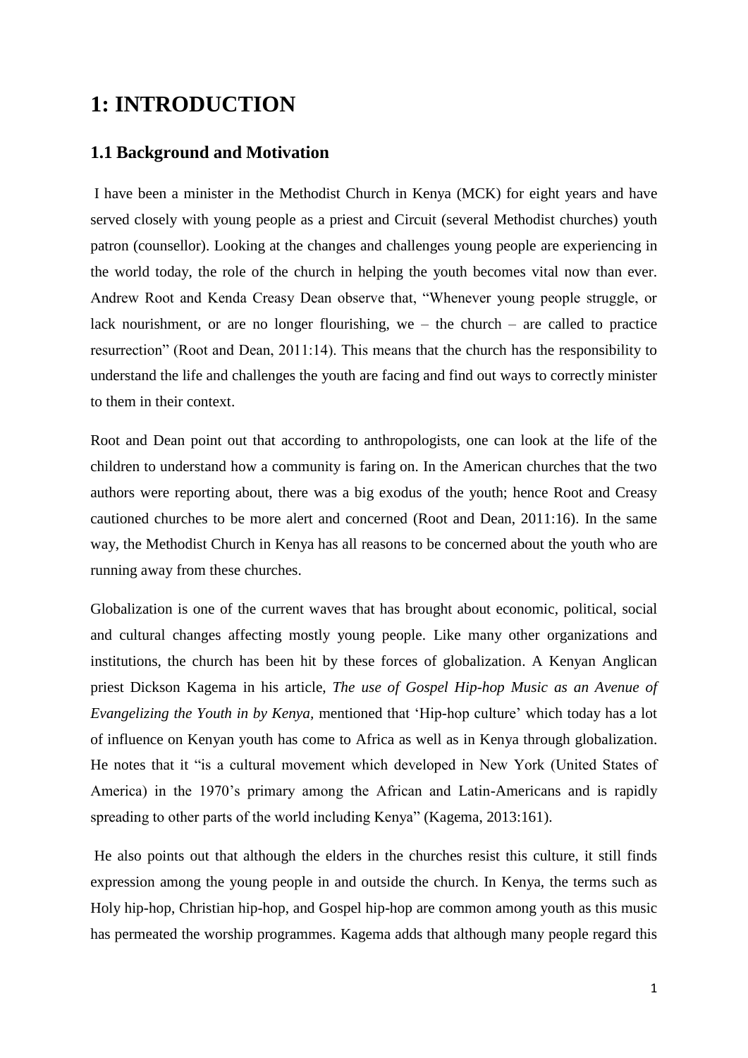# 1: INTRODUCTION

## 1.1 Background and Motivation

I have been a minister in the Methodist Church in Kenya (MCK) for eight years and have served closely with young people as a priest and Circuit (several Methodist churches) youth patron (counsellor). Looking at the changes and challenges young people are experiencing in the world today, the role of the church in helping the youth becomes vital now than ever. Andrew Root and Kenda Creasy Dean observe that, "Whenever young people struggle, or lack nourishment, or are no longer flourishing, we – the church – are called to practice resurrection" (Root and Dean, 2011:14). This means that the church has the responsibility to understand the life and challenges the youth are facing and find out ways to correctly minister to them in their context.

Root and Dean point out that according to anthropologists, one can look at the life of the children to understand how a community is faring on. In the American churches that the two authors were reporting about, there was a big exodus of the youth; hence Root and Creasy cautioned churches to be more alert and concerned (Root and Dean, 2011:16). In the same way, the Methodist Church in Kenya has all reasons to be concerned about the youth who are running away from these churches.

Globalization is one of the current waves that has brought about economic, political, social and cultural changes affecting mostly young people. Like many other organizations and institutions, the church has been hit by these forces of globalization. A Kenyan Anglican priest Dickson Kagema in his article, *The use of Gospel Hip-hop Music as an Avenue of Evangelizing the Youth in by Kenya,* mentioned that 'Hip-hop culture' which today has a lot of influence on Kenyan youth has come to Africa as well as in Kenya through globalization. He notes that it "is a cultural movement which developed in New York (United States of America) in the 1970's primary among the African and Latin-Americans and is rapidly spreading to other parts of the world including Kenya" (Kagema, 2013:161).

He also points out that although the elders in the churches resist this culture, it still finds expression among the young people in and outside the church. In Kenya, the terms such as Holy hip-hop, Christian hip-hop, and Gospel hip-hop are common among youth as this music has permeated the worship programmes. Kagema adds that although many people regard this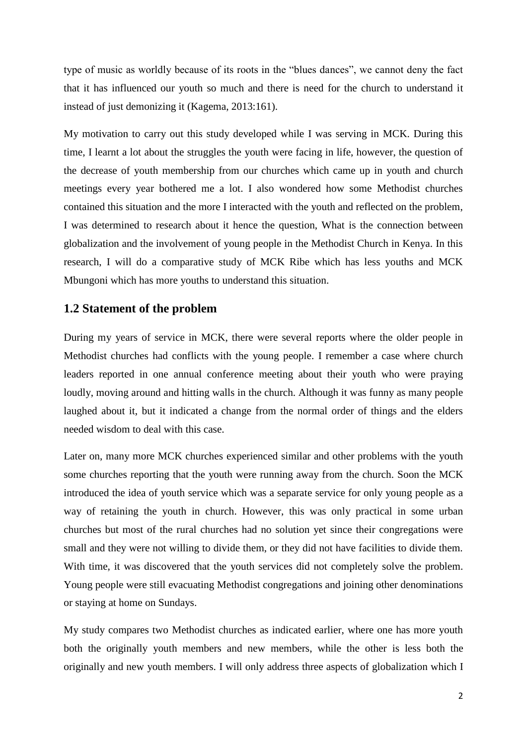type of music as worldly because of its roots in the "blues dances", we cannot deny the fact that it has influenced our youth so much and there is need for the church to understand it instead of just demonizing it (Kagema, 2013:161).

My motivation to carry out this study developed while I was serving in MCK. During this time, I learnt a lot about the struggles the youth were facing in life, however, the question of the decrease of youth membership from our churches which came up in youth and church meetings every year bothered me a lot. I also wondered how some Methodist churches contained this situation and the more I interacted with the youth and reflected on the problem, I was determined to research about it hence the question, What is the connection between globalization and the involvement of young people in the Methodist Church in Kenya. In this research, I will do a comparative study of MCK Ribe which has less youths and MCK Mbungoni which has more youths to understand this situation.

## 1.2 Statement of the problem

During my years of service in MCK, there were several reports where the older people in Methodist churches had conflicts with the young people. I remember a case where church leaders reported in one annual conference meeting about their youth who were praying loudly, moving around and hitting walls in the church. Although it was funny as many people laughed about it, but it indicated a change from the normal order of things and the elders needed wisdom to deal with this case.

Later on, many more MCK churches experienced similar and other problems with the youth some churches reporting that the youth were running away from the church. Soon the MCK introduced the idea of youth service which was a separate service for only young people as a way of retaining the youth in church. However, this was only practical in some urban churches but most of the rural churches had no solution yet since their congregations were small and they were not willing to divide them, or they did not have facilities to divide them. With time, it was discovered that the youth services did not completely solve the problem. Young people were still evacuating Methodist congregations and joining other denominations or staying at home on Sundays.

My study compares two Methodist churches as indicated earlier, where one has more youth both the originally youth members and new members, while the other is less both the originally and new youth members. I will only address three aspects of globalization which I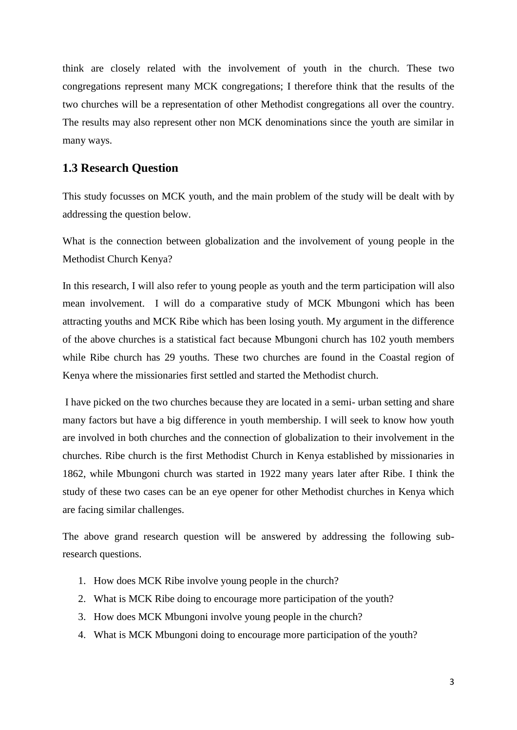think are closely related with the involvement of youth in the church. These two congregations represent many MCK congregations; I therefore think that the results of the two churches will be a representation of other Methodist congregations all over the country. The results may also represent other non MCK denominations since the youth are similar in many ways.

## 1.3 Research Question

This study focusses on MCK youth, and the main problem of the study will be dealt with by addressing the question below.

What is the connection between globalization and the involvement of young people in the Methodist Church Kenya?

In this research, I will also refer to young people as youth and the term participation will also mean involvement. I will do a comparative study of MCK Mbungoni which has been attracting youths and MCK Ribe which has been losing youth. My argument in the difference of the above churches is a statistical fact because Mbungoni church has 102 youth members while Ribe church has 29 youths. These two churches are found in the Coastal region of Kenya where the missionaries first settled and started the Methodist church.

I have picked on the two churches because they are located in a semi- urban setting and share many factors but have a big difference in youth membership. I will seek to know how youth are involved in both churches and the connection of globalization to their involvement in the churches. Ribe church is the first Methodist Church in Kenya established by missionaries in 1862, while Mbungoni church was started in 1922 many years later after Ribe. I think the study of these two cases can be an eye opener for other Methodist churches in Kenya which are facing similar challenges.

The above grand research question will be answered by addressing the following sub-research questions.

1. How does MCK Ribe involve young people in the church?
2. What is MCK Ribe doing to encourage more participation of the youth?
3. How does MCK Mbungoni involve young people in the church?
4. What is MCK Mbungoni doing to encourage more participation of the youth?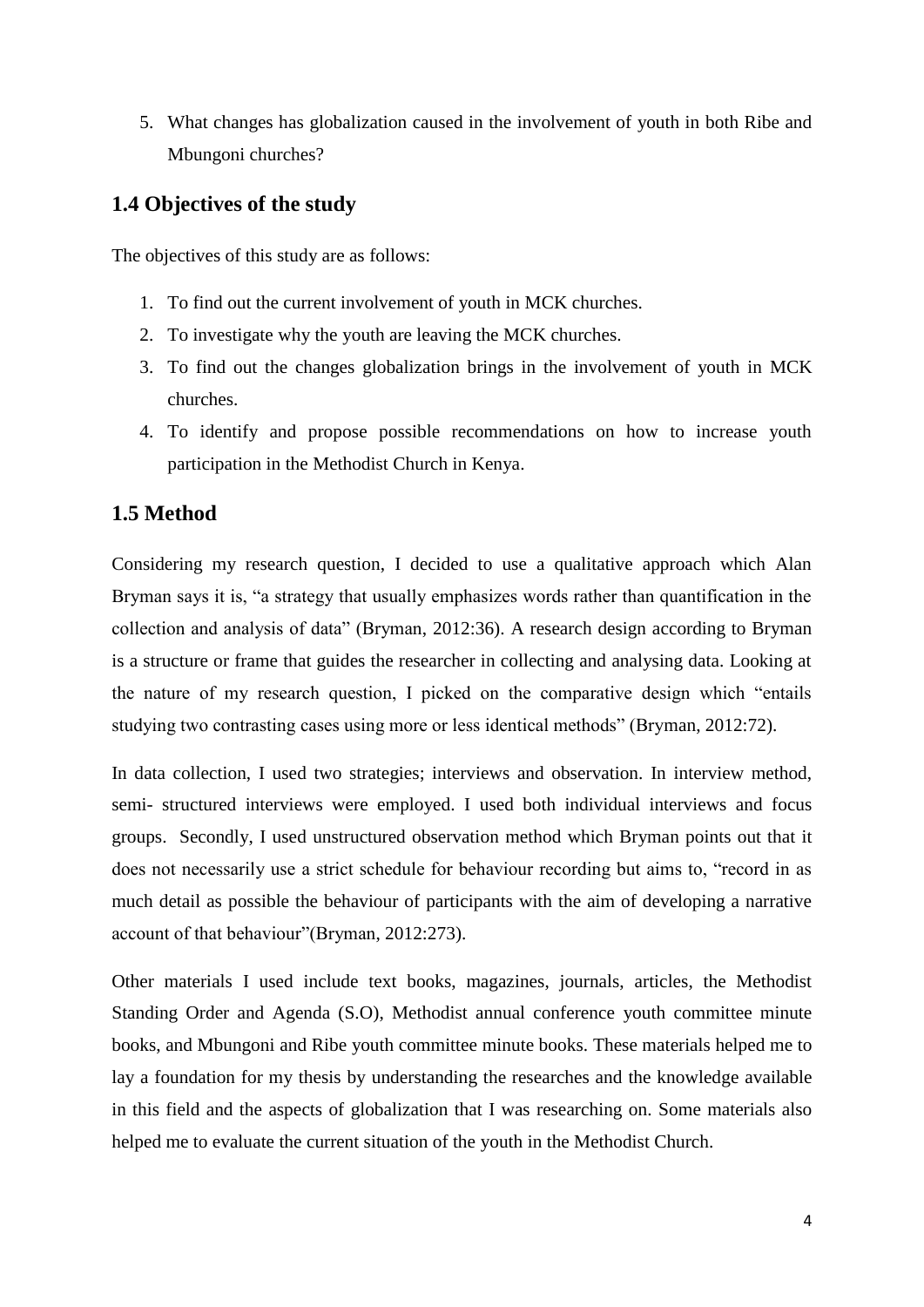5. What changes has globalization caused in the involvement of youth in both Ribe and Mbungoni churches?

## 1.4 Objectives of the study

The objectives of this study are as follows:

1. To find out the current involvement of youth in MCK churches.
2. To investigate why the youth are leaving the MCK churches.
3. To find out the changes globalization brings in the involvement of youth in MCK churches.
4. To identify and propose possible recommendations on how to increase youth participation in the Methodist Church in Kenya.

## 1.5 Method

Considering my research question, I decided to use a qualitative approach which Alan Bryman says it is, "a strategy that usually emphasizes words rather than quantification in the collection and analysis of data" (Bryman, 2012:36). A research design according to Bryman is a structure or frame that guides the researcher in collecting and analysing data. Looking at the nature of my research question, I picked on the comparative design which "entails studying two contrasting cases using more or less identical methods" (Bryman, 2012:72).

In data collection, I used two strategies; interviews and observation. In interview method, semi- structured interviews were employed. I used both individual interviews and focus groups. Secondly, I used unstructured observation method which Bryman points out that it does not necessarily use a strict schedule for behaviour recording but aims to, "record in as much detail as possible the behaviour of participants with the aim of developing a narrative account of that behaviour"(Bryman, 2012:273).

Other materials I used include text books, magazines, journals, articles, the Methodist Standing Order and Agenda (S.O), Methodist annual conference youth committee minute books, and Mbungoni and Ribe youth committee minute books. These materials helped me to lay a foundation for my thesis by understanding the researches and the knowledge available in this field and the aspects of globalization that I was researching on. Some materials also helped me to evaluate the current situation of the youth in the Methodist Church.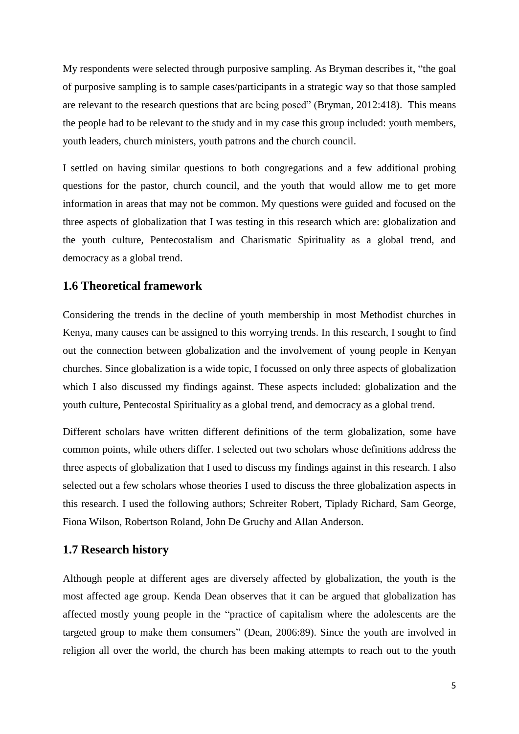My respondents were selected through purposive sampling. As Bryman describes it, "the goal of purposive sampling is to sample cases/participants in a strategic way so that those sampled are relevant to the research questions that are being posed" (Bryman, 2012:418). This means the people had to be relevant to the study and in my case this group included: youth members, youth leaders, church ministers, youth patrons and the church council.

I settled on having similar questions to both congregations and a few additional probing questions for the pastor, church council, and the youth that would allow me to get more information in areas that may not be common. My questions were guided and focused on the three aspects of globalization that I was testing in this research which are: globalization and the youth culture, Pentecostalism and Charismatic Spirituality as a global trend, and democracy as a global trend.

## 1.6 Theoretical framework

Considering the trends in the decline of youth membership in most Methodist churches in Kenya, many causes can be assigned to this worrying trends. In this research, I sought to find out the connection between globalization and the involvement of young people in Kenyan churches. Since globalization is a wide topic, I focussed on only three aspects of globalization which I also discussed my findings against. These aspects included: globalization and the youth culture, Pentecostal Spirituality as a global trend, and democracy as a global trend.

Different scholars have written different definitions of the term globalization, some have common points, while others differ. I selected out two scholars whose definitions address the three aspects of globalization that I used to discuss my findings against in this research. I also selected out a few scholars whose theories I used to discuss the three globalization aspects in this research. I used the following authors; Schreiter Robert, Tiplady Richard, Sam George, Fiona Wilson, Robertson Roland, John De Gruchy and Allan Anderson.

## 1.7 Research history

Although people at different ages are diversely affected by globalization, the youth is the most affected age group. Kenda Dean observes that it can be argued that globalization has affected mostly young people in the "practice of capitalism where the adolescents are the targeted group to make them consumers" (Dean, 2006:89). Since the youth are involved in religion all over the world, the church has been making attempts to reach out to the youth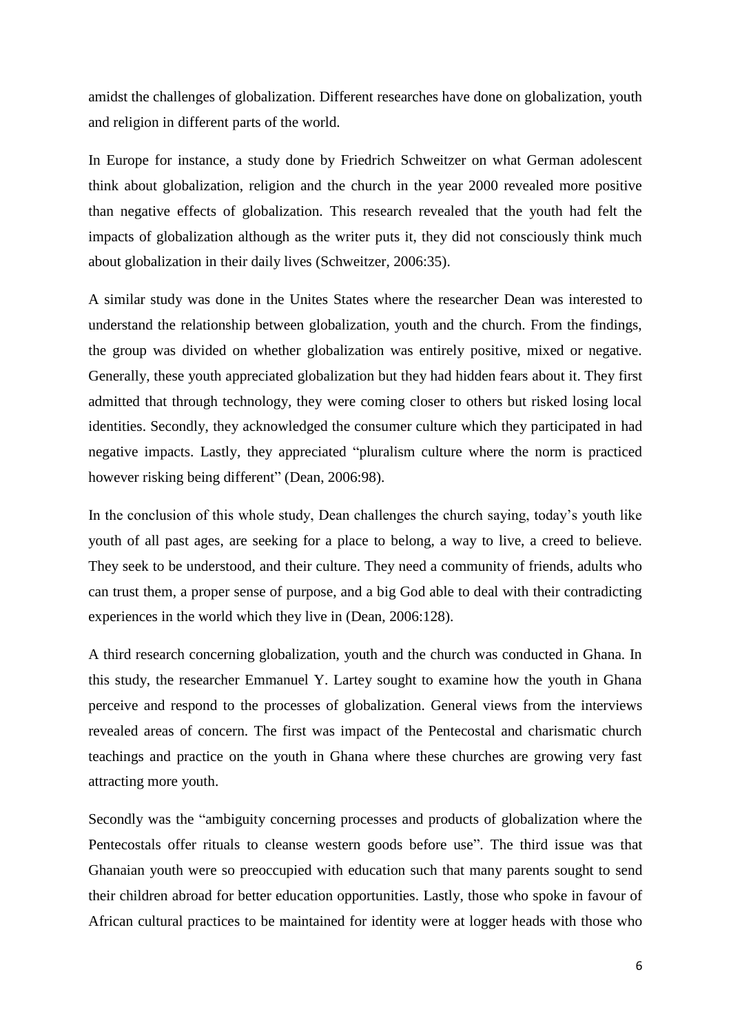amidst the challenges of globalization. Different researches have done on globalization, youth and religion in different parts of the world.

In Europe for instance, a study done by Friedrich Schweitzer on what German adolescent think about globalization, religion and the church in the year 2000 revealed more positive than negative effects of globalization. This research revealed that the youth had felt the impacts of globalization although as the writer puts it, they did not consciously think much about globalization in their daily lives (Schweitzer, 2006:35).

A similar study was done in the Unites States where the researcher Dean was interested to understand the relationship between globalization, youth and the church. From the findings, the group was divided on whether globalization was entirely positive, mixed or negative. Generally, these youth appreciated globalization but they had hidden fears about it. They first admitted that through technology, they were coming closer to others but risked losing local identities. Secondly, they acknowledged the consumer culture which they participated in had negative impacts. Lastly, they appreciated "pluralism culture where the norm is practiced however risking being different" (Dean, 2006:98).

In the conclusion of this whole study, Dean challenges the church saying, today's youth like youth of all past ages, are seeking for a place to belong, a way to live, a creed to believe. They seek to be understood, and their culture. They need a community of friends, adults who can trust them, a proper sense of purpose, and a big God able to deal with their contradicting experiences in the world which they live in (Dean, 2006:128).

A third research concerning globalization, youth and the church was conducted in Ghana. In this study, the researcher Emmanuel Y. Lartey sought to examine how the youth in Ghana perceive and respond to the processes of globalization. General views from the interviews revealed areas of concern. The first was impact of the Pentecostal and charismatic church teachings and practice on the youth in Ghana where these churches are growing very fast attracting more youth.

Secondly was the "ambiguity concerning processes and products of globalization where the Pentecostals offer rituals to cleanse western goods before use". The third issue was that Ghanaian youth were so preoccupied with education such that many parents sought to send their children abroad for better education opportunities. Lastly, those who spoke in favour of African cultural practices to be maintained for identity were at logger heads with those who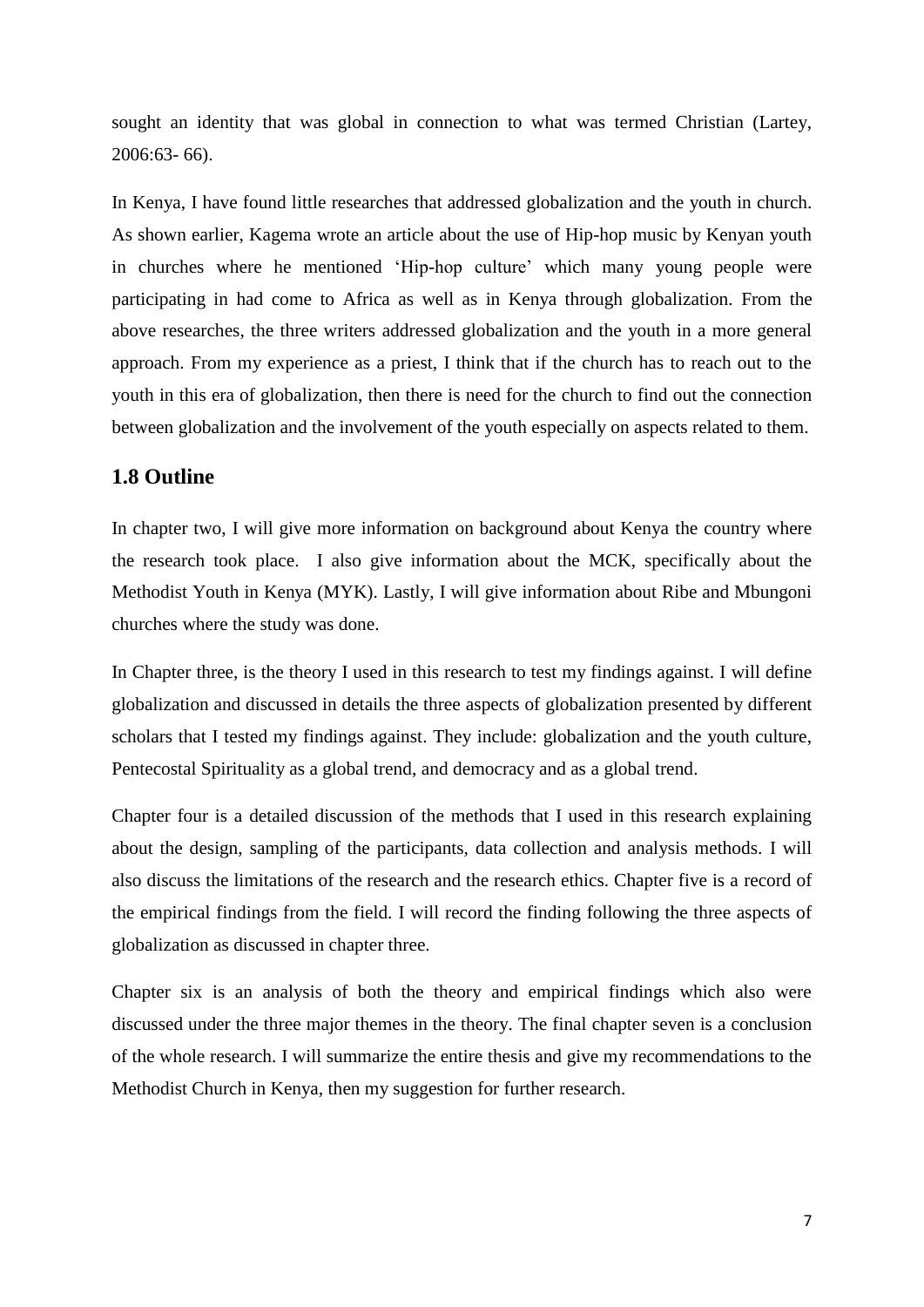sought an identity that was global in connection to what was termed Christian (Lartey, 2006:63- 66).

In Kenya, I have found little researches that addressed globalization and the youth in church. As shown earlier, Kagema wrote an article about the use of Hip-hop music by Kenyan youth in churches where he mentioned 'Hip-hop culture' which many young people were participating in had come to Africa as well as in Kenya through globalization. From the above researches, the three writers addressed globalization and the youth in a more general approach. From my experience as a priest, I think that if the church has to reach out to the youth in this era of globalization, then there is need for the church to find out the connection between globalization and the involvement of the youth especially on aspects related to them.

## 1.8 Outline

In chapter two, I will give more information on background about Kenya the country where the research took place. I also give information about the MCK, specifically about the Methodist Youth in Kenya (MYK). Lastly, I will give information about Ribe and Mbungoni churches where the study was done.

In Chapter three, is the theory I used in this research to test my findings against. I will define globalization and discussed in details the three aspects of globalization presented by different scholars that I tested my findings against. They include: globalization and the youth culture, Pentecostal Spirituality as a global trend, and democracy and as a global trend.

Chapter four is a detailed discussion of the methods that I used in this research explaining about the design, sampling of the participants, data collection and analysis methods. I will also discuss the limitations of the research and the research ethics. Chapter five is a record of the empirical findings from the field. I will record the finding following the three aspects of globalization as discussed in chapter three.

Chapter six is an analysis of both the theory and empirical findings which also were discussed under the three major themes in the theory. The final chapter seven is a conclusion of the whole research. I will summarize the entire thesis and give my recommendations to the Methodist Church in Kenya, then my suggestion for further research.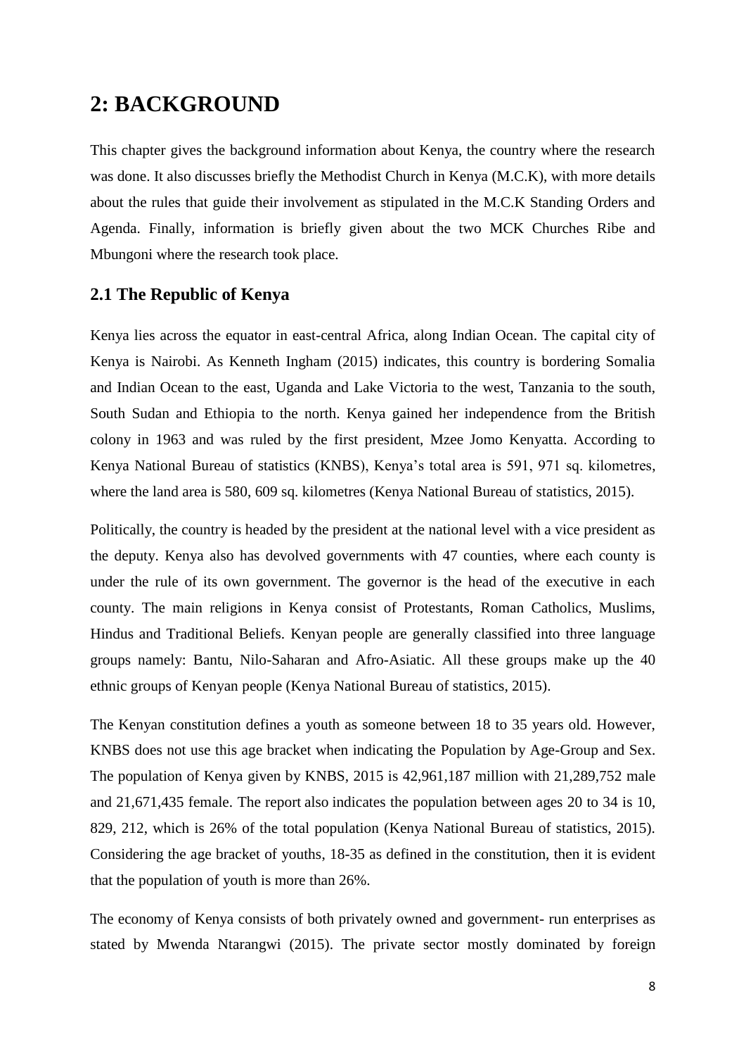# 2: BACKGROUND

This chapter gives the background information about Kenya, the country where the research was done. It also discusses briefly the Methodist Church in Kenya (M.C.K), with more details about the rules that guide their involvement as stipulated in the M.C.K Standing Orders and Agenda. Finally, information is briefly given about the two MCK Churches Ribe and Mbungoni where the research took place.

## 2.1 The Republic of Kenya

Kenya lies across the equator in east-central Africa, along Indian Ocean. The capital city of Kenya is Nairobi. As Kenneth Ingham (2015) indicates, this country is bordering Somalia and Indian Ocean to the east, Uganda and Lake Victoria to the west, Tanzania to the south, South Sudan and Ethiopia to the north. Kenya gained her independence from the British colony in 1963 and was ruled by the first president, Mzee Jomo Kenyatta. According to Kenya National Bureau of statistics (KNBS), Kenya's total area is 591, 971 sq. kilometres, where the land area is 580, 609 sq. kilometres (Kenya National Bureau of statistics, 2015).

Politically, the country is headed by the president at the national level with a vice president as the deputy. Kenya also has devolved governments with 47 counties, where each county is under the rule of its own government. The governor is the head of the executive in each county. The main religions in Kenya consist of Protestants, Roman Catholics, Muslims, Hindus and Traditional Beliefs. Kenyan people are generally classified into three language groups namely: Bantu, Nilo-Saharan and Afro-Asiatic. All these groups make up the 40 ethnic groups of Kenyan people (Kenya National Bureau of statistics, 2015).

The Kenyan constitution defines a youth as someone between 18 to 35 years old. However, KNBS does not use this age bracket when indicating the Population by Age-Group and Sex. The population of Kenya given by KNBS, 2015 is 42,961,187 million with 21,289,752 male and 21,671,435 female. The report also indicates the population between ages 20 to 34 is 10, 829, 212, which is 26% of the total population (Kenya National Bureau of statistics, 2015). Considering the age bracket of youths, 18-35 as defined in the constitution, then it is evident that the population of youth is more than 26%.

The economy of Kenya consists of both privately owned and government- run enterprises as stated by Mwenda Ntarangwi (2015). The private sector mostly dominated by foreign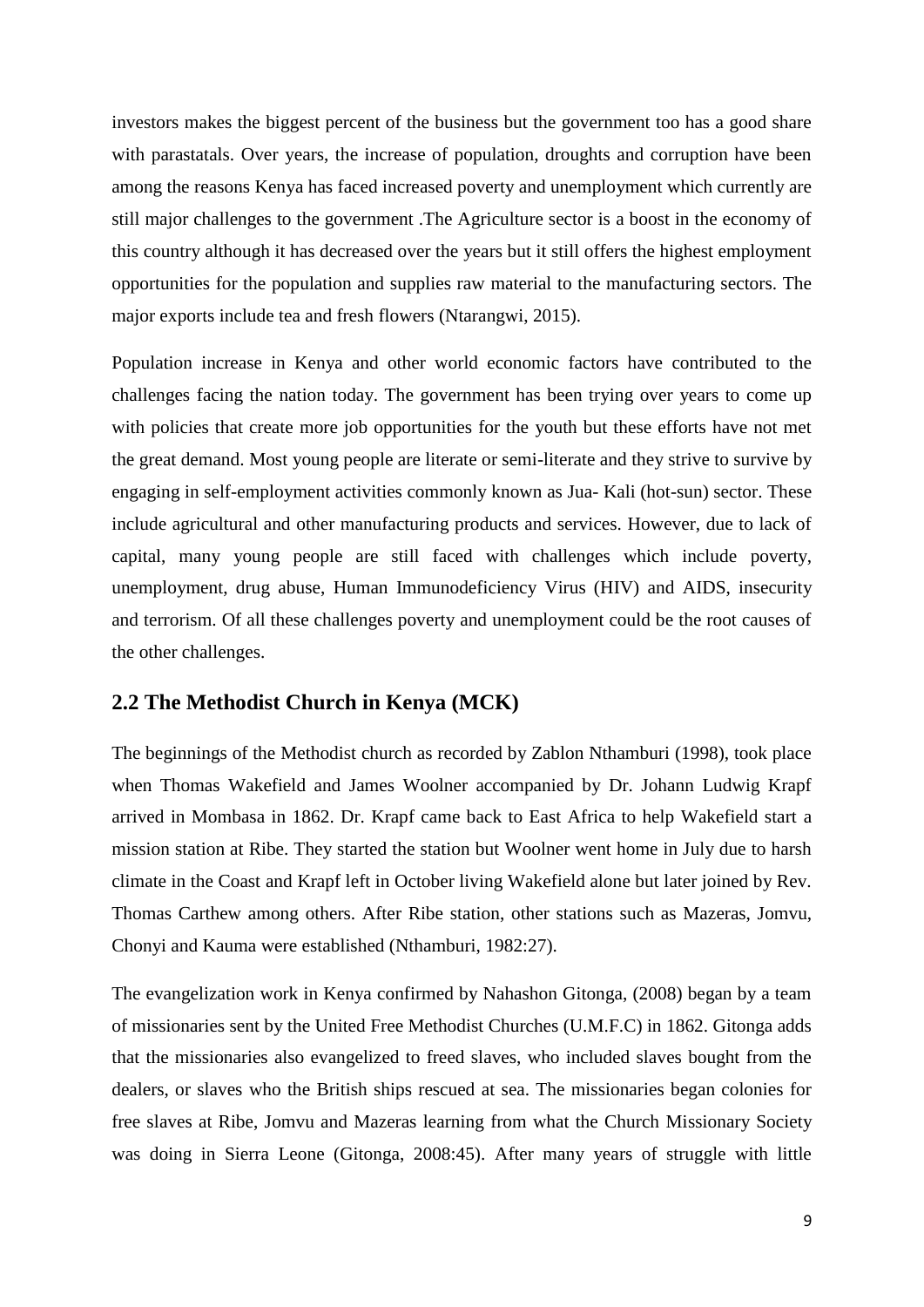investors makes the biggest percent of the business but the government too has a good share with parastatals. Over years, the increase of population, droughts and corruption have been among the reasons Kenya has faced increased poverty and unemployment which currently are still major challenges to the government .The Agriculture sector is a boost in the economy of this country although it has decreased over the years but it still offers the highest employment opportunities for the population and supplies raw material to the manufacturing sectors. The major exports include tea and fresh flowers (Ntarangwi, 2015).

Population increase in Kenya and other world economic factors have contributed to the challenges facing the nation today. The government has been trying over years to come up with policies that create more job opportunities for the youth but these efforts have not met the great demand. Most young people are literate or semi-literate and they strive to survive by engaging in self-employment activities commonly known as Jua- Kali (hot-sun) sector. These include agricultural and other manufacturing products and services. However, due to lack of capital, many young people are still faced with challenges which include poverty, unemployment, drug abuse, Human Immunodeficiency Virus (HIV) and AIDS, insecurity and terrorism. Of all these challenges poverty and unemployment could be the root causes of the other challenges.

## 2.2 The Methodist Church in Kenya (MCK)

The beginnings of the Methodist church as recorded by Zablon Nthamburi (1998), took place when Thomas Wakefield and James Woolner accompanied by Dr. Johann Ludwig Krapf arrived in Mombasa in 1862. Dr. Krapf came back to East Africa to help Wakefield start a mission station at Ribe. They started the station but Woolner went home in July due to harsh climate in the Coast and Krapf left in October living Wakefield alone but later joined by Rev. Thomas Carthew among others. After Ribe station, other stations such as Mazeras, Jomvu, Chonyi and Kauma were established (Nthamburi, 1982:27).

The evangelization work in Kenya confirmed by Nahashon Gitonga, (2008) began by a team of missionaries sent by the United Free Methodist Churches (U.M.F.C) in 1862. Gitonga adds that the missionaries also evangelized to freed slaves, who included slaves bought from the dealers, or slaves who the British ships rescued at sea. The missionaries began colonies for free slaves at Ribe, Jomvu and Mazeras learning from what the Church Missionary Society was doing in Sierra Leone (Gitonga, 2008:45). After many years of struggle with little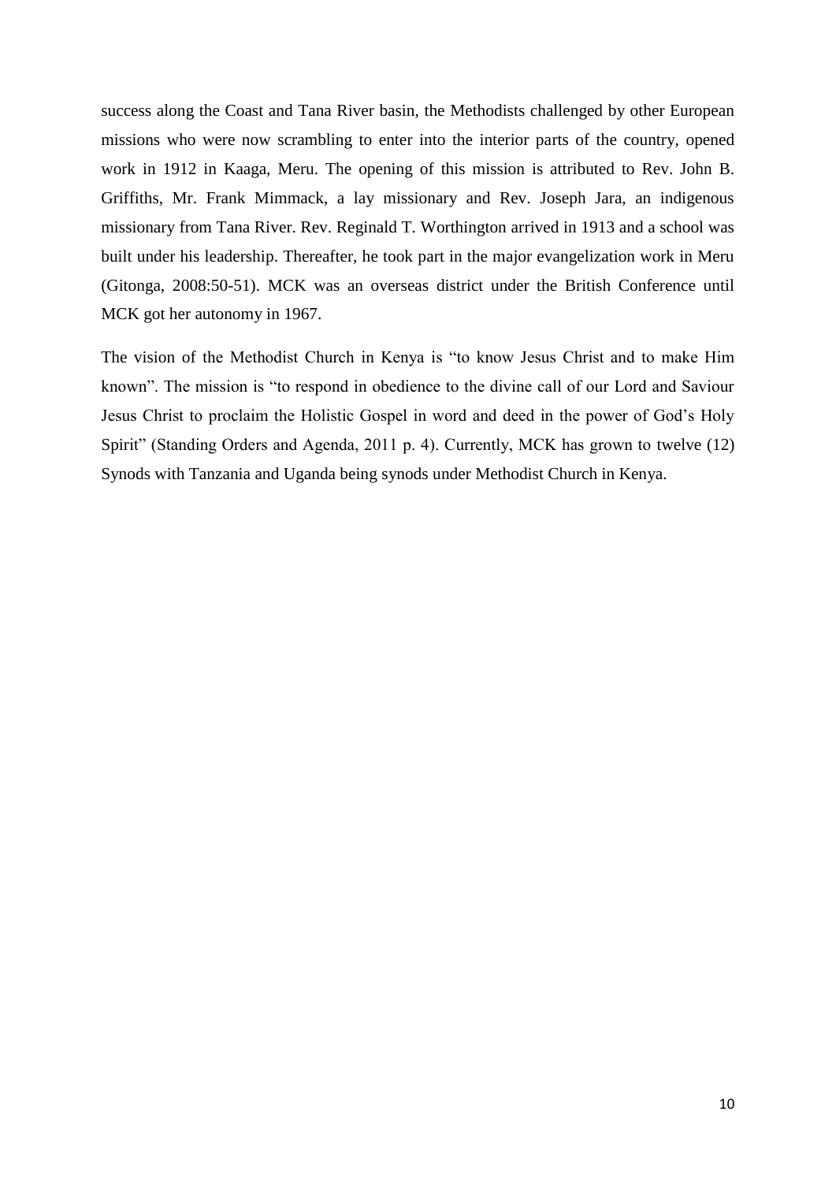success along the Coast and Tana River basin, the Methodists challenged by other European missions who were now scrambling to enter into the interior parts of the country, opened work in 1912 in Kaaga, Meru. The opening of this mission is attributed to Rev. John B. Griffiths, Mr. Frank Mimmack, a lay missionary and Rev. Joseph Jara, an indigenous missionary from Tana River. Rev. Reginald T. Worthington arrived in 1913 and a school was built under his leadership. Thereafter, he took part in the major evangelization work in Meru (Gitonga, 2008:50-51). MCK was an overseas district under the British Conference until MCK got her autonomy in 1967.

The vision of the Methodist Church in Kenya is "to know Jesus Christ and to make Him known". The mission is "to respond in obedience to the divine call of our Lord and Saviour Jesus Christ to proclaim the Holistic Gospel in word and deed in the power of God's Holy Spirit" (Standing Orders and Agenda, 2011 p. 4). Currently, MCK has grown to twelve (12) Synods with Tanzania and Uganda being synods under Methodist Church in Kenya.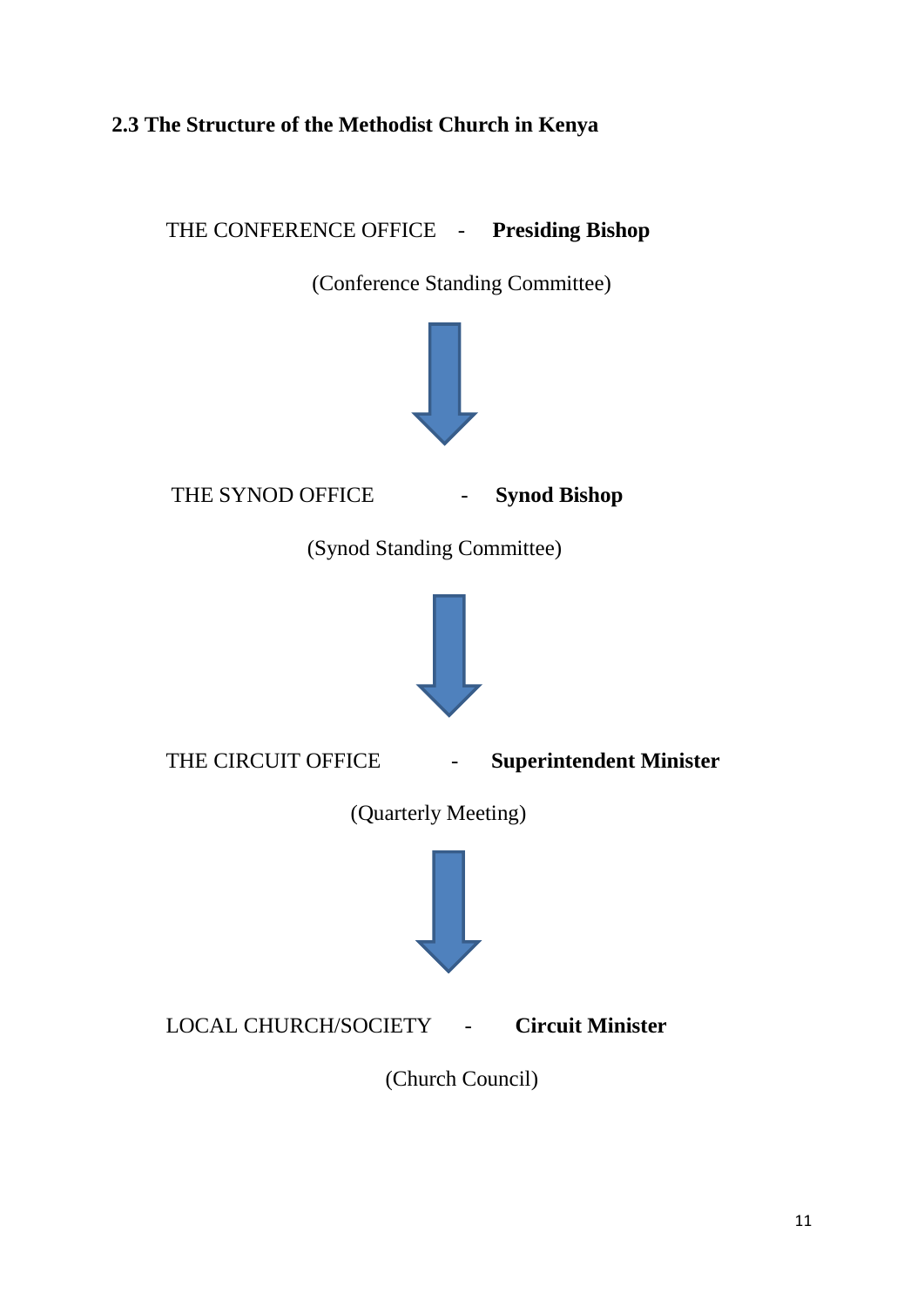### 2.3 The Structure of the Methodist Church in Kenya

THE CONFERENCE OFFICE - **Presiding Bishop**

(Conference Standing Committee)

↓

THE SYNOD OFFICE - **Synod Bishop**

(Synod Standing Committee)

↓

THE CIRCUIT OFFICE - **Superintendent Minister**

(Quarterly Meeting)

↓

LOCAL CHURCH/SOCIETY - **Circuit Minister**

(Church Council)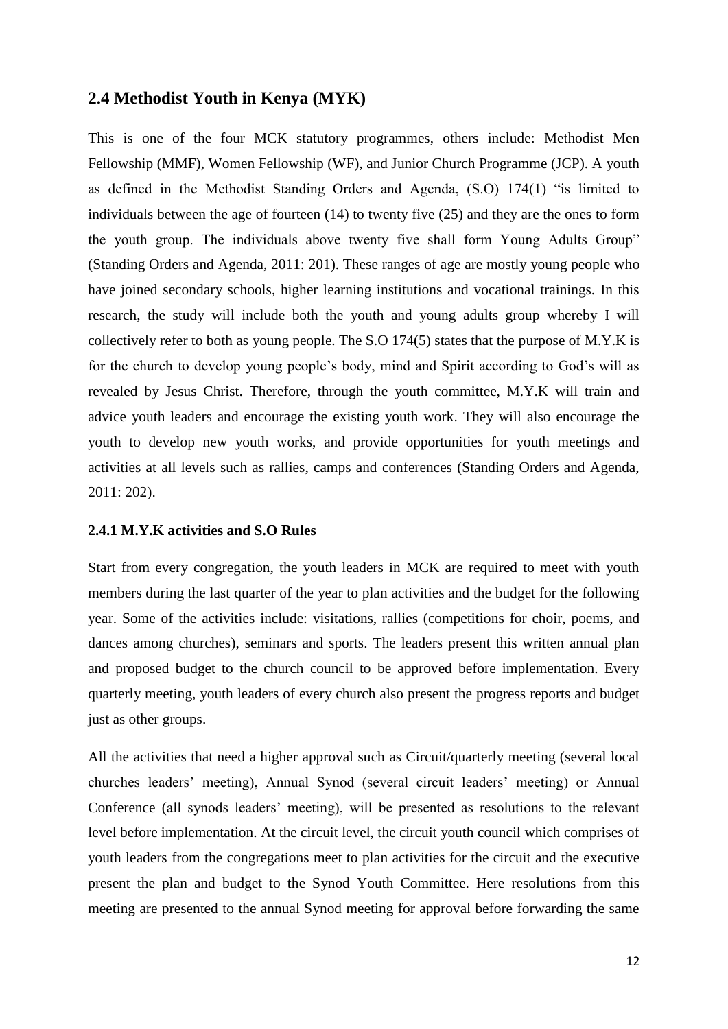## 2.4 Methodist Youth in Kenya (MYK)

This is one of the four MCK statutory programmes, others include: Methodist Men Fellowship (MMF), Women Fellowship (WF), and Junior Church Programme (JCP). A youth as defined in the Methodist Standing Orders and Agenda, (S.O) 174(1) "is limited to individuals between the age of fourteen (14) to twenty five (25) and they are the ones to form the youth group. The individuals above twenty five shall form Young Adults Group" (Standing Orders and Agenda, 2011: 201). These ranges of age are mostly young people who have joined secondary schools, higher learning institutions and vocational trainings. In this research, the study will include both the youth and young adults group whereby I will collectively refer to both as young people. The S.O 174(5) states that the purpose of M.Y.K is for the church to develop young people's body, mind and Spirit according to God's will as revealed by Jesus Christ. Therefore, through the youth committee, M.Y.K will train and advice youth leaders and encourage the existing youth work. They will also encourage the youth to develop new youth works, and provide opportunities for youth meetings and activities at all levels such as rallies, camps and conferences (Standing Orders and Agenda, 2011: 202).

### 2.4.1 M.Y.K activities and S.O Rules

Start from every congregation, the youth leaders in MCK are required to meet with youth members during the last quarter of the year to plan activities and the budget for the following year. Some of the activities include: visitations, rallies (competitions for choir, poems, and dances among churches), seminars and sports. The leaders present this written annual plan and proposed budget to the church council to be approved before implementation. Every quarterly meeting, youth leaders of every church also present the progress reports and budget just as other groups.

All the activities that need a higher approval such as Circuit/quarterly meeting (several local churches leaders' meeting), Annual Synod (several circuit leaders' meeting) or Annual Conference (all synods leaders' meeting), will be presented as resolutions to the relevant level before implementation. At the circuit level, the circuit youth council which comprises of youth leaders from the congregations meet to plan activities for the circuit and the executive present the plan and budget to the Synod Youth Committee. Here resolutions from this meeting are presented to the annual Synod meeting for approval before forwarding the same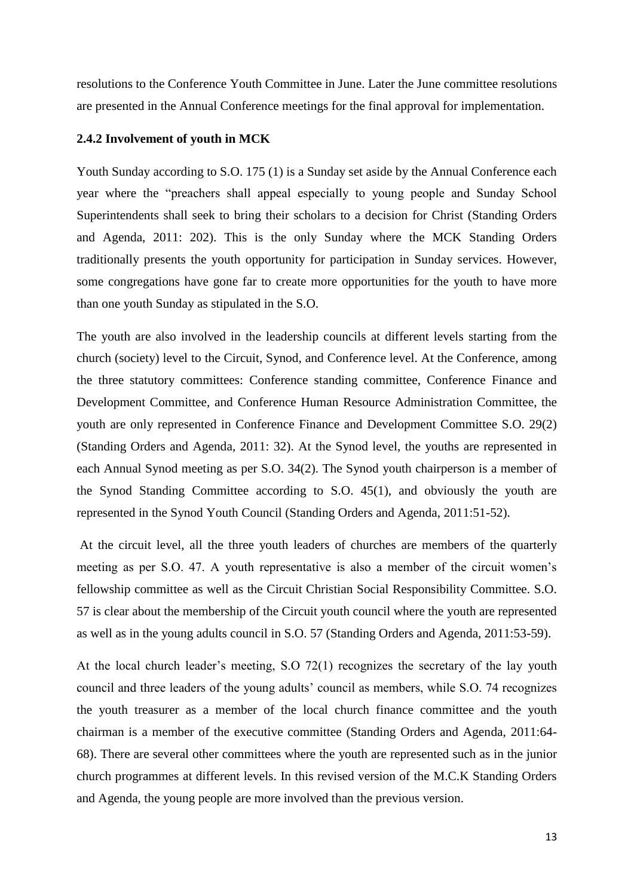resolutions to the Conference Youth Committee in June. Later the June committee resolutions are presented in the Annual Conference meetings for the final approval for implementation.

### 2.4.2 Involvement of youth in MCK

Youth Sunday according to S.O. 175 (1) is a Sunday set aside by the Annual Conference each year where the "preachers shall appeal especially to young people and Sunday School Superintendents shall seek to bring their scholars to a decision for Christ (Standing Orders and Agenda, 2011: 202). This is the only Sunday where the MCK Standing Orders traditionally presents the youth opportunity for participation in Sunday services. However, some congregations have gone far to create more opportunities for the youth to have more than one youth Sunday as stipulated in the S.O.

The youth are also involved in the leadership councils at different levels starting from the church (society) level to the Circuit, Synod, and Conference level. At the Conference, among the three statutory committees: Conference standing committee, Conference Finance and Development Committee, and Conference Human Resource Administration Committee, the youth are only represented in Conference Finance and Development Committee S.O. 29(2) (Standing Orders and Agenda, 2011: 32). At the Synod level, the youths are represented in each Annual Synod meeting as per S.O. 34(2). The Synod youth chairperson is a member of the Synod Standing Committee according to S.O. 45(1), and obviously the youth are represented in the Synod Youth Council (Standing Orders and Agenda, 2011:51-52).

At the circuit level, all the three youth leaders of churches are members of the quarterly meeting as per S.O. 47. A youth representative is also a member of the circuit women's fellowship committee as well as the Circuit Christian Social Responsibility Committee. S.O. 57 is clear about the membership of the Circuit youth council where the youth are represented as well as in the young adults council in S.O. 57 (Standing Orders and Agenda, 2011:53-59).

At the local church leader's meeting, S.O 72(1) recognizes the secretary of the lay youth council and three leaders of the young adults' council as members, while S.O. 74 recognizes the youth treasurer as a member of the local church finance committee and the youth chairman is a member of the executive committee (Standing Orders and Agenda, 2011:64-68). There are several other committees where the youth are represented such as in the junior church programmes at different levels. In this revised version of the M.C.K Standing Orders and Agenda, the young people are more involved than the previous version.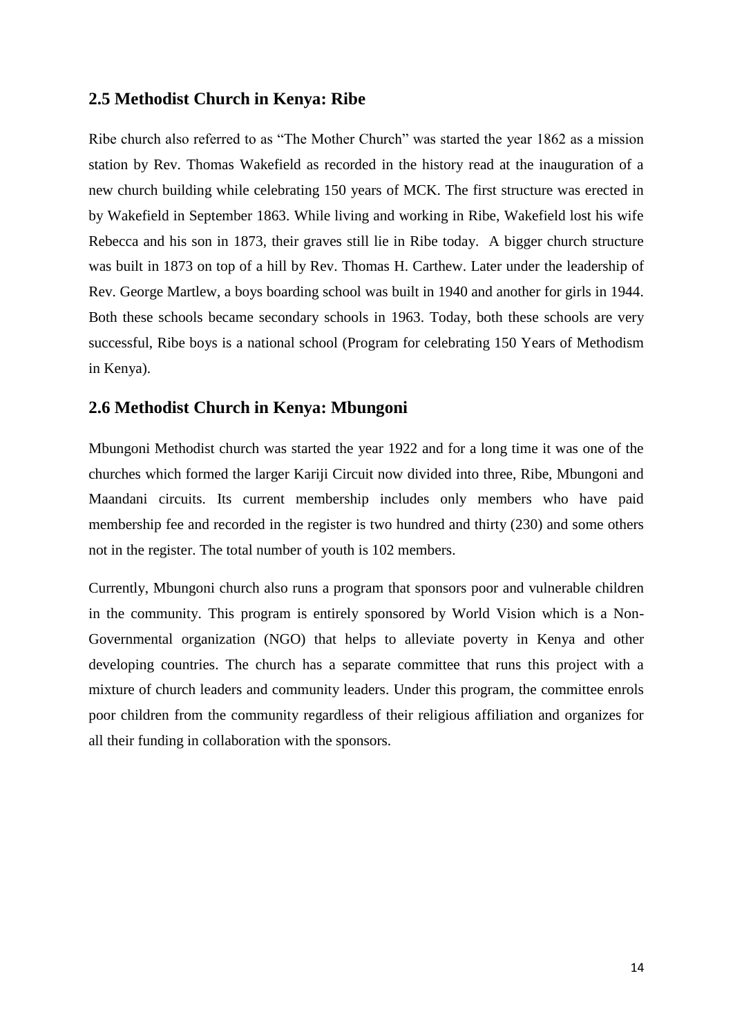## 2.5 Methodist Church in Kenya: Ribe

Ribe church also referred to as "The Mother Church" was started the year 1862 as a mission station by Rev. Thomas Wakefield as recorded in the history read at the inauguration of a new church building while celebrating 150 years of MCK. The first structure was erected in by Wakefield in September 1863. While living and working in Ribe, Wakefield lost his wife Rebecca and his son in 1873, their graves still lie in Ribe today. A bigger church structure was built in 1873 on top of a hill by Rev. Thomas H. Carthew. Later under the leadership of Rev. George Martlew, a boys boarding school was built in 1940 and another for girls in 1944. Both these schools became secondary schools in 1963. Today, both these schools are very successful, Ribe boys is a national school (Program for celebrating 150 Years of Methodism in Kenya).

## 2.6 Methodist Church in Kenya: Mbungoni

Mbungoni Methodist church was started the year 1922 and for a long time it was one of the churches which formed the larger Kariji Circuit now divided into three, Ribe, Mbungoni and Maandani circuits. Its current membership includes only members who have paid membership fee and recorded in the register is two hundred and thirty (230) and some others not in the register. The total number of youth is 102 members.

Currently, Mbungoni church also runs a program that sponsors poor and vulnerable children in the community. This program is entirely sponsored by World Vision which is a Non-Governmental organization (NGO) that helps to alleviate poverty in Kenya and other developing countries. The church has a separate committee that runs this project with a mixture of church leaders and community leaders. Under this program, the committee enrols poor children from the community regardless of their religious affiliation and organizes for all their funding in collaboration with the sponsors.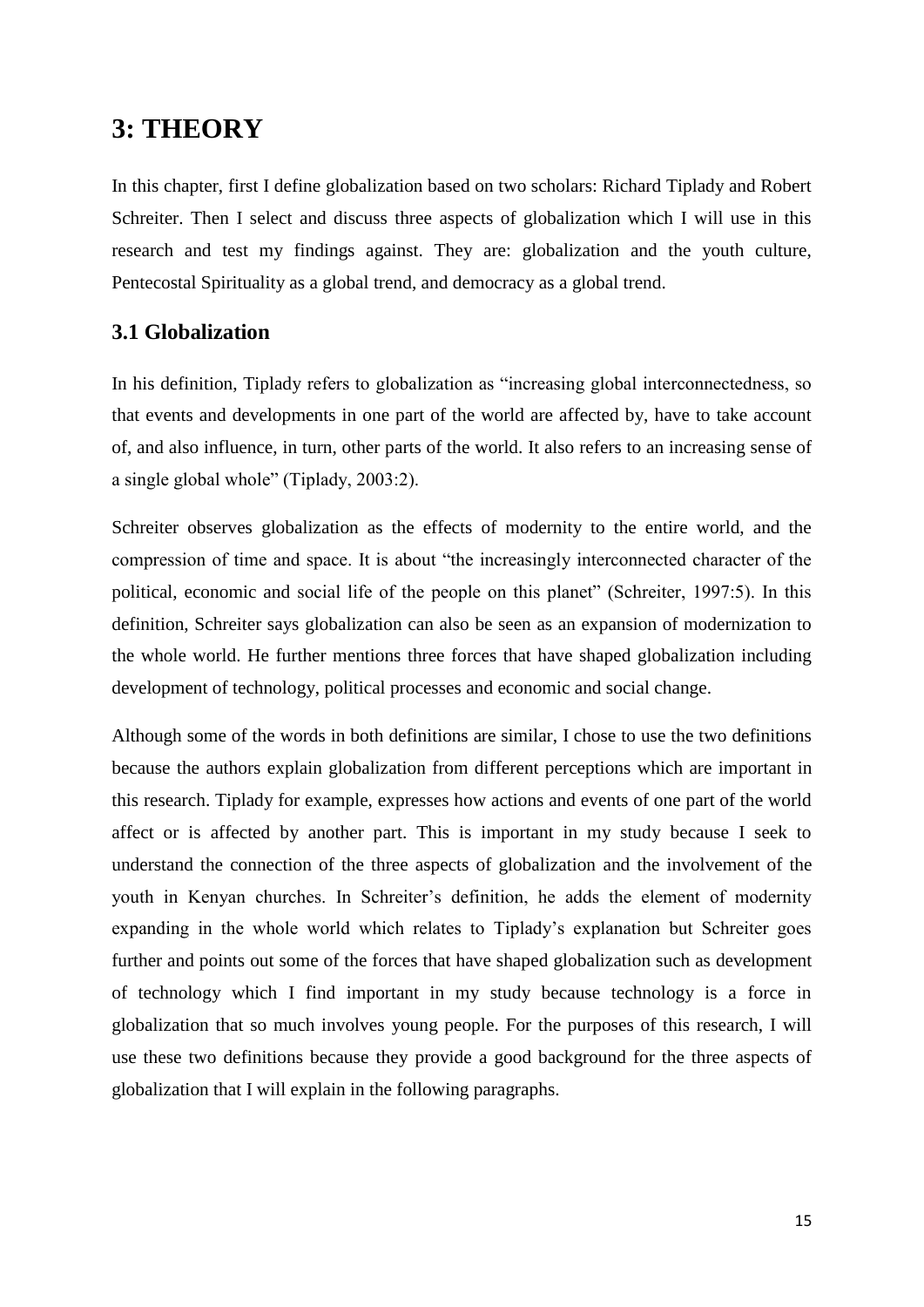# 3: THEORY

In this chapter, first I define globalization based on two scholars: Richard Tiplady and Robert Schreiter. Then I select and discuss three aspects of globalization which I will use in this research and test my findings against. They are: globalization and the youth culture, Pentecostal Spirituality as a global trend, and democracy as a global trend.

## 3.1 Globalization

In his definition, Tiplady refers to globalization as "increasing global interconnectedness, so that events and developments in one part of the world are affected by, have to take account of, and also influence, in turn, other parts of the world. It also refers to an increasing sense of a single global whole" (Tiplady, 2003:2).

Schreiter observes globalization as the effects of modernity to the entire world, and the compression of time and space. It is about "the increasingly interconnected character of the political, economic and social life of the people on this planet" (Schreiter, 1997:5). In this definition, Schreiter says globalization can also be seen as an expansion of modernization to the whole world. He further mentions three forces that have shaped globalization including development of technology, political processes and economic and social change.

Although some of the words in both definitions are similar, I chose to use the two definitions because the authors explain globalization from different perceptions which are important in this research. Tiplady for example, expresses how actions and events of one part of the world affect or is affected by another part. This is important in my study because I seek to understand the connection of the three aspects of globalization and the involvement of the youth in Kenyan churches. In Schreiter's definition, he adds the element of modernity expanding in the whole world which relates to Tiplady's explanation but Schreiter goes further and points out some of the forces that have shaped globalization such as development of technology which I find important in my study because technology is a force in globalization that so much involves young people. For the purposes of this research, I will use these two definitions because they provide a good background for the three aspects of globalization that I will explain in the following paragraphs.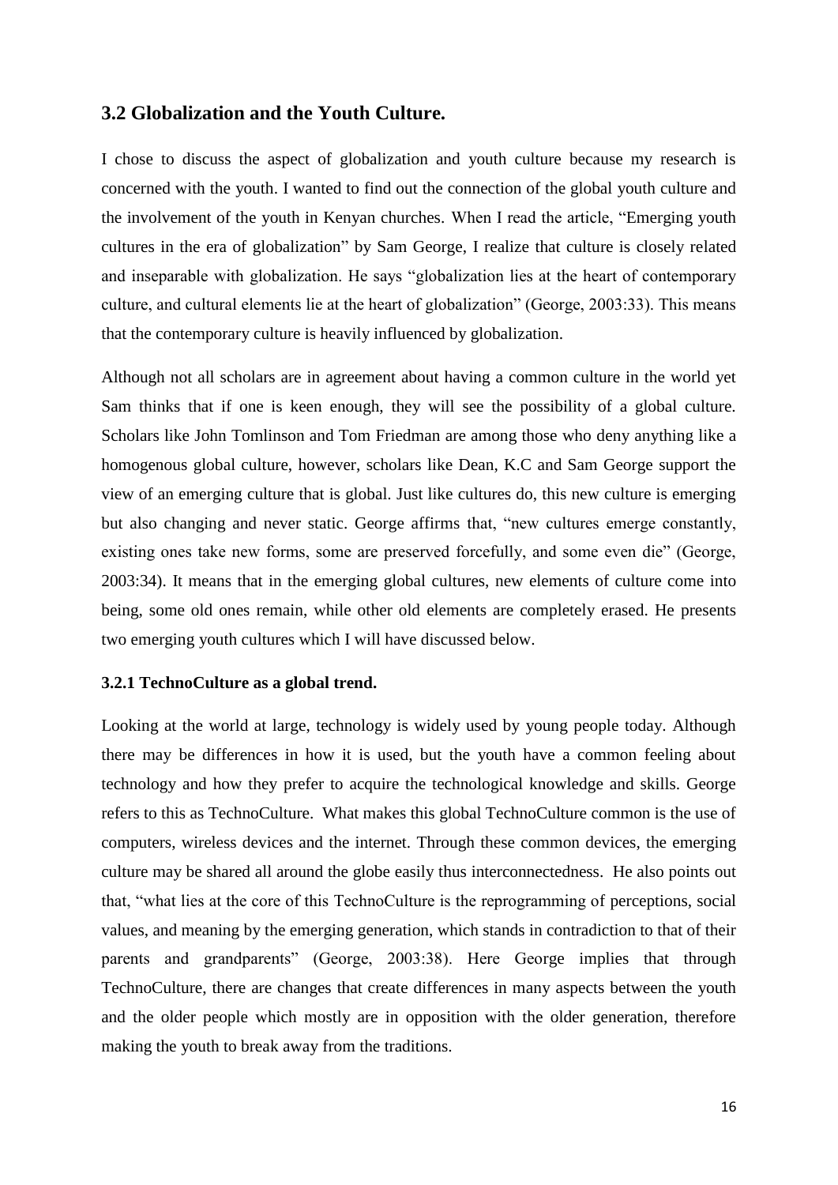## 3.2 Globalization and the Youth Culture.

I chose to discuss the aspect of globalization and youth culture because my research is concerned with the youth. I wanted to find out the connection of the global youth culture and the involvement of the youth in Kenyan churches. When I read the article, "Emerging youth cultures in the era of globalization" by Sam George, I realize that culture is closely related and inseparable with globalization. He says "globalization lies at the heart of contemporary culture, and cultural elements lie at the heart of globalization" (George, 2003:33). This means that the contemporary culture is heavily influenced by globalization.

Although not all scholars are in agreement about having a common culture in the world yet Sam thinks that if one is keen enough, they will see the possibility of a global culture. Scholars like John Tomlinson and Tom Friedman are among those who deny anything like a homogenous global culture, however, scholars like Dean, K.C and Sam George support the view of an emerging culture that is global. Just like cultures do, this new culture is emerging but also changing and never static. George affirms that, "new cultures emerge constantly, existing ones take new forms, some are preserved forcefully, and some even die" (George, 2003:34). It means that in the emerging global cultures, new elements of culture come into being, some old ones remain, while other old elements are completely erased. He presents two emerging youth cultures which I will have discussed below.

### 3.2.1 TechnoCulture as a global trend.

Looking at the world at large, technology is widely used by young people today. Although there may be differences in how it is used, but the youth have a common feeling about technology and how they prefer to acquire the technological knowledge and skills. George refers to this as TechnoCulture. What makes this global TechnoCulture common is the use of computers, wireless devices and the internet. Through these common devices, the emerging culture may be shared all around the globe easily thus interconnectedness. He also points out that, "what lies at the core of this TechnoCulture is the reprogramming of perceptions, social values, and meaning by the emerging generation, which stands in contradiction to that of their parents and grandparents" (George, 2003:38). Here George implies that through TechnoCulture, there are changes that create differences in many aspects between the youth and the older people which mostly are in opposition with the older generation, therefore making the youth to break away from the traditions.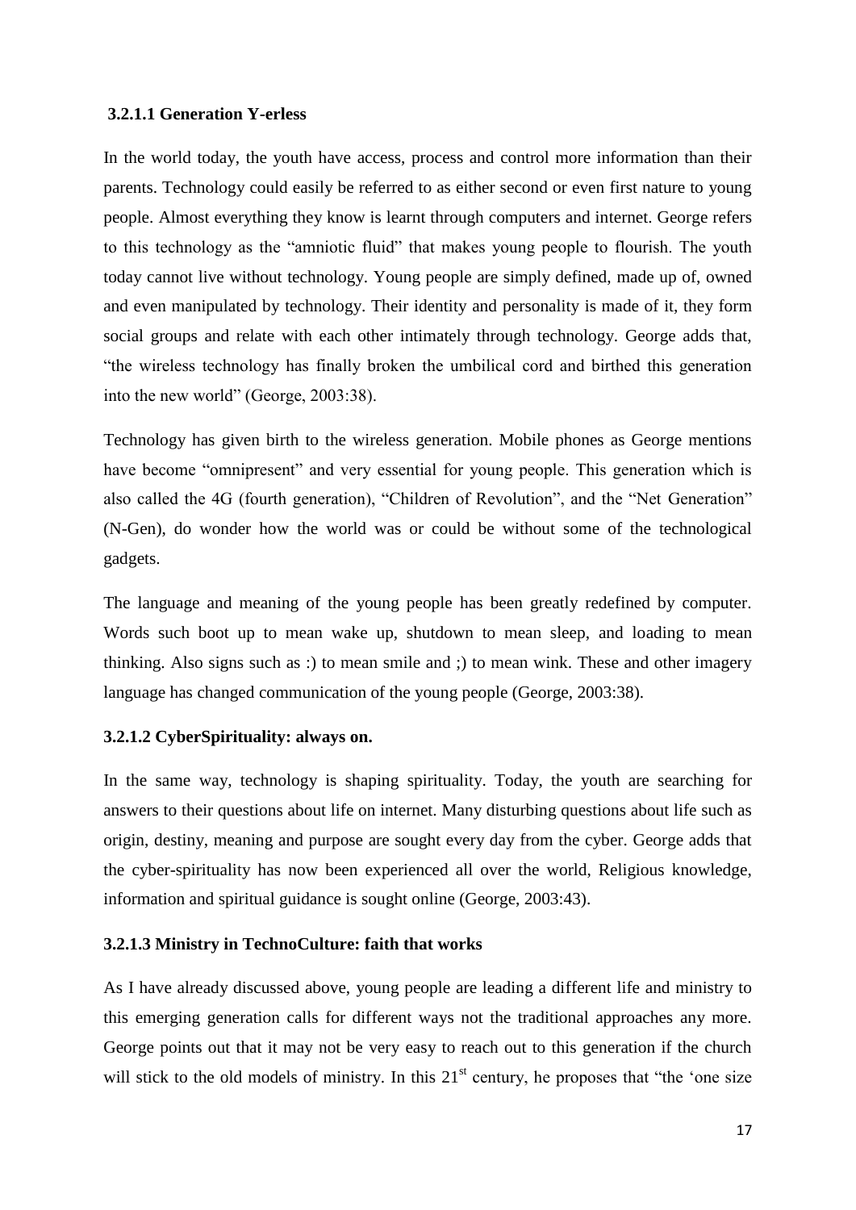#### 3.2.1.1 Generation Y-erless

In the world today, the youth have access, process and control more information than their parents. Technology could easily be referred to as either second or even first nature to young people. Almost everything they know is learnt through computers and internet. George refers to this technology as the "amniotic fluid" that makes young people to flourish. The youth today cannot live without technology. Young people are simply defined, made up of, owned and even manipulated by technology. Their identity and personality is made of it, they form social groups and relate with each other intimately through technology. George adds that, "the wireless technology has finally broken the umbilical cord and birthed this generation into the new world" (George, 2003:38).

Technology has given birth to the wireless generation. Mobile phones as George mentions have become "omnipresent" and very essential for young people. This generation which is also called the 4G (fourth generation), "Children of Revolution", and the "Net Generation" (N-Gen), do wonder how the world was or could be without some of the technological gadgets.

The language and meaning of the young people has been greatly redefined by computer. Words such boot up to mean wake up, shutdown to mean sleep, and loading to mean thinking. Also signs such as :) to mean smile and ;) to mean wink. These and other imagery language has changed communication of the young people (George, 2003:38).

#### 3.2.1.2 CyberSpirituality: always on.

In the same way, technology is shaping spirituality. Today, the youth are searching for answers to their questions about life on internet. Many disturbing questions about life such as origin, destiny, meaning and purpose are sought every day from the cyber. George adds that the cyber-spirituality has now been experienced all over the world, Religious knowledge, information and spiritual guidance is sought online (George, 2003:43).

#### 3.2.1.3 Ministry in TechnoCulture: faith that works

As I have already discussed above, young people are leading a different life and ministry to this emerging generation calls for different ways not the traditional approaches any more. George points out that it may not be very easy to reach out to this generation if the church will stick to the old models of ministry. In this 21st century, he proposes that "the 'one size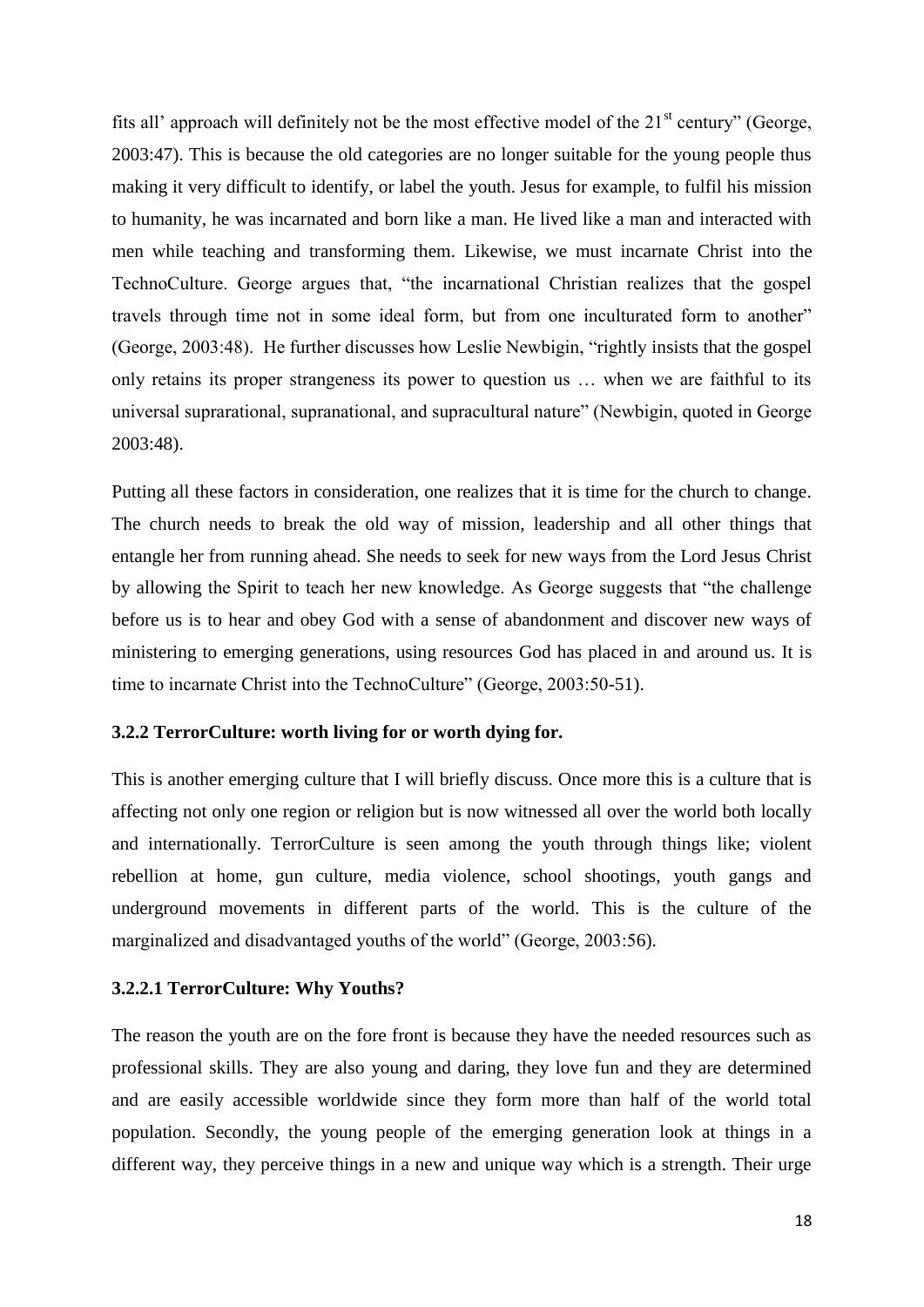fits all' approach will definitely not be the most effective model of the 21st century" (George, 2003:47). This is because the old categories are no longer suitable for the young people thus making it very difficult to identify, or label the youth. Jesus for example, to fulfil his mission to humanity, he was incarnated and born like a man. He lived like a man and interacted with men while teaching and transforming them. Likewise, we must incarnate Christ into the TechnoCulture. George argues that, "the incarnational Christian realizes that the gospel travels through time not in some ideal form, but from one inculturated form to another" (George, 2003:48). He further discusses how Leslie Newbigin, "rightly insists that the gospel only retains its proper strangeness its power to question us … when we are faithful to its universal suprarational, supranational, and supracultural nature" (Newbigin, quoted in George 2003:48).

Putting all these factors in consideration, one realizes that it is time for the church to change. The church needs to break the old way of mission, leadership and all other things that entangle her from running ahead. She needs to seek for new ways from the Lord Jesus Christ by allowing the Spirit to teach her new knowledge. As George suggests that "the challenge before us is to hear and obey God with a sense of abandonment and discover new ways of ministering to emerging generations, using resources God has placed in and around us. It is time to incarnate Christ into the TechnoCulture" (George, 2003:50-51).

### 3.2.2 TerrorCulture: worth living for or worth dying for.

This is another emerging culture that I will briefly discuss. Once more this is a culture that is affecting not only one region or religion but is now witnessed all over the world both locally and internationally. TerrorCulture is seen among the youth through things like; violent rebellion at home, gun culture, media violence, school shootings, youth gangs and underground movements in different parts of the world. This is the culture of the marginalized and disadvantaged youths of the world" (George, 2003:56).

#### 3.2.2.1 TerrorCulture: Why Youths?

The reason the youth are on the fore front is because they have the needed resources such as professional skills. They are also young and daring, they love fun and they are determined and are easily accessible worldwide since they form more than half of the world total population. Secondly, the young people of the emerging generation look at things in a different way, they perceive things in a new and unique way which is a strength. Their urge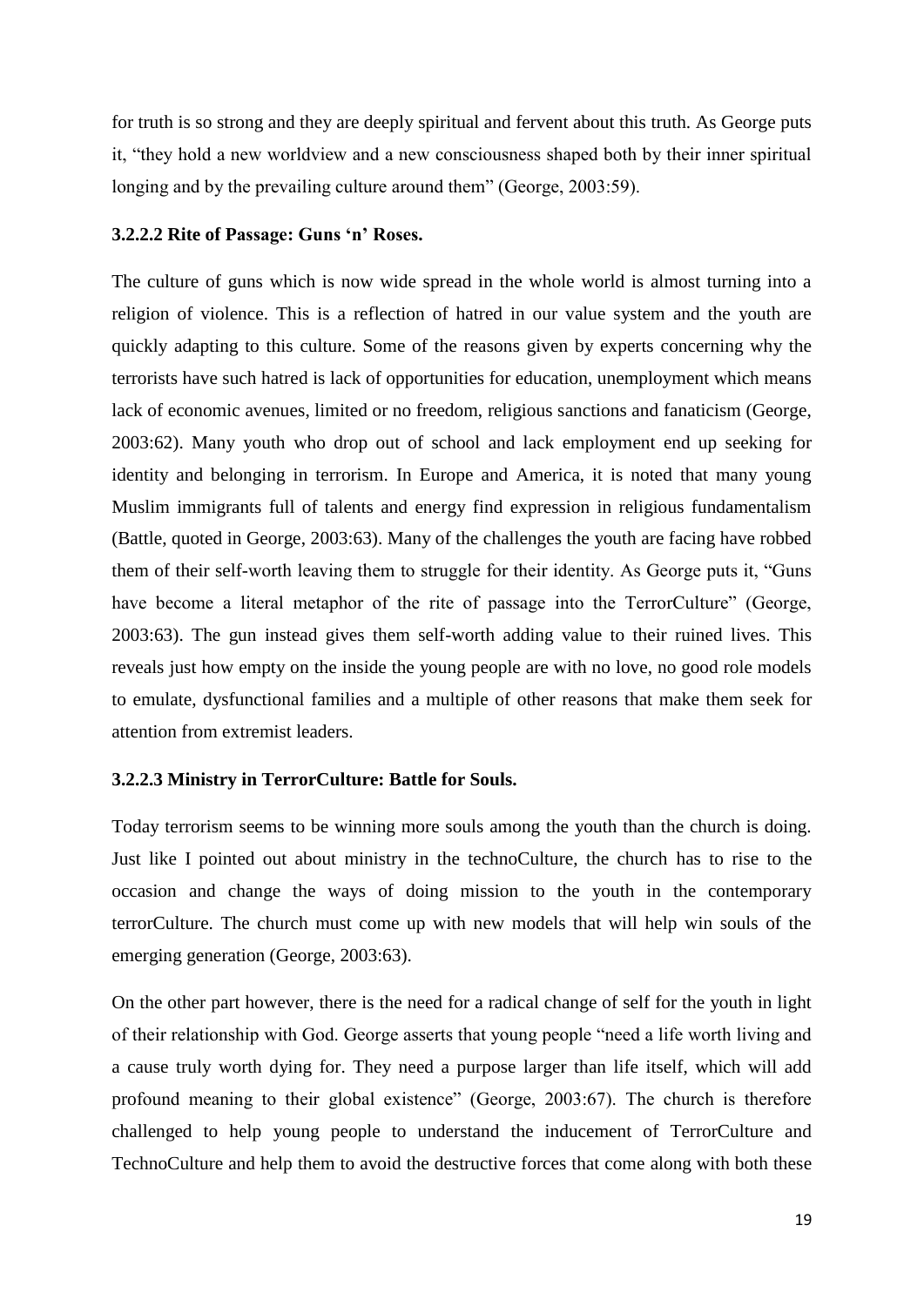for truth is so strong and they are deeply spiritual and fervent about this truth. As George puts it, "they hold a new worldview and a new consciousness shaped both by their inner spiritual longing and by the prevailing culture around them" (George, 2003:59).

#### 3.2.2.2 Rite of Passage: Guns 'n' Roses.

The culture of guns which is now wide spread in the whole world is almost turning into a religion of violence. This is a reflection of hatred in our value system and the youth are quickly adapting to this culture. Some of the reasons given by experts concerning why the terrorists have such hatred is lack of opportunities for education, unemployment which means lack of economic avenues, limited or no freedom, religious sanctions and fanaticism (George, 2003:62). Many youth who drop out of school and lack employment end up seeking for identity and belonging in terrorism. In Europe and America, it is noted that many young Muslim immigrants full of talents and energy find expression in religious fundamentalism (Battle, quoted in George, 2003:63). Many of the challenges the youth are facing have robbed them of their self-worth leaving them to struggle for their identity. As George puts it, "Guns have become a literal metaphor of the rite of passage into the TerrorCulture" (George, 2003:63). The gun instead gives them self-worth adding value to their ruined lives. This reveals just how empty on the inside the young people are with no love, no good role models to emulate, dysfunctional families and a multiple of other reasons that make them seek for attention from extremist leaders.

#### 3.2.2.3 Ministry in TerrorCulture: Battle for Souls.

Today terrorism seems to be winning more souls among the youth than the church is doing. Just like I pointed out about ministry in the technoCulture, the church has to rise to the occasion and change the ways of doing mission to the youth in the contemporary terrorCulture. The church must come up with new models that will help win souls of the emerging generation (George, 2003:63).

On the other part however, there is the need for a radical change of self for the youth in light of their relationship with God. George asserts that young people "need a life worth living and a cause truly worth dying for. They need a purpose larger than life itself, which will add profound meaning to their global existence" (George, 2003:67). The church is therefore challenged to help young people to understand the inducement of TerrorCulture and TechnoCulture and help them to avoid the destructive forces that come along with both these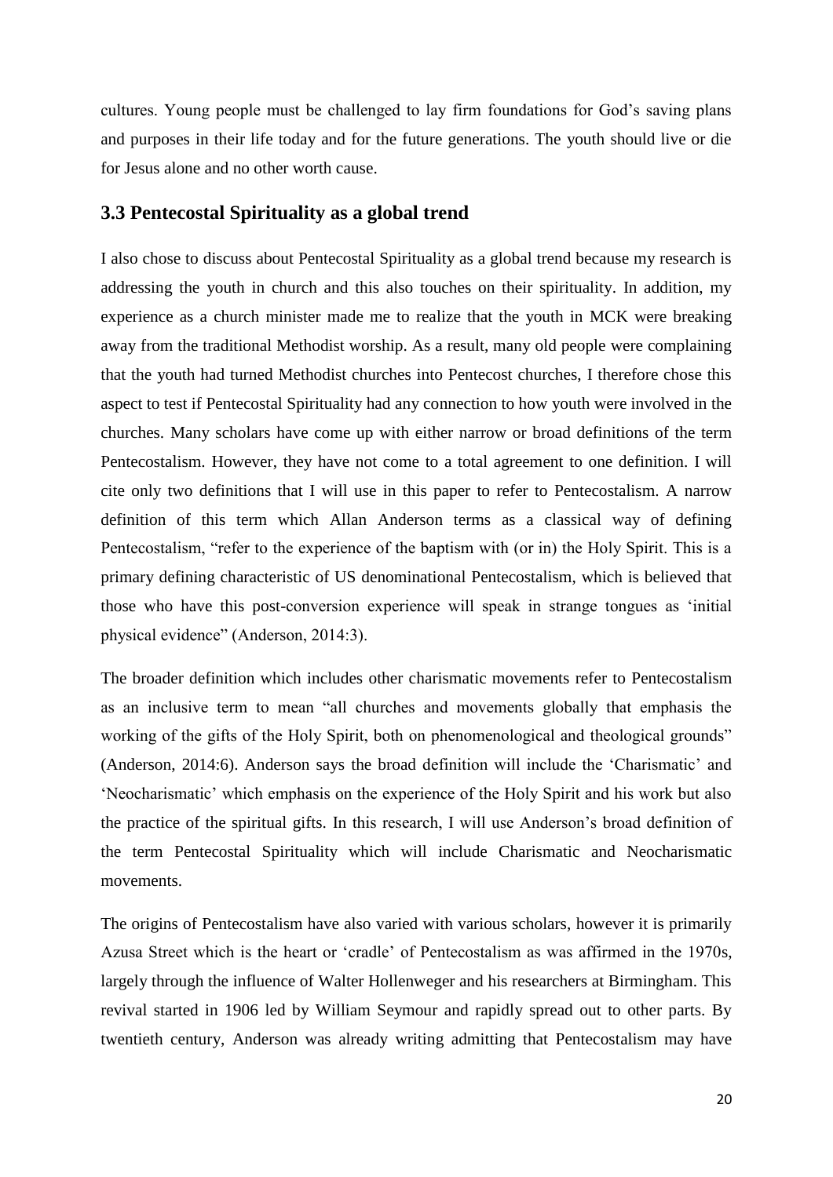cultures. Young people must be challenged to lay firm foundations for God's saving plans and purposes in their life today and for the future generations. The youth should live or die for Jesus alone and no other worth cause.

### 3.3 Pentecostal Spirituality as a global trend

I also chose to discuss about Pentecostal Spirituality as a global trend because my research is addressing the youth in church and this also touches on their spirituality. In addition, my experience as a church minister made me to realize that the youth in MCK were breaking away from the traditional Methodist worship. As a result, many old people were complaining that the youth had turned Methodist churches into Pentecost churches, I therefore chose this aspect to test if Pentecostal Spirituality had any connection to how youth were involved in the churches. Many scholars have come up with either narrow or broad definitions of the term Pentecostalism. However, they have not come to a total agreement to one definition. I will cite only two definitions that I will use in this paper to refer to Pentecostalism. A narrow definition of this term which Allan Anderson terms as a classical way of defining Pentecostalism, "refer to the experience of the baptism with (or in) the Holy Spirit. This is a primary defining characteristic of US denominational Pentecostalism, which is believed that those who have this post-conversion experience will speak in strange tongues as 'initial physical evidence" (Anderson, 2014:3).

The broader definition which includes other charismatic movements refer to Pentecostalism as an inclusive term to mean "all churches and movements globally that emphasis the working of the gifts of the Holy Spirit, both on phenomenological and theological grounds" (Anderson, 2014:6). Anderson says the broad definition will include the 'Charismatic' and 'Neocharismatic' which emphasis on the experience of the Holy Spirit and his work but also the practice of the spiritual gifts. In this research, I will use Anderson's broad definition of the term Pentecostal Spirituality which will include Charismatic and Neocharismatic movements.

The origins of Pentecostalism have also varied with various scholars, however it is primarily Azusa Street which is the heart or 'cradle' of Pentecostalism as was affirmed in the 1970s, largely through the influence of Walter Hollenweger and his researchers at Birmingham. This revival started in 1906 led by William Seymour and rapidly spread out to other parts. By twentieth century, Anderson was already writing admitting that Pentecostalism may have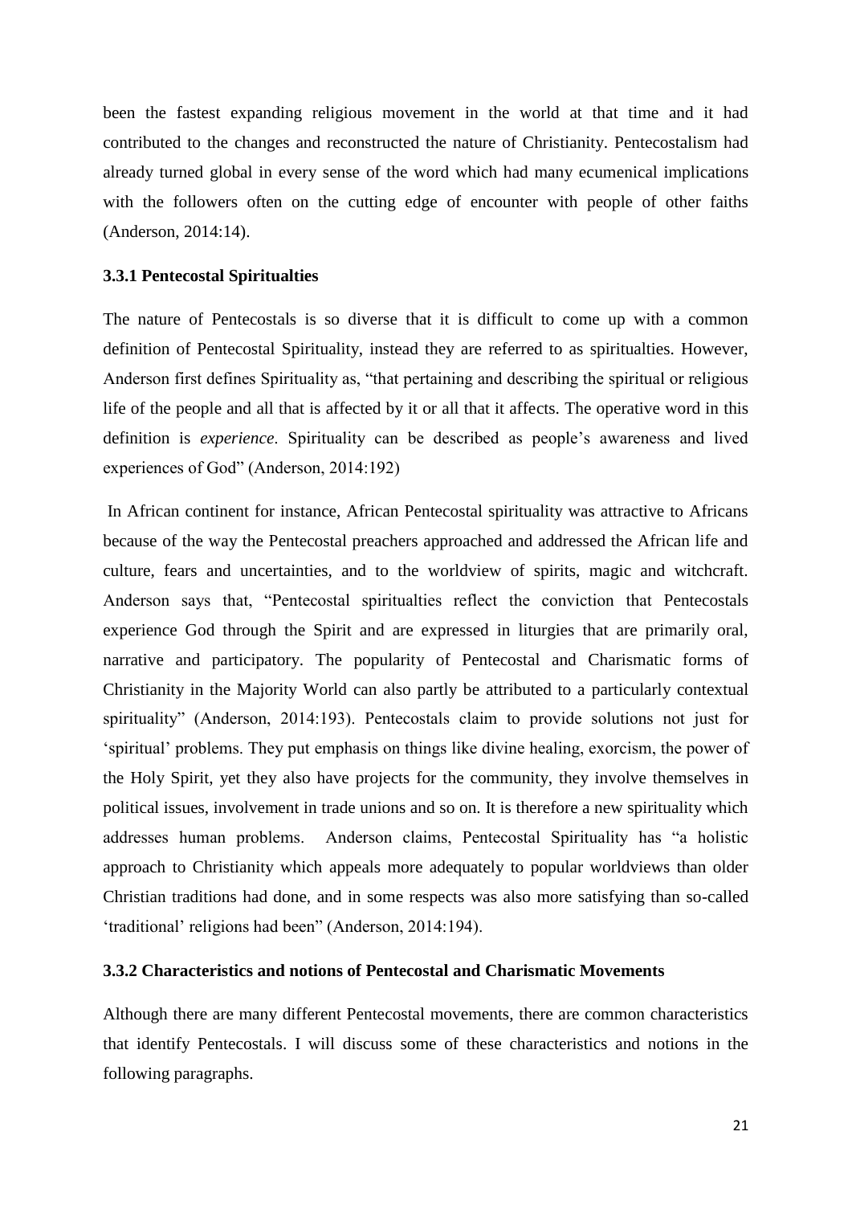been the fastest expanding religious movement in the world at that time and it had contributed to the changes and reconstructed the nature of Christianity. Pentecostalism had already turned global in every sense of the word which had many ecumenical implications with the followers often on the cutting edge of encounter with people of other faiths (Anderson, 2014:14).

### 3.3.1 Pentecostal Spiritualties

The nature of Pentecostals is so diverse that it is difficult to come up with a common definition of Pentecostal Spirituality, instead they are referred to as spiritualties. However, Anderson first defines Spirituality as, "that pertaining and describing the spiritual or religious life of the people and all that is affected by it or all that it affects. The operative word in this definition is *experience*. Spirituality can be described as people's awareness and lived experiences of God" (Anderson, 2014:192)

In African continent for instance, African Pentecostal spirituality was attractive to Africans because of the way the Pentecostal preachers approached and addressed the African life and culture, fears and uncertainties, and to the worldview of spirits, magic and witchcraft. Anderson says that, "Pentecostal spiritualties reflect the conviction that Pentecostals experience God through the Spirit and are expressed in liturgies that are primarily oral, narrative and participatory. The popularity of Pentecostal and Charismatic forms of Christianity in the Majority World can also partly be attributed to a particularly contextual spirituality" (Anderson, 2014:193). Pentecostals claim to provide solutions not just for 'spiritual' problems. They put emphasis on things like divine healing, exorcism, the power of the Holy Spirit, yet they also have projects for the community, they involve themselves in political issues, involvement in trade unions and so on. It is therefore a new spirituality which addresses human problems. Anderson claims, Pentecostal Spirituality has "a holistic approach to Christianity which appeals more adequately to popular worldviews than older Christian traditions had done, and in some respects was also more satisfying than so-called 'traditional' religions had been" (Anderson, 2014:194).

### 3.3.2 Characteristics and notions of Pentecostal and Charismatic Movements

Although there are many different Pentecostal movements, there are common characteristics that identify Pentecostals. I will discuss some of these characteristics and notions in the following paragraphs.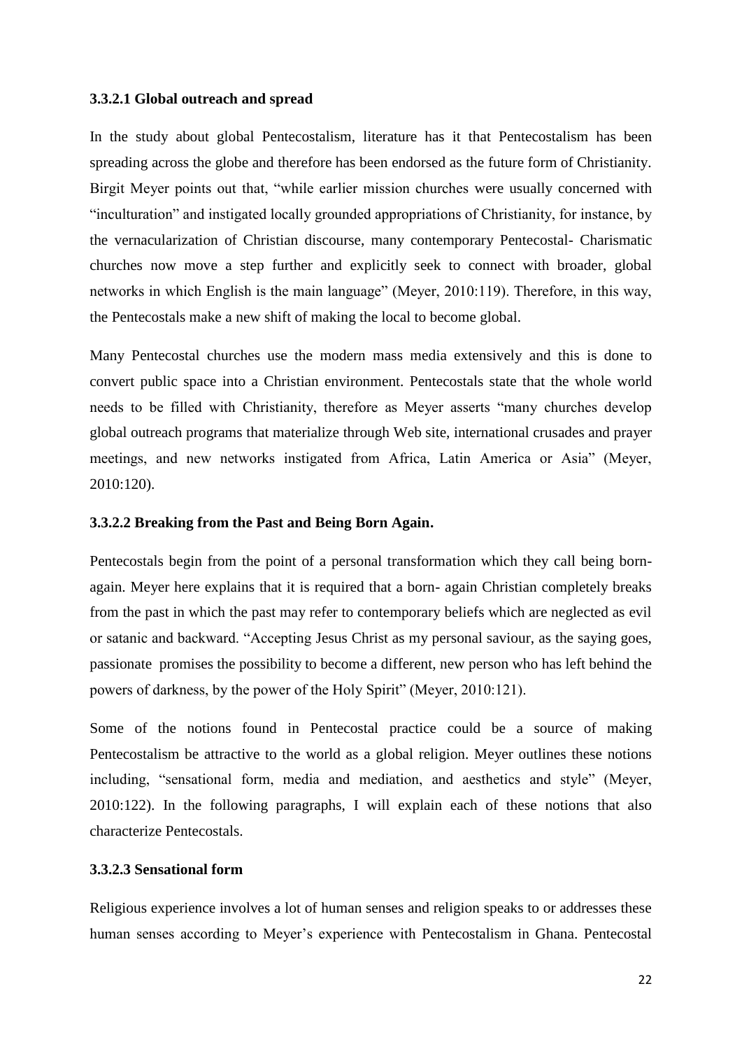#### 3.3.2.1 Global outreach and spread

In the study about global Pentecostalism, literature has it that Pentecostalism has been spreading across the globe and therefore has been endorsed as the future form of Christianity. Birgit Meyer points out that, "while earlier mission churches were usually concerned with "inculturation" and instigated locally grounded appropriations of Christianity, for instance, by the vernacularization of Christian discourse, many contemporary Pentecostal- Charismatic churches now move a step further and explicitly seek to connect with broader, global networks in which English is the main language" (Meyer, 2010:119). Therefore, in this way, the Pentecostals make a new shift of making the local to become global.

Many Pentecostal churches use the modern mass media extensively and this is done to convert public space into a Christian environment. Pentecostals state that the whole world needs to be filled with Christianity, therefore as Meyer asserts "many churches develop global outreach programs that materialize through Web site, international crusades and prayer meetings, and new networks instigated from Africa, Latin America or Asia" (Meyer, 2010:120).

#### 3.3.2.2 Breaking from the Past and Being Born Again.

Pentecostals begin from the point of a personal transformation which they call being born-again. Meyer here explains that it is required that a born- again Christian completely breaks from the past in which the past may refer to contemporary beliefs which are neglected as evil or satanic and backward. "Accepting Jesus Christ as my personal saviour, as the saying goes, passionate promises the possibility to become a different, new person who has left behind the powers of darkness, by the power of the Holy Spirit" (Meyer, 2010:121).

Some of the notions found in Pentecostal practice could be a source of making Pentecostalism be attractive to the world as a global religion. Meyer outlines these notions including, "sensational form, media and mediation, and aesthetics and style" (Meyer, 2010:122). In the following paragraphs, I will explain each of these notions that also characterize Pentecostals.

#### 3.3.2.3 Sensational form

Religious experience involves a lot of human senses and religion speaks to or addresses these human senses according to Meyer's experience with Pentecostalism in Ghana. Pentecostal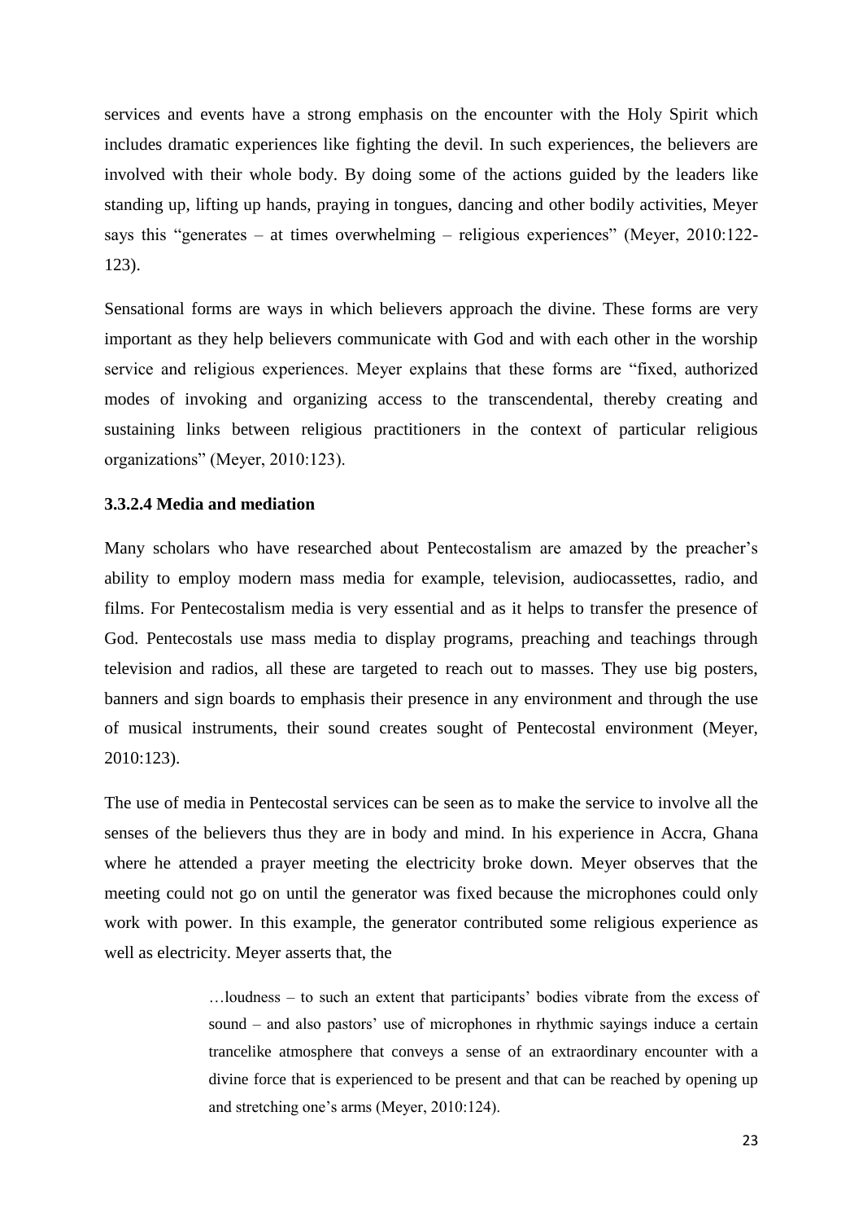services and events have a strong emphasis on the encounter with the Holy Spirit which includes dramatic experiences like fighting the devil. In such experiences, the believers are involved with their whole body. By doing some of the actions guided by the leaders like standing up, lifting up hands, praying in tongues, dancing and other bodily activities, Meyer says this "generates – at times overwhelming – religious experiences" (Meyer, 2010:122-123).

Sensational forms are ways in which believers approach the divine. These forms are very important as they help believers communicate with God and with each other in the worship service and religious experiences. Meyer explains that these forms are "fixed, authorized modes of invoking and organizing access to the transcendental, thereby creating and sustaining links between religious practitioners in the context of particular religious organizations" (Meyer, 2010:123).

#### 3.3.2.4 Media and mediation

Many scholars who have researched about Pentecostalism are amazed by the preacher's ability to employ modern mass media for example, television, audiocassettes, radio, and films. For Pentecostalism media is very essential and as it helps to transfer the presence of God. Pentecostals use mass media to display programs, preaching and teachings through television and radios, all these are targeted to reach out to masses. They use big posters, banners and sign boards to emphasis their presence in any environment and through the use of musical instruments, their sound creates sought of Pentecostal environment (Meyer, 2010:123).

The use of media in Pentecostal services can be seen as to make the service to involve all the senses of the believers thus they are in body and mind. In his experience in Accra, Ghana where he attended a prayer meeting the electricity broke down. Meyer observes that the meeting could not go on until the generator was fixed because the microphones could only work with power. In this example, the generator contributed some religious experience as well as electricity. Meyer asserts that, the

> …loudness – to such an extent that participants' bodies vibrate from the excess of sound – and also pastors' use of microphones in rhythmic sayings induce a certain trancelike atmosphere that conveys a sense of an extraordinary encounter with a divine force that is experienced to be present and that can be reached by opening up and stretching one's arms (Meyer, 2010:124).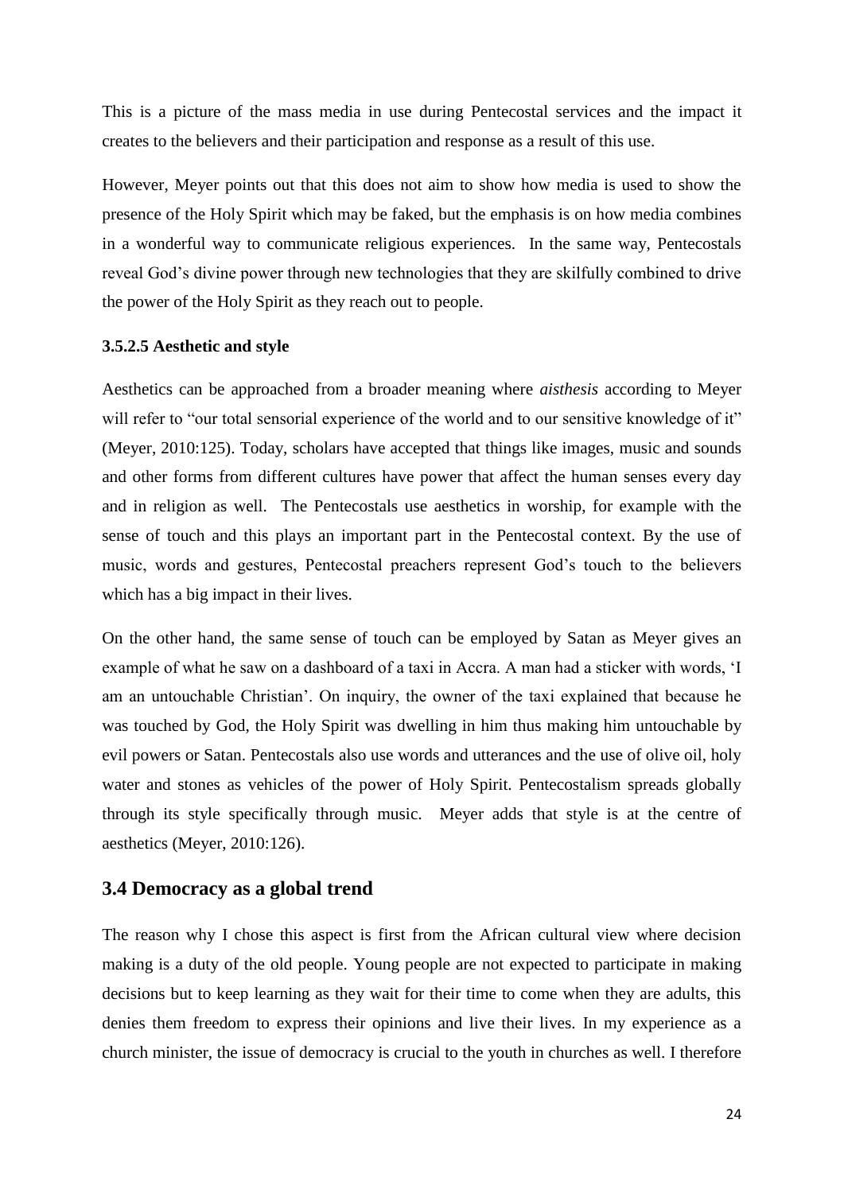This is a picture of the mass media in use during Pentecostal services and the impact it creates to the believers and their participation and response as a result of this use.

However, Meyer points out that this does not aim to show how media is used to show the presence of the Holy Spirit which may be faked, but the emphasis is on how media combines in a wonderful way to communicate religious experiences. In the same way, Pentecostals reveal God's divine power through new technologies that they are skilfully combined to drive the power of the Holy Spirit as they reach out to people.

#### 3.5.2.5 Aesthetic and style

Aesthetics can be approached from a broader meaning where *aisthesis* according to Meyer will refer to "our total sensorial experience of the world and to our sensitive knowledge of it" (Meyer, 2010:125). Today, scholars have accepted that things like images, music and sounds and other forms from different cultures have power that affect the human senses every day and in religion as well. The Pentecostals use aesthetics in worship, for example with the sense of touch and this plays an important part in the Pentecostal context. By the use of music, words and gestures, Pentecostal preachers represent God's touch to the believers which has a big impact in their lives.

On the other hand, the same sense of touch can be employed by Satan as Meyer gives an example of what he saw on a dashboard of a taxi in Accra. A man had a sticker with words, 'I am an untouchable Christian'. On inquiry, the owner of the taxi explained that because he was touched by God, the Holy Spirit was dwelling in him thus making him untouchable by evil powers or Satan. Pentecostals also use words and utterances and the use of olive oil, holy water and stones as vehicles of the power of Holy Spirit. Pentecostalism spreads globally through its style specifically through music. Meyer adds that style is at the centre of aesthetics (Meyer, 2010:126).

## 3.4 Democracy as a global trend

The reason why I chose this aspect is first from the African cultural view where decision making is a duty of the old people. Young people are not expected to participate in making decisions but to keep learning as they wait for their time to come when they are adults, this denies them freedom to express their opinions and live their lives. In my experience as a church minister, the issue of democracy is crucial to the youth in churches as well. I therefore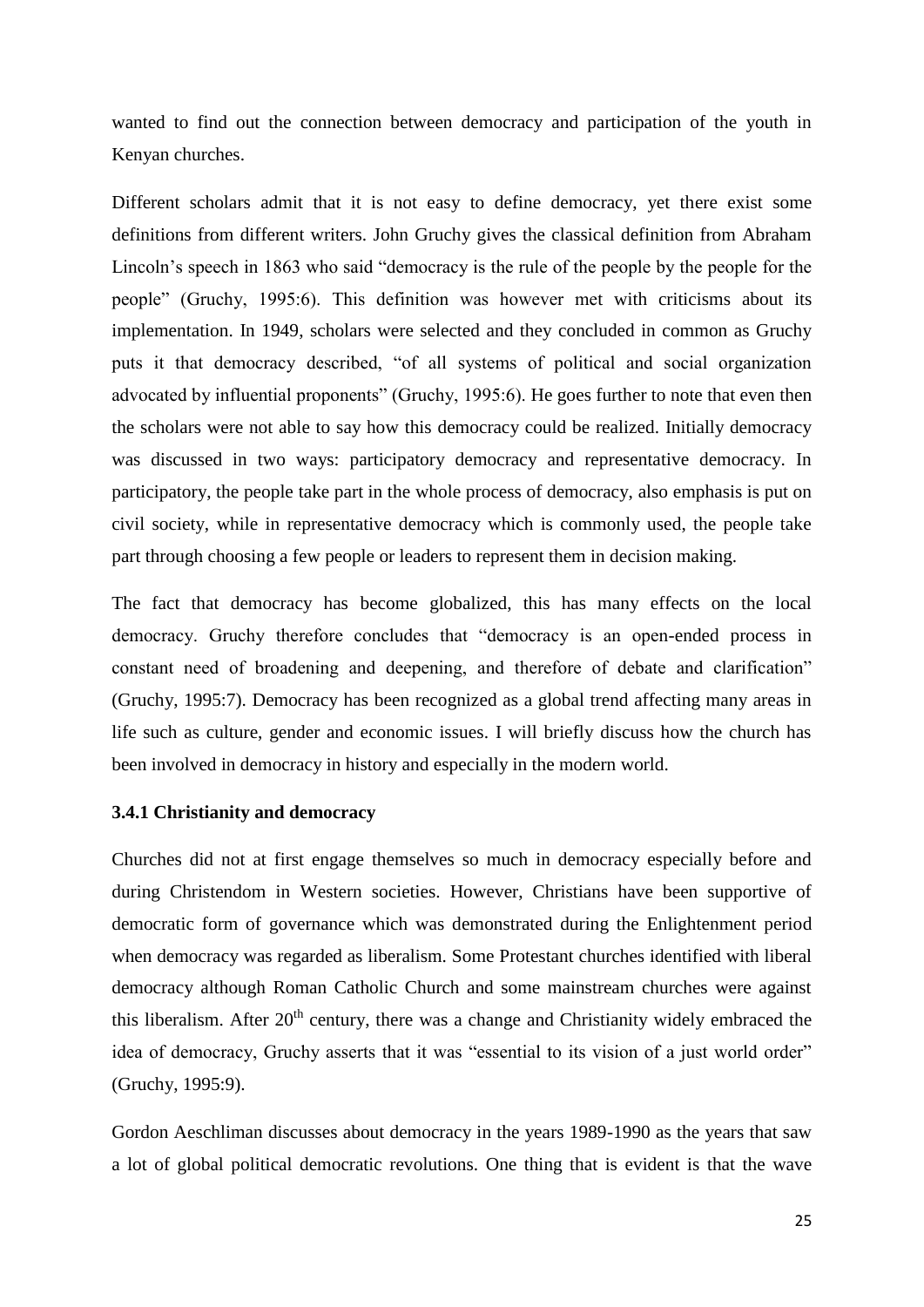wanted to find out the connection between democracy and participation of the youth in Kenyan churches.

Different scholars admit that it is not easy to define democracy, yet there exist some definitions from different writers. John Gruchy gives the classical definition from Abraham Lincoln's speech in 1863 who said "democracy is the rule of the people by the people for the people" (Gruchy, 1995:6). This definition was however met with criticisms about its implementation. In 1949, scholars were selected and they concluded in common as Gruchy puts it that democracy described, "of all systems of political and social organization advocated by influential proponents" (Gruchy, 1995:6). He goes further to note that even then the scholars were not able to say how this democracy could be realized. Initially democracy was discussed in two ways: participatory democracy and representative democracy. In participatory, the people take part in the whole process of democracy, also emphasis is put on civil society, while in representative democracy which is commonly used, the people take part through choosing a few people or leaders to represent them in decision making.

The fact that democracy has become globalized, this has many effects on the local democracy. Gruchy therefore concludes that "democracy is an open-ended process in constant need of broadening and deepening, and therefore of debate and clarification" (Gruchy, 1995:7). Democracy has been recognized as a global trend affecting many areas in life such as culture, gender and economic issues. I will briefly discuss how the church has been involved in democracy in history and especially in the modern world.

### 3.4.1 Christianity and democracy

Churches did not at first engage themselves so much in democracy especially before and during Christendom in Western societies. However, Christians have been supportive of democratic form of governance which was demonstrated during the Enlightenment period when democracy was regarded as liberalism. Some Protestant churches identified with liberal democracy although Roman Catholic Church and some mainstream churches were against this liberalism. After 20th century, there was a change and Christianity widely embraced the idea of democracy, Gruchy asserts that it was "essential to its vision of a just world order" (Gruchy, 1995:9).

Gordon Aeschliman discusses about democracy in the years 1989-1990 as the years that saw a lot of global political democratic revolutions. One thing that is evident is that the wave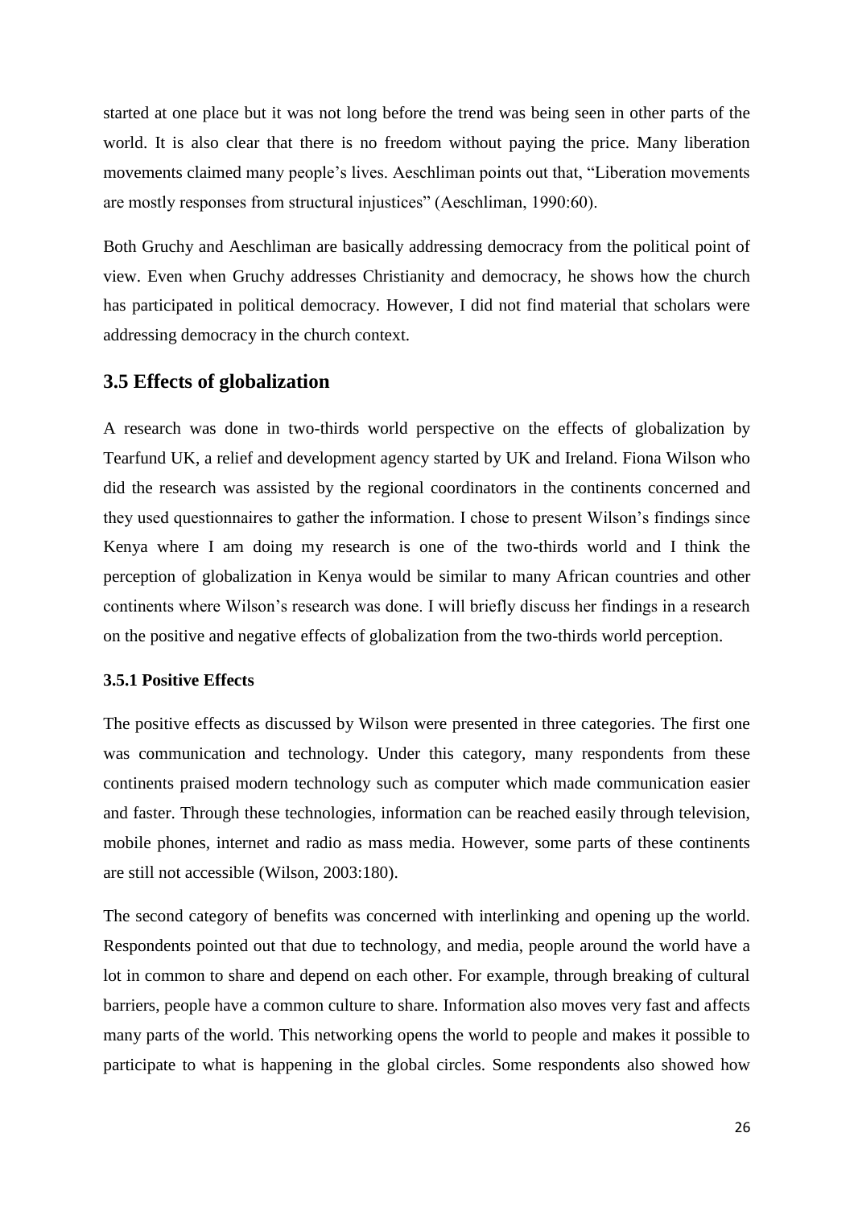started at one place but it was not long before the trend was being seen in other parts of the world. It is also clear that there is no freedom without paying the price. Many liberation movements claimed many people's lives. Aeschliman points out that, "Liberation movements are mostly responses from structural injustices" (Aeschliman, 1990:60).

Both Gruchy and Aeschliman are basically addressing democracy from the political point of view. Even when Gruchy addresses Christianity and democracy, he shows how the church has participated in political democracy. However, I did not find material that scholars were addressing democracy in the church context.

## 3.5 Effects of globalization

A research was done in two-thirds world perspective on the effects of globalization by Tearfund UK, a relief and development agency started by UK and Ireland. Fiona Wilson who did the research was assisted by the regional coordinators in the continents concerned and they used questionnaires to gather the information. I chose to present Wilson's findings since Kenya where I am doing my research is one of the two-thirds world and I think the perception of globalization in Kenya would be similar to many African countries and other continents where Wilson's research was done. I will briefly discuss her findings in a research on the positive and negative effects of globalization from the two-thirds world perception.

### 3.5.1 Positive Effects

The positive effects as discussed by Wilson were presented in three categories. The first one was communication and technology. Under this category, many respondents from these continents praised modern technology such as computer which made communication easier and faster. Through these technologies, information can be reached easily through television, mobile phones, internet and radio as mass media. However, some parts of these continents are still not accessible (Wilson, 2003:180).

The second category of benefits was concerned with interlinking and opening up the world. Respondents pointed out that due to technology, and media, people around the world have a lot in common to share and depend on each other. For example, through breaking of cultural barriers, people have a common culture to share. Information also moves very fast and affects many parts of the world. This networking opens the world to people and makes it possible to participate to what is happening in the global circles. Some respondents also showed how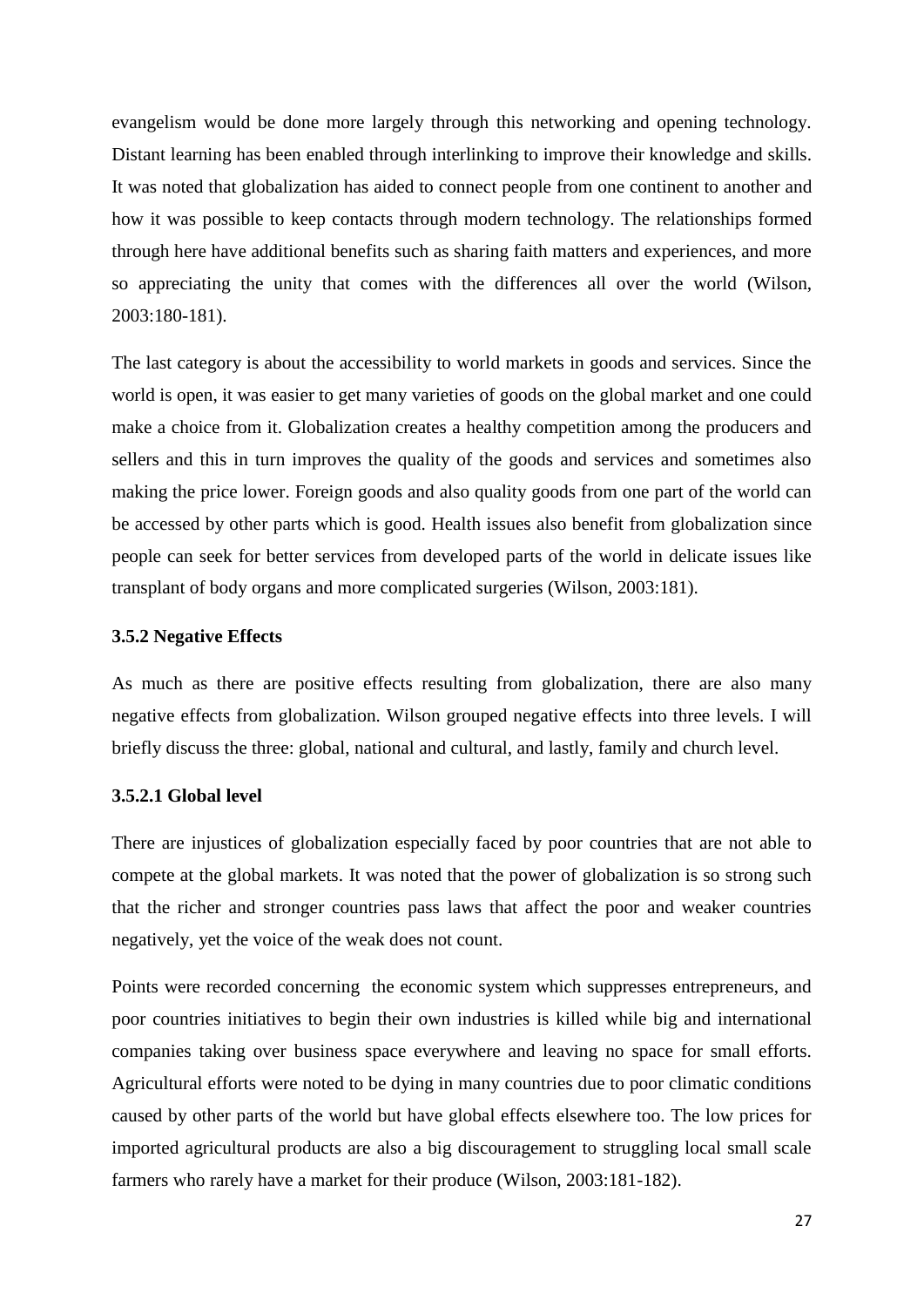evangelism would be done more largely through this networking and opening technology. Distant learning has been enabled through interlinking to improve their knowledge and skills. It was noted that globalization has aided to connect people from one continent to another and how it was possible to keep contacts through modern technology. The relationships formed through here have additional benefits such as sharing faith matters and experiences, and more so appreciating the unity that comes with the differences all over the world (Wilson, 2003:180-181).

The last category is about the accessibility to world markets in goods and services. Since the world is open, it was easier to get many varieties of goods on the global market and one could make a choice from it. Globalization creates a healthy competition among the producers and sellers and this in turn improves the quality of the goods and services and sometimes also making the price lower. Foreign goods and also quality goods from one part of the world can be accessed by other parts which is good. Health issues also benefit from globalization since people can seek for better services from developed parts of the world in delicate issues like transplant of body organs and more complicated surgeries (Wilson, 2003:181).

### 3.5.2 Negative Effects

As much as there are positive effects resulting from globalization, there are also many negative effects from globalization. Wilson grouped negative effects into three levels. I will briefly discuss the three: global, national and cultural, and lastly, family and church level.

#### 3.5.2.1 Global level

There are injustices of globalization especially faced by poor countries that are not able to compete at the global markets. It was noted that the power of globalization is so strong such that the richer and stronger countries pass laws that affect the poor and weaker countries negatively, yet the voice of the weak does not count.

Points were recorded concerning the economic system which suppresses entrepreneurs, and poor countries initiatives to begin their own industries is killed while big and international companies taking over business space everywhere and leaving no space for small efforts. Agricultural efforts were noted to be dying in many countries due to poor climatic conditions caused by other parts of the world but have global effects elsewhere too. The low prices for imported agricultural products are also a big discouragement to struggling local small scale farmers who rarely have a market for their produce (Wilson, 2003:181-182).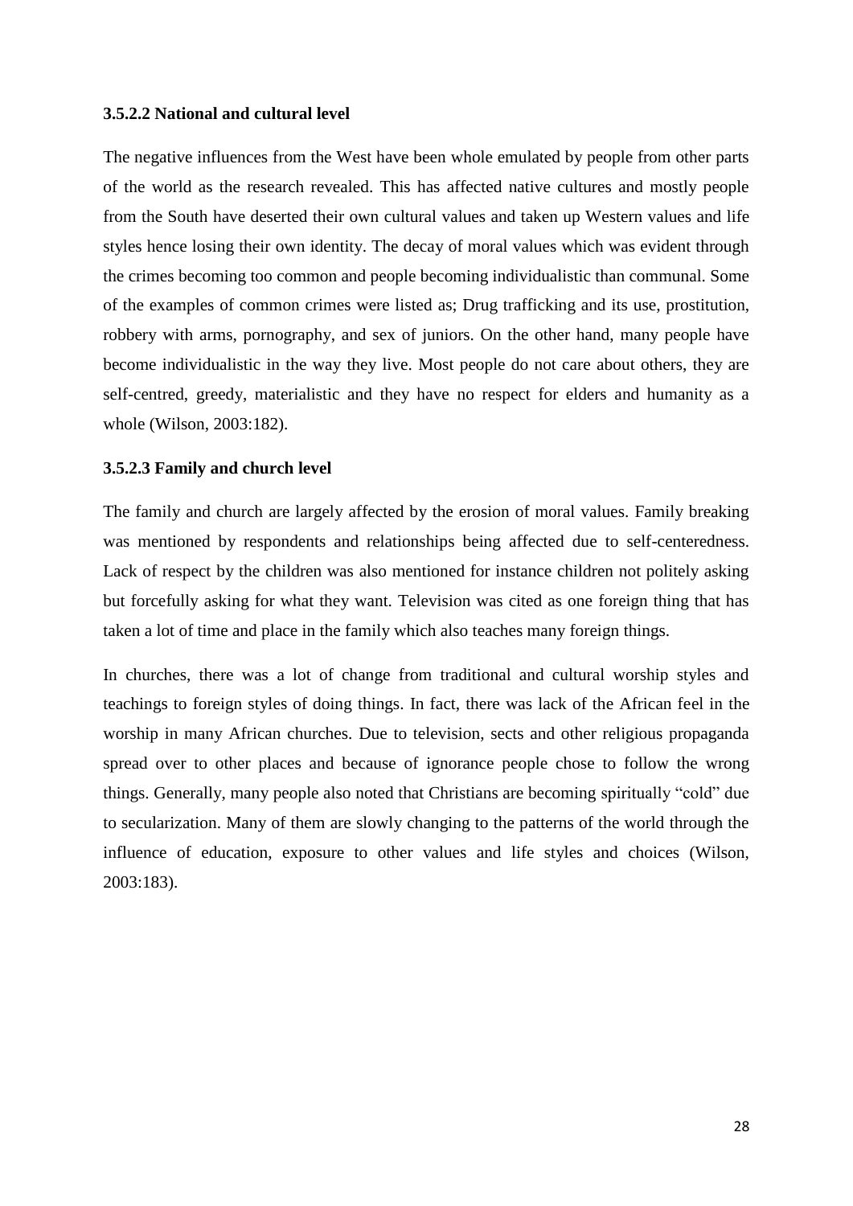#### 3.5.2.2 National and cultural level

The negative influences from the West have been whole emulated by people from other parts of the world as the research revealed. This has affected native cultures and mostly people from the South have deserted their own cultural values and taken up Western values and life styles hence losing their own identity. The decay of moral values which was evident through the crimes becoming too common and people becoming individualistic than communal. Some of the examples of common crimes were listed as; Drug trafficking and its use, prostitution, robbery with arms, pornography, and sex of juniors. On the other hand, many people have become individualistic in the way they live. Most people do not care about others, they are self-centred, greedy, materialistic and they have no respect for elders and humanity as a whole (Wilson, 2003:182).

#### 3.5.2.3 Family and church level

The family and church are largely affected by the erosion of moral values. Family breaking was mentioned by respondents and relationships being affected due to self-centeredness. Lack of respect by the children was also mentioned for instance children not politely asking but forcefully asking for what they want. Television was cited as one foreign thing that has taken a lot of time and place in the family which also teaches many foreign things.

In churches, there was a lot of change from traditional and cultural worship styles and teachings to foreign styles of doing things. In fact, there was lack of the African feel in the worship in many African churches. Due to television, sects and other religious propaganda spread over to other places and because of ignorance people chose to follow the wrong things. Generally, many people also noted that Christians are becoming spiritually "cold" due to secularization. Many of them are slowly changing to the patterns of the world through the influence of education, exposure to other values and life styles and choices (Wilson, 2003:183).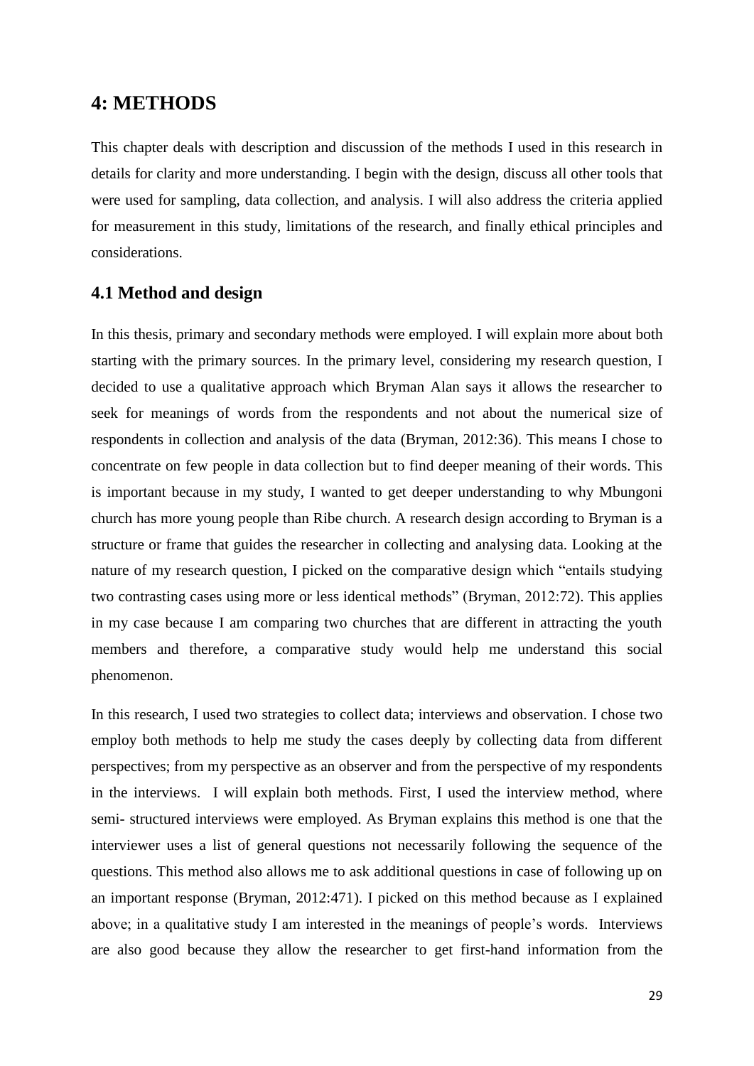# 4: METHODS

This chapter deals with description and discussion of the methods I used in this research in details for clarity and more understanding. I begin with the design, discuss all other tools that were used for sampling, data collection, and analysis. I will also address the criteria applied for measurement in this study, limitations of the research, and finally ethical principles and considerations.

## 4.1 Method and design

In this thesis, primary and secondary methods were employed. I will explain more about both starting with the primary sources. In the primary level, considering my research question, I decided to use a qualitative approach which Bryman Alan says it allows the researcher to seek for meanings of words from the respondents and not about the numerical size of respondents in collection and analysis of the data (Bryman, 2012:36). This means I chose to concentrate on few people in data collection but to find deeper meaning of their words. This is important because in my study, I wanted to get deeper understanding to why Mbungoni church has more young people than Ribe church. A research design according to Bryman is a structure or frame that guides the researcher in collecting and analysing data. Looking at the nature of my research question, I picked on the comparative design which "entails studying two contrasting cases using more or less identical methods" (Bryman, 2012:72). This applies in my case because I am comparing two churches that are different in attracting the youth members and therefore, a comparative study would help me understand this social phenomenon.

In this research, I used two strategies to collect data; interviews and observation. I chose two employ both methods to help me study the cases deeply by collecting data from different perspectives; from my perspective as an observer and from the perspective of my respondents in the interviews. I will explain both methods. First, I used the interview method, where semi- structured interviews were employed. As Bryman explains this method is one that the interviewer uses a list of general questions not necessarily following the sequence of the questions. This method also allows me to ask additional questions in case of following up on an important response (Bryman, 2012:471). I picked on this method because as I explained above; in a qualitative study I am interested in the meanings of people's words. Interviews are also good because they allow the researcher to get first-hand information from the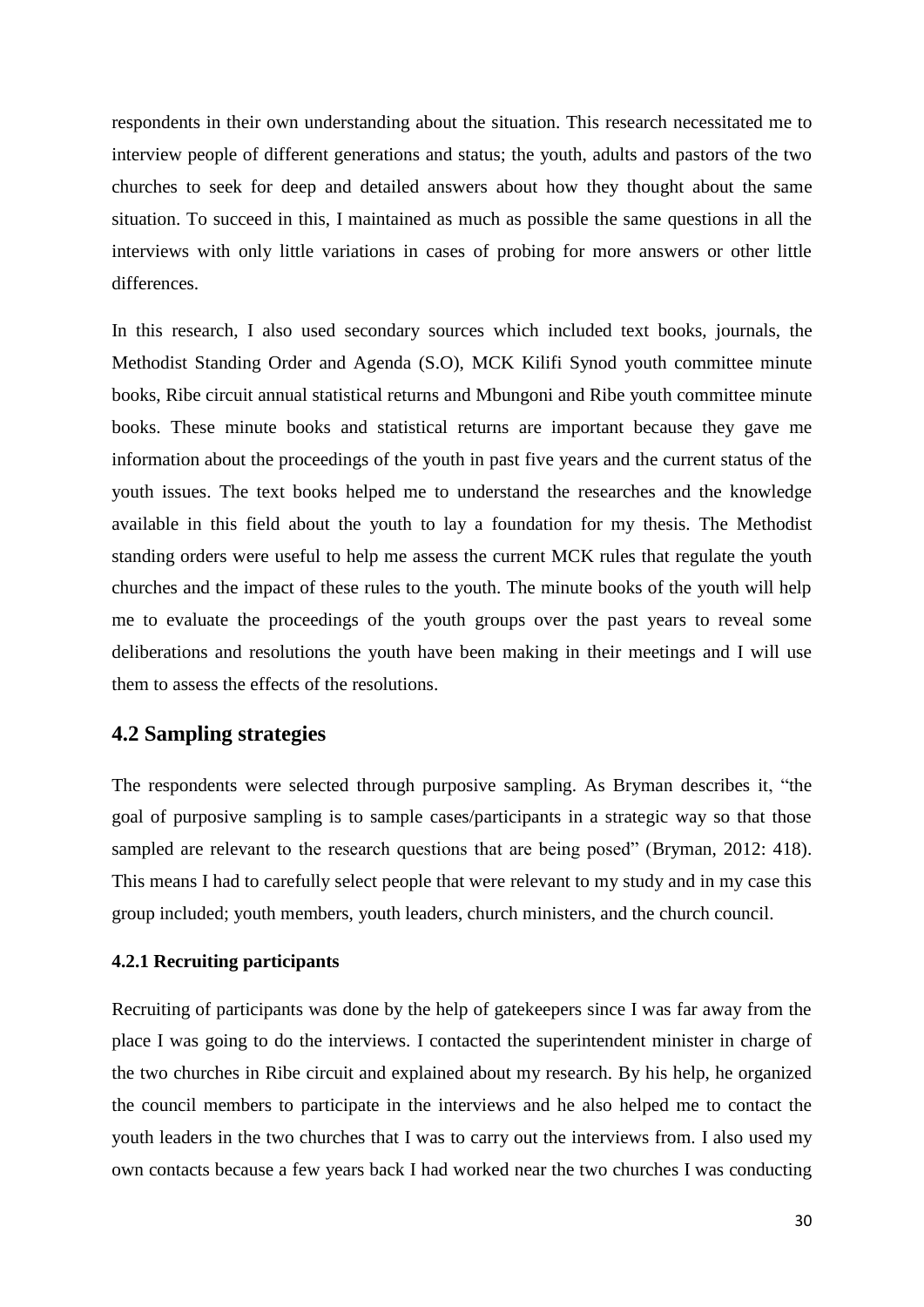respondents in their own understanding about the situation. This research necessitated me to interview people of different generations and status; the youth, adults and pastors of the two churches to seek for deep and detailed answers about how they thought about the same situation. To succeed in this, I maintained as much as possible the same questions in all the interviews with only little variations in cases of probing for more answers or other little differences.

In this research, I also used secondary sources which included text books, journals, the Methodist Standing Order and Agenda (S.O), MCK Kilifi Synod youth committee minute books, Ribe circuit annual statistical returns and Mbungoni and Ribe youth committee minute books. These minute books and statistical returns are important because they gave me information about the proceedings of the youth in past five years and the current status of the youth issues. The text books helped me to understand the researches and the knowledge available in this field about the youth to lay a foundation for my thesis. The Methodist standing orders were useful to help me assess the current MCK rules that regulate the youth churches and the impact of these rules to the youth. The minute books of the youth will help me to evaluate the proceedings of the youth groups over the past years to reveal some deliberations and resolutions the youth have been making in their meetings and I will use them to assess the effects of the resolutions.

## 4.2 Sampling strategies

The respondents were selected through purposive sampling. As Bryman describes it, "the goal of purposive sampling is to sample cases/participants in a strategic way so that those sampled are relevant to the research questions that are being posed" (Bryman, 2012: 418). This means I had to carefully select people that were relevant to my study and in my case this group included; youth members, youth leaders, church ministers, and the church council.

### 4.2.1 Recruiting participants

Recruiting of participants was done by the help of gatekeepers since I was far away from the place I was going to do the interviews. I contacted the superintendent minister in charge of the two churches in Ribe circuit and explained about my research. By his help, he organized the council members to participate in the interviews and he also helped me to contact the youth leaders in the two churches that I was to carry out the interviews from. I also used my own contacts because a few years back I had worked near the two churches I was conducting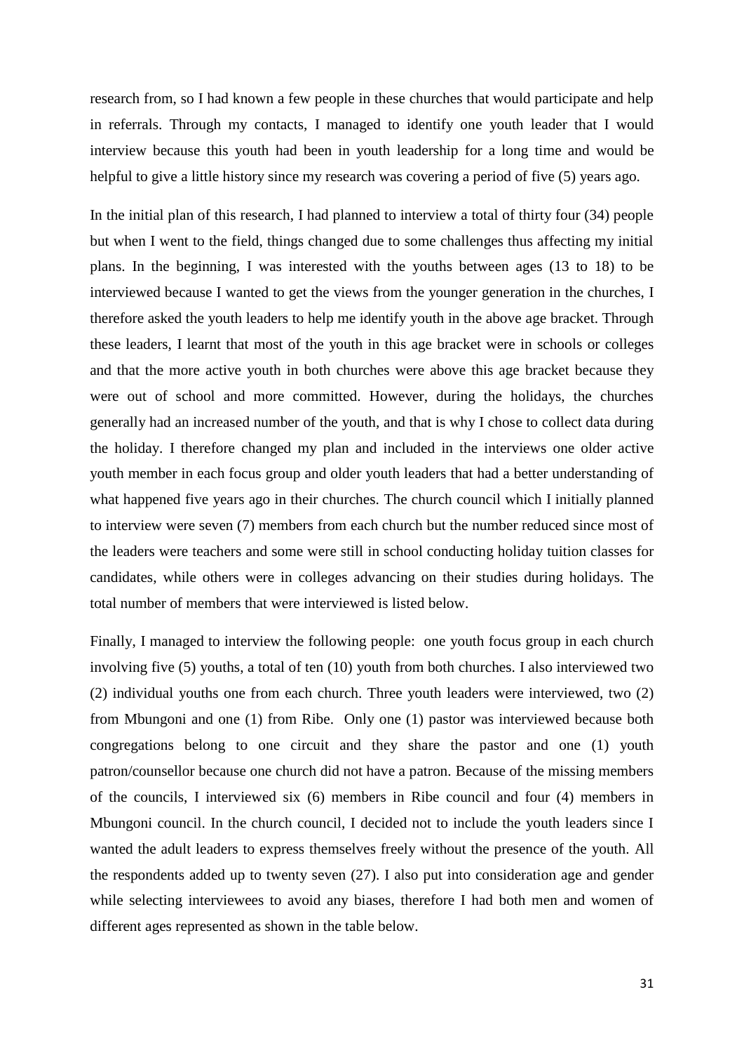research from, so I had known a few people in these churches that would participate and help in referrals. Through my contacts, I managed to identify one youth leader that I would interview because this youth had been in youth leadership for a long time and would be helpful to give a little history since my research was covering a period of five (5) years ago.

In the initial plan of this research, I had planned to interview a total of thirty four (34) people but when I went to the field, things changed due to some challenges thus affecting my initial plans. In the beginning, I was interested with the youths between ages (13 to 18) to be interviewed because I wanted to get the views from the younger generation in the churches, I therefore asked the youth leaders to help me identify youth in the above age bracket. Through these leaders, I learnt that most of the youth in this age bracket were in schools or colleges and that the more active youth in both churches were above this age bracket because they were out of school and more committed. However, during the holidays, the churches generally had an increased number of the youth, and that is why I chose to collect data during the holiday. I therefore changed my plan and included in the interviews one older active youth member in each focus group and older youth leaders that had a better understanding of what happened five years ago in their churches. The church council which I initially planned to interview were seven (7) members from each church but the number reduced since most of the leaders were teachers and some were still in school conducting holiday tuition classes for candidates, while others were in colleges advancing on their studies during holidays. The total number of members that were interviewed is listed below.

Finally, I managed to interview the following people: one youth focus group in each church involving five (5) youths, a total of ten (10) youth from both churches. I also interviewed two (2) individual youths one from each church. Three youth leaders were interviewed, two (2) from Mbungoni and one (1) from Ribe. Only one (1) pastor was interviewed because both congregations belong to one circuit and they share the pastor and one (1) youth patron/counsellor because one church did not have a patron. Because of the missing members of the councils, I interviewed six (6) members in Ribe council and four (4) members in Mbungoni council. In the church council, I decided not to include the youth leaders since I wanted the adult leaders to express themselves freely without the presence of the youth. All the respondents added up to twenty seven (27). I also put into consideration age and gender while selecting interviewees to avoid any biases, therefore I had both men and women of different ages represented as shown in the table below.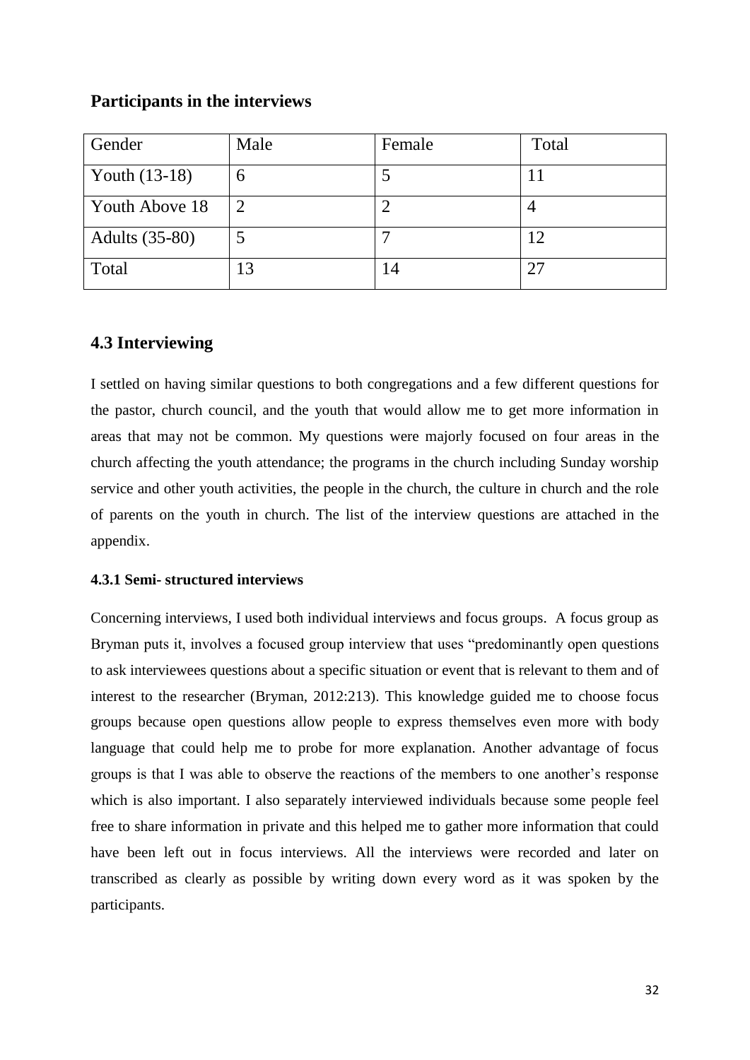## Participants in the interviews

| Gender | Male | Female | Total |
|---|---|---|---|
| Youth (13-18) | 6 | 5 | 11 |
| Youth Above 18 | 2 | 2 | 4 |
| Adults (35-80) | 5 | 7 | 12 |
| Total | 13 | 14 | 27 |

## 4.3 Interviewing

I settled on having similar questions to both congregations and a few different questions for the pastor, church council, and the youth that would allow me to get more information in areas that may not be common. My questions were majorly focused on four areas in the church affecting the youth attendance; the programs in the church including Sunday worship service and other youth activities, the people in the church, the culture in church and the role of parents on the youth in church. The list of the interview questions are attached in the appendix.

### 4.3.1 Semi- structured interviews

Concerning interviews, I used both individual interviews and focus groups. A focus group as Bryman puts it, involves a focused group interview that uses "predominantly open questions to ask interviewees questions about a specific situation or event that is relevant to them and of interest to the researcher (Bryman, 2012:213). This knowledge guided me to choose focus groups because open questions allow people to express themselves even more with body language that could help me to probe for more explanation. Another advantage of focus groups is that I was able to observe the reactions of the members to one another's response which is also important. I also separately interviewed individuals because some people feel free to share information in private and this helped me to gather more information that could have been left out in focus interviews. All the interviews were recorded and later on transcribed as clearly as possible by writing down every word as it was spoken by the participants.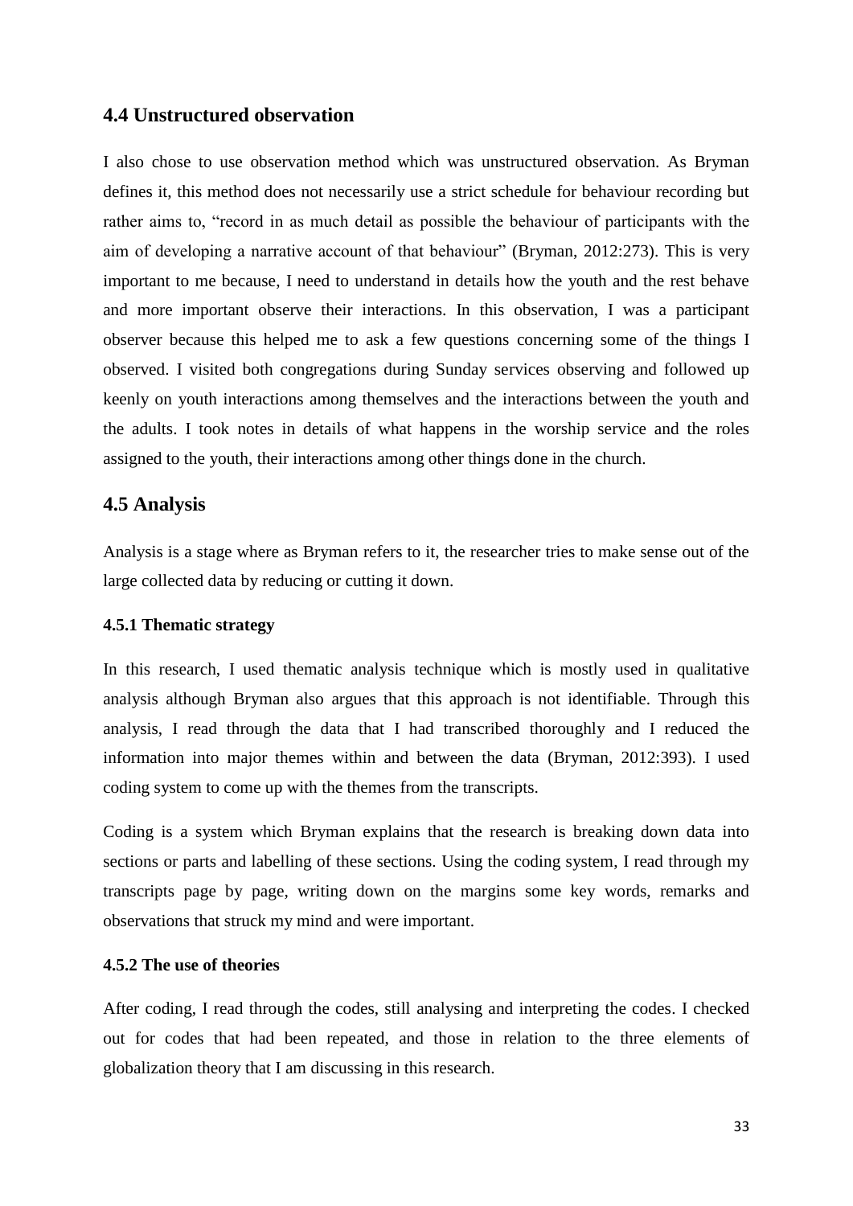## 4.4 Unstructured observation

I also chose to use observation method which was unstructured observation. As Bryman defines it, this method does not necessarily use a strict schedule for behaviour recording but rather aims to, "record in as much detail as possible the behaviour of participants with the aim of developing a narrative account of that behaviour" (Bryman, 2012:273). This is very important to me because, I need to understand in details how the youth and the rest behave and more important observe their interactions. In this observation, I was a participant observer because this helped me to ask a few questions concerning some of the things I observed. I visited both congregations during Sunday services observing and followed up keenly on youth interactions among themselves and the interactions between the youth and the adults. I took notes in details of what happens in the worship service and the roles assigned to the youth, their interactions among other things done in the church.

## 4.5 Analysis

Analysis is a stage where as Bryman refers to it, the researcher tries to make sense out of the large collected data by reducing or cutting it down.

### 4.5.1 Thematic strategy

In this research, I used thematic analysis technique which is mostly used in qualitative analysis although Bryman also argues that this approach is not identifiable. Through this analysis, I read through the data that I had transcribed thoroughly and I reduced the information into major themes within and between the data (Bryman, 2012:393). I used coding system to come up with the themes from the transcripts.

Coding is a system which Bryman explains that the research is breaking down data into sections or parts and labelling of these sections. Using the coding system, I read through my transcripts page by page, writing down on the margins some key words, remarks and observations that struck my mind and were important.

### 4.5.2 The use of theories

After coding, I read through the codes, still analysing and interpreting the codes. I checked out for codes that had been repeated, and those in relation to the three elements of globalization theory that I am discussing in this research.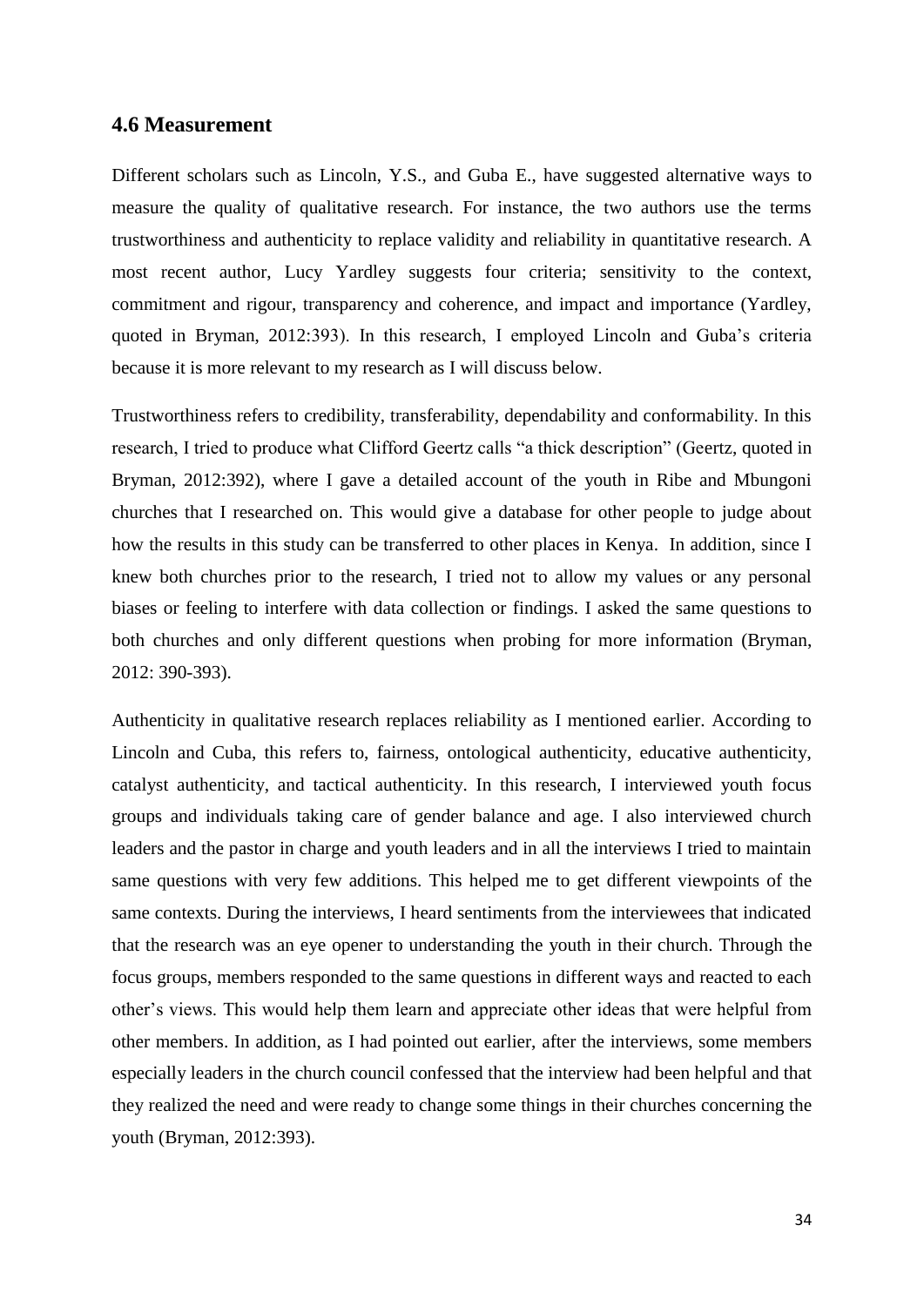## 4.6 Measurement

Different scholars such as Lincoln, Y.S., and Guba E., have suggested alternative ways to measure the quality of qualitative research. For instance, the two authors use the terms trustworthiness and authenticity to replace validity and reliability in quantitative research. A most recent author, Lucy Yardley suggests four criteria; sensitivity to the context, commitment and rigour, transparency and coherence, and impact and importance (Yardley, quoted in Bryman, 2012:393). In this research, I employed Lincoln and Guba's criteria because it is more relevant to my research as I will discuss below.

Trustworthiness refers to credibility, transferability, dependability and conformability. In this research, I tried to produce what Clifford Geertz calls "a thick description" (Geertz, quoted in Bryman, 2012:392), where I gave a detailed account of the youth in Ribe and Mbungoni churches that I researched on. This would give a database for other people to judge about how the results in this study can be transferred to other places in Kenya. In addition, since I knew both churches prior to the research, I tried not to allow my values or any personal biases or feeling to interfere with data collection or findings. I asked the same questions to both churches and only different questions when probing for more information (Bryman, 2012: 390-393).

Authenticity in qualitative research replaces reliability as I mentioned earlier. According to Lincoln and Cuba, this refers to, fairness, ontological authenticity, educative authenticity, catalyst authenticity, and tactical authenticity. In this research, I interviewed youth focus groups and individuals taking care of gender balance and age. I also interviewed church leaders and the pastor in charge and youth leaders and in all the interviews I tried to maintain same questions with very few additions. This helped me to get different viewpoints of the same contexts. During the interviews, I heard sentiments from the interviewees that indicated that the research was an eye opener to understanding the youth in their church. Through the focus groups, members responded to the same questions in different ways and reacted to each other's views. This would help them learn and appreciate other ideas that were helpful from other members. In addition, as I had pointed out earlier, after the interviews, some members especially leaders in the church council confessed that the interview had been helpful and that they realized the need and were ready to change some things in their churches concerning the youth (Bryman, 2012:393).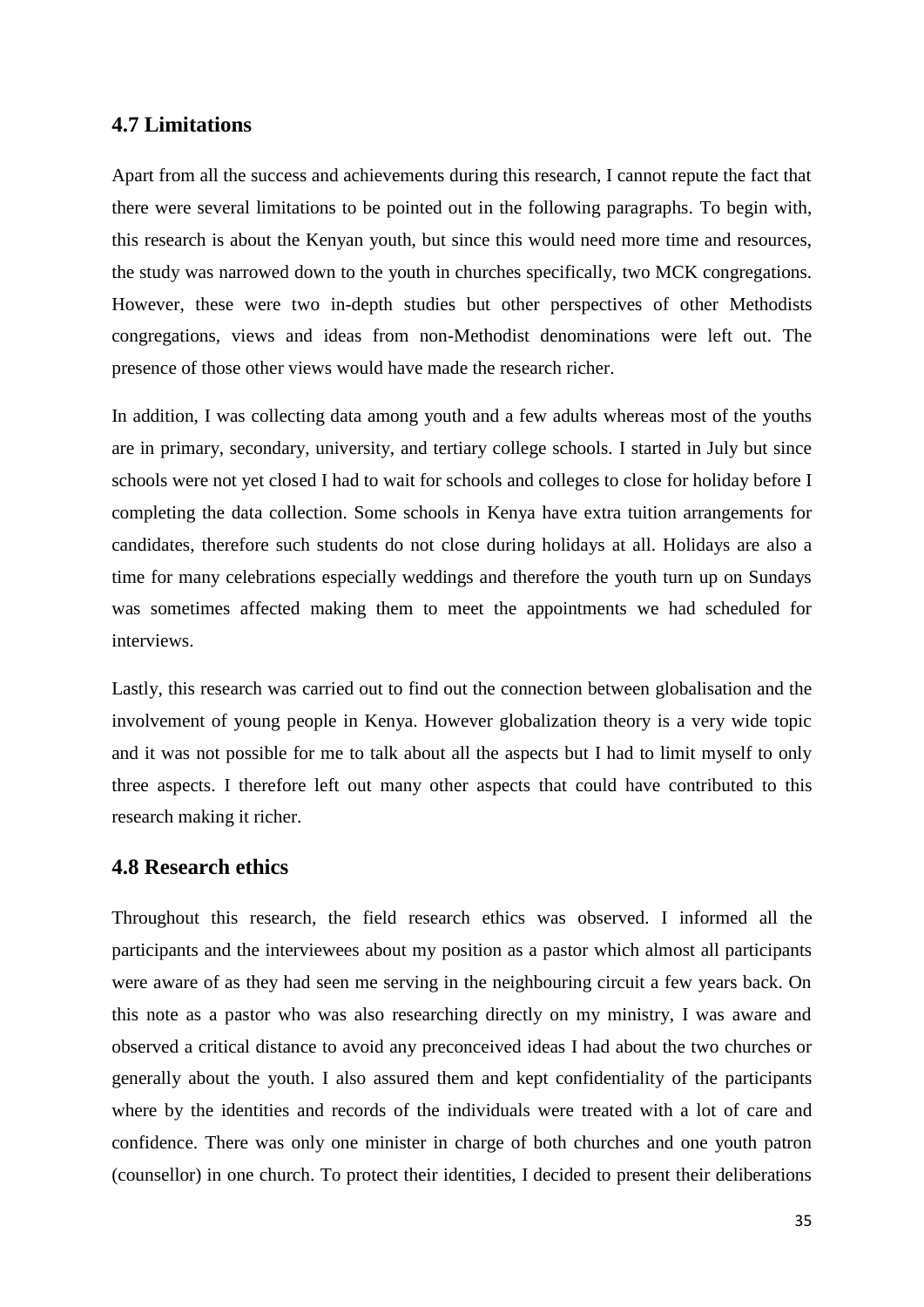## 4.7 Limitations

Apart from all the success and achievements during this research, I cannot repute the fact that there were several limitations to be pointed out in the following paragraphs. To begin with, this research is about the Kenyan youth, but since this would need more time and resources, the study was narrowed down to the youth in churches specifically, two MCK congregations. However, these were two in-depth studies but other perspectives of other Methodists congregations, views and ideas from non-Methodist denominations were left out. The presence of those other views would have made the research richer.

In addition, I was collecting data among youth and a few adults whereas most of the youths are in primary, secondary, university, and tertiary college schools. I started in July but since schools were not yet closed I had to wait for schools and colleges to close for holiday before I completing the data collection. Some schools in Kenya have extra tuition arrangements for candidates, therefore such students do not close during holidays at all. Holidays are also a time for many celebrations especially weddings and therefore the youth turn up on Sundays was sometimes affected making them to meet the appointments we had scheduled for interviews.

Lastly, this research was carried out to find out the connection between globalisation and the involvement of young people in Kenya. However globalization theory is a very wide topic and it was not possible for me to talk about all the aspects but I had to limit myself to only three aspects. I therefore left out many other aspects that could have contributed to this research making it richer.

## 4.8 Research ethics

Throughout this research, the field research ethics was observed. I informed all the participants and the interviewees about my position as a pastor which almost all participants were aware of as they had seen me serving in the neighbouring circuit a few years back. On this note as a pastor who was also researching directly on my ministry, I was aware and observed a critical distance to avoid any preconceived ideas I had about the two churches or generally about the youth. I also assured them and kept confidentiality of the participants where by the identities and records of the individuals were treated with a lot of care and confidence. There was only one minister in charge of both churches and one youth patron (counsellor) in one church. To protect their identities, I decided to present their deliberations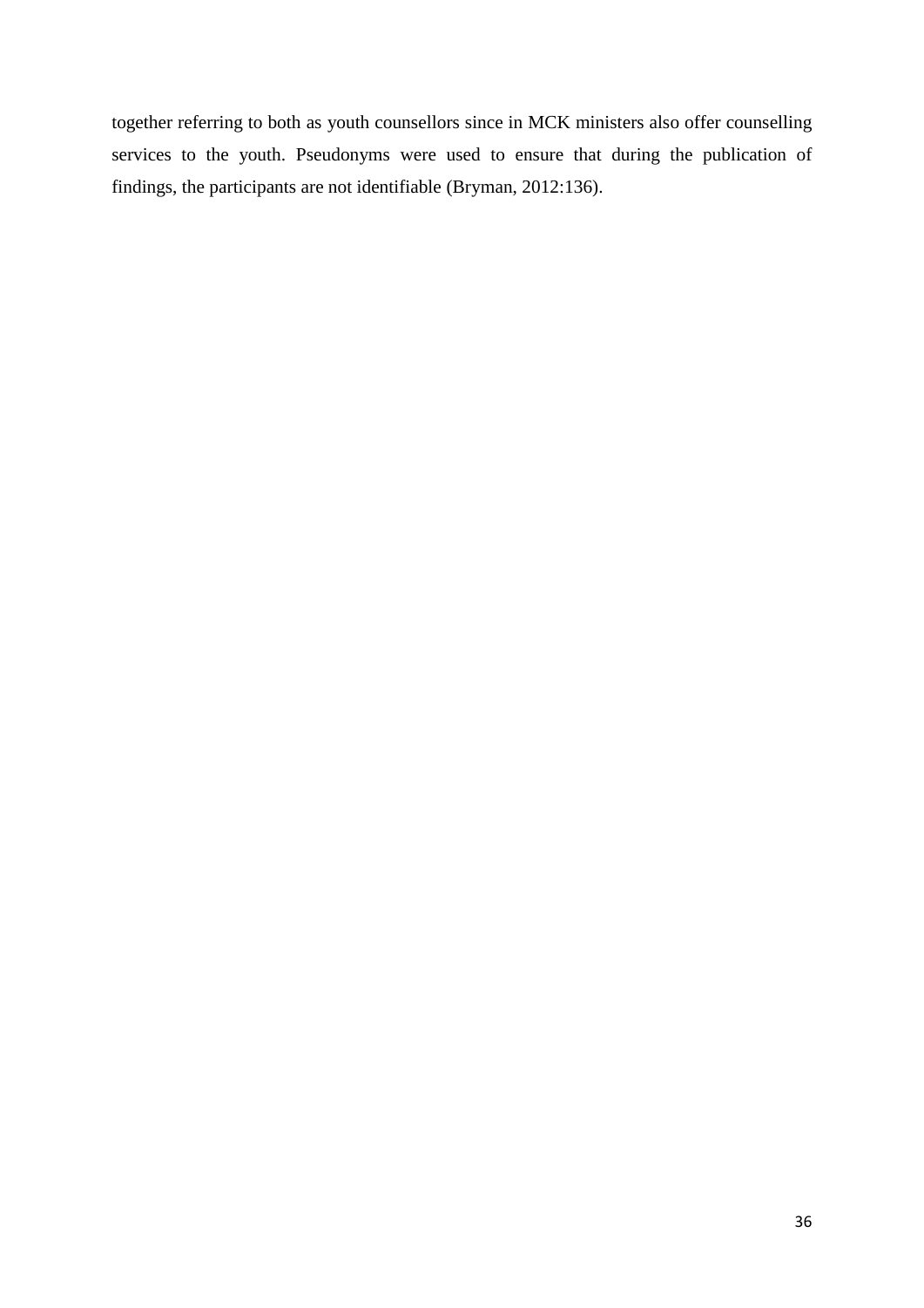together referring to both as youth counsellors since in MCK ministers also offer counselling services to the youth. Pseudonyms were used to ensure that during the publication of findings, the participants are not identifiable (Bryman, 2012:136).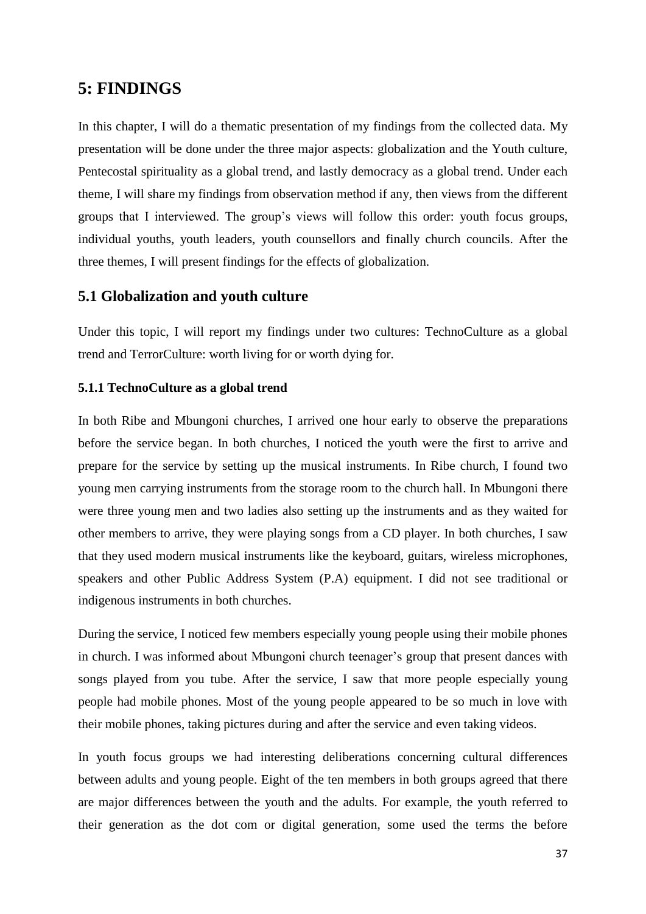# 5: FINDINGS

In this chapter, I will do a thematic presentation of my findings from the collected data. My presentation will be done under the three major aspects: globalization and the Youth culture, Pentecostal spirituality as a global trend, and lastly democracy as a global trend. Under each theme, I will share my findings from observation method if any, then views from the different groups that I interviewed. The group's views will follow this order: youth focus groups, individual youths, youth leaders, youth counsellors and finally church councils. After the three themes, I will present findings for the effects of globalization.

## 5.1 Globalization and youth culture

Under this topic, I will report my findings under two cultures: TechnoCulture as a global trend and TerrorCulture: worth living for or worth dying for.

### 5.1.1 TechnoCulture as a global trend

In both Ribe and Mbungoni churches, I arrived one hour early to observe the preparations before the service began. In both churches, I noticed the youth were the first to arrive and prepare for the service by setting up the musical instruments. In Ribe church, I found two young men carrying instruments from the storage room to the church hall. In Mbungoni there were three young men and two ladies also setting up the instruments and as they waited for other members to arrive, they were playing songs from a CD player. In both churches, I saw that they used modern musical instruments like the keyboard, guitars, wireless microphones, speakers and other Public Address System (P.A) equipment. I did not see traditional or indigenous instruments in both churches.

During the service, I noticed few members especially young people using their mobile phones in church. I was informed about Mbungoni church teenager's group that present dances with songs played from you tube. After the service, I saw that more people especially young people had mobile phones. Most of the young people appeared to be so much in love with their mobile phones, taking pictures during and after the service and even taking videos.

In youth focus groups we had interesting deliberations concerning cultural differences between adults and young people. Eight of the ten members in both groups agreed that there are major differences between the youth and the adults. For example, the youth referred to their generation as the dot com or digital generation, some used the terms the before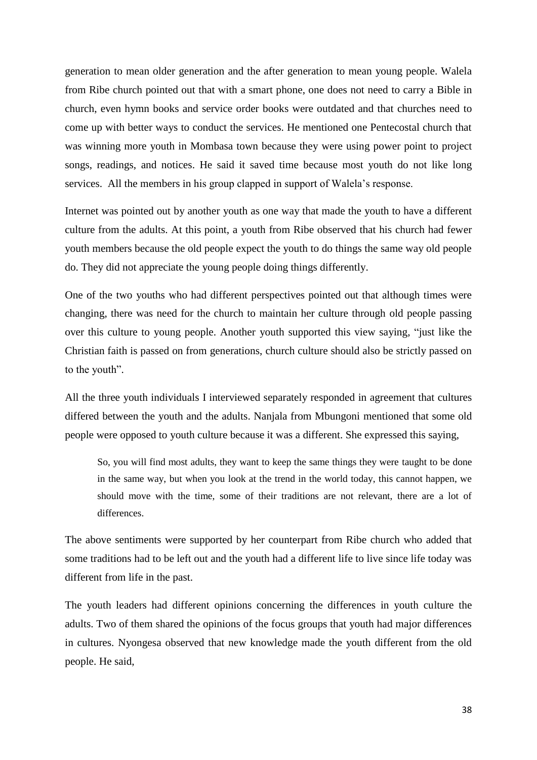generation to mean older generation and the after generation to mean young people. Walela from Ribe church pointed out that with a smart phone, one does not need to carry a Bible in church, even hymn books and service order books were outdated and that churches need to come up with better ways to conduct the services. He mentioned one Pentecostal church that was winning more youth in Mombasa town because they were using power point to project songs, readings, and notices. He said it saved time because most youth do not like long services. All the members in his group clapped in support of Walela's response.

Internet was pointed out by another youth as one way that made the youth to have a different culture from the adults. At this point, a youth from Ribe observed that his church had fewer youth members because the old people expect the youth to do things the same way old people do. They did not appreciate the young people doing things differently.

One of the two youths who had different perspectives pointed out that although times were changing, there was need for the church to maintain her culture through old people passing over this culture to young people. Another youth supported this view saying, "just like the Christian faith is passed on from generations, church culture should also be strictly passed on to the youth".

All the three youth individuals I interviewed separately responded in agreement that cultures differed between the youth and the adults. Nanjala from Mbungoni mentioned that some old people were opposed to youth culture because it was a different. She expressed this saying,

> So, you will find most adults, they want to keep the same things they were taught to be done in the same way, but when you look at the trend in the world today, this cannot happen, we should move with the time, some of their traditions are not relevant, there are a lot of differences.

The above sentiments were supported by her counterpart from Ribe church who added that some traditions had to be left out and the youth had a different life to live since life today was different from life in the past.

The youth leaders had different opinions concerning the differences in youth culture the adults. Two of them shared the opinions of the focus groups that youth had major differences in cultures. Nyongesa observed that new knowledge made the youth different from the old people. He said,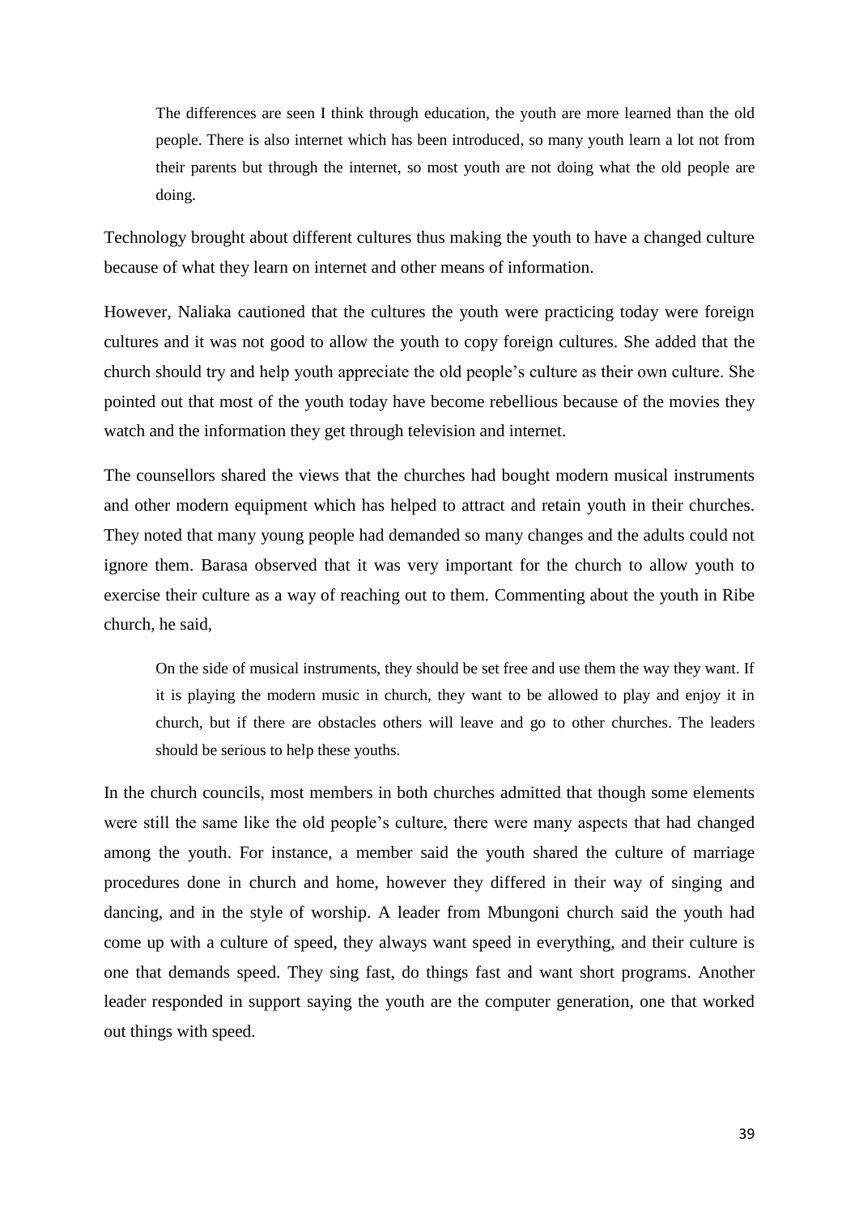> The differences are seen I think through education, the youth are more learned than the old people. There is also internet which has been introduced, so many youth learn a lot not from their parents but through the internet, so most youth are not doing what the old people are doing.

Technology brought about different cultures thus making the youth to have a changed culture because of what they learn on internet and other means of information.

However, Naliaka cautioned that the cultures the youth were practicing today were foreign cultures and it was not good to allow the youth to copy foreign cultures. She added that the church should try and help youth appreciate the old people's culture as their own culture. She pointed out that most of the youth today have become rebellious because of the movies they watch and the information they get through television and internet.

The counsellors shared the views that the churches had bought modern musical instruments and other modern equipment which has helped to attract and retain youth in their churches. They noted that many young people had demanded so many changes and the adults could not ignore them. Barasa observed that it was very important for the church to allow youth to exercise their culture as a way of reaching out to them. Commenting about the youth in Ribe church, he said,

> On the side of musical instruments, they should be set free and use them the way they want. If it is playing the modern music in church, they want to be allowed to play and enjoy it in church, but if there are obstacles others will leave and go to other churches. The leaders should be serious to help these youths.

In the church councils, most members in both churches admitted that though some elements were still the same like the old people's culture, there were many aspects that had changed among the youth. For instance, a member said the youth shared the culture of marriage procedures done in church and home, however they differed in their way of singing and dancing, and in the style of worship. A leader from Mbungoni church said the youth had come up with a culture of speed, they always want speed in everything, and their culture is one that demands speed. They sing fast, do things fast and want short programs. Another leader responded in support saying the youth are the computer generation, one that worked out things with speed.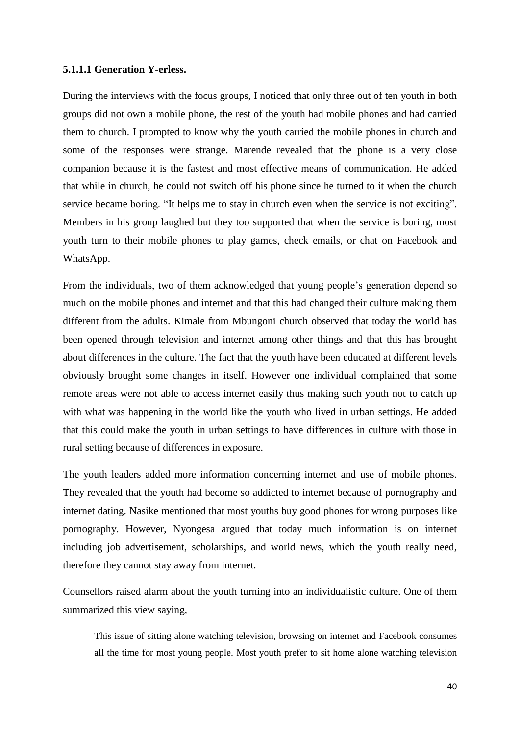#### 5.1.1.1 Generation Y-erless.

During the interviews with the focus groups, I noticed that only three out of ten youth in both groups did not own a mobile phone, the rest of the youth had mobile phones and had carried them to church. I prompted to know why the youth carried the mobile phones in church and some of the responses were strange. Marende revealed that the phone is a very close companion because it is the fastest and most effective means of communication. He added that while in church, he could not switch off his phone since he turned to it when the church service became boring. "It helps me to stay in church even when the service is not exciting". Members in his group laughed but they too supported that when the service is boring, most youth turn to their mobile phones to play games, check emails, or chat on Facebook and WhatsApp.

From the individuals, two of them acknowledged that young people's generation depend so much on the mobile phones and internet and that this had changed their culture making them different from the adults. Kimale from Mbungoni church observed that today the world has been opened through television and internet among other things and that this has brought about differences in the culture. The fact that the youth have been educated at different levels obviously brought some changes in itself. However one individual complained that some remote areas were not able to access internet easily thus making such youth not to catch up with what was happening in the world like the youth who lived in urban settings. He added that this could make the youth in urban settings to have differences in culture with those in rural setting because of differences in exposure.

The youth leaders added more information concerning internet and use of mobile phones. They revealed that the youth had become so addicted to internet because of pornography and internet dating. Nasike mentioned that most youths buy good phones for wrong purposes like pornography. However, Nyongesa argued that today much information is on internet including job advertisement, scholarships, and world news, which the youth really need, therefore they cannot stay away from internet.

Counsellors raised alarm about the youth turning into an individualistic culture. One of them summarized this view saying,

> This issue of sitting alone watching television, browsing on internet and Facebook consumes all the time for most young people. Most youth prefer to sit home alone watching television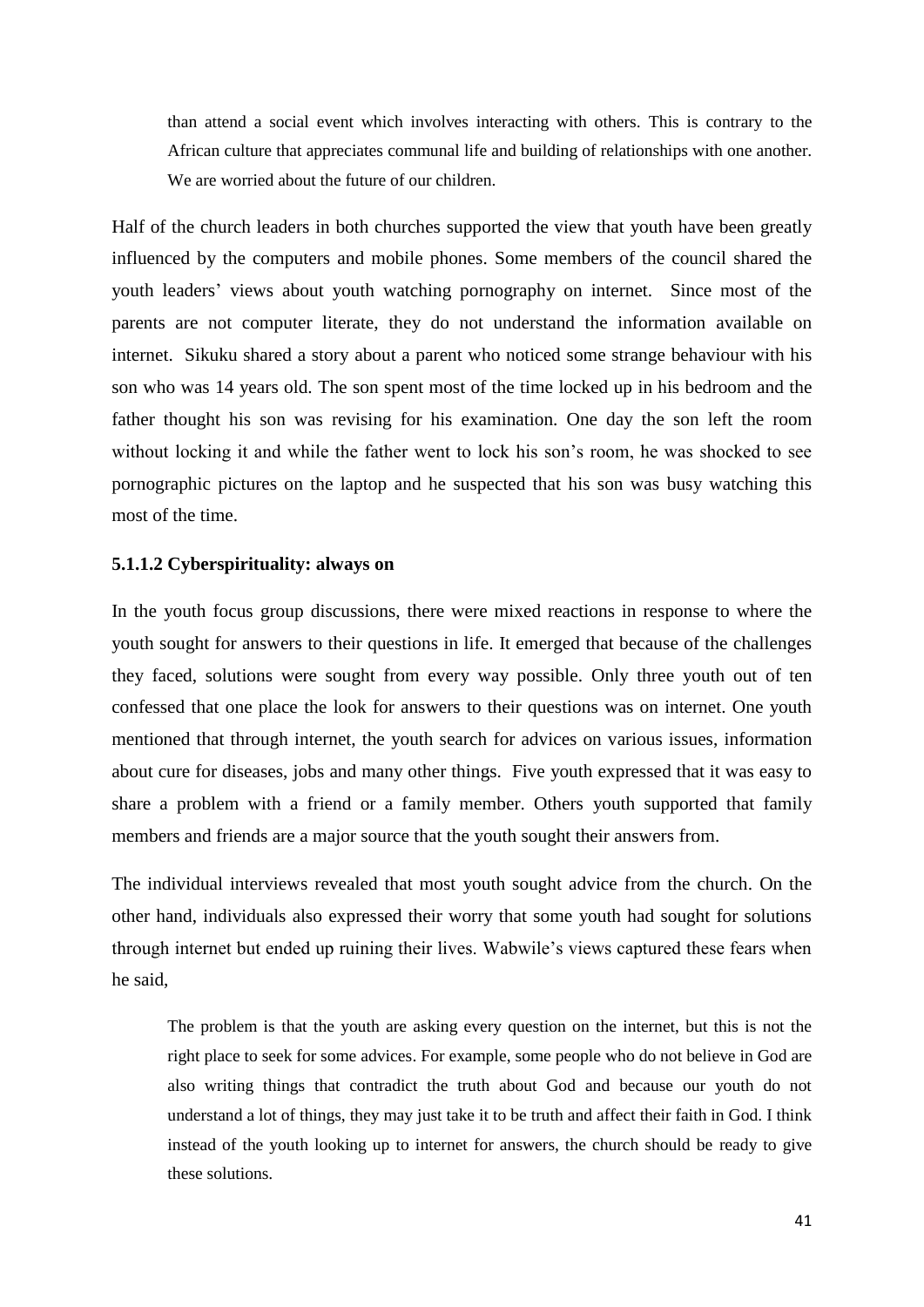> than attend a social event which involves interacting with others. This is contrary to the African culture that appreciates communal life and building of relationships with one another. We are worried about the future of our children.

Half of the church leaders in both churches supported the view that youth have been greatly influenced by the computers and mobile phones. Some members of the council shared the youth leaders' views about youth watching pornography on internet. Since most of the parents are not computer literate, they do not understand the information available on internet. Sikuku shared a story about a parent who noticed some strange behaviour with his son who was 14 years old. The son spent most of the time locked up in his bedroom and the father thought his son was revising for his examination. One day the son left the room without locking it and while the father went to lock his son's room, he was shocked to see pornographic pictures on the laptop and he suspected that his son was busy watching this most of the time.

#### 5.1.1.2 Cyberspirituality: always on

In the youth focus group discussions, there were mixed reactions in response to where the youth sought for answers to their questions in life. It emerged that because of the challenges they faced, solutions were sought from every way possible. Only three youth out of ten confessed that one place the look for answers to their questions was on internet. One youth mentioned that through internet, the youth search for advices on various issues, information about cure for diseases, jobs and many other things. Five youth expressed that it was easy to share a problem with a friend or a family member. Others youth supported that family members and friends are a major source that the youth sought their answers from.

The individual interviews revealed that most youth sought advice from the church. On the other hand, individuals also expressed their worry that some youth had sought for solutions through internet but ended up ruining their lives. Wabwile's views captured these fears when he said,

> The problem is that the youth are asking every question on the internet, but this is not the right place to seek for some advices. For example, some people who do not believe in God are also writing things that contradict the truth about God and because our youth do not understand a lot of things, they may just take it to be truth and affect their faith in God. I think instead of the youth looking up to internet for answers, the church should be ready to give these solutions.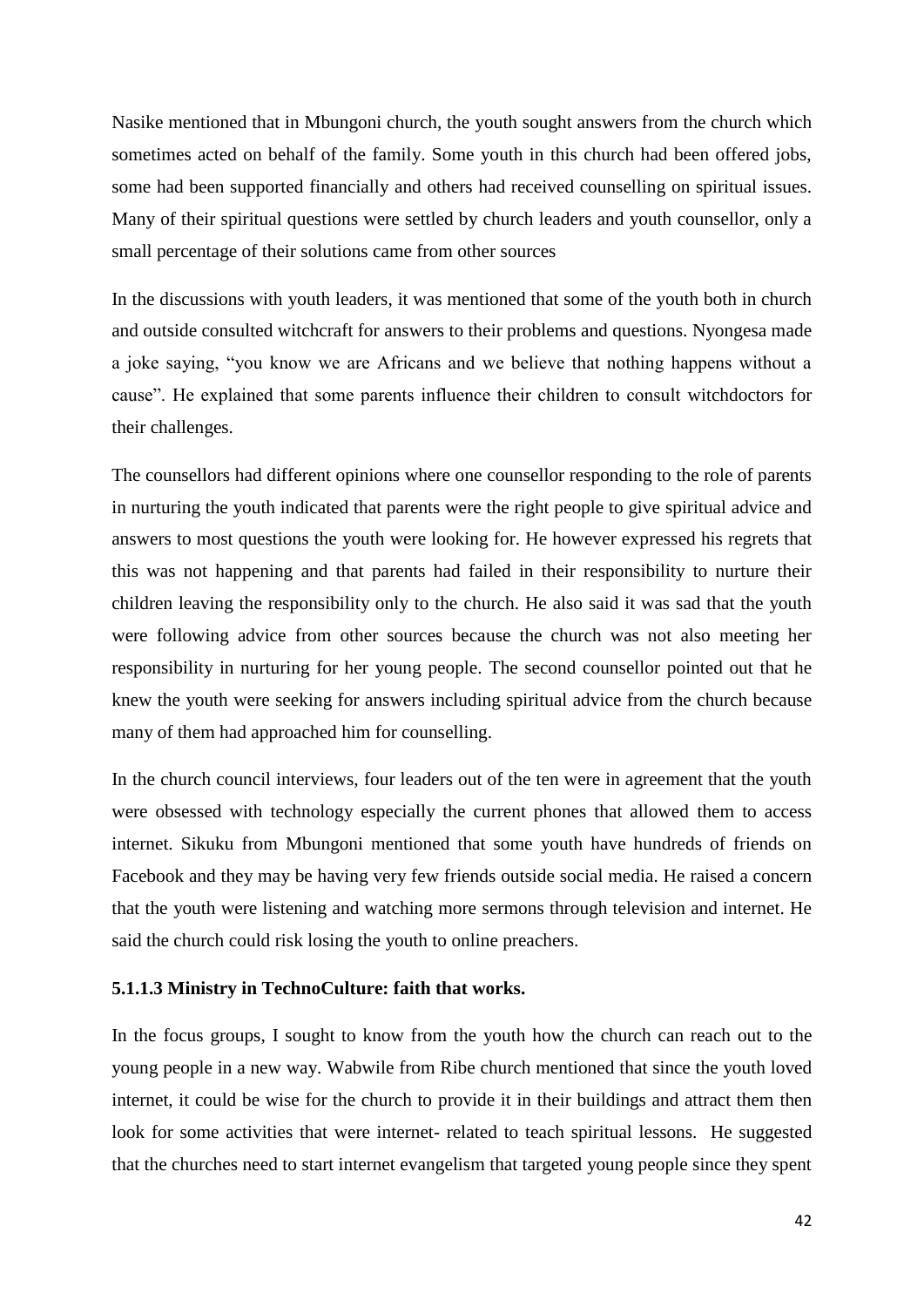Nasike mentioned that in Mbungoni church, the youth sought answers from the church which sometimes acted on behalf of the family. Some youth in this church had been offered jobs, some had been supported financially and others had received counselling on spiritual issues. Many of their spiritual questions were settled by church leaders and youth counsellor, only a small percentage of their solutions came from other sources

In the discussions with youth leaders, it was mentioned that some of the youth both in church and outside consulted witchcraft for answers to their problems and questions. Nyongesa made a joke saying, "you know we are Africans and we believe that nothing happens without a cause". He explained that some parents influence their children to consult witchdoctors for their challenges.

The counsellors had different opinions where one counsellor responding to the role of parents in nurturing the youth indicated that parents were the right people to give spiritual advice and answers to most questions the youth were looking for. He however expressed his regrets that this was not happening and that parents had failed in their responsibility to nurture their children leaving the responsibility only to the church. He also said it was sad that the youth were following advice from other sources because the church was not also meeting her responsibility in nurturing for her young people. The second counsellor pointed out that he knew the youth were seeking for answers including spiritual advice from the church because many of them had approached him for counselling.

In the church council interviews, four leaders out of the ten were in agreement that the youth were obsessed with technology especially the current phones that allowed them to access internet. Sikuku from Mbungoni mentioned that some youth have hundreds of friends on Facebook and they may be having very few friends outside social media. He raised a concern that the youth were listening and watching more sermons through television and internet. He said the church could risk losing the youth to online preachers.

#### 5.1.1.3 Ministry in TechnoCulture: faith that works.

In the focus groups, I sought to know from the youth how the church can reach out to the young people in a new way. Wabwile from Ribe church mentioned that since the youth loved internet, it could be wise for the church to provide it in their buildings and attract them then look for some activities that were internet- related to teach spiritual lessons. He suggested that the churches need to start internet evangelism that targeted young people since they spent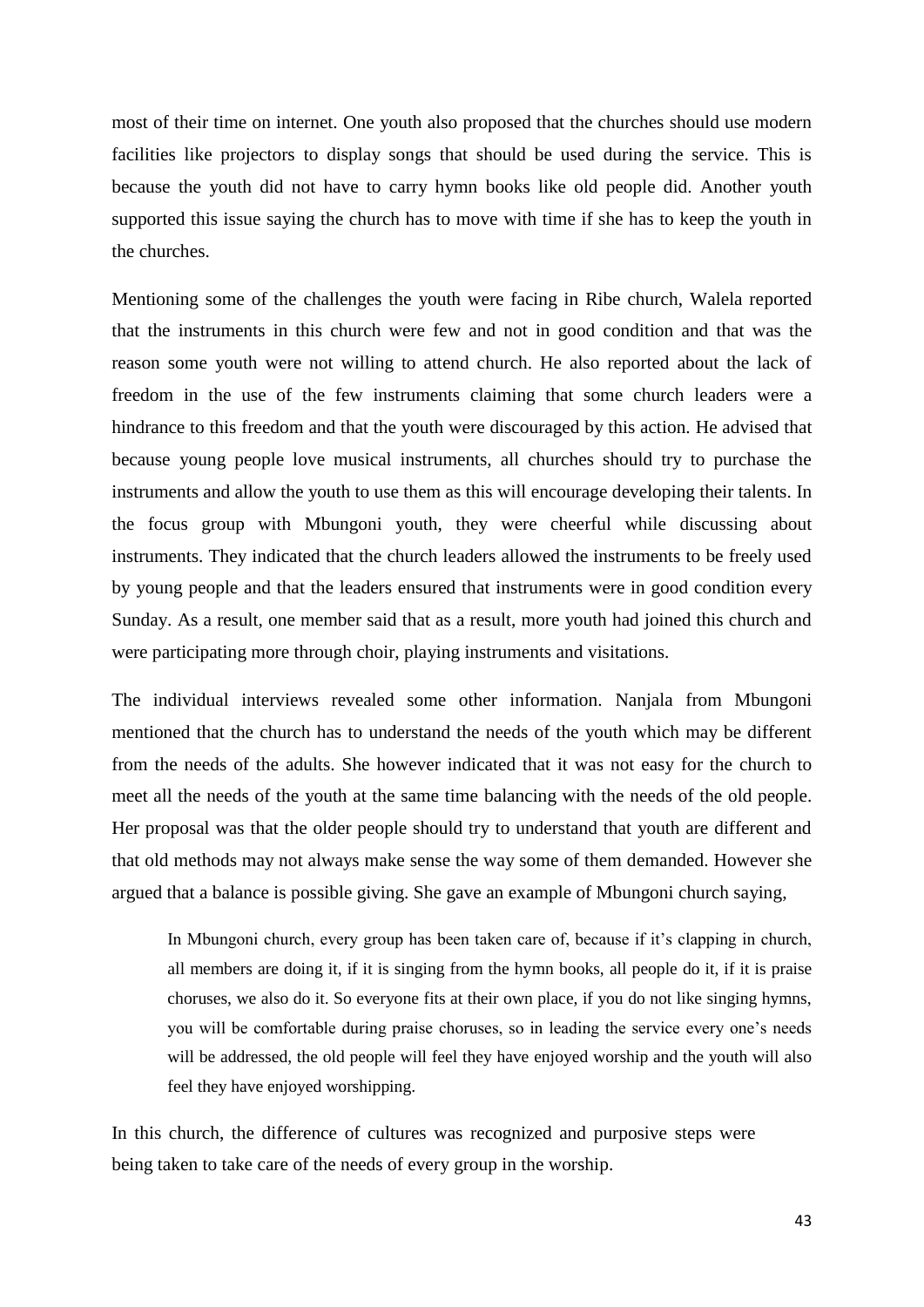most of their time on internet. One youth also proposed that the churches should use modern facilities like projectors to display songs that should be used during the service. This is because the youth did not have to carry hymn books like old people did. Another youth supported this issue saying the church has to move with time if she has to keep the youth in the churches.

Mentioning some of the challenges the youth were facing in Ribe church, Walela reported that the instruments in this church were few and not in good condition and that was the reason some youth were not willing to attend church. He also reported about the lack of freedom in the use of the few instruments claiming that some church leaders were a hindrance to this freedom and that the youth were discouraged by this action. He advised that because young people love musical instruments, all churches should try to purchase the instruments and allow the youth to use them as this will encourage developing their talents. In the focus group with Mbungoni youth, they were cheerful while discussing about instruments. They indicated that the church leaders allowed the instruments to be freely used by young people and that the leaders ensured that instruments were in good condition every Sunday. As a result, one member said that as a result, more youth had joined this church and were participating more through choir, playing instruments and visitations.

The individual interviews revealed some other information. Nanjala from Mbungoni mentioned that the church has to understand the needs of the youth which may be different from the needs of the adults. She however indicated that it was not easy for the church to meet all the needs of the youth at the same time balancing with the needs of the old people. Her proposal was that the older people should try to understand that youth are different and that old methods may not always make sense the way some of them demanded. However she argued that a balance is possible giving. She gave an example of Mbungoni church saying,

> In Mbungoni church, every group has been taken care of, because if it's clapping in church, all members are doing it, if it is singing from the hymn books, all people do it, if it is praise choruses, we also do it. So everyone fits at their own place, if you do not like singing hymns, you will be comfortable during praise choruses, so in leading the service every one's needs will be addressed, the old people will feel they have enjoyed worship and the youth will also feel they have enjoyed worshipping.

In this church, the difference of cultures was recognized and purposive steps were being taken to take care of the needs of every group in the worship.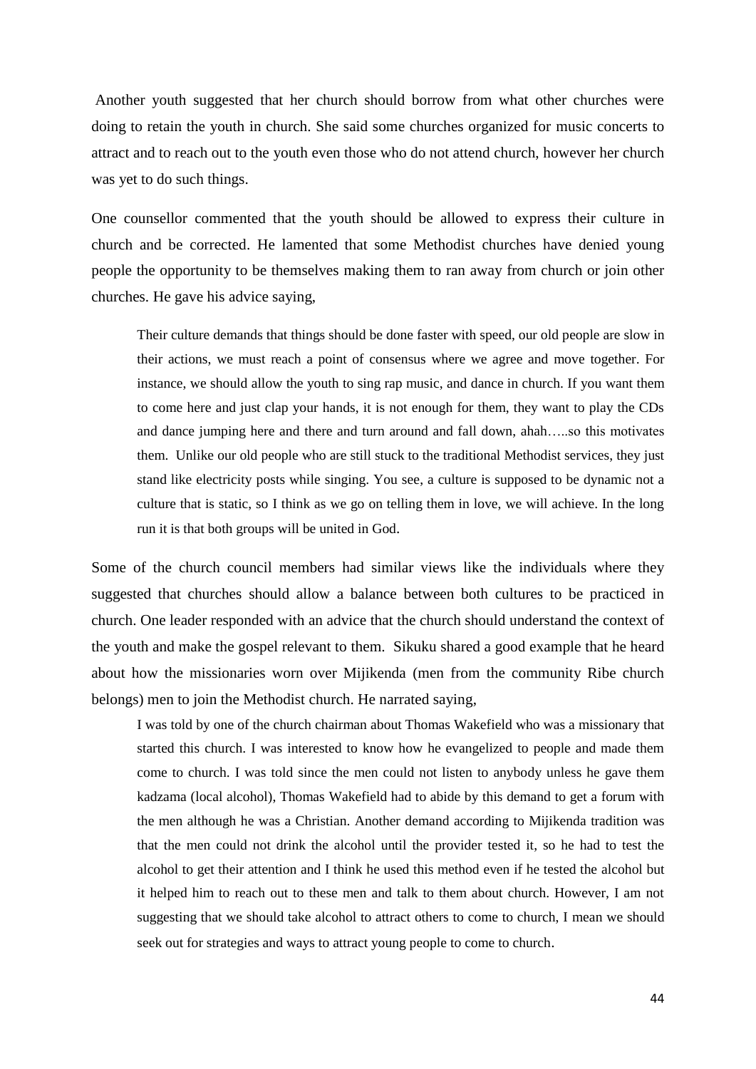Another youth suggested that her church should borrow from what other churches were doing to retain the youth in church. She said some churches organized for music concerts to attract and to reach out to the youth even those who do not attend church, however her church was yet to do such things.

One counsellor commented that the youth should be allowed to express their culture in church and be corrected. He lamented that some Methodist churches have denied young people the opportunity to be themselves making them to ran away from church or join other churches. He gave his advice saying,

> Their culture demands that things should be done faster with speed, our old people are slow in their actions, we must reach a point of consensus where we agree and move together. For instance, we should allow the youth to sing rap music, and dance in church. If you want them to come here and just clap your hands, it is not enough for them, they want to play the CDs and dance jumping here and there and turn around and fall down, ahah…..so this motivates them. Unlike our old people who are still stuck to the traditional Methodist services, they just stand like electricity posts while singing. You see, a culture is supposed to be dynamic not a culture that is static, so I think as we go on telling them in love, we will achieve. In the long run it is that both groups will be united in God.

Some of the church council members had similar views like the individuals where they suggested that churches should allow a balance between both cultures to be practiced in church. One leader responded with an advice that the church should understand the context of the youth and make the gospel relevant to them. Sikuku shared a good example that he heard about how the missionaries worn over Mijikenda (men from the community Ribe church belongs) men to join the Methodist church. He narrated saying,

> I was told by one of the church chairman about Thomas Wakefield who was a missionary that started this church. I was interested to know how he evangelized to people and made them come to church. I was told since the men could not listen to anybody unless he gave them kadzama (local alcohol), Thomas Wakefield had to abide by this demand to get a forum with the men although he was a Christian. Another demand according to Mijikenda tradition was that the men could not drink the alcohol until the provider tested it, so he had to test the alcohol to get their attention and I think he used this method even if he tested the alcohol but it helped him to reach out to these men and talk to them about church. However, I am not suggesting that we should take alcohol to attract others to come to church, I mean we should seek out for strategies and ways to attract young people to come to church.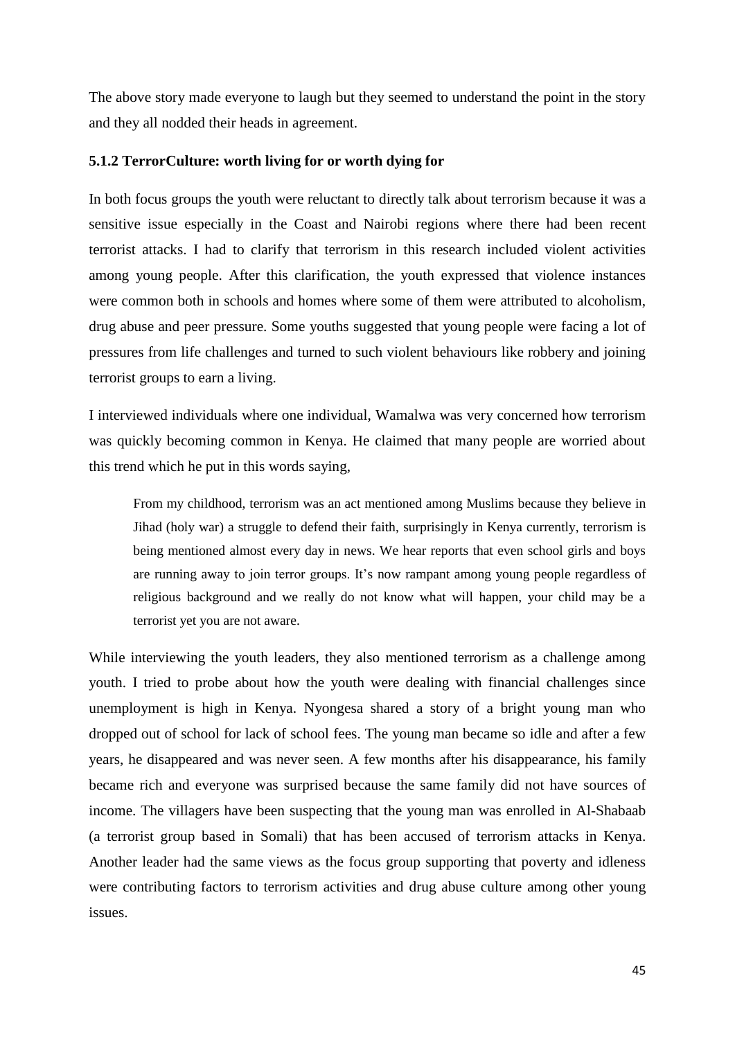The above story made everyone to laugh but they seemed to understand the point in the story and they all nodded their heads in agreement.

### 5.1.2 TerrorCulture: worth living for or worth dying for

In both focus groups the youth were reluctant to directly talk about terrorism because it was a sensitive issue especially in the Coast and Nairobi regions where there had been recent terrorist attacks. I had to clarify that terrorism in this research included violent activities among young people. After this clarification, the youth expressed that violence instances were common both in schools and homes where some of them were attributed to alcoholism, drug abuse and peer pressure. Some youths suggested that young people were facing a lot of pressures from life challenges and turned to such violent behaviours like robbery and joining terrorist groups to earn a living.

I interviewed individuals where one individual, Wamalwa was very concerned how terrorism was quickly becoming common in Kenya. He claimed that many people are worried about this trend which he put in this words saying,

> From my childhood, terrorism was an act mentioned among Muslims because they believe in Jihad (holy war) a struggle to defend their faith, surprisingly in Kenya currently, terrorism is being mentioned almost every day in news. We hear reports that even school girls and boys are running away to join terror groups. It's now rampant among young people regardless of religious background and we really do not know what will happen, your child may be a terrorist yet you are not aware.

While interviewing the youth leaders, they also mentioned terrorism as a challenge among youth. I tried to probe about how the youth were dealing with financial challenges since unemployment is high in Kenya. Nyongesa shared a story of a bright young man who dropped out of school for lack of school fees. The young man became so idle and after a few years, he disappeared and was never seen. A few months after his disappearance, his family became rich and everyone was surprised because the same family did not have sources of income. The villagers have been suspecting that the young man was enrolled in Al-Shabaab (a terrorist group based in Somali) that has been accused of terrorism attacks in Kenya. Another leader had the same views as the focus group supporting that poverty and idleness were contributing factors to terrorism activities and drug abuse culture among other young issues.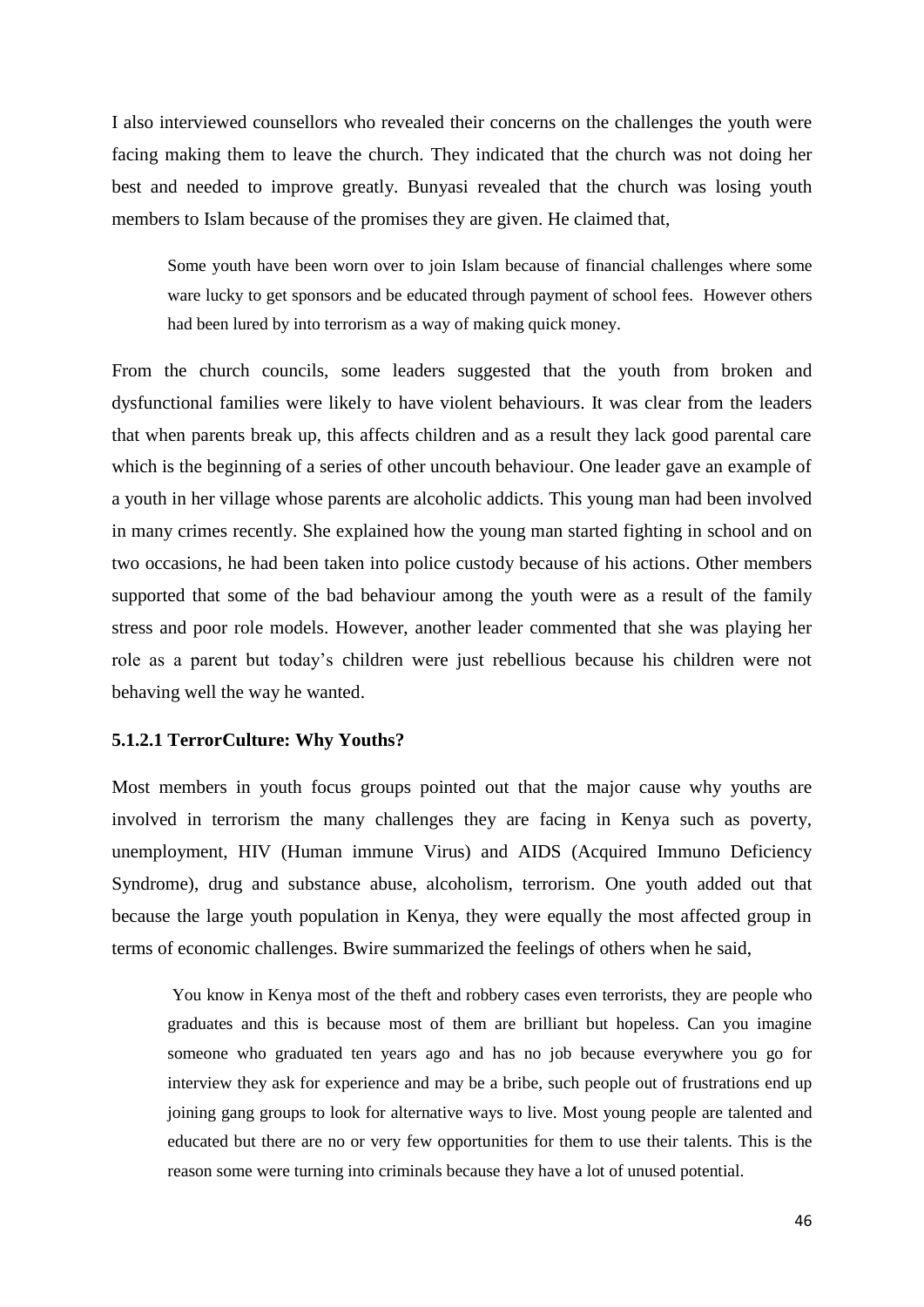I also interviewed counsellors who revealed their concerns on the challenges the youth were facing making them to leave the church. They indicated that the church was not doing her best and needed to improve greatly. Bunyasi revealed that the church was losing youth members to Islam because of the promises they are given. He claimed that,

> Some youth have been worn over to join Islam because of financial challenges where some ware lucky to get sponsors and be educated through payment of school fees. However others had been lured by into terrorism as a way of making quick money.

From the church councils, some leaders suggested that the youth from broken and dysfunctional families were likely to have violent behaviours. It was clear from the leaders that when parents break up, this affects children and as a result they lack good parental care which is the beginning of a series of other uncouth behaviour. One leader gave an example of a youth in her village whose parents are alcoholic addicts. This young man had been involved in many crimes recently. She explained how the young man started fighting in school and on two occasions, he had been taken into police custody because of his actions. Other members supported that some of the bad behaviour among the youth were as a result of the family stress and poor role models. However, another leader commented that she was playing her role as a parent but today's children were just rebellious because his children were not behaving well the way he wanted.

#### 5.1.2.1 TerrorCulture: Why Youths?

Most members in youth focus groups pointed out that the major cause why youths are involved in terrorism the many challenges they are facing in Kenya such as poverty, unemployment, HIV (Human immune Virus) and AIDS (Acquired Immuno Deficiency Syndrome), drug and substance abuse, alcoholism, terrorism. One youth added out that because the large youth population in Kenya, they were equally the most affected group in terms of economic challenges. Bwire summarized the feelings of others when he said,

> You know in Kenya most of the theft and robbery cases even terrorists, they are people who graduates and this is because most of them are brilliant but hopeless. Can you imagine someone who graduated ten years ago and has no job because everywhere you go for interview they ask for experience and may be a bribe, such people out of frustrations end up joining gang groups to look for alternative ways to live. Most young people are talented and educated but there are no or very few opportunities for them to use their talents. This is the reason some were turning into criminals because they have a lot of unused potential.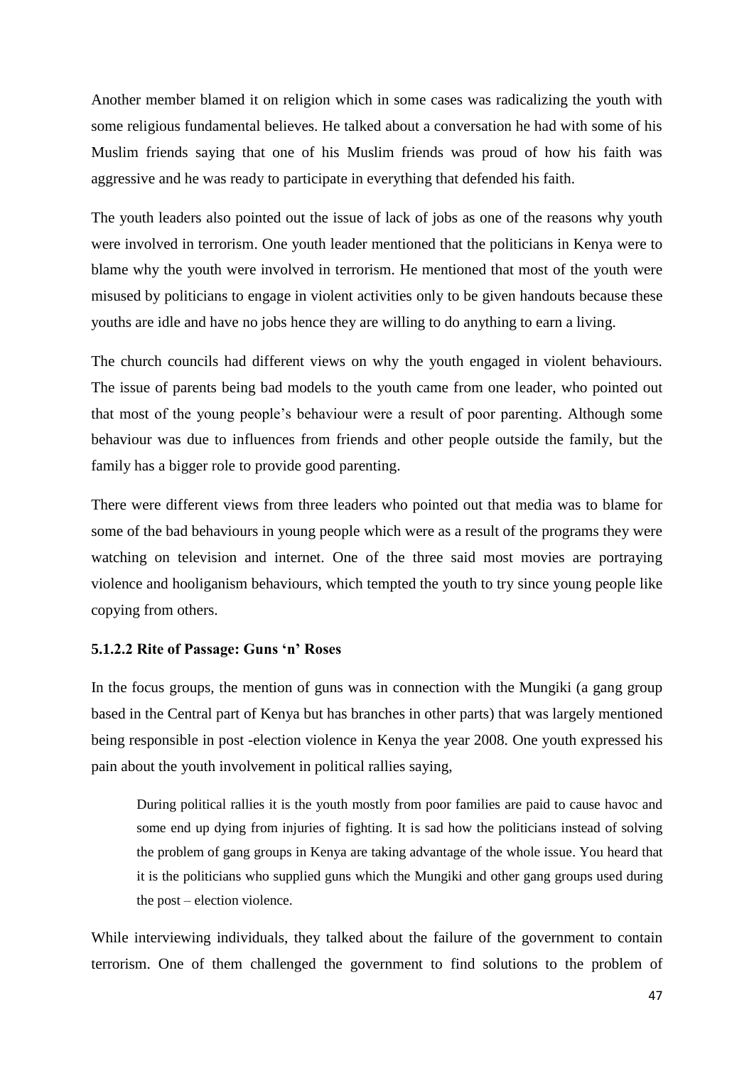Another member blamed it on religion which in some cases was radicalizing the youth with some religious fundamental believes. He talked about a conversation he had with some of his Muslim friends saying that one of his Muslim friends was proud of how his faith was aggressive and he was ready to participate in everything that defended his faith.

The youth leaders also pointed out the issue of lack of jobs as one of the reasons why youth were involved in terrorism. One youth leader mentioned that the politicians in Kenya were to blame why the youth were involved in terrorism. He mentioned that most of the youth were misused by politicians to engage in violent activities only to be given handouts because these youths are idle and have no jobs hence they are willing to do anything to earn a living.

The church councils had different views on why the youth engaged in violent behaviours. The issue of parents being bad models to the youth came from one leader, who pointed out that most of the young people's behaviour were a result of poor parenting. Although some behaviour was due to influences from friends and other people outside the family, but the family has a bigger role to provide good parenting.

There were different views from three leaders who pointed out that media was to blame for some of the bad behaviours in young people which were as a result of the programs they were watching on television and internet. One of the three said most movies are portraying violence and hooliganism behaviours, which tempted the youth to try since young people like copying from others.

#### 5.1.2.2 Rite of Passage: Guns 'n' Roses

In the focus groups, the mention of guns was in connection with the Mungiki (a gang group based in the Central part of Kenya but has branches in other parts) that was largely mentioned being responsible in post -election violence in Kenya the year 2008. One youth expressed his pain about the youth involvement in political rallies saying,

> During political rallies it is the youth mostly from poor families are paid to cause havoc and some end up dying from injuries of fighting. It is sad how the politicians instead of solving the problem of gang groups in Kenya are taking advantage of the whole issue. You heard that it is the politicians who supplied guns which the Mungiki and other gang groups used during the post – election violence.

While interviewing individuals, they talked about the failure of the government to contain terrorism. One of them challenged the government to find solutions to the problem of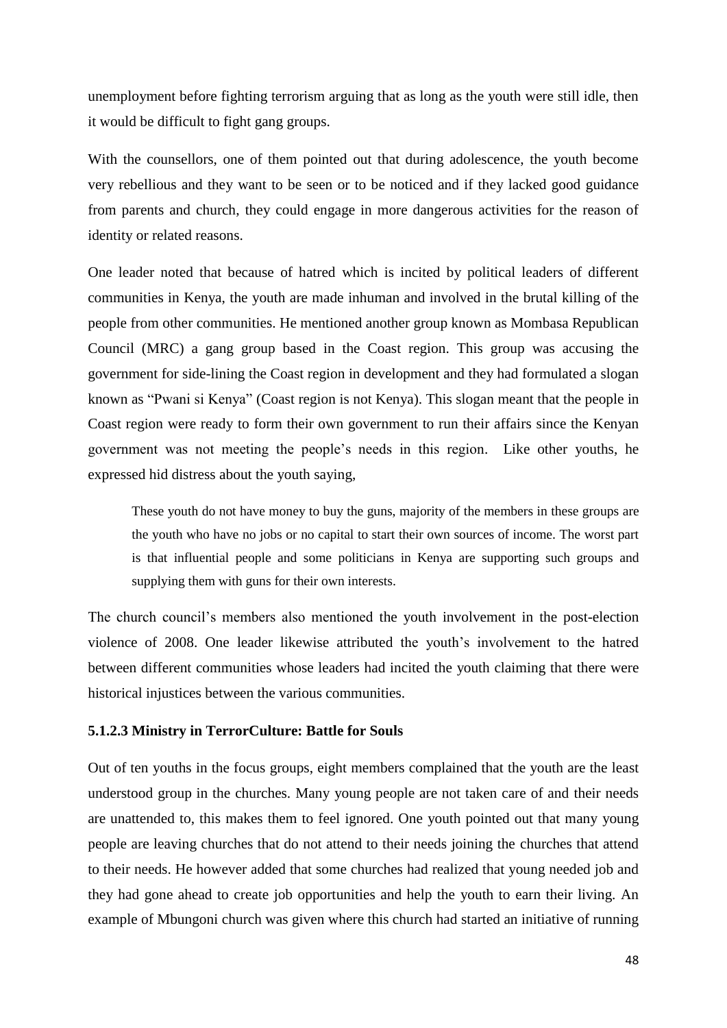unemployment before fighting terrorism arguing that as long as the youth were still idle, then it would be difficult to fight gang groups.

With the counsellors, one of them pointed out that during adolescence, the youth become very rebellious and they want to be seen or to be noticed and if they lacked good guidance from parents and church, they could engage in more dangerous activities for the reason of identity or related reasons.

One leader noted that because of hatred which is incited by political leaders of different communities in Kenya, the youth are made inhuman and involved in the brutal killing of the people from other communities. He mentioned another group known as Mombasa Republican Council (MRC) a gang group based in the Coast region. This group was accusing the government for side-lining the Coast region in development and they had formulated a slogan known as "Pwani si Kenya" (Coast region is not Kenya). This slogan meant that the people in Coast region were ready to form their own government to run their affairs since the Kenyan government was not meeting the people's needs in this region. Like other youths, he expressed hid distress about the youth saying,

> These youth do not have money to buy the guns, majority of the members in these groups are the youth who have no jobs or no capital to start their own sources of income. The worst part is that influential people and some politicians in Kenya are supporting such groups and supplying them with guns for their own interests.

The church council's members also mentioned the youth involvement in the post-election violence of 2008. One leader likewise attributed the youth's involvement to the hatred between different communities whose leaders had incited the youth claiming that there were historical injustices between the various communities.

#### 5.1.2.3 Ministry in TerrorCulture: Battle for Souls

Out of ten youths in the focus groups, eight members complained that the youth are the least understood group in the churches. Many young people are not taken care of and their needs are unattended to, this makes them to feel ignored. One youth pointed out that many young people are leaving churches that do not attend to their needs joining the churches that attend to their needs. He however added that some churches had realized that young needed job and they had gone ahead to create job opportunities and help the youth to earn their living. An example of Mbungoni church was given where this church had started an initiative of running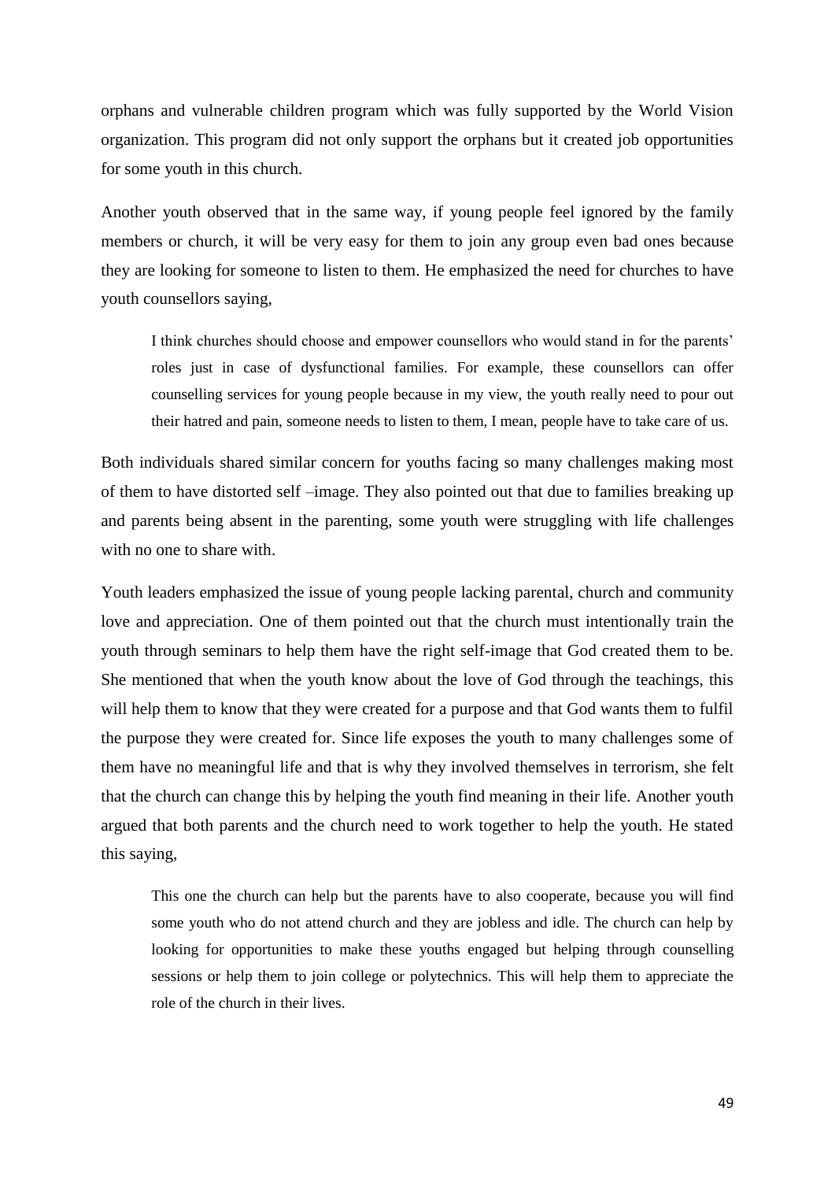orphans and vulnerable children program which was fully supported by the World Vision organization. This program did not only support the orphans but it created job opportunities for some youth in this church.

Another youth observed that in the same way, if young people feel ignored by the family members or church, it will be very easy for them to join any group even bad ones because they are looking for someone to listen to them. He emphasized the need for churches to have youth counsellors saying,

> I think churches should choose and empower counsellors who would stand in for the parents' roles just in case of dysfunctional families. For example, these counsellors can offer counselling services for young people because in my view, the youth really need to pour out their hatred and pain, someone needs to listen to them, I mean, people have to take care of us.

Both individuals shared similar concern for youths facing so many challenges making most of them to have distorted self –image. They also pointed out that due to families breaking up and parents being absent in the parenting, some youth were struggling with life challenges with no one to share with.

Youth leaders emphasized the issue of young people lacking parental, church and community love and appreciation. One of them pointed out that the church must intentionally train the youth through seminars to help them have the right self-image that God created them to be. She mentioned that when the youth know about the love of God through the teachings, this will help them to know that they were created for a purpose and that God wants them to fulfil the purpose they were created for. Since life exposes the youth to many challenges some of them have no meaningful life and that is why they involved themselves in terrorism, she felt that the church can change this by helping the youth find meaning in their life. Another youth argued that both parents and the church need to work together to help the youth. He stated this saying,

> This one the church can help but the parents have to also cooperate, because you will find some youth who do not attend church and they are jobless and idle. The church can help by looking for opportunities to make these youths engaged but helping through counselling sessions or help them to join college or polytechnics. This will help them to appreciate the role of the church in their lives.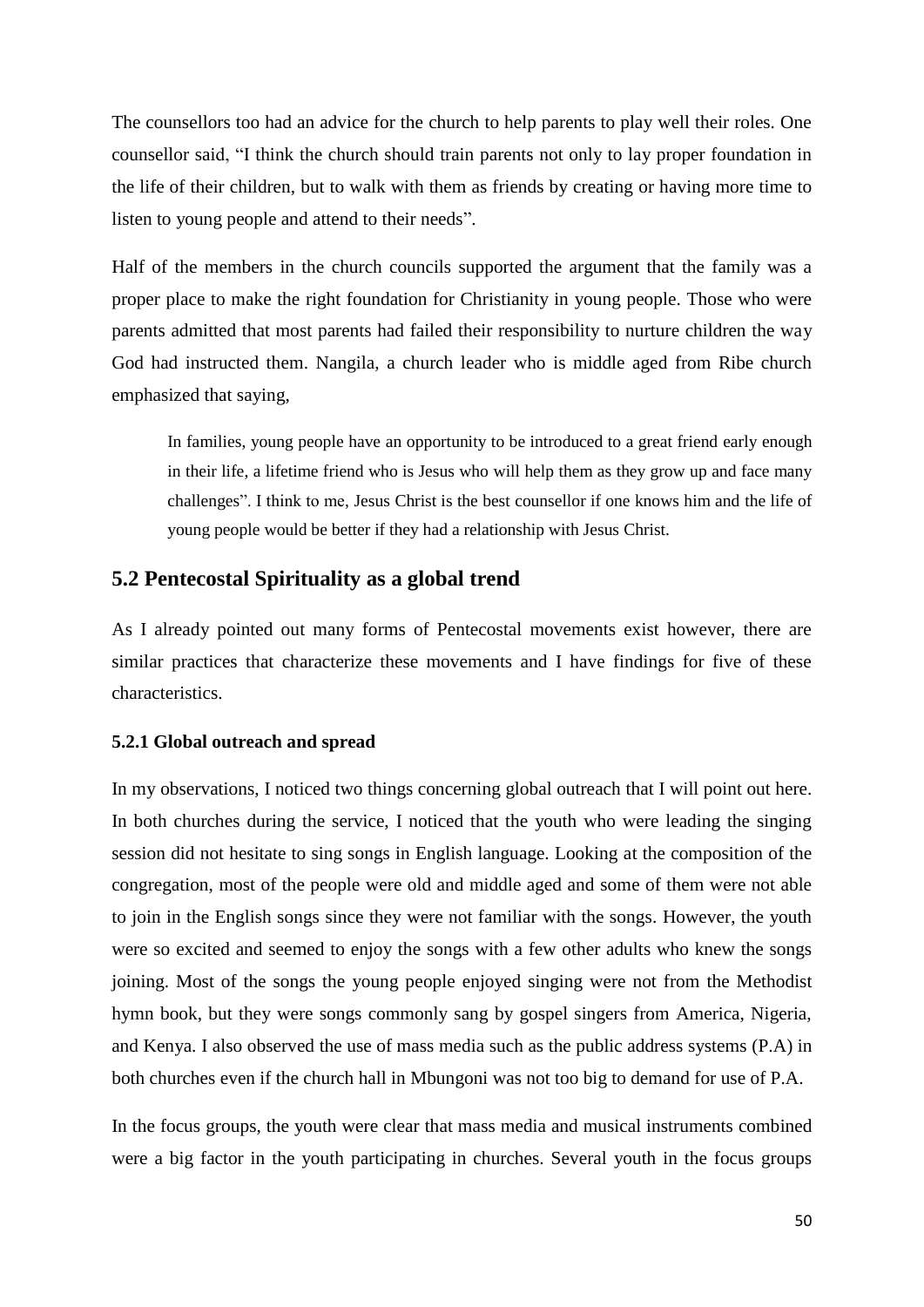The counsellors too had an advice for the church to help parents to play well their roles. One counsellor said, "I think the church should train parents not only to lay proper foundation in the life of their children, but to walk with them as friends by creating or having more time to listen to young people and attend to their needs".

Half of the members in the church councils supported the argument that the family was a proper place to make the right foundation for Christianity in young people. Those who were parents admitted that most parents had failed their responsibility to nurture children the way God had instructed them. Nangila, a church leader who is middle aged from Ribe church emphasized that saying,

> In families, young people have an opportunity to be introduced to a great friend early enough in their life, a lifetime friend who is Jesus who will help them as they grow up and face many challenges". I think to me, Jesus Christ is the best counsellor if one knows him and the life of young people would be better if they had a relationship with Jesus Christ.

## 5.2 Pentecostal Spirituality as a global trend

As I already pointed out many forms of Pentecostal movements exist however, there are similar practices that characterize these movements and I have findings for five of these characteristics.

### 5.2.1 Global outreach and spread

In my observations, I noticed two things concerning global outreach that I will point out here. In both churches during the service, I noticed that the youth who were leading the singing session did not hesitate to sing songs in English language. Looking at the composition of the congregation, most of the people were old and middle aged and some of them were not able to join in the English songs since they were not familiar with the songs. However, the youth were so excited and seemed to enjoy the songs with a few other adults who knew the songs joining. Most of the songs the young people enjoyed singing were not from the Methodist hymn book, but they were songs commonly sang by gospel singers from America, Nigeria, and Kenya. I also observed the use of mass media such as the public address systems (P.A) in both churches even if the church hall in Mbungoni was not too big to demand for use of P.A.

In the focus groups, the youth were clear that mass media and musical instruments combined were a big factor in the youth participating in churches. Several youth in the focus groups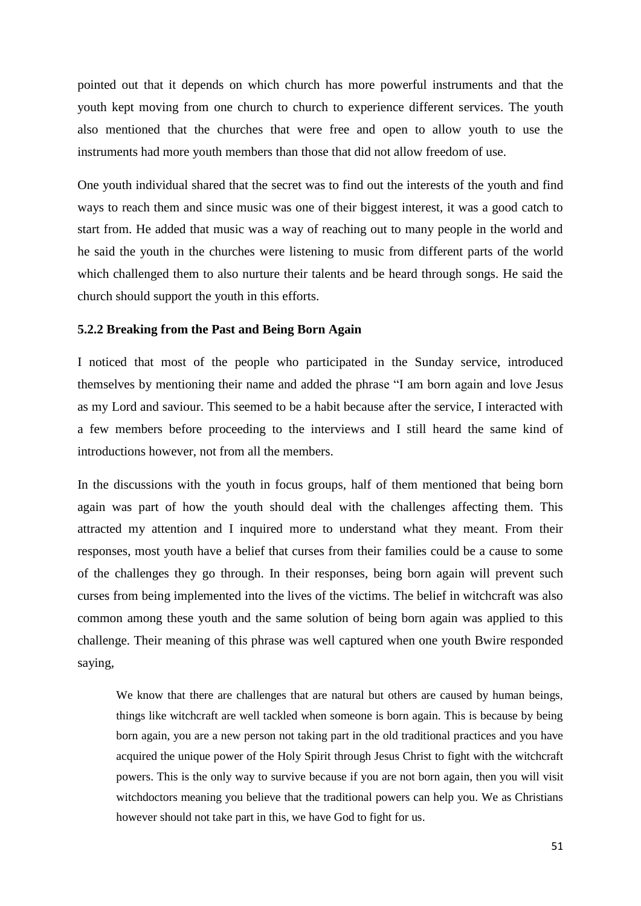pointed out that it depends on which church has more powerful instruments and that the youth kept moving from one church to church to experience different services. The youth also mentioned that the churches that were free and open to allow youth to use the instruments had more youth members than those that did not allow freedom of use.

One youth individual shared that the secret was to find out the interests of the youth and find ways to reach them and since music was one of their biggest interest, it was a good catch to start from. He added that music was a way of reaching out to many people in the world and he said the youth in the churches were listening to music from different parts of the world which challenged them to also nurture their talents and be heard through songs. He said the church should support the youth in this efforts.

### 5.2.2 Breaking from the Past and Being Born Again

I noticed that most of the people who participated in the Sunday service, introduced themselves by mentioning their name and added the phrase "I am born again and love Jesus as my Lord and saviour. This seemed to be a habit because after the service, I interacted with a few members before proceeding to the interviews and I still heard the same kind of introductions however, not from all the members.

In the discussions with the youth in focus groups, half of them mentioned that being born again was part of how the youth should deal with the challenges affecting them. This attracted my attention and I inquired more to understand what they meant. From their responses, most youth have a belief that curses from their families could be a cause to some of the challenges they go through. In their responses, being born again will prevent such curses from being implemented into the lives of the victims. The belief in witchcraft was also common among these youth and the same solution of being born again was applied to this challenge. Their meaning of this phrase was well captured when one youth Bwire responded saying,

> We know that there are challenges that are natural but others are caused by human beings, things like witchcraft are well tackled when someone is born again. This is because by being born again, you are a new person not taking part in the old traditional practices and you have acquired the unique power of the Holy Spirit through Jesus Christ to fight with the witchcraft powers. This is the only way to survive because if you are not born again, then you will visit witchdoctors meaning you believe that the traditional powers can help you. We as Christians however should not take part in this, we have God to fight for us.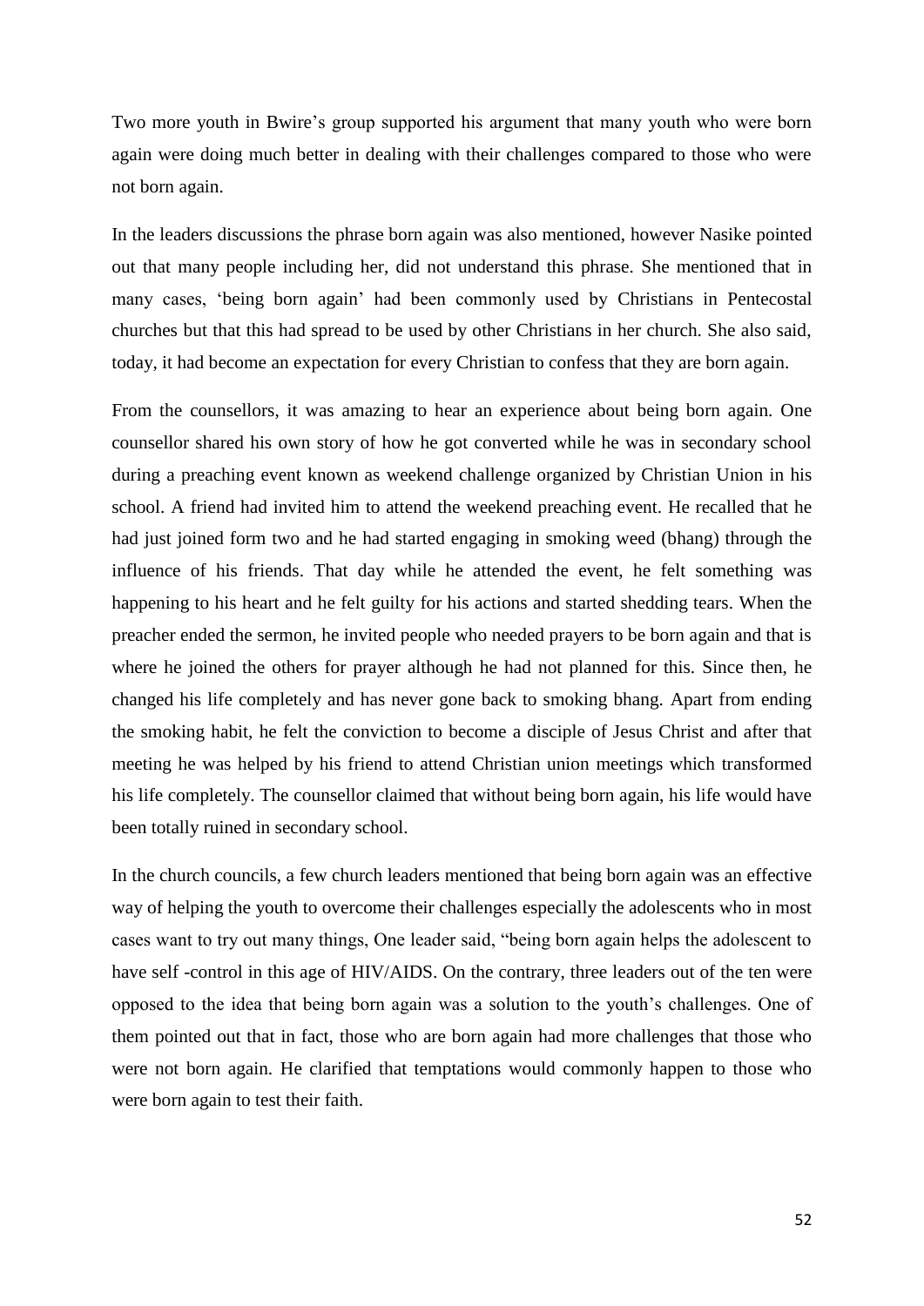Two more youth in Bwire's group supported his argument that many youth who were born again were doing much better in dealing with their challenges compared to those who were not born again.

In the leaders discussions the phrase born again was also mentioned, however Nasike pointed out that many people including her, did not understand this phrase. She mentioned that in many cases, 'being born again' had been commonly used by Christians in Pentecostal churches but that this had spread to be used by other Christians in her church. She also said, today, it had become an expectation for every Christian to confess that they are born again.

From the counsellors, it was amazing to hear an experience about being born again. One counsellor shared his own story of how he got converted while he was in secondary school during a preaching event known as weekend challenge organized by Christian Union in his school. A friend had invited him to attend the weekend preaching event. He recalled that he had just joined form two and he had started engaging in smoking weed (bhang) through the influence of his friends. That day while he attended the event, he felt something was happening to his heart and he felt guilty for his actions and started shedding tears. When the preacher ended the sermon, he invited people who needed prayers to be born again and that is where he joined the others for prayer although he had not planned for this. Since then, he changed his life completely and has never gone back to smoking bhang. Apart from ending the smoking habit, he felt the conviction to become a disciple of Jesus Christ and after that meeting he was helped by his friend to attend Christian union meetings which transformed his life completely. The counsellor claimed that without being born again, his life would have been totally ruined in secondary school.

In the church councils, a few church leaders mentioned that being born again was an effective way of helping the youth to overcome their challenges especially the adolescents who in most cases want to try out many things, One leader said, "being born again helps the adolescent to have self -control in this age of HIV/AIDS. On the contrary, three leaders out of the ten were opposed to the idea that being born again was a solution to the youth's challenges. One of them pointed out that in fact, those who are born again had more challenges that those who were not born again. He clarified that temptations would commonly happen to those who were born again to test their faith.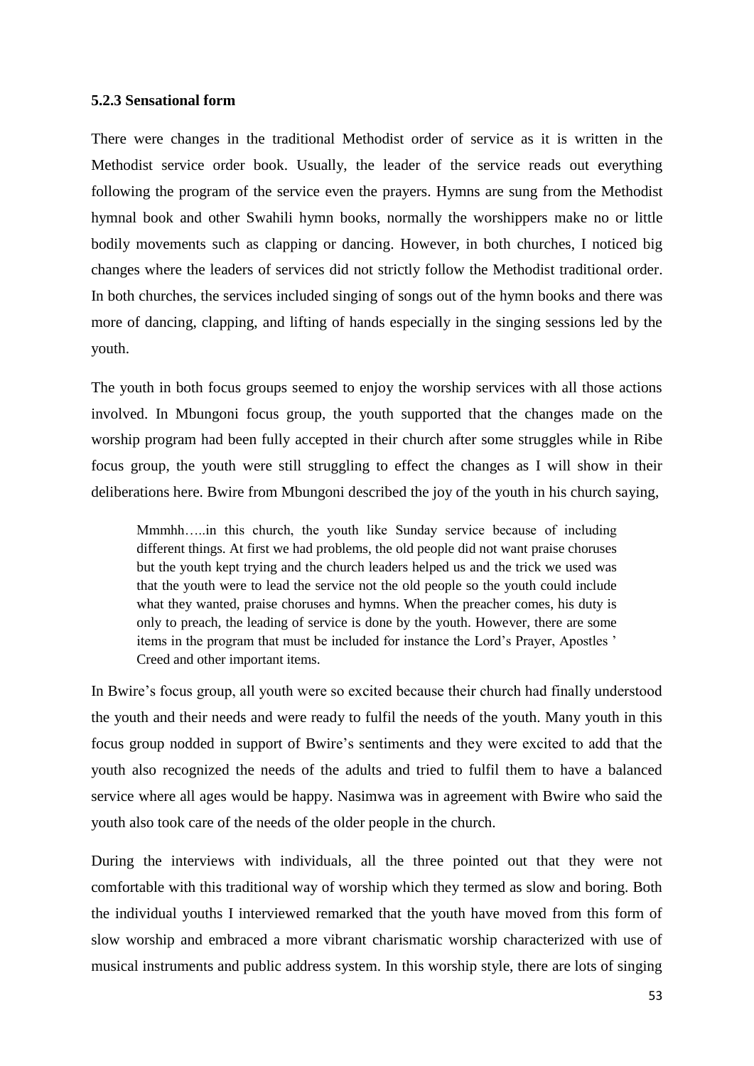### 5.2.3 Sensational form

There were changes in the traditional Methodist order of service as it is written in the Methodist service order book. Usually, the leader of the service reads out everything following the program of the service even the prayers. Hymns are sung from the Methodist hymnal book and other Swahili hymn books, normally the worshippers make no or little bodily movements such as clapping or dancing. However, in both churches, I noticed big changes where the leaders of services did not strictly follow the Methodist traditional order. In both churches, the services included singing of songs out of the hymn books and there was more of dancing, clapping, and lifting of hands especially in the singing sessions led by the youth.

The youth in both focus groups seemed to enjoy the worship services with all those actions involved. In Mbungoni focus group, the youth supported that the changes made on the worship program had been fully accepted in their church after some struggles while in Ribe focus group, the youth were still struggling to effect the changes as I will show in their deliberations here. Bwire from Mbungoni described the joy of the youth in his church saying,

> Mmmhh…..in this church, the youth like Sunday service because of including different things. At first we had problems, the old people did not want praise choruses but the youth kept trying and the church leaders helped us and the trick we used was that the youth were to lead the service not the old people so the youth could include what they wanted, praise choruses and hymns. When the preacher comes, his duty is only to preach, the leading of service is done by the youth. However, there are some items in the program that must be included for instance the Lord's Prayer, Apostles ' Creed and other important items.

In Bwire's focus group, all youth were so excited because their church had finally understood the youth and their needs and were ready to fulfil the needs of the youth. Many youth in this focus group nodded in support of Bwire's sentiments and they were excited to add that the youth also recognized the needs of the adults and tried to fulfil them to have a balanced service where all ages would be happy. Nasimwa was in agreement with Bwire who said the youth also took care of the needs of the older people in the church.

During the interviews with individuals, all the three pointed out that they were not comfortable with this traditional way of worship which they termed as slow and boring. Both the individual youths I interviewed remarked that the youth have moved from this form of slow worship and embraced a more vibrant charismatic worship characterized with use of musical instruments and public address system. In this worship style, there are lots of singing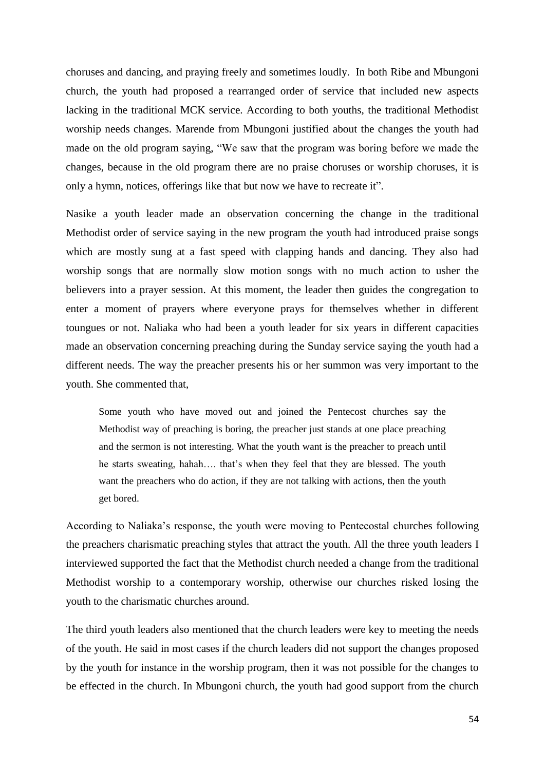choruses and dancing, and praying freely and sometimes loudly. In both Ribe and Mbungoni church, the youth had proposed a rearranged order of service that included new aspects lacking in the traditional MCK service. According to both youths, the traditional Methodist worship needs changes. Marende from Mbungoni justified about the changes the youth had made on the old program saying, "We saw that the program was boring before we made the changes, because in the old program there are no praise choruses or worship choruses, it is only a hymn, notices, offerings like that but now we have to recreate it".

Nasike a youth leader made an observation concerning the change in the traditional Methodist order of service saying in the new program the youth had introduced praise songs which are mostly sung at a fast speed with clapping hands and dancing. They also had worship songs that are normally slow motion songs with no much action to usher the believers into a prayer session. At this moment, the leader then guides the congregation to enter a moment of prayers where everyone prays for themselves whether in different toungues or not. Naliaka who had been a youth leader for six years in different capacities made an observation concerning preaching during the Sunday service saying the youth had a different needs. The way the preacher presents his or her summon was very important to the youth. She commented that,

> Some youth who have moved out and joined the Pentecost churches say the Methodist way of preaching is boring, the preacher just stands at one place preaching and the sermon is not interesting. What the youth want is the preacher to preach until he starts sweating, hahah…. that's when they feel that they are blessed. The youth want the preachers who do action, if they are not talking with actions, then the youth get bored.

According to Naliaka's response, the youth were moving to Pentecostal churches following the preachers charismatic preaching styles that attract the youth. All the three youth leaders I interviewed supported the fact that the Methodist church needed a change from the traditional Methodist worship to a contemporary worship, otherwise our churches risked losing the youth to the charismatic churches around.

The third youth leaders also mentioned that the church leaders were key to meeting the needs of the youth. He said in most cases if the church leaders did not support the changes proposed by the youth for instance in the worship program, then it was not possible for the changes to be effected in the church. In Mbungoni church, the youth had good support from the church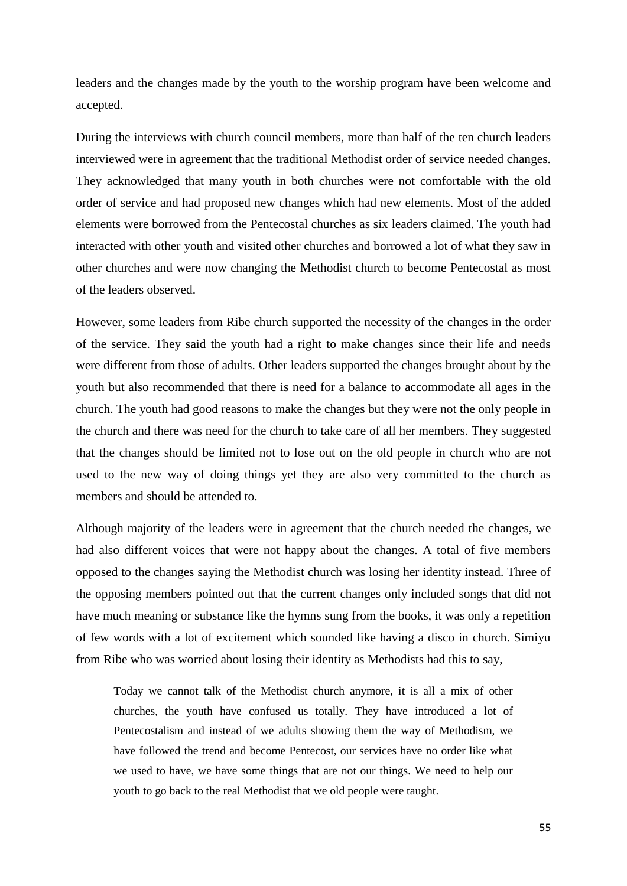leaders and the changes made by the youth to the worship program have been welcome and accepted.

During the interviews with church council members, more than half of the ten church leaders interviewed were in agreement that the traditional Methodist order of service needed changes. They acknowledged that many youth in both churches were not comfortable with the old order of service and had proposed new changes which had new elements. Most of the added elements were borrowed from the Pentecostal churches as six leaders claimed. The youth had interacted with other youth and visited other churches and borrowed a lot of what they saw in other churches and were now changing the Methodist church to become Pentecostal as most of the leaders observed.

However, some leaders from Ribe church supported the necessity of the changes in the order of the service. They said the youth had a right to make changes since their life and needs were different from those of adults. Other leaders supported the changes brought about by the youth but also recommended that there is need for a balance to accommodate all ages in the church. The youth had good reasons to make the changes but they were not the only people in the church and there was need for the church to take care of all her members. They suggested that the changes should be limited not to lose out on the old people in church who are not used to the new way of doing things yet they are also very committed to the church as members and should be attended to.

Although majority of the leaders were in agreement that the church needed the changes, we had also different voices that were not happy about the changes. A total of five members opposed to the changes saying the Methodist church was losing her identity instead. Three of the opposing members pointed out that the current changes only included songs that did not have much meaning or substance like the hymns sung from the books, it was only a repetition of few words with a lot of excitement which sounded like having a disco in church. Simiyu from Ribe who was worried about losing their identity as Methodists had this to say,

> Today we cannot talk of the Methodist church anymore, it is all a mix of other churches, the youth have confused us totally. They have introduced a lot of Pentecostalism and instead of we adults showing them the way of Methodism, we have followed the trend and become Pentecost, our services have no order like what we used to have, we have some things that are not our things. We need to help our youth to go back to the real Methodist that we old people were taught.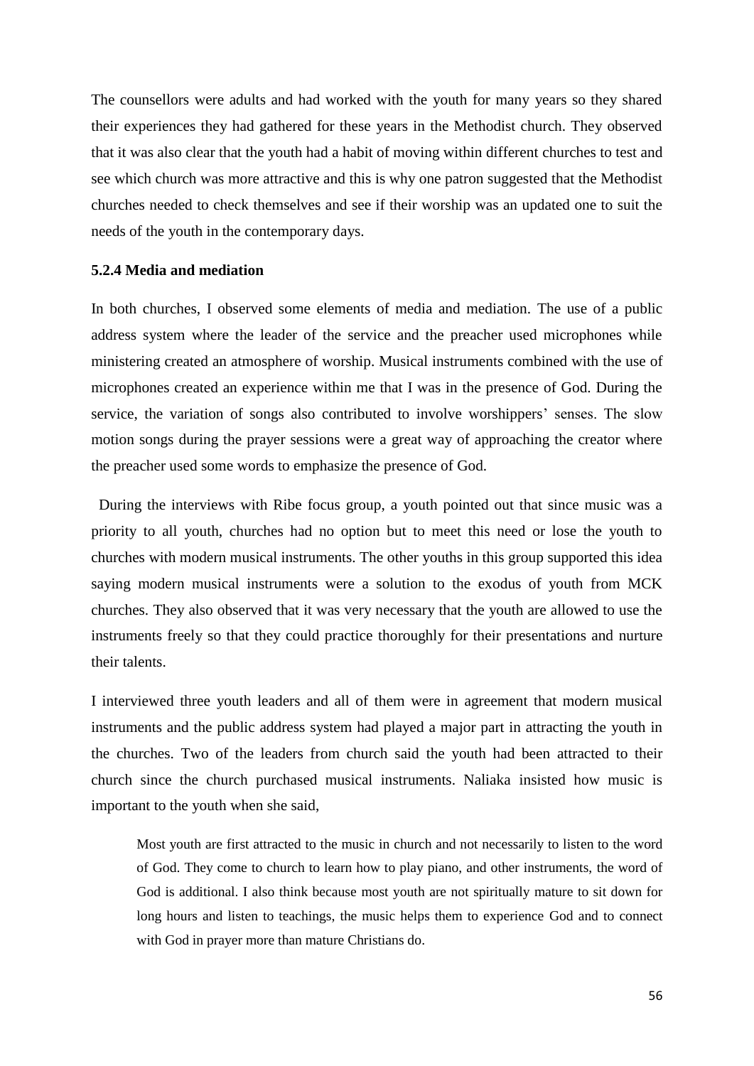The counsellors were adults and had worked with the youth for many years so they shared their experiences they had gathered for these years in the Methodist church. They observed that it was also clear that the youth had a habit of moving within different churches to test and see which church was more attractive and this is why one patron suggested that the Methodist churches needed to check themselves and see if their worship was an updated one to suit the needs of the youth in the contemporary days.

### 5.2.4 Media and mediation

In both churches, I observed some elements of media and mediation. The use of a public address system where the leader of the service and the preacher used microphones while ministering created an atmosphere of worship. Musical instruments combined with the use of microphones created an experience within me that I was in the presence of God. During the service, the variation of songs also contributed to involve worshippers' senses. The slow motion songs during the prayer sessions were a great way of approaching the creator where the preacher used some words to emphasize the presence of God.

During the interviews with Ribe focus group, a youth pointed out that since music was a priority to all youth, churches had no option but to meet this need or lose the youth to churches with modern musical instruments. The other youths in this group supported this idea saying modern musical instruments were a solution to the exodus of youth from MCK churches. They also observed that it was very necessary that the youth are allowed to use the instruments freely so that they could practice thoroughly for their presentations and nurture their talents.

I interviewed three youth leaders and all of them were in agreement that modern musical instruments and the public address system had played a major part in attracting the youth in the churches. Two of the leaders from church said the youth had been attracted to their church since the church purchased musical instruments. Naliaka insisted how music is important to the youth when she said,

> Most youth are first attracted to the music in church and not necessarily to listen to the word of God. They come to church to learn how to play piano, and other instruments, the word of God is additional. I also think because most youth are not spiritually mature to sit down for long hours and listen to teachings, the music helps them to experience God and to connect with God in prayer more than mature Christians do.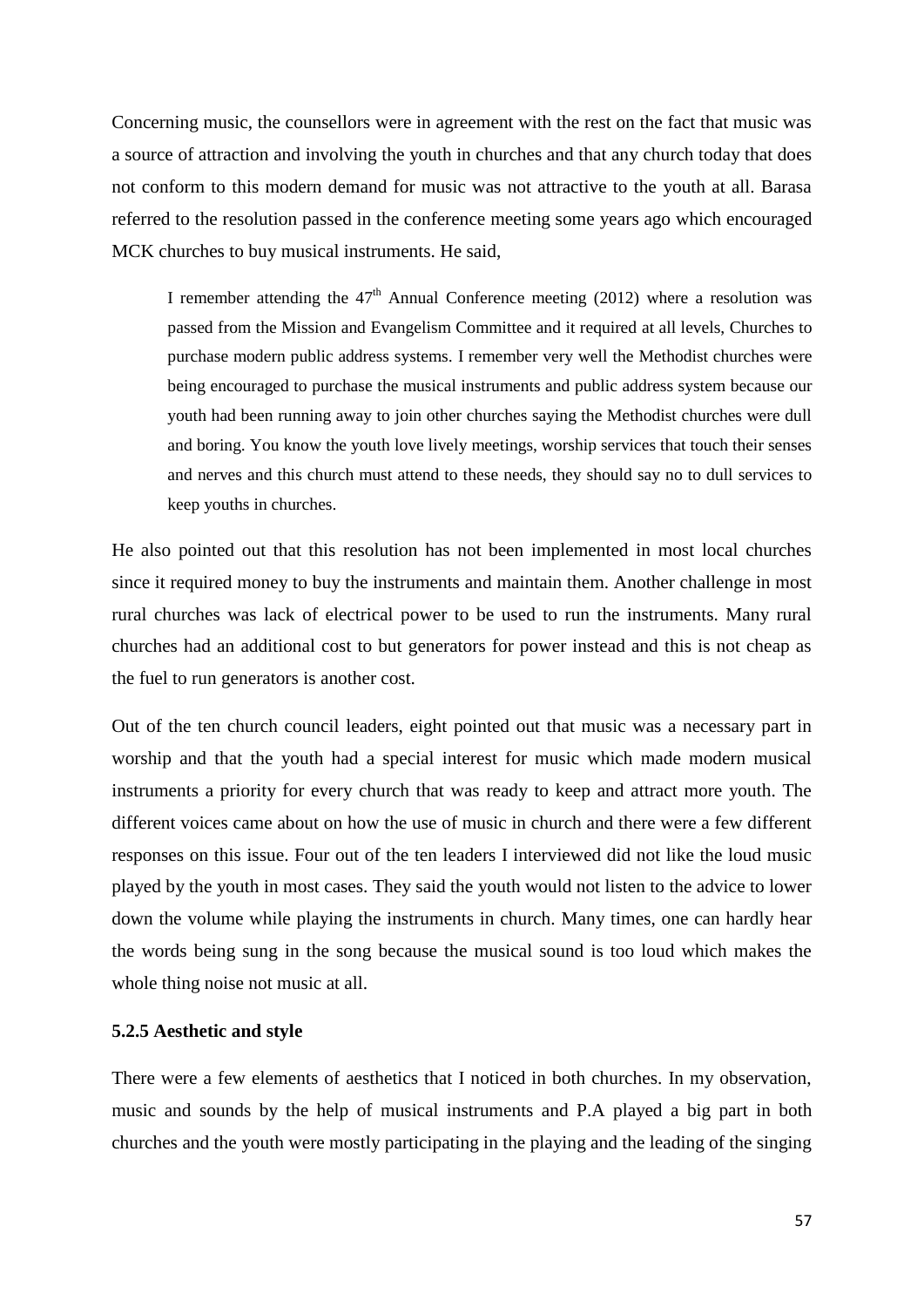Concerning music, the counsellors were in agreement with the rest on the fact that music was a source of attraction and involving the youth in churches and that any church today that does not conform to this modern demand for music was not attractive to the youth at all. Barasa referred to the resolution passed in the conference meeting some years ago which encouraged MCK churches to buy musical instruments. He said,

> I remember attending the 47th Annual Conference meeting (2012) where a resolution was passed from the Mission and Evangelism Committee and it required at all levels, Churches to purchase modern public address systems. I remember very well the Methodist churches were being encouraged to purchase the musical instruments and public address system because our youth had been running away to join other churches saying the Methodist churches were dull and boring. You know the youth love lively meetings, worship services that touch their senses and nerves and this church must attend to these needs, they should say no to dull services to keep youths in churches.

He also pointed out that this resolution has not been implemented in most local churches since it required money to buy the instruments and maintain them. Another challenge in most rural churches was lack of electrical power to be used to run the instruments. Many rural churches had an additional cost to but generators for power instead and this is not cheap as the fuel to run generators is another cost.

Out of the ten church council leaders, eight pointed out that music was a necessary part in worship and that the youth had a special interest for music which made modern musical instruments a priority for every church that was ready to keep and attract more youth. The different voices came about on how the use of music in church and there were a few different responses on this issue. Four out of the ten leaders I interviewed did not like the loud music played by the youth in most cases. They said the youth would not listen to the advice to lower down the volume while playing the instruments in church. Many times, one can hardly hear the words being sung in the song because the musical sound is too loud which makes the whole thing noise not music at all.

### 5.2.5 Aesthetic and style

There were a few elements of aesthetics that I noticed in both churches. In my observation, music and sounds by the help of musical instruments and P.A played a big part in both churches and the youth were mostly participating in the playing and the leading of the singing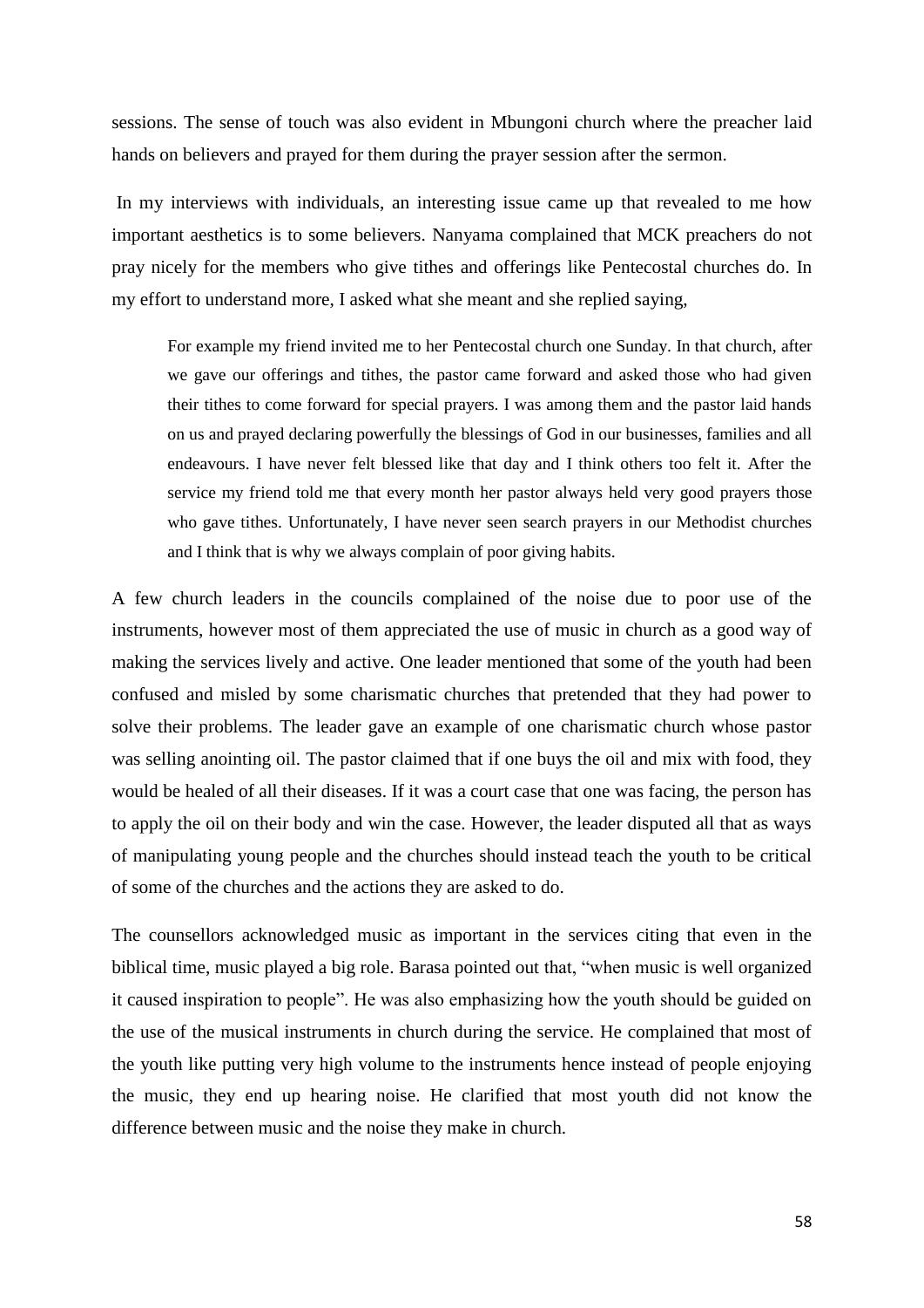sessions. The sense of touch was also evident in Mbungoni church where the preacher laid hands on believers and prayed for them during the prayer session after the sermon.

In my interviews with individuals, an interesting issue came up that revealed to me how important aesthetics is to some believers. Nanyama complained that MCK preachers do not pray nicely for the members who give tithes and offerings like Pentecostal churches do. In my effort to understand more, I asked what she meant and she replied saying,

> For example my friend invited me to her Pentecostal church one Sunday. In that church, after we gave our offerings and tithes, the pastor came forward and asked those who had given their tithes to come forward for special prayers. I was among them and the pastor laid hands on us and prayed declaring powerfully the blessings of God in our businesses, families and all endeavours. I have never felt blessed like that day and I think others too felt it. After the service my friend told me that every month her pastor always held very good prayers those who gave tithes. Unfortunately, I have never seen search prayers in our Methodist churches and I think that is why we always complain of poor giving habits.

A few church leaders in the councils complained of the noise due to poor use of the instruments, however most of them appreciated the use of music in church as a good way of making the services lively and active. One leader mentioned that some of the youth had been confused and misled by some charismatic churches that pretended that they had power to solve their problems. The leader gave an example of one charismatic church whose pastor was selling anointing oil. The pastor claimed that if one buys the oil and mix with food, they would be healed of all their diseases. If it was a court case that one was facing, the person has to apply the oil on their body and win the case. However, the leader disputed all that as ways of manipulating young people and the churches should instead teach the youth to be critical of some of the churches and the actions they are asked to do.

The counsellors acknowledged music as important in the services citing that even in the biblical time, music played a big role. Barasa pointed out that, "when music is well organized it caused inspiration to people". He was also emphasizing how the youth should be guided on the use of the musical instruments in church during the service. He complained that most of the youth like putting very high volume to the instruments hence instead of people enjoying the music, they end up hearing noise. He clarified that most youth did not know the difference between music and the noise they make in church.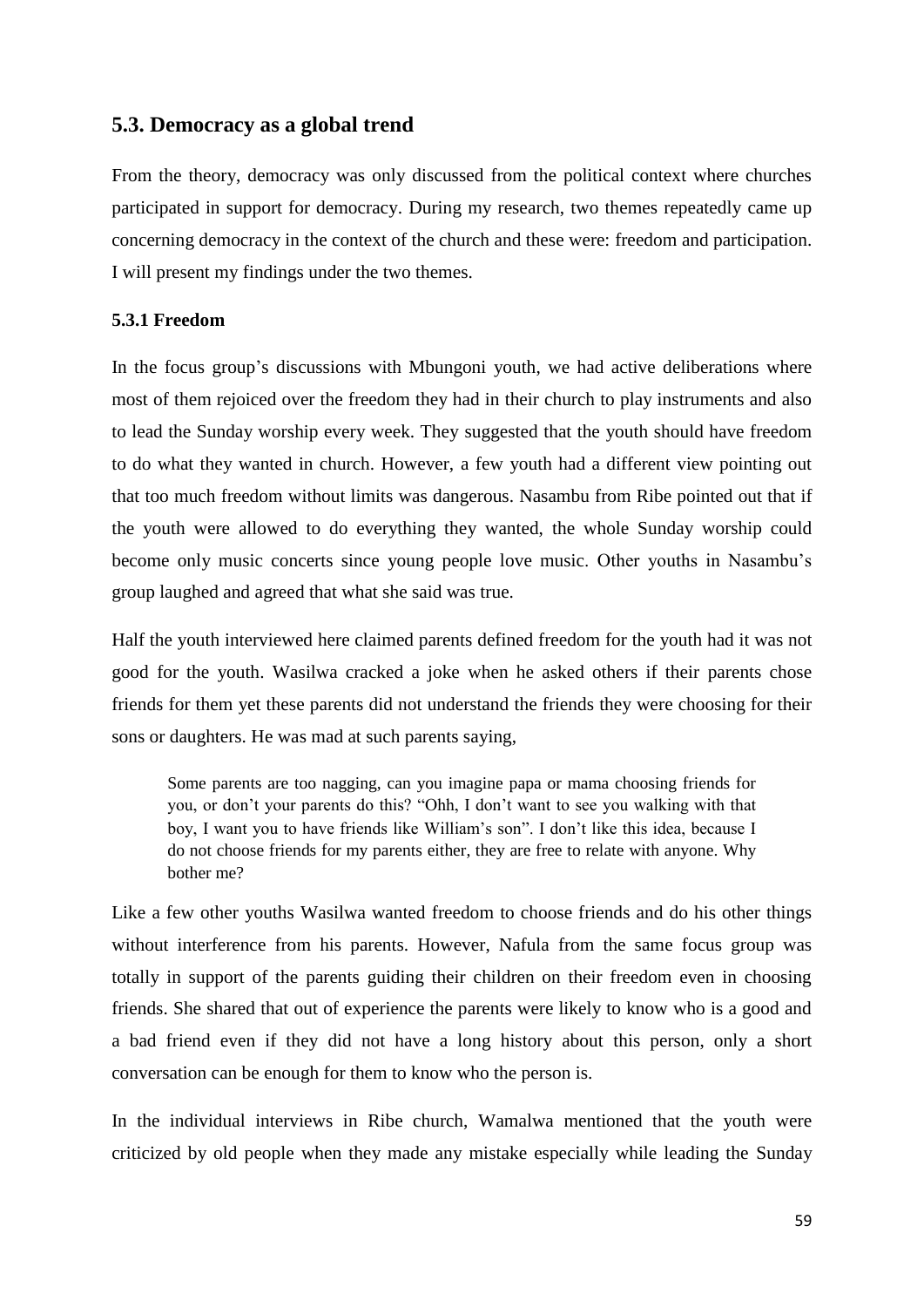## 5.3. Democracy as a global trend

From the theory, democracy was only discussed from the political context where churches participated in support for democracy. During my research, two themes repeatedly came up concerning democracy in the context of the church and these were: freedom and participation. I will present my findings under the two themes.

### 5.3.1 Freedom

In the focus group's discussions with Mbungoni youth, we had active deliberations where most of them rejoiced over the freedom they had in their church to play instruments and also to lead the Sunday worship every week. They suggested that the youth should have freedom to do what they wanted in church. However, a few youth had a different view pointing out that too much freedom without limits was dangerous. Nasambu from Ribe pointed out that if the youth were allowed to do everything they wanted, the whole Sunday worship could become only music concerts since young people love music. Other youths in Nasambu's group laughed and agreed that what she said was true.

Half the youth interviewed here claimed parents defined freedom for the youth had it was not good for the youth. Wasilwa cracked a joke when he asked others if their parents chose friends for them yet these parents did not understand the friends they were choosing for their sons or daughters. He was mad at such parents saying,

> Some parents are too nagging, can you imagine papa or mama choosing friends for you, or don't your parents do this? "Ohh, I don't want to see you walking with that boy, I want you to have friends like William's son". I don't like this idea, because I do not choose friends for my parents either, they are free to relate with anyone. Why bother me?

Like a few other youths Wasilwa wanted freedom to choose friends and do his other things without interference from his parents. However, Nafula from the same focus group was totally in support of the parents guiding their children on their freedom even in choosing friends. She shared that out of experience the parents were likely to know who is a good and a bad friend even if they did not have a long history about this person, only a short conversation can be enough for them to know who the person is.

In the individual interviews in Ribe church, Wamalwa mentioned that the youth were criticized by old people when they made any mistake especially while leading the Sunday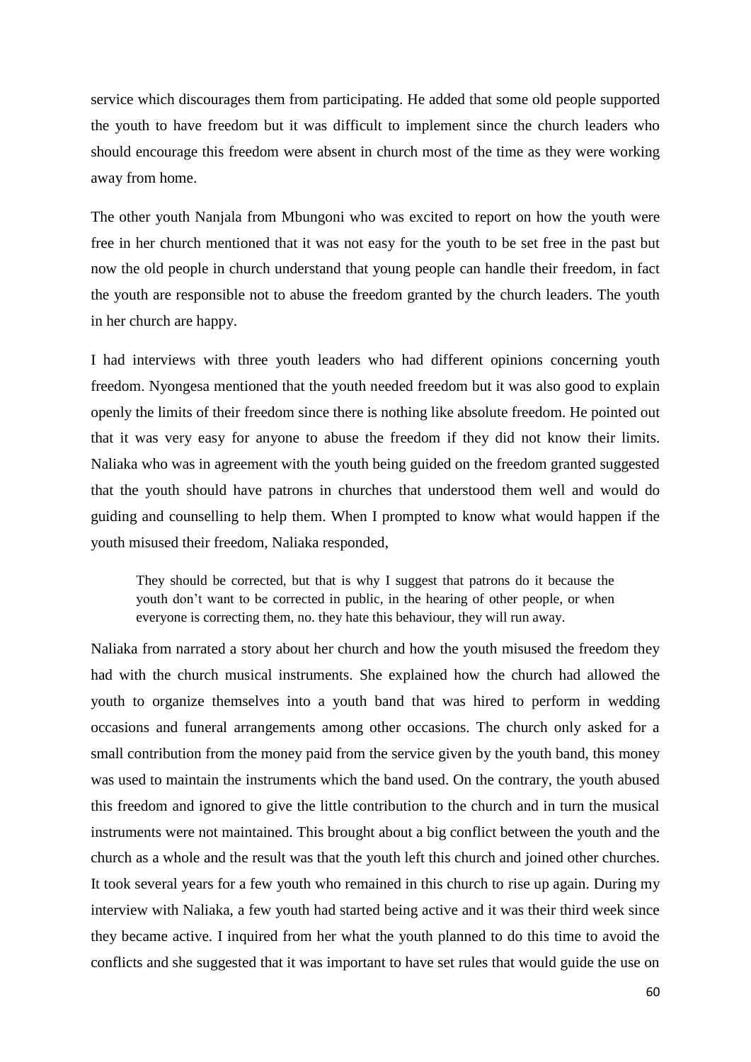service which discourages them from participating. He added that some old people supported the youth to have freedom but it was difficult to implement since the church leaders who should encourage this freedom were absent in church most of the time as they were working away from home.

The other youth Nanjala from Mbungoni who was excited to report on how the youth were free in her church mentioned that it was not easy for the youth to be set free in the past but now the old people in church understand that young people can handle their freedom, in fact the youth are responsible not to abuse the freedom granted by the church leaders. The youth in her church are happy.

I had interviews with three youth leaders who had different opinions concerning youth freedom. Nyongesa mentioned that the youth needed freedom but it was also good to explain openly the limits of their freedom since there is nothing like absolute freedom. He pointed out that it was very easy for anyone to abuse the freedom if they did not know their limits. Naliaka who was in agreement with the youth being guided on the freedom granted suggested that the youth should have patrons in churches that understood them well and would do guiding and counselling to help them. When I prompted to know what would happen if the youth misused their freedom, Naliaka responded,

> They should be corrected, but that is why I suggest that patrons do it because the youth don't want to be corrected in public, in the hearing of other people, or when everyone is correcting them, no. they hate this behaviour, they will run away.

Naliaka from narrated a story about her church and how the youth misused the freedom they had with the church musical instruments. She explained how the church had allowed the youth to organize themselves into a youth band that was hired to perform in wedding occasions and funeral arrangements among other occasions. The church only asked for a small contribution from the money paid from the service given by the youth band, this money was used to maintain the instruments which the band used. On the contrary, the youth abused this freedom and ignored to give the little contribution to the church and in turn the musical instruments were not maintained. This brought about a big conflict between the youth and the church as a whole and the result was that the youth left this church and joined other churches. It took several years for a few youth who remained in this church to rise up again. During my interview with Naliaka, a few youth had started being active and it was their third week since they became active. I inquired from her what the youth planned to do this time to avoid the conflicts and she suggested that it was important to have set rules that would guide the use on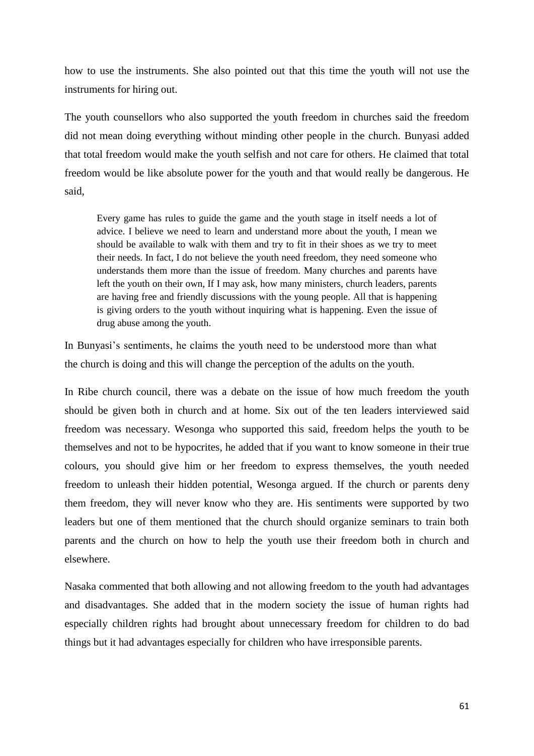how to use the instruments. She also pointed out that this time the youth will not use the instruments for hiring out.

The youth counsellors who also supported the youth freedom in churches said the freedom did not mean doing everything without minding other people in the church. Bunyasi added that total freedom would make the youth selfish and not care for others. He claimed that total freedom would be like absolute power for the youth and that would really be dangerous. He said,

> Every game has rules to guide the game and the youth stage in itself needs a lot of advice. I believe we need to learn and understand more about the youth, I mean we should be available to walk with them and try to fit in their shoes as we try to meet their needs. In fact, I do not believe the youth need freedom, they need someone who understands them more than the issue of freedom. Many churches and parents have left the youth on their own, If I may ask, how many ministers, church leaders, parents are having free and friendly discussions with the young people. All that is happening is giving orders to the youth without inquiring what is happening. Even the issue of drug abuse among the youth.

In Bunyasi's sentiments, he claims the youth need to be understood more than what the church is doing and this will change the perception of the adults on the youth.

In Ribe church council, there was a debate on the issue of how much freedom the youth should be given both in church and at home. Six out of the ten leaders interviewed said freedom was necessary. Wesonga who supported this said, freedom helps the youth to be themselves and not to be hypocrites, he added that if you want to know someone in their true colours, you should give him or her freedom to express themselves, the youth needed freedom to unleash their hidden potential, Wesonga argued. If the church or parents deny them freedom, they will never know who they are. His sentiments were supported by two leaders but one of them mentioned that the church should organize seminars to train both parents and the church on how to help the youth use their freedom both in church and elsewhere.

Nasaka commented that both allowing and not allowing freedom to the youth had advantages and disadvantages. She added that in the modern society the issue of human rights had especially children rights had brought about unnecessary freedom for children to do bad things but it had advantages especially for children who have irresponsible parents.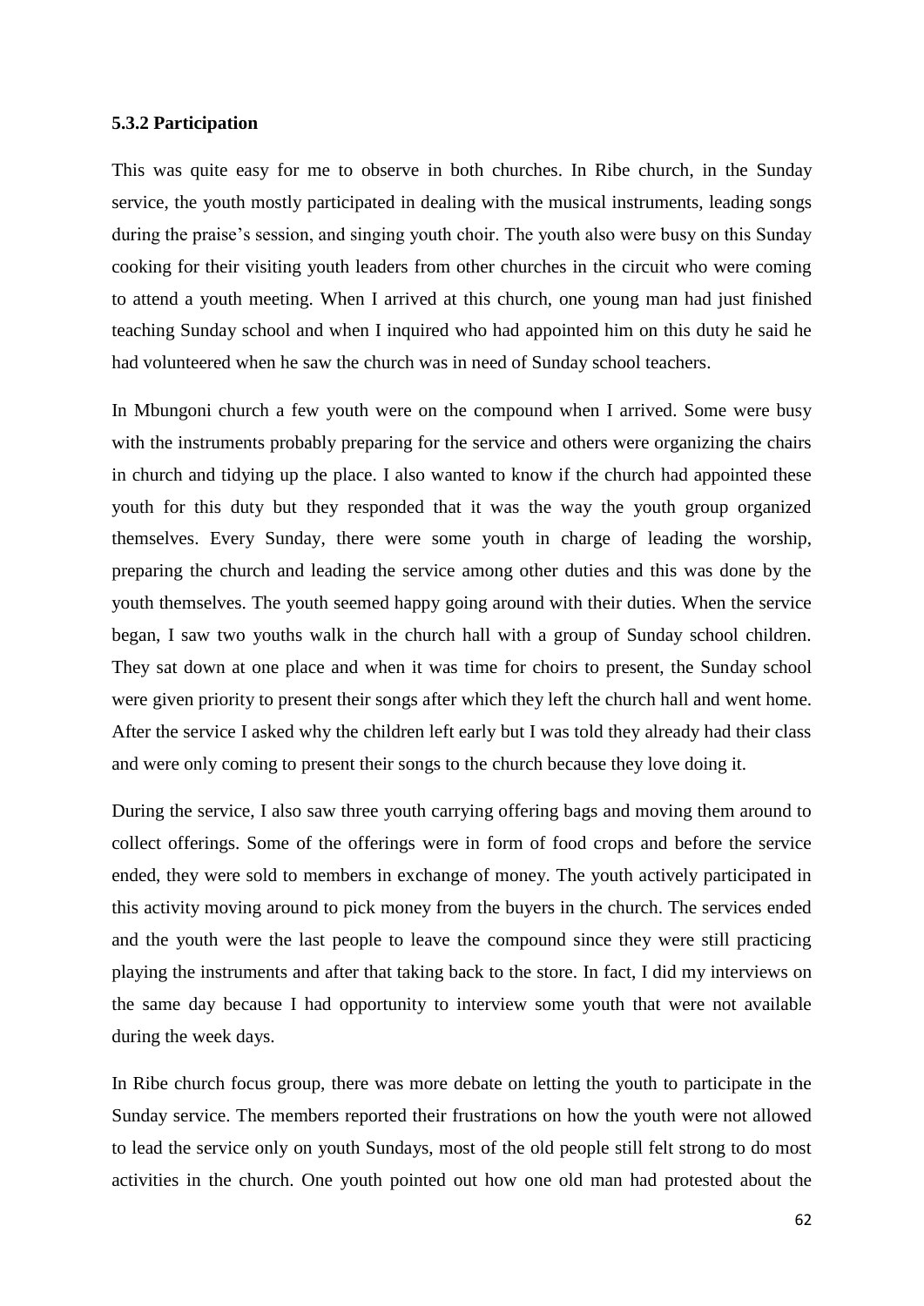### 5.3.2 Participation

This was quite easy for me to observe in both churches. In Ribe church, in the Sunday service, the youth mostly participated in dealing with the musical instruments, leading songs during the praise's session, and singing youth choir. The youth also were busy on this Sunday cooking for their visiting youth leaders from other churches in the circuit who were coming to attend a youth meeting. When I arrived at this church, one young man had just finished teaching Sunday school and when I inquired who had appointed him on this duty he said he had volunteered when he saw the church was in need of Sunday school teachers.

In Mbungoni church a few youth were on the compound when I arrived. Some were busy with the instruments probably preparing for the service and others were organizing the chairs in church and tidying up the place. I also wanted to know if the church had appointed these youth for this duty but they responded that it was the way the youth group organized themselves. Every Sunday, there were some youth in charge of leading the worship, preparing the church and leading the service among other duties and this was done by the youth themselves. The youth seemed happy going around with their duties. When the service began, I saw two youths walk in the church hall with a group of Sunday school children. They sat down at one place and when it was time for choirs to present, the Sunday school were given priority to present their songs after which they left the church hall and went home. After the service I asked why the children left early but I was told they already had their class and were only coming to present their songs to the church because they love doing it.

During the service, I also saw three youth carrying offering bags and moving them around to collect offerings. Some of the offerings were in form of food crops and before the service ended, they were sold to members in exchange of money. The youth actively participated in this activity moving around to pick money from the buyers in the church. The services ended and the youth were the last people to leave the compound since they were still practicing playing the instruments and after that taking back to the store. In fact, I did my interviews on the same day because I had opportunity to interview some youth that were not available during the week days.

In Ribe church focus group, there was more debate on letting the youth to participate in the Sunday service. The members reported their frustrations on how the youth were not allowed to lead the service only on youth Sundays, most of the old people still felt strong to do most activities in the church. One youth pointed out how one old man had protested about the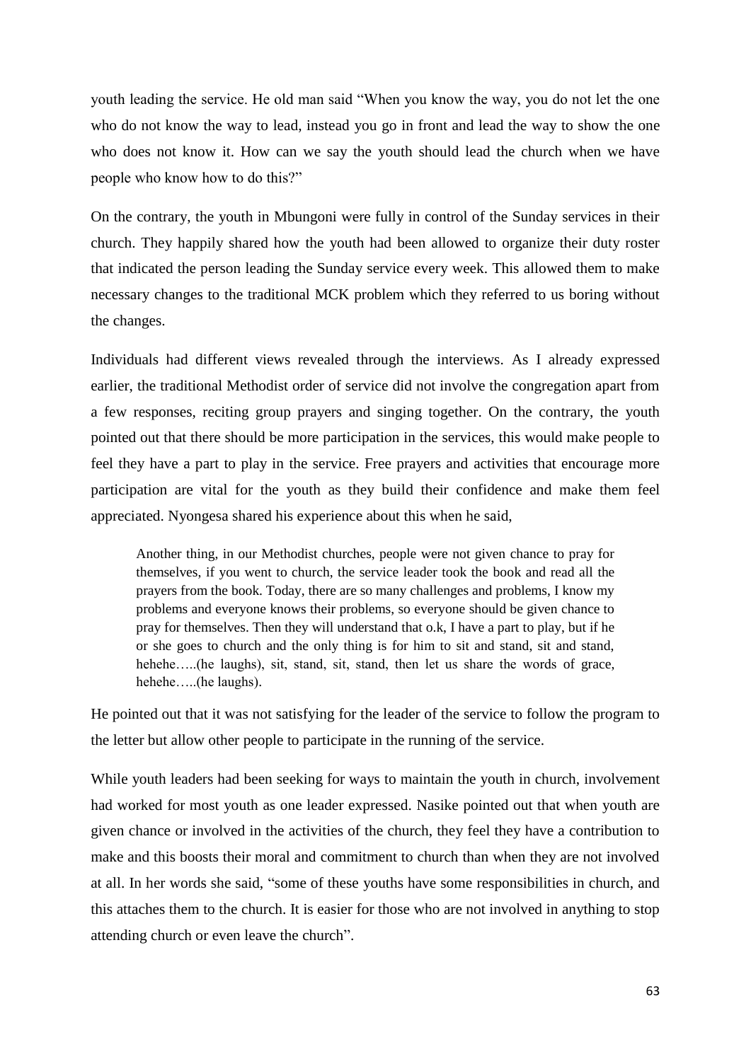youth leading the service. He old man said "When you know the way, you do not let the one who do not know the way to lead, instead you go in front and lead the way to show the one who does not know it. How can we say the youth should lead the church when we have people who know how to do this?"

On the contrary, the youth in Mbungoni were fully in control of the Sunday services in their church. They happily shared how the youth had been allowed to organize their duty roster that indicated the person leading the Sunday service every week. This allowed them to make necessary changes to the traditional MCK problem which they referred to us boring without the changes.

Individuals had different views revealed through the interviews. As I already expressed earlier, the traditional Methodist order of service did not involve the congregation apart from a few responses, reciting group prayers and singing together. On the contrary, the youth pointed out that there should be more participation in the services, this would make people to feel they have a part to play in the service. Free prayers and activities that encourage more participation are vital for the youth as they build their confidence and make them feel appreciated. Nyongesa shared his experience about this when he said,

> Another thing, in our Methodist churches, people were not given chance to pray for themselves, if you went to church, the service leader took the book and read all the prayers from the book. Today, there are so many challenges and problems, I know my problems and everyone knows their problems, so everyone should be given chance to pray for themselves. Then they will understand that o.k, I have a part to play, but if he or she goes to church and the only thing is for him to sit and stand, sit and stand, hehehe…..(he laughs), sit, stand, sit, stand, then let us share the words of grace, hehehe…..(he laughs).

He pointed out that it was not satisfying for the leader of the service to follow the program to the letter but allow other people to participate in the running of the service.

While youth leaders had been seeking for ways to maintain the youth in church, involvement had worked for most youth as one leader expressed. Nasike pointed out that when youth are given chance or involved in the activities of the church, they feel they have a contribution to make and this boosts their moral and commitment to church than when they are not involved at all. In her words she said, "some of these youths have some responsibilities in church, and this attaches them to the church. It is easier for those who are not involved in anything to stop attending church or even leave the church".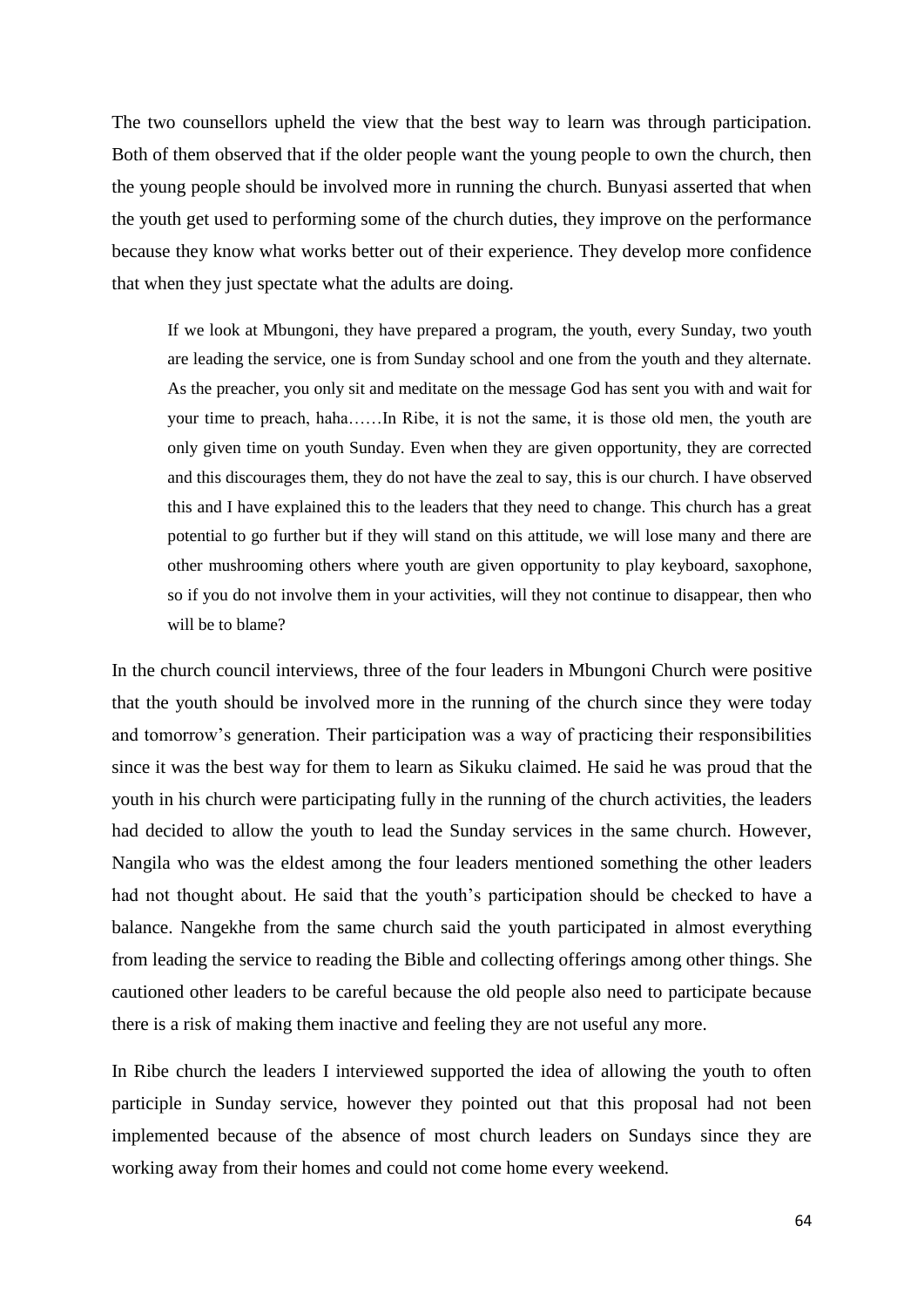The two counsellors upheld the view that the best way to learn was through participation. Both of them observed that if the older people want the young people to own the church, then the young people should be involved more in running the church. Bunyasi asserted that when the youth get used to performing some of the church duties, they improve on the performance because they know what works better out of their experience. They develop more confidence that when they just spectate what the adults are doing.

> If we look at Mbungoni, they have prepared a program, the youth, every Sunday, two youth are leading the service, one is from Sunday school and one from the youth and they alternate. As the preacher, you only sit and meditate on the message God has sent you with and wait for your time to preach, haha……In Ribe, it is not the same, it is those old men, the youth are only given time on youth Sunday. Even when they are given opportunity, they are corrected and this discourages them, they do not have the zeal to say, this is our church. I have observed this and I have explained this to the leaders that they need to change. This church has a great potential to go further but if they will stand on this attitude, we will lose many and there are other mushrooming others where youth are given opportunity to play keyboard, saxophone, so if you do not involve them in your activities, will they not continue to disappear, then who will be to blame?

In the church council interviews, three of the four leaders in Mbungoni Church were positive that the youth should be involved more in the running of the church since they were today and tomorrow's generation. Their participation was a way of practicing their responsibilities since it was the best way for them to learn as Sikuku claimed. He said he was proud that the youth in his church were participating fully in the running of the church activities, the leaders had decided to allow the youth to lead the Sunday services in the same church. However, Nangila who was the eldest among the four leaders mentioned something the other leaders had not thought about. He said that the youth's participation should be checked to have a balance. Nangekhe from the same church said the youth participated in almost everything from leading the service to reading the Bible and collecting offerings among other things. She cautioned other leaders to be careful because the old people also need to participate because there is a risk of making them inactive and feeling they are not useful any more.

In Ribe church the leaders I interviewed supported the idea of allowing the youth to often participle in Sunday service, however they pointed out that this proposal had not been implemented because of the absence of most church leaders on Sundays since they are working away from their homes and could not come home every weekend.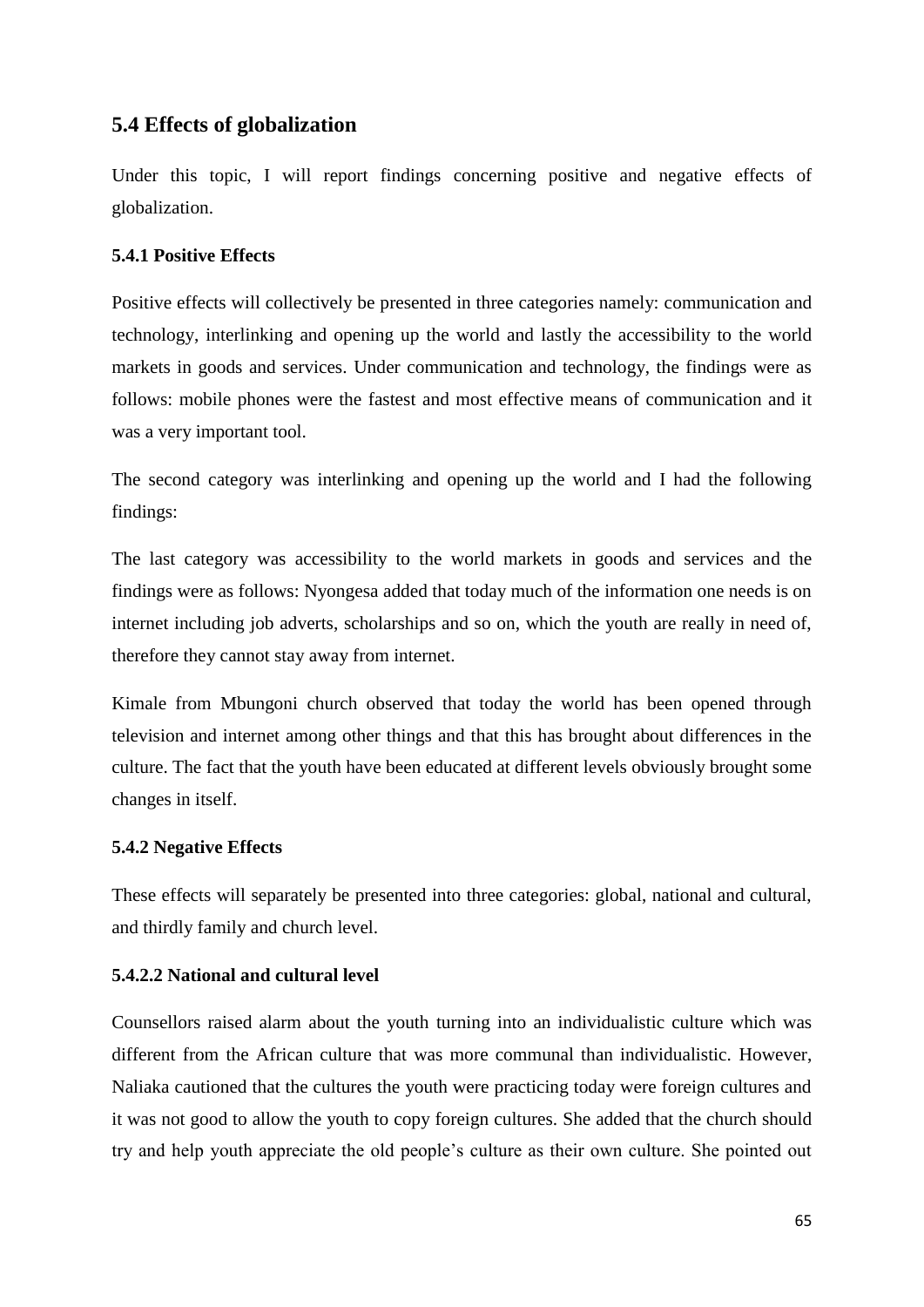## 5.4 Effects of globalization

Under this topic, I will report findings concerning positive and negative effects of globalization.

### 5.4.1 Positive Effects

Positive effects will collectively be presented in three categories namely: communication and technology, interlinking and opening up the world and lastly the accessibility to the world markets in goods and services. Under communication and technology, the findings were as follows: mobile phones were the fastest and most effective means of communication and it was a very important tool.

The second category was interlinking and opening up the world and I had the following findings:

The last category was accessibility to the world markets in goods and services and the findings were as follows: Nyongesa added that today much of the information one needs is on internet including job adverts, scholarships and so on, which the youth are really in need of, therefore they cannot stay away from internet.

Kimale from Mbungoni church observed that today the world has been opened through television and internet among other things and that this has brought about differences in the culture. The fact that the youth have been educated at different levels obviously brought some changes in itself.

### 5.4.2 Negative Effects

These effects will separately be presented into three categories: global, national and cultural, and thirdly family and church level.

#### 5.4.2.2 National and cultural level

Counsellors raised alarm about the youth turning into an individualistic culture which was different from the African culture that was more communal than individualistic. However, Naliaka cautioned that the cultures the youth were practicing today were foreign cultures and it was not good to allow the youth to copy foreign cultures. She added that the church should try and help youth appreciate the old people's culture as their own culture. She pointed out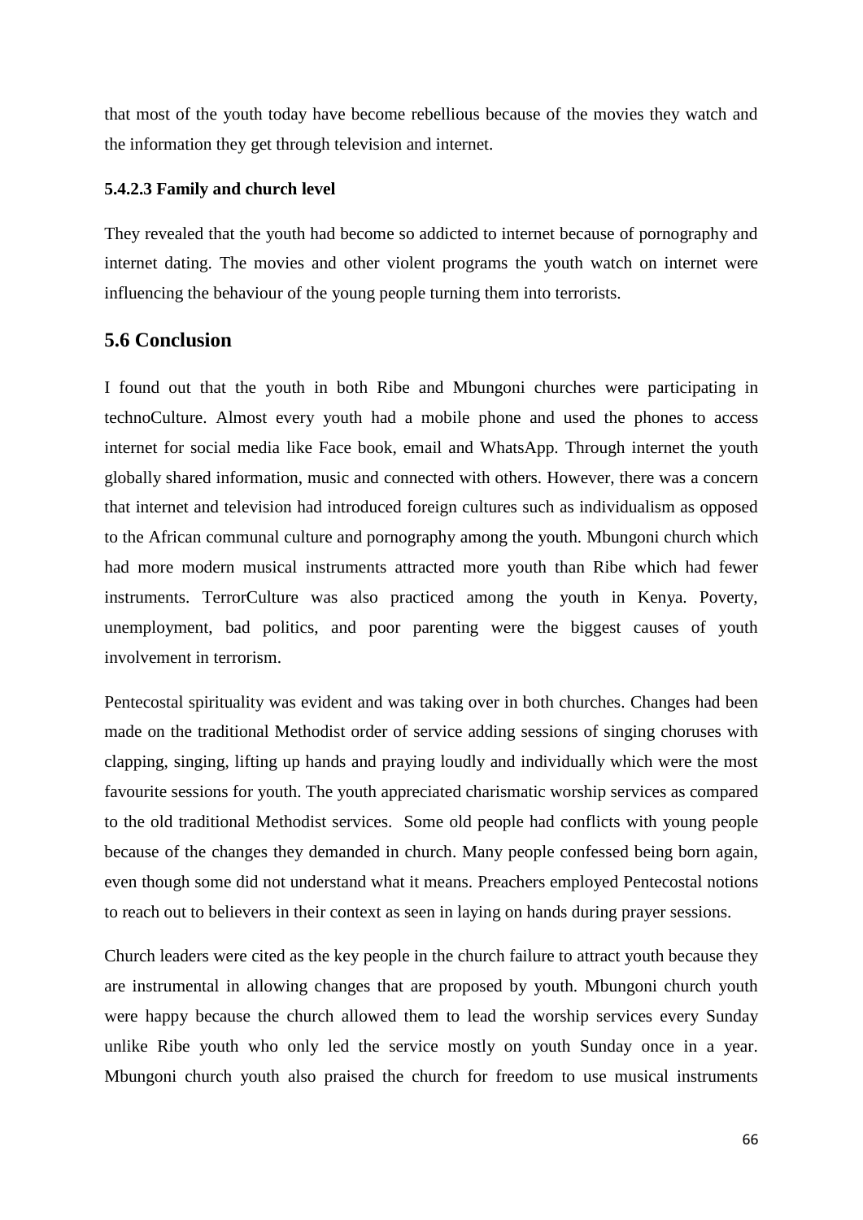that most of the youth today have become rebellious because of the movies they watch and the information they get through television and internet.

#### 5.4.2.3 Family and church level

They revealed that the youth had become so addicted to internet because of pornography and internet dating. The movies and other violent programs the youth watch on internet were influencing the behaviour of the young people turning them into terrorists.

## 5.6 Conclusion

I found out that the youth in both Ribe and Mbungoni churches were participating in technoCulture. Almost every youth had a mobile phone and used the phones to access internet for social media like Face book, email and WhatsApp. Through internet the youth globally shared information, music and connected with others. However, there was a concern that internet and television had introduced foreign cultures such as individualism as opposed to the African communal culture and pornography among the youth. Mbungoni church which had more modern musical instruments attracted more youth than Ribe which had fewer instruments. TerrorCulture was also practiced among the youth in Kenya. Poverty, unemployment, bad politics, and poor parenting were the biggest causes of youth involvement in terrorism.

Pentecostal spirituality was evident and was taking over in both churches. Changes had been made on the traditional Methodist order of service adding sessions of singing choruses with clapping, singing, lifting up hands and praying loudly and individually which were the most favourite sessions for youth. The youth appreciated charismatic worship services as compared to the old traditional Methodist services. Some old people had conflicts with young people because of the changes they demanded in church. Many people confessed being born again, even though some did not understand what it means. Preachers employed Pentecostal notions to reach out to believers in their context as seen in laying on hands during prayer sessions.

Church leaders were cited as the key people in the church failure to attract youth because they are instrumental in allowing changes that are proposed by youth. Mbungoni church youth were happy because the church allowed them to lead the worship services every Sunday unlike Ribe youth who only led the service mostly on youth Sunday once in a year. Mbungoni church youth also praised the church for freedom to use musical instruments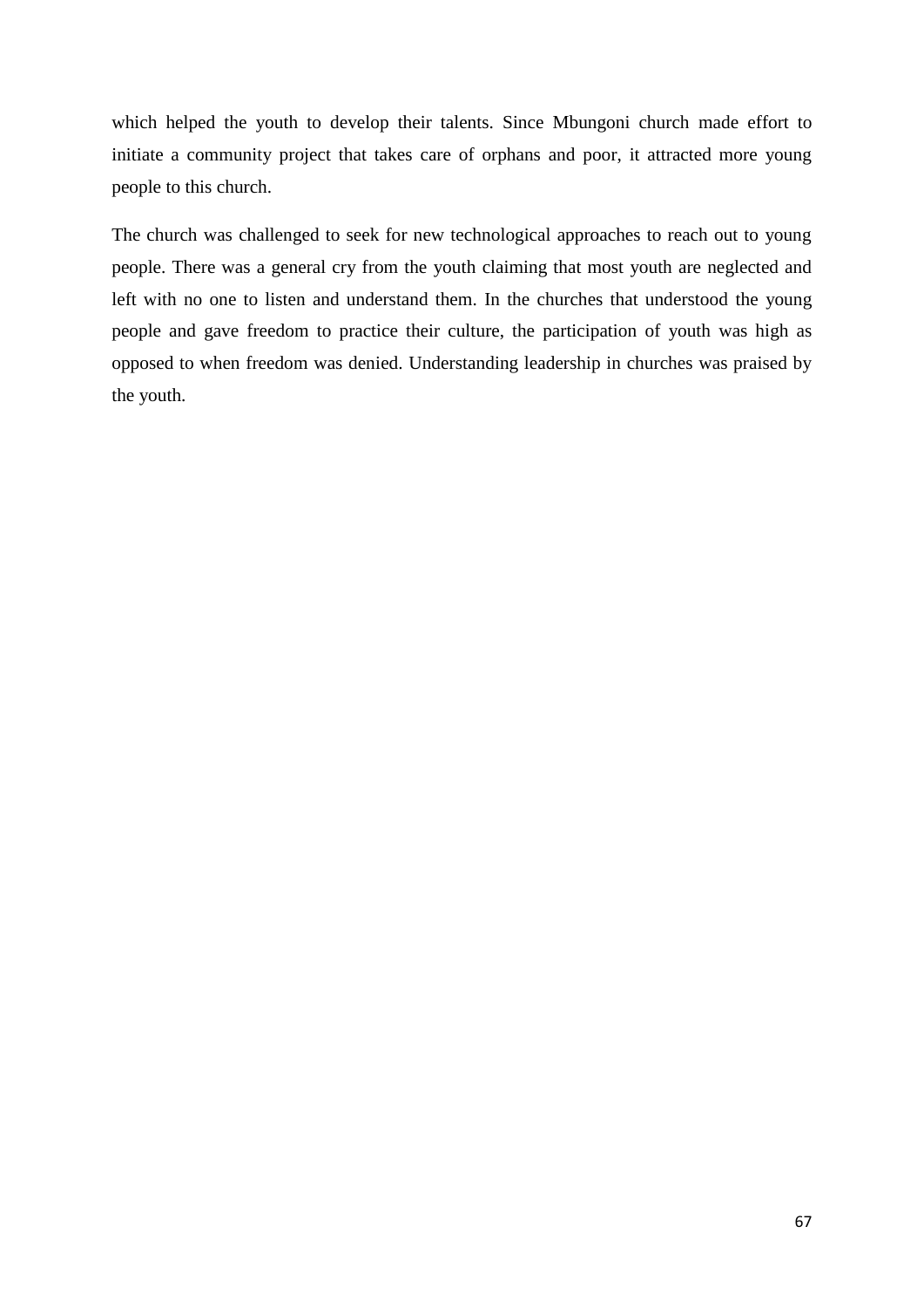which helped the youth to develop their talents. Since Mbungoni church made effort to initiate a community project that takes care of orphans and poor, it attracted more young people to this church.

The church was challenged to seek for new technological approaches to reach out to young people. There was a general cry from the youth claiming that most youth are neglected and left with no one to listen and understand them. In the churches that understood the young people and gave freedom to practice their culture, the participation of youth was high as opposed to when freedom was denied. Understanding leadership in churches was praised by the youth.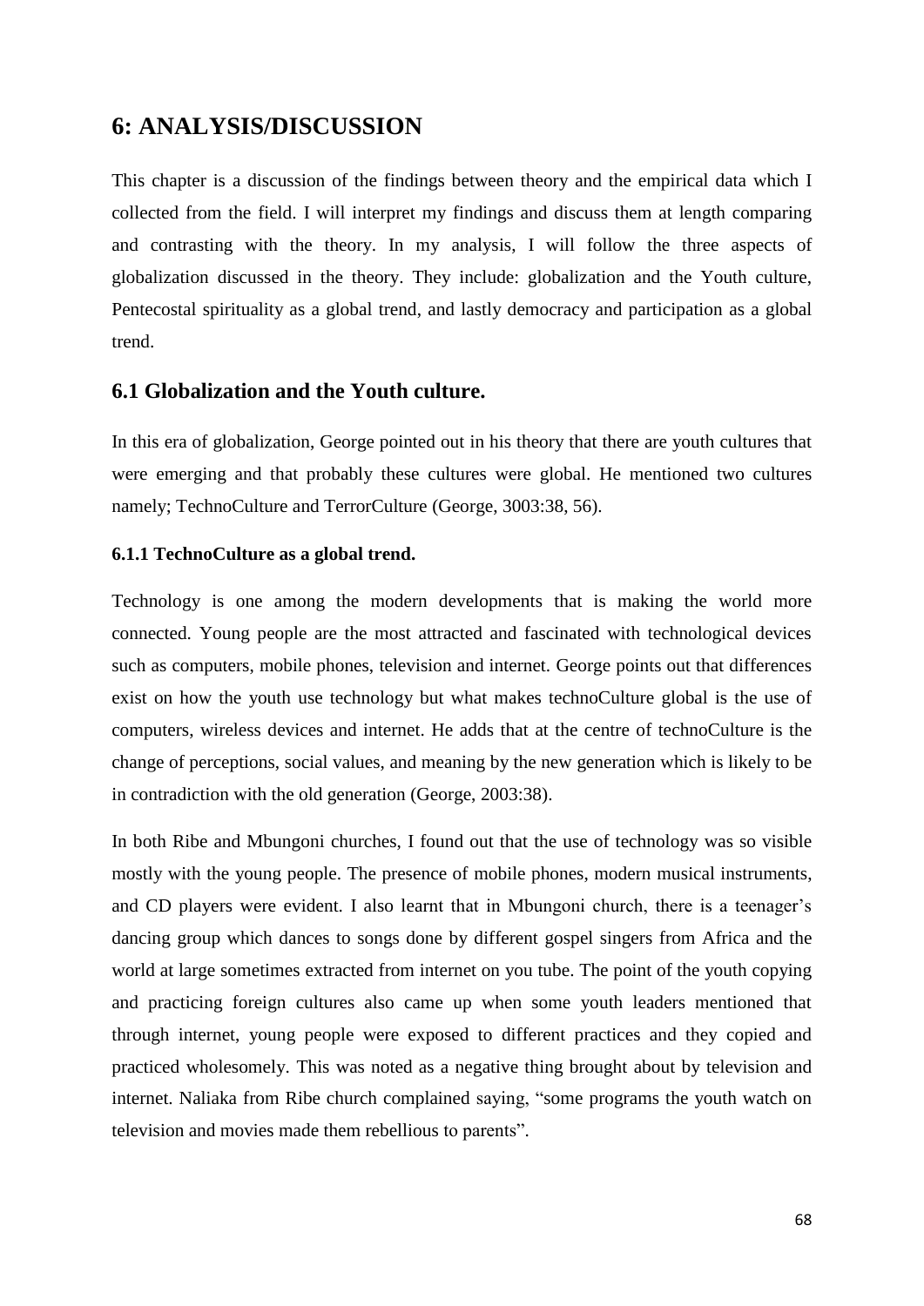# 6: ANALYSIS/DISCUSSION

This chapter is a discussion of the findings between theory and the empirical data which I collected from the field. I will interpret my findings and discuss them at length comparing and contrasting with the theory. In my analysis, I will follow the three aspects of globalization discussed in the theory. They include: globalization and the Youth culture, Pentecostal spirituality as a global trend, and lastly democracy and participation as a global trend.

## 6.1 Globalization and the Youth culture.

In this era of globalization, George pointed out in his theory that there are youth cultures that were emerging and that probably these cultures were global. He mentioned two cultures namely; TechnoCulture and TerrorCulture (George, 3003:38, 56).

### 6.1.1 TechnoCulture as a global trend.

Technology is one among the modern developments that is making the world more connected. Young people are the most attracted and fascinated with technological devices such as computers, mobile phones, television and internet. George points out that differences exist on how the youth use technology but what makes technoCulture global is the use of computers, wireless devices and internet. He adds that at the centre of technoCulture is the change of perceptions, social values, and meaning by the new generation which is likely to be in contradiction with the old generation (George, 2003:38).

In both Ribe and Mbungoni churches, I found out that the use of technology was so visible mostly with the young people. The presence of mobile phones, modern musical instruments, and CD players were evident. I also learnt that in Mbungoni church, there is a teenager's dancing group which dances to songs done by different gospel singers from Africa and the world at large sometimes extracted from internet on you tube. The point of the youth copying and practicing foreign cultures also came up when some youth leaders mentioned that through internet, young people were exposed to different practices and they copied and practiced wholesomely. This was noted as a negative thing brought about by television and internet. Naliaka from Ribe church complained saying, "some programs the youth watch on television and movies made them rebellious to parents".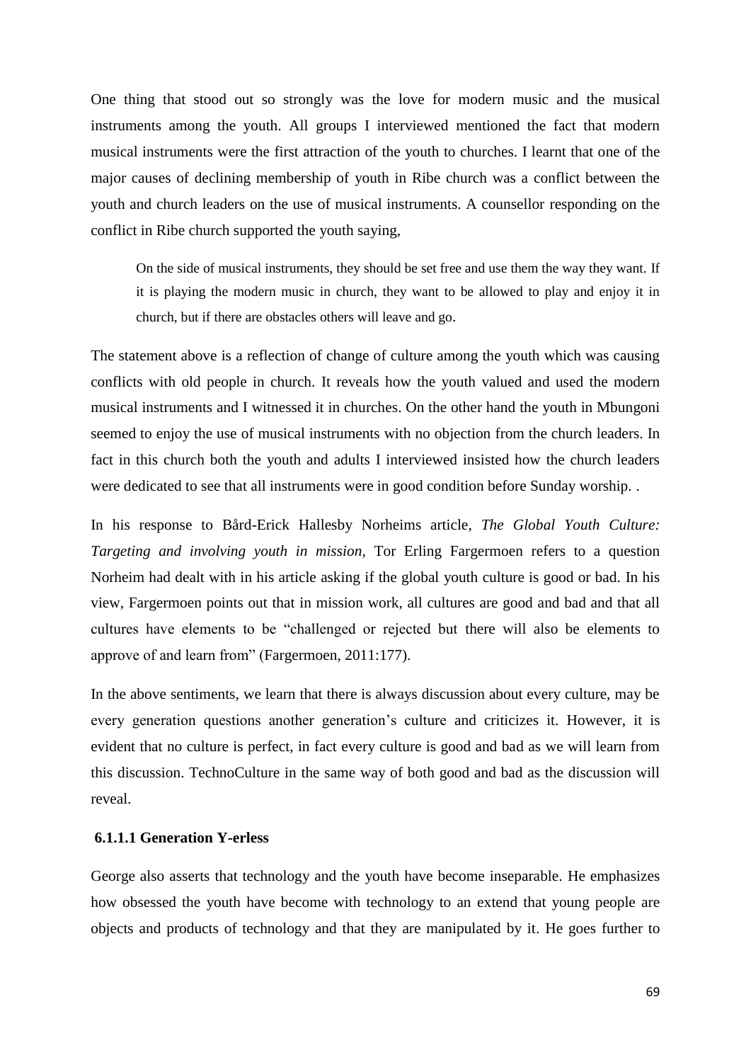One thing that stood out so strongly was the love for modern music and the musical instruments among the youth. All groups I interviewed mentioned the fact that modern musical instruments were the first attraction of the youth to churches. I learnt that one of the major causes of declining membership of youth in Ribe church was a conflict between the youth and church leaders on the use of musical instruments. A counsellor responding on the conflict in Ribe church supported the youth saying,

> On the side of musical instruments, they should be set free and use them the way they want. If it is playing the modern music in church, they want to be allowed to play and enjoy it in church, but if there are obstacles others will leave and go.

The statement above is a reflection of change of culture among the youth which was causing conflicts with old people in church. It reveals how the youth valued and used the modern musical instruments and I witnessed it in churches. On the other hand the youth in Mbungoni seemed to enjoy the use of musical instruments with no objection from the church leaders. In fact in this church both the youth and adults I interviewed insisted how the church leaders were dedicated to see that all instruments were in good condition before Sunday worship. .

In his response to Bård-Erick Hallesby Norheims article, *The Global Youth Culture: Targeting and involving youth in mission,* Tor Erling Fargermoen refers to a question Norheim had dealt with in his article asking if the global youth culture is good or bad. In his view, Fargermoen points out that in mission work, all cultures are good and bad and that all cultures have elements to be "challenged or rejected but there will also be elements to approve of and learn from" (Fargermoen, 2011:177).

In the above sentiments, we learn that there is always discussion about every culture, may be every generation questions another generation's culture and criticizes it. However, it is evident that no culture is perfect, in fact every culture is good and bad as we will learn from this discussion. TechnoCulture in the same way of both good and bad as the discussion will reveal.

#### 6.1.1.1 Generation Y-erless

George also asserts that technology and the youth have become inseparable. He emphasizes how obsessed the youth have become with technology to an extend that young people are objects and products of technology and that they are manipulated by it. He goes further to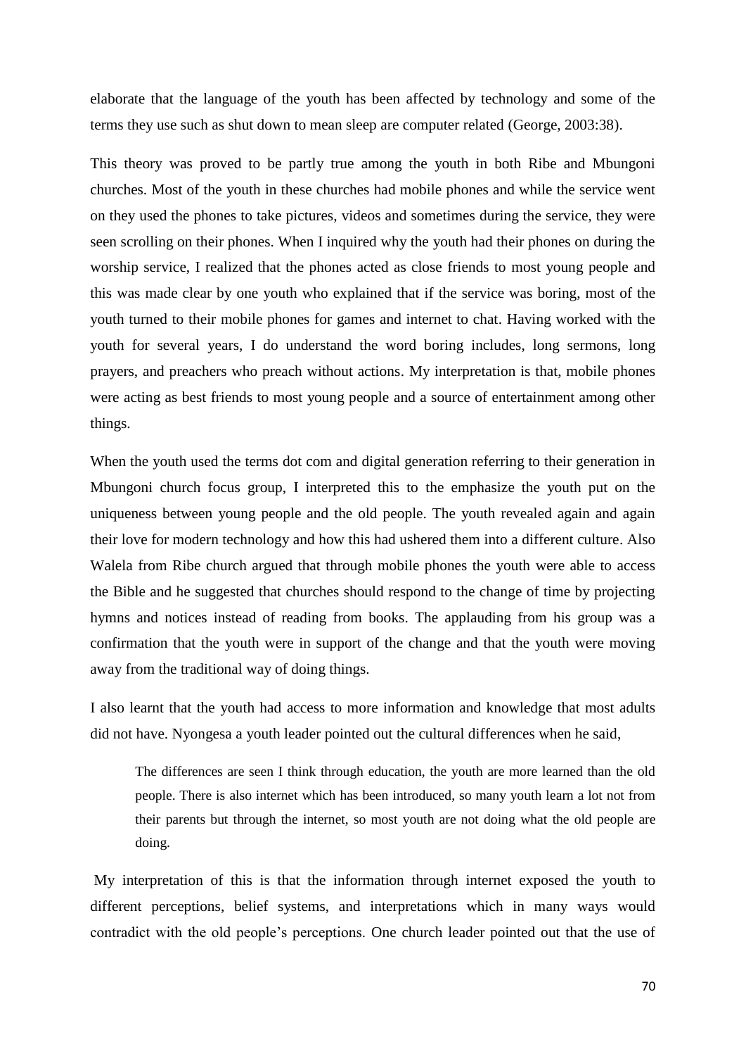elaborate that the language of the youth has been affected by technology and some of the terms they use such as shut down to mean sleep are computer related (George, 2003:38).

This theory was proved to be partly true among the youth in both Ribe and Mbungoni churches. Most of the youth in these churches had mobile phones and while the service went on they used the phones to take pictures, videos and sometimes during the service, they were seen scrolling on their phones. When I inquired why the youth had their phones on during the worship service, I realized that the phones acted as close friends to most young people and this was made clear by one youth who explained that if the service was boring, most of the youth turned to their mobile phones for games and internet to chat. Having worked with the youth for several years, I do understand the word boring includes, long sermons, long prayers, and preachers who preach without actions. My interpretation is that, mobile phones were acting as best friends to most young people and a source of entertainment among other things.

When the youth used the terms dot com and digital generation referring to their generation in Mbungoni church focus group, I interpreted this to the emphasize the youth put on the uniqueness between young people and the old people. The youth revealed again and again their love for modern technology and how this had ushered them into a different culture. Also Walela from Ribe church argued that through mobile phones the youth were able to access the Bible and he suggested that churches should respond to the change of time by projecting hymns and notices instead of reading from books. The applauding from his group was a confirmation that the youth were in support of the change and that the youth were moving away from the traditional way of doing things.

I also learnt that the youth had access to more information and knowledge that most adults did not have. Nyongesa a youth leader pointed out the cultural differences when he said,

> The differences are seen I think through education, the youth are more learned than the old people. There is also internet which has been introduced, so many youth learn a lot not from their parents but through the internet, so most youth are not doing what the old people are doing.

My interpretation of this is that the information through internet exposed the youth to different perceptions, belief systems, and interpretations which in many ways would contradict with the old people's perceptions. One church leader pointed out that the use of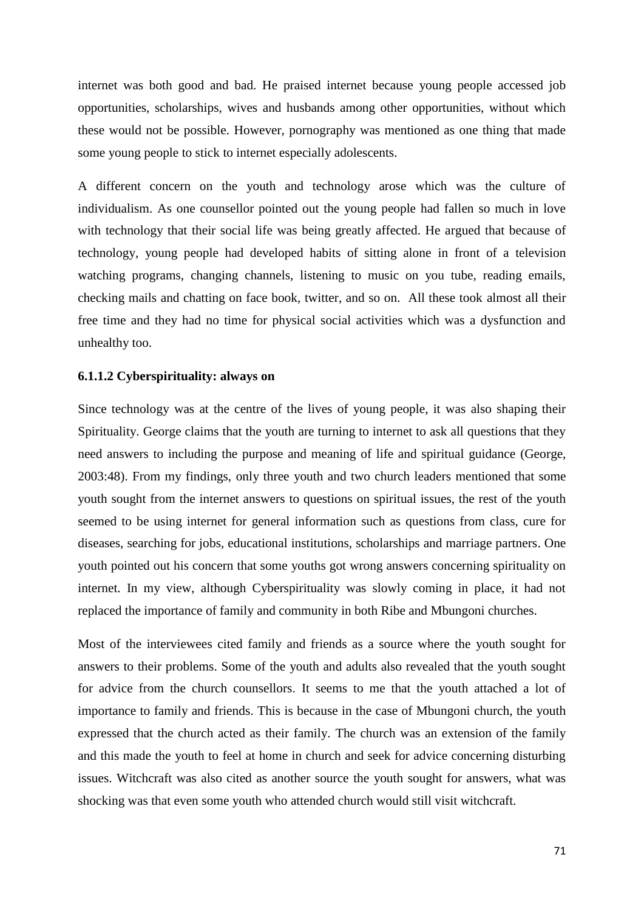internet was both good and bad. He praised internet because young people accessed job opportunities, scholarships, wives and husbands among other opportunities, without which these would not be possible. However, pornography was mentioned as one thing that made some young people to stick to internet especially adolescents.

A different concern on the youth and technology arose which was the culture of individualism. As one counsellor pointed out the young people had fallen so much in love with technology that their social life was being greatly affected. He argued that because of technology, young people had developed habits of sitting alone in front of a television watching programs, changing channels, listening to music on you tube, reading emails, checking mails and chatting on face book, twitter, and so on. All these took almost all their free time and they had no time for physical social activities which was a dysfunction and unhealthy too.

#### 6.1.1.2 Cyberspirituality: always on

Since technology was at the centre of the lives of young people, it was also shaping their Spirituality. George claims that the youth are turning to internet to ask all questions that they need answers to including the purpose and meaning of life and spiritual guidance (George, 2003:48). From my findings, only three youth and two church leaders mentioned that some youth sought from the internet answers to questions on spiritual issues, the rest of the youth seemed to be using internet for general information such as questions from class, cure for diseases, searching for jobs, educational institutions, scholarships and marriage partners. One youth pointed out his concern that some youths got wrong answers concerning spirituality on internet. In my view, although Cyberspirituality was slowly coming in place, it had not replaced the importance of family and community in both Ribe and Mbungoni churches.

Most of the interviewees cited family and friends as a source where the youth sought for answers to their problems. Some of the youth and adults also revealed that the youth sought for advice from the church counsellors. It seems to me that the youth attached a lot of importance to family and friends. This is because in the case of Mbungoni church, the youth expressed that the church acted as their family. The church was an extension of the family and this made the youth to feel at home in church and seek for advice concerning disturbing issues. Witchcraft was also cited as another source the youth sought for answers, what was shocking was that even some youth who attended church would still visit witchcraft.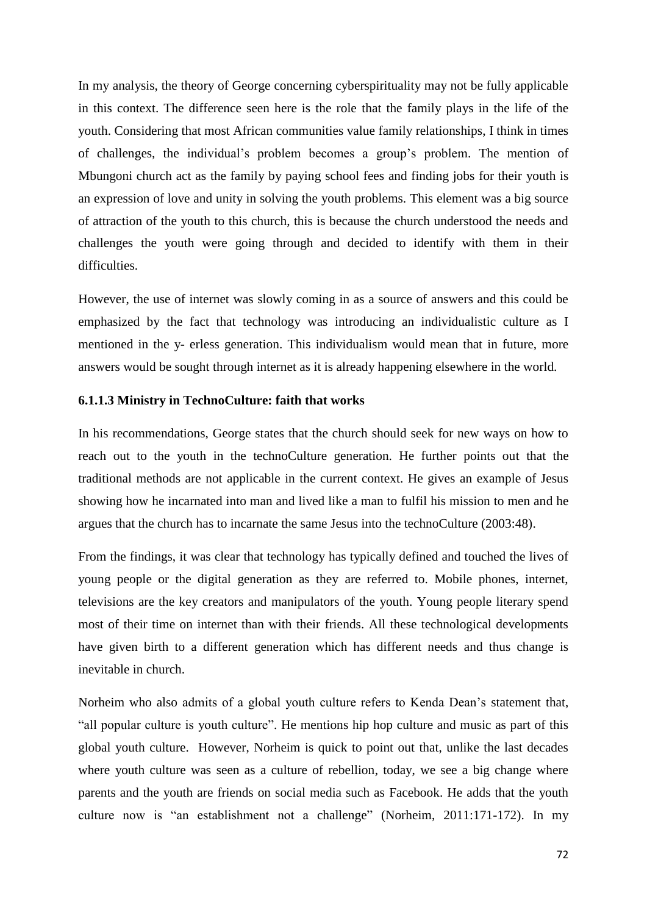In my analysis, the theory of George concerning cyberspirituality may not be fully applicable in this context. The difference seen here is the role that the family plays in the life of the youth. Considering that most African communities value family relationships, I think in times of challenges, the individual's problem becomes a group's problem. The mention of Mbungoni church act as the family by paying school fees and finding jobs for their youth is an expression of love and unity in solving the youth problems. This element was a big source of attraction of the youth to this church, this is because the church understood the needs and challenges the youth were going through and decided to identify with them in their difficulties.

However, the use of internet was slowly coming in as a source of answers and this could be emphasized by the fact that technology was introducing an individualistic culture as I mentioned in the y- erless generation. This individualism would mean that in future, more answers would be sought through internet as it is already happening elsewhere in the world.

### 6.1.1.3 Ministry in TechnoCulture: faith that works

In his recommendations, George states that the church should seek for new ways on how to reach out to the youth in the technoCulture generation. He further points out that the traditional methods are not applicable in the current context. He gives an example of Jesus showing how he incarnated into man and lived like a man to fulfil his mission to men and he argues that the church has to incarnate the same Jesus into the technoCulture (2003:48).

From the findings, it was clear that technology has typically defined and touched the lives of young people or the digital generation as they are referred to. Mobile phones, internet, televisions are the key creators and manipulators of the youth. Young people literary spend most of their time on internet than with their friends. All these technological developments have given birth to a different generation which has different needs and thus change is inevitable in church.

Norheim who also admits of a global youth culture refers to Kenda Dean's statement that, "all popular culture is youth culture". He mentions hip hop culture and music as part of this global youth culture. However, Norheim is quick to point out that, unlike the last decades where youth culture was seen as a culture of rebellion, today, we see a big change where parents and the youth are friends on social media such as Facebook. He adds that the youth culture now is "an establishment not a challenge" (Norheim, 2011:171-172). In my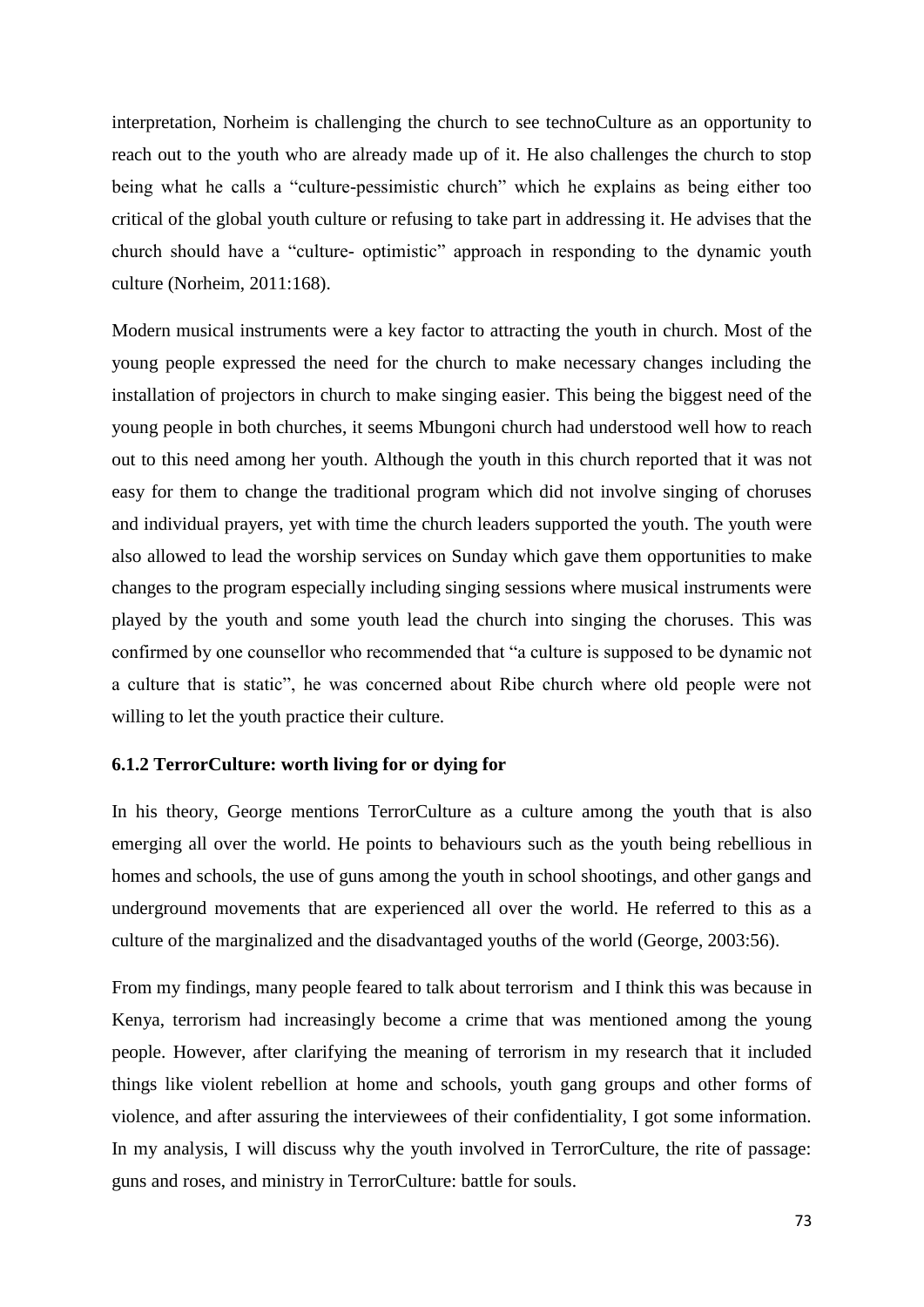interpretation, Norheim is challenging the church to see technoCulture as an opportunity to reach out to the youth who are already made up of it. He also challenges the church to stop being what he calls a "culture-pessimistic church" which he explains as being either too critical of the global youth culture or refusing to take part in addressing it. He advises that the church should have a "culture- optimistic" approach in responding to the dynamic youth culture (Norheim, 2011:168).

Modern musical instruments were a key factor to attracting the youth in church. Most of the young people expressed the need for the church to make necessary changes including the installation of projectors in church to make singing easier. This being the biggest need of the young people in both churches, it seems Mbungoni church had understood well how to reach out to this need among her youth. Although the youth in this church reported that it was not easy for them to change the traditional program which did not involve singing of choruses and individual prayers, yet with time the church leaders supported the youth. The youth were also allowed to lead the worship services on Sunday which gave them opportunities to make changes to the program especially including singing sessions where musical instruments were played by the youth and some youth lead the church into singing the choruses. This was confirmed by one counsellor who recommended that "a culture is supposed to be dynamic not a culture that is static", he was concerned about Ribe church where old people were not willing to let the youth practice their culture.

### 6.1.2 TerrorCulture: worth living for or dying for

In his theory, George mentions TerrorCulture as a culture among the youth that is also emerging all over the world. He points to behaviours such as the youth being rebellious in homes and schools, the use of guns among the youth in school shootings, and other gangs and underground movements that are experienced all over the world. He referred to this as a culture of the marginalized and the disadvantaged youths of the world (George, 2003:56).

From my findings, many people feared to talk about terrorism and I think this was because in Kenya, terrorism had increasingly become a crime that was mentioned among the young people. However, after clarifying the meaning of terrorism in my research that it included things like violent rebellion at home and schools, youth gang groups and other forms of violence, and after assuring the interviewees of their confidentiality, I got some information. In my analysis, I will discuss why the youth involved in TerrorCulture, the rite of passage: guns and roses, and ministry in TerrorCulture: battle for souls.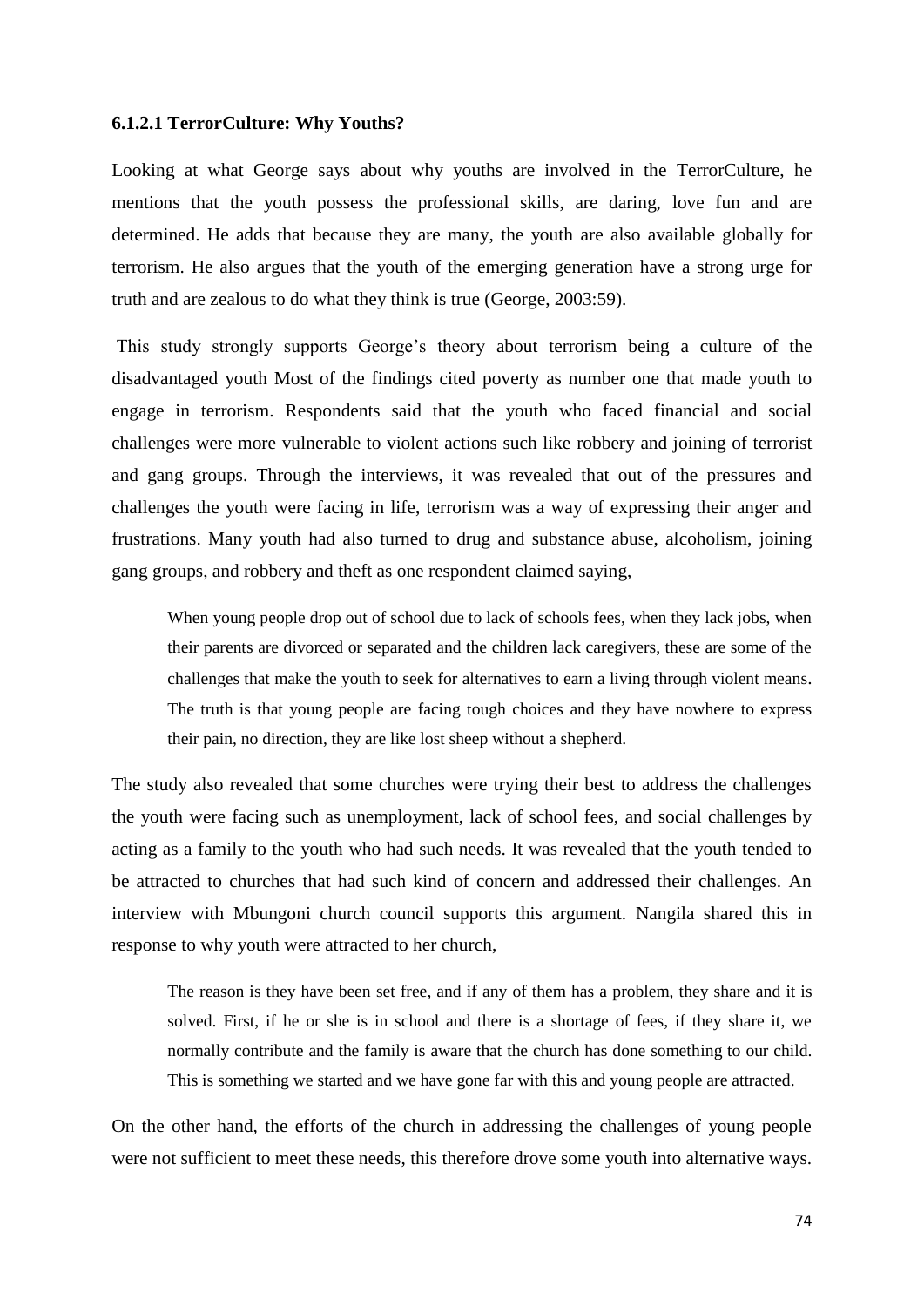#### 6.1.2.1 TerrorCulture: Why Youths?

Looking at what George says about why youths are involved in the TerrorCulture, he mentions that the youth possess the professional skills, are daring, love fun and are determined. He adds that because they are many, the youth are also available globally for terrorism. He also argues that the youth of the emerging generation have a strong urge for truth and are zealous to do what they think is true (George, 2003:59).

This study strongly supports George's theory about terrorism being a culture of the disadvantaged youth Most of the findings cited poverty as number one that made youth to engage in terrorism. Respondents said that the youth who faced financial and social challenges were more vulnerable to violent actions such like robbery and joining of terrorist and gang groups. Through the interviews, it was revealed that out of the pressures and challenges the youth were facing in life, terrorism was a way of expressing their anger and frustrations. Many youth had also turned to drug and substance abuse, alcoholism, joining gang groups, and robbery and theft as one respondent claimed saying,

> When young people drop out of school due to lack of schools fees, when they lack jobs, when their parents are divorced or separated and the children lack caregivers, these are some of the challenges that make the youth to seek for alternatives to earn a living through violent means. The truth is that young people are facing tough choices and they have nowhere to express their pain, no direction, they are like lost sheep without a shepherd.

The study also revealed that some churches were trying their best to address the challenges the youth were facing such as unemployment, lack of school fees, and social challenges by acting as a family to the youth who had such needs. It was revealed that the youth tended to be attracted to churches that had such kind of concern and addressed their challenges. An interview with Mbungoni church council supports this argument. Nangila shared this in response to why youth were attracted to her church,

> The reason is they have been set free, and if any of them has a problem, they share and it is solved. First, if he or she is in school and there is a shortage of fees, if they share it, we normally contribute and the family is aware that the church has done something to our child. This is something we started and we have gone far with this and young people are attracted.

On the other hand, the efforts of the church in addressing the challenges of young people were not sufficient to meet these needs, this therefore drove some youth into alternative ways.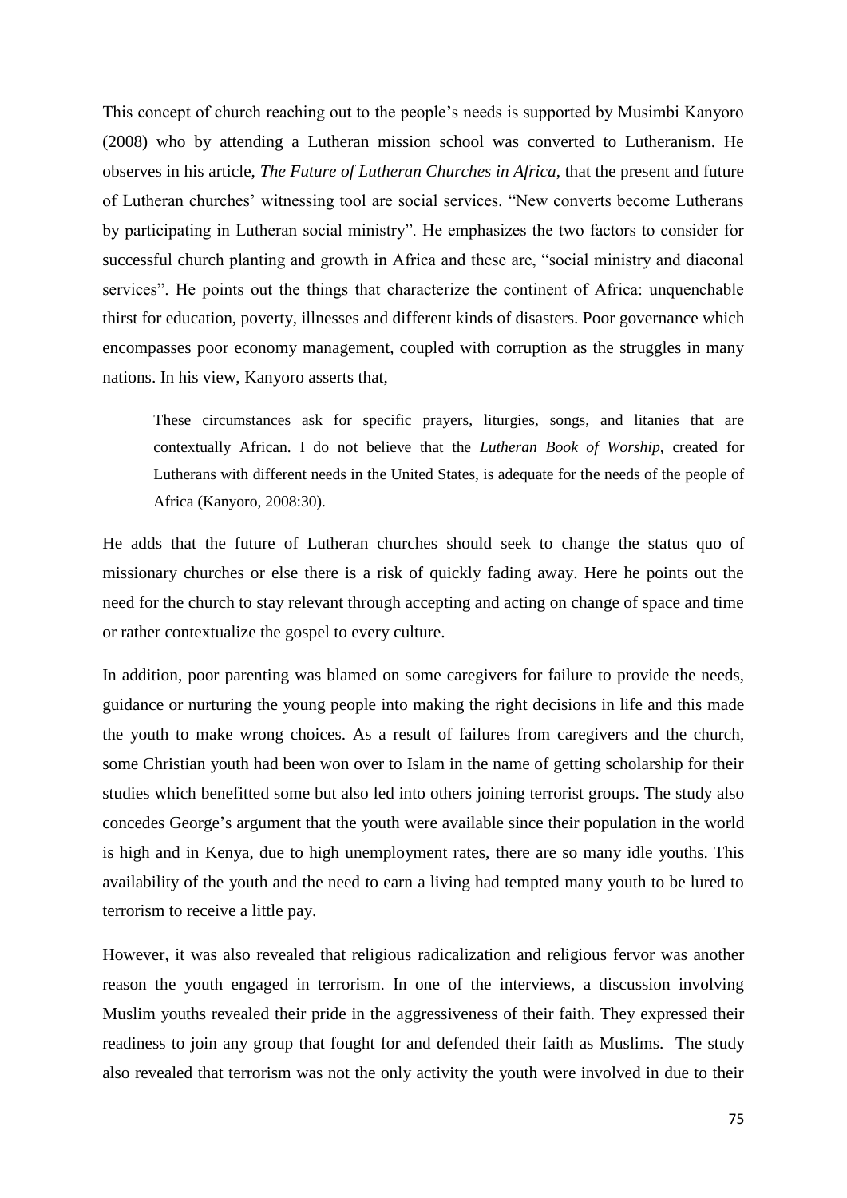This concept of church reaching out to the people's needs is supported by Musimbi Kanyoro (2008) who by attending a Lutheran mission school was converted to Lutheranism. He observes in his article, *The Future of Lutheran Churches in Africa*, that the present and future of Lutheran churches' witnessing tool are social services. "New converts become Lutherans by participating in Lutheran social ministry". He emphasizes the two factors to consider for successful church planting and growth in Africa and these are, "social ministry and diaconal services". He points out the things that characterize the continent of Africa: unquenchable thirst for education, poverty, illnesses and different kinds of disasters. Poor governance which encompasses poor economy management, coupled with corruption as the struggles in many nations. In his view, Kanyoro asserts that,

> These circumstances ask for specific prayers, liturgies, songs, and litanies that are contextually African. I do not believe that the *Lutheran Book of Worship*, created for Lutherans with different needs in the United States, is adequate for the needs of the people of Africa (Kanyoro, 2008:30).

He adds that the future of Lutheran churches should seek to change the status quo of missionary churches or else there is a risk of quickly fading away. Here he points out the need for the church to stay relevant through accepting and acting on change of space and time or rather contextualize the gospel to every culture.

In addition, poor parenting was blamed on some caregivers for failure to provide the needs, guidance or nurturing the young people into making the right decisions in life and this made the youth to make wrong choices. As a result of failures from caregivers and the church, some Christian youth had been won over to Islam in the name of getting scholarship for their studies which benefitted some but also led into others joining terrorist groups. The study also concedes George's argument that the youth were available since their population in the world is high and in Kenya, due to high unemployment rates, there are so many idle youths. This availability of the youth and the need to earn a living had tempted many youth to be lured to terrorism to receive a little pay.

However, it was also revealed that religious radicalization and religious fervor was another reason the youth engaged in terrorism. In one of the interviews, a discussion involving Muslim youths revealed their pride in the aggressiveness of their faith. They expressed their readiness to join any group that fought for and defended their faith as Muslims. The study also revealed that terrorism was not the only activity the youth were involved in due to their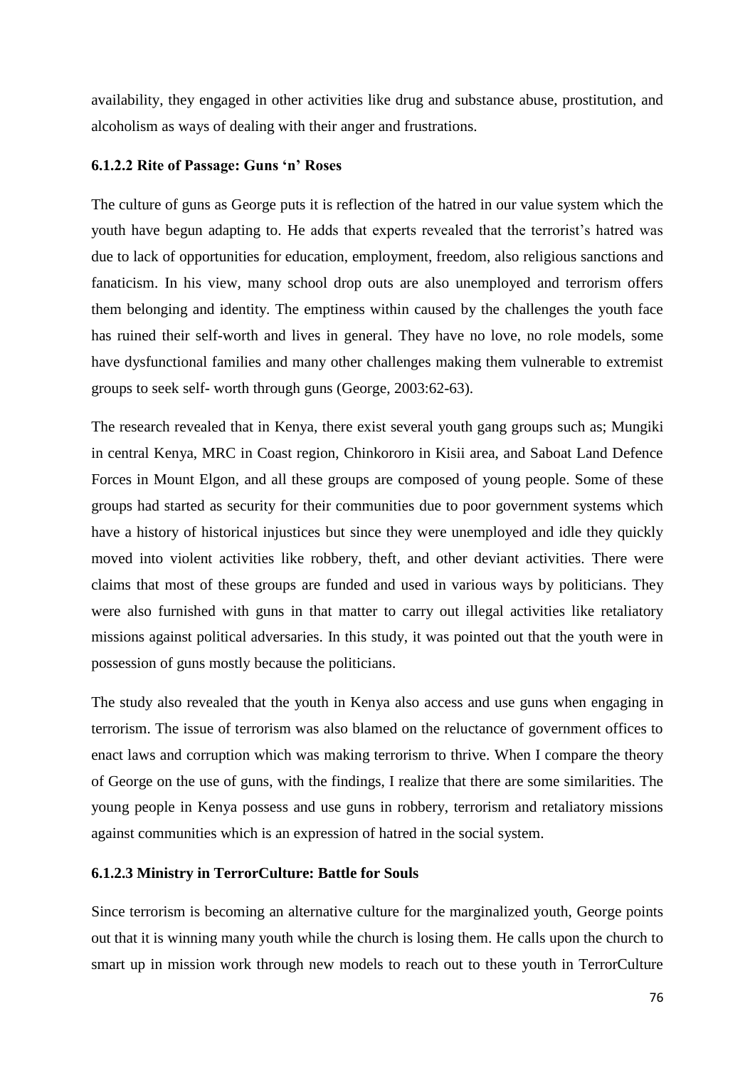availability, they engaged in other activities like drug and substance abuse, prostitution, and alcoholism as ways of dealing with their anger and frustrations.

#### 6.1.2.2 Rite of Passage: Guns 'n' Roses

The culture of guns as George puts it is reflection of the hatred in our value system which the youth have begun adapting to. He adds that experts revealed that the terrorist's hatred was due to lack of opportunities for education, employment, freedom, also religious sanctions and fanaticism. In his view, many school drop outs are also unemployed and terrorism offers them belonging and identity. The emptiness within caused by the challenges the youth face has ruined their self-worth and lives in general. They have no love, no role models, some have dysfunctional families and many other challenges making them vulnerable to extremist groups to seek self- worth through guns (George, 2003:62-63).

The research revealed that in Kenya, there exist several youth gang groups such as; Mungiki in central Kenya, MRC in Coast region, Chinkororo in Kisii area, and Saboat Land Defence Forces in Mount Elgon, and all these groups are composed of young people. Some of these groups had started as security for their communities due to poor government systems which have a history of historical injustices but since they were unemployed and idle they quickly moved into violent activities like robbery, theft, and other deviant activities. There were claims that most of these groups are funded and used in various ways by politicians. They were also furnished with guns in that matter to carry out illegal activities like retaliatory missions against political adversaries. In this study, it was pointed out that the youth were in possession of guns mostly because the politicians.

The study also revealed that the youth in Kenya also access and use guns when engaging in terrorism. The issue of terrorism was also blamed on the reluctance of government offices to enact laws and corruption which was making terrorism to thrive. When I compare the theory of George on the use of guns, with the findings, I realize that there are some similarities. The young people in Kenya possess and use guns in robbery, terrorism and retaliatory missions against communities which is an expression of hatred in the social system.

#### 6.1.2.3 Ministry in TerrorCulture: Battle for Souls

Since terrorism is becoming an alternative culture for the marginalized youth, George points out that it is winning many youth while the church is losing them. He calls upon the church to smart up in mission work through new models to reach out to these youth in TerrorCulture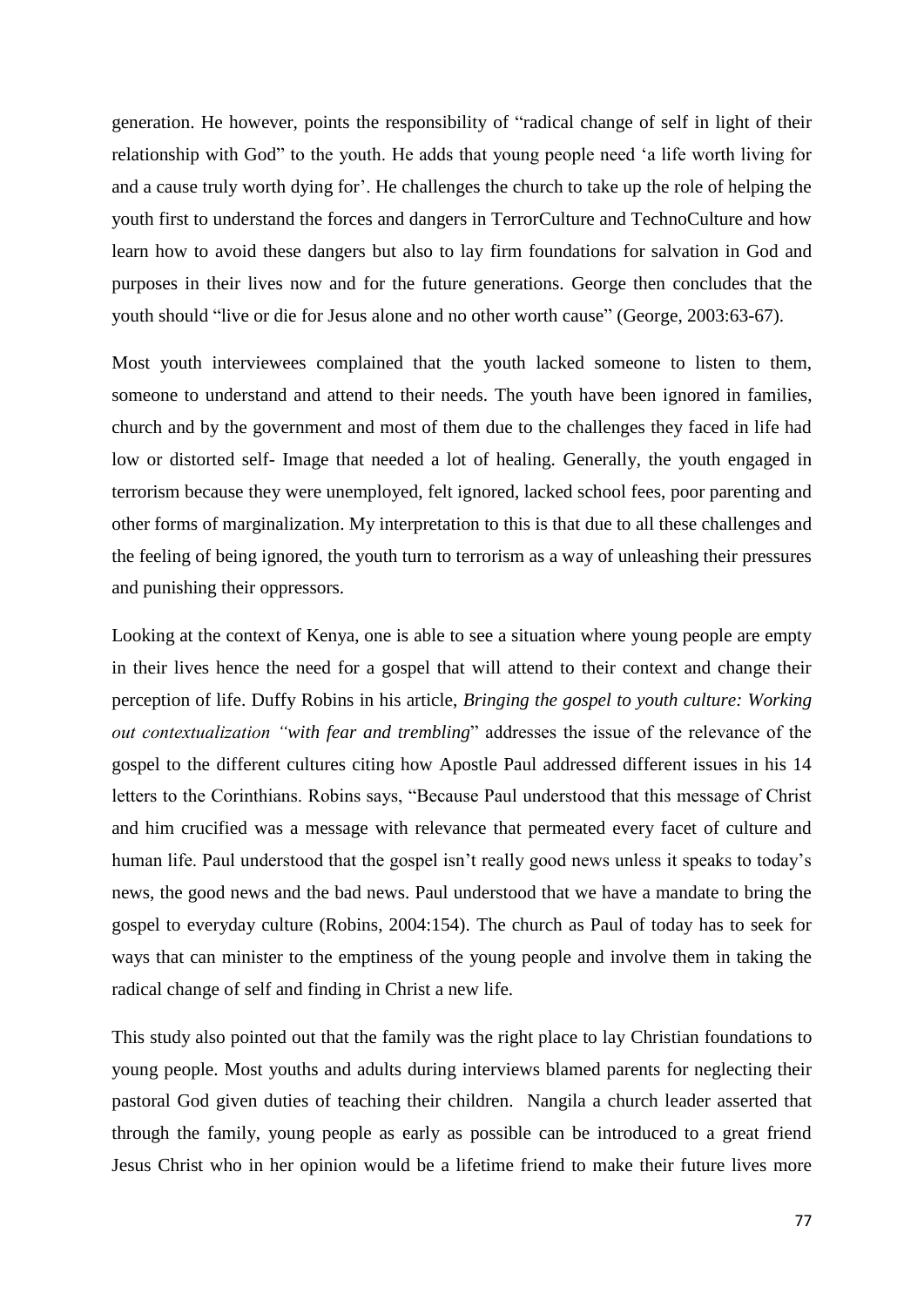generation. He however, points the responsibility of "radical change of self in light of their relationship with God" to the youth. He adds that young people need 'a life worth living for and a cause truly worth dying for'. He challenges the church to take up the role of helping the youth first to understand the forces and dangers in TerrorCulture and TechnoCulture and how learn how to avoid these dangers but also to lay firm foundations for salvation in God and purposes in their lives now and for the future generations. George then concludes that the youth should "live or die for Jesus alone and no other worth cause" (George, 2003:63-67).

Most youth interviewees complained that the youth lacked someone to listen to them, someone to understand and attend to their needs. The youth have been ignored in families, church and by the government and most of them due to the challenges they faced in life had low or distorted self- Image that needed a lot of healing. Generally, the youth engaged in terrorism because they were unemployed, felt ignored, lacked school fees, poor parenting and other forms of marginalization. My interpretation to this is that due to all these challenges and the feeling of being ignored, the youth turn to terrorism as a way of unleashing their pressures and punishing their oppressors.

Looking at the context of Kenya, one is able to see a situation where young people are empty in their lives hence the need for a gospel that will attend to their context and change their perception of life. Duffy Robins in his article, *Bringing the gospel to youth culture: Working out contextualization "with fear and trembling*" addresses the issue of the relevance of the gospel to the different cultures citing how Apostle Paul addressed different issues in his 14 letters to the Corinthians. Robins says, "Because Paul understood that this message of Christ and him crucified was a message with relevance that permeated every facet of culture and human life. Paul understood that the gospel isn't really good news unless it speaks to today's news, the good news and the bad news. Paul understood that we have a mandate to bring the gospel to everyday culture (Robins, 2004:154). The church as Paul of today has to seek for ways that can minister to the emptiness of the young people and involve them in taking the radical change of self and finding in Christ a new life.

This study also pointed out that the family was the right place to lay Christian foundations to young people. Most youths and adults during interviews blamed parents for neglecting their pastoral God given duties of teaching their children. Nangila a church leader asserted that through the family, young people as early as possible can be introduced to a great friend Jesus Christ who in her opinion would be a lifetime friend to make their future lives more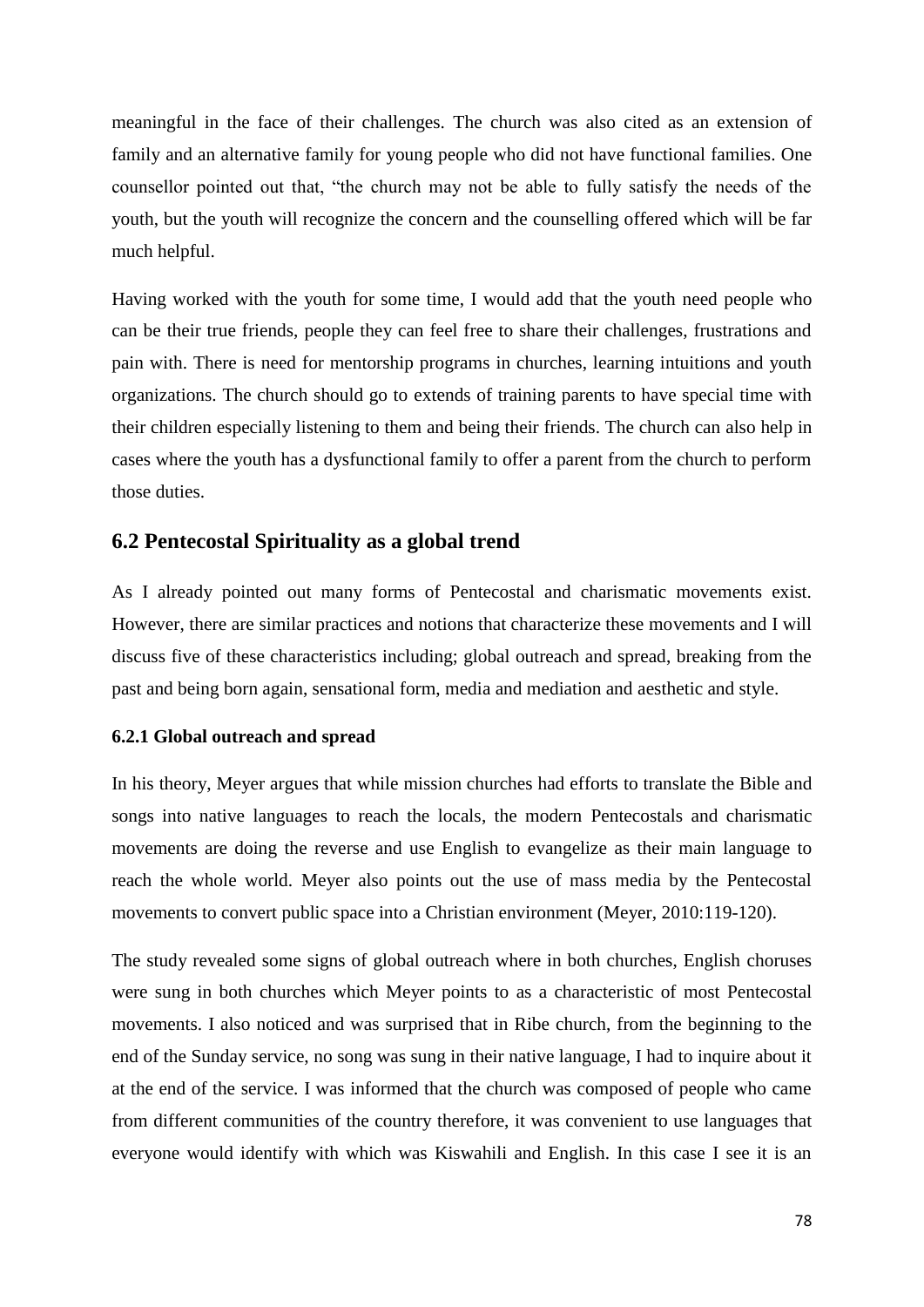meaningful in the face of their challenges. The church was also cited as an extension of family and an alternative family for young people who did not have functional families. One counsellor pointed out that, "the church may not be able to fully satisfy the needs of the youth, but the youth will recognize the concern and the counselling offered which will be far much helpful.

Having worked with the youth for some time, I would add that the youth need people who can be their true friends, people they can feel free to share their challenges, frustrations and pain with. There is need for mentorship programs in churches, learning intuitions and youth organizations. The church should go to extends of training parents to have special time with their children especially listening to them and being their friends. The church can also help in cases where the youth has a dysfunctional family to offer a parent from the church to perform those duties.

## 6.2 Pentecostal Spirituality as a global trend

As I already pointed out many forms of Pentecostal and charismatic movements exist. However, there are similar practices and notions that characterize these movements and I will discuss five of these characteristics including; global outreach and spread, breaking from the past and being born again, sensational form, media and mediation and aesthetic and style.

### 6.2.1 Global outreach and spread

In his theory, Meyer argues that while mission churches had efforts to translate the Bible and songs into native languages to reach the locals, the modern Pentecostals and charismatic movements are doing the reverse and use English to evangelize as their main language to reach the whole world. Meyer also points out the use of mass media by the Pentecostal movements to convert public space into a Christian environment (Meyer, 2010:119-120).

The study revealed some signs of global outreach where in both churches, English choruses were sung in both churches which Meyer points to as a characteristic of most Pentecostal movements. I also noticed and was surprised that in Ribe church, from the beginning to the end of the Sunday service, no song was sung in their native language, I had to inquire about it at the end of the service. I was informed that the church was composed of people who came from different communities of the country therefore, it was convenient to use languages that everyone would identify with which was Kiswahili and English. In this case I see it is an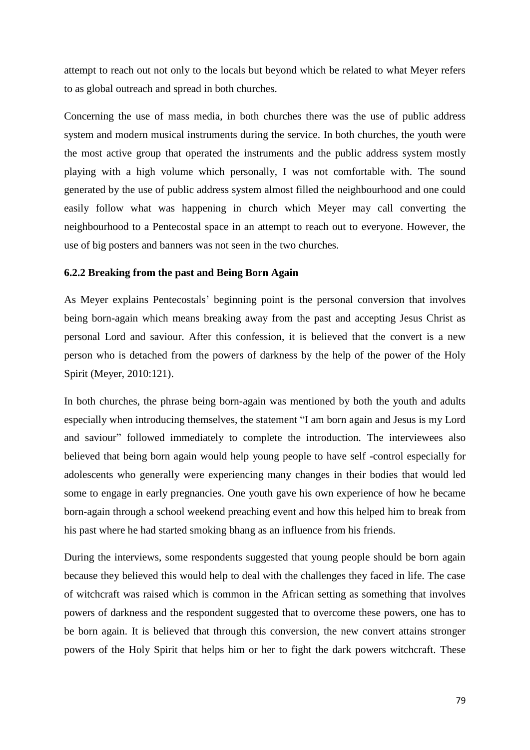attempt to reach out not only to the locals but beyond which be related to what Meyer refers to as global outreach and spread in both churches.

Concerning the use of mass media, in both churches there was the use of public address system and modern musical instruments during the service. In both churches, the youth were the most active group that operated the instruments and the public address system mostly playing with a high volume which personally, I was not comfortable with. The sound generated by the use of public address system almost filled the neighbourhood and one could easily follow what was happening in church which Meyer may call converting the neighbourhood to a Pentecostal space in an attempt to reach out to everyone. However, the use of big posters and banners was not seen in the two churches.

### 6.2.2 Breaking from the past and Being Born Again

As Meyer explains Pentecostals' beginning point is the personal conversion that involves being born-again which means breaking away from the past and accepting Jesus Christ as personal Lord and saviour. After this confession, it is believed that the convert is a new person who is detached from the powers of darkness by the help of the power of the Holy Spirit (Meyer, 2010:121).

In both churches, the phrase being born-again was mentioned by both the youth and adults especially when introducing themselves, the statement "I am born again and Jesus is my Lord and saviour" followed immediately to complete the introduction. The interviewees also believed that being born again would help young people to have self -control especially for adolescents who generally were experiencing many changes in their bodies that would led some to engage in early pregnancies. One youth gave his own experience of how he became born-again through a school weekend preaching event and how this helped him to break from his past where he had started smoking bhang as an influence from his friends.

During the interviews, some respondents suggested that young people should be born again because they believed this would help to deal with the challenges they faced in life. The case of witchcraft was raised which is common in the African setting as something that involves powers of darkness and the respondent suggested that to overcome these powers, one has to be born again. It is believed that through this conversion, the new convert attains stronger powers of the Holy Spirit that helps him or her to fight the dark powers witchcraft. These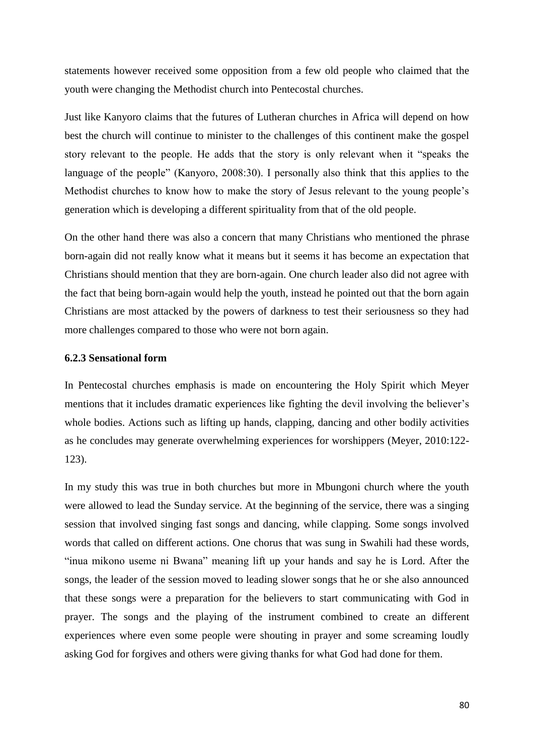statements however received some opposition from a few old people who claimed that the youth were changing the Methodist church into Pentecostal churches.

Just like Kanyoro claims that the futures of Lutheran churches in Africa will depend on how best the church will continue to minister to the challenges of this continent make the gospel story relevant to the people. He adds that the story is only relevant when it "speaks the language of the people" (Kanyoro, 2008:30). I personally also think that this applies to the Methodist churches to know how to make the story of Jesus relevant to the young people's generation which is developing a different spirituality from that of the old people.

On the other hand there was also a concern that many Christians who mentioned the phrase born-again did not really know what it means but it seems it has become an expectation that Christians should mention that they are born-again. One church leader also did not agree with the fact that being born-again would help the youth, instead he pointed out that the born again Christians are most attacked by the powers of darkness to test their seriousness so they had more challenges compared to those who were not born again.

### 6.2.3 Sensational form

In Pentecostal churches emphasis is made on encountering the Holy Spirit which Meyer mentions that it includes dramatic experiences like fighting the devil involving the believer's whole bodies. Actions such as lifting up hands, clapping, dancing and other bodily activities as he concludes may generate overwhelming experiences for worshippers (Meyer, 2010:122-123).

In my study this was true in both churches but more in Mbungoni church where the youth were allowed to lead the Sunday service. At the beginning of the service, there was a singing session that involved singing fast songs and dancing, while clapping. Some songs involved words that called on different actions. One chorus that was sung in Swahili had these words, "inua mikono useme ni Bwana" meaning lift up your hands and say he is Lord. After the songs, the leader of the session moved to leading slower songs that he or she also announced that these songs were a preparation for the believers to start communicating with God in prayer. The songs and the playing of the instrument combined to create an different experiences where even some people were shouting in prayer and some screaming loudly asking God for forgives and others were giving thanks for what God had done for them.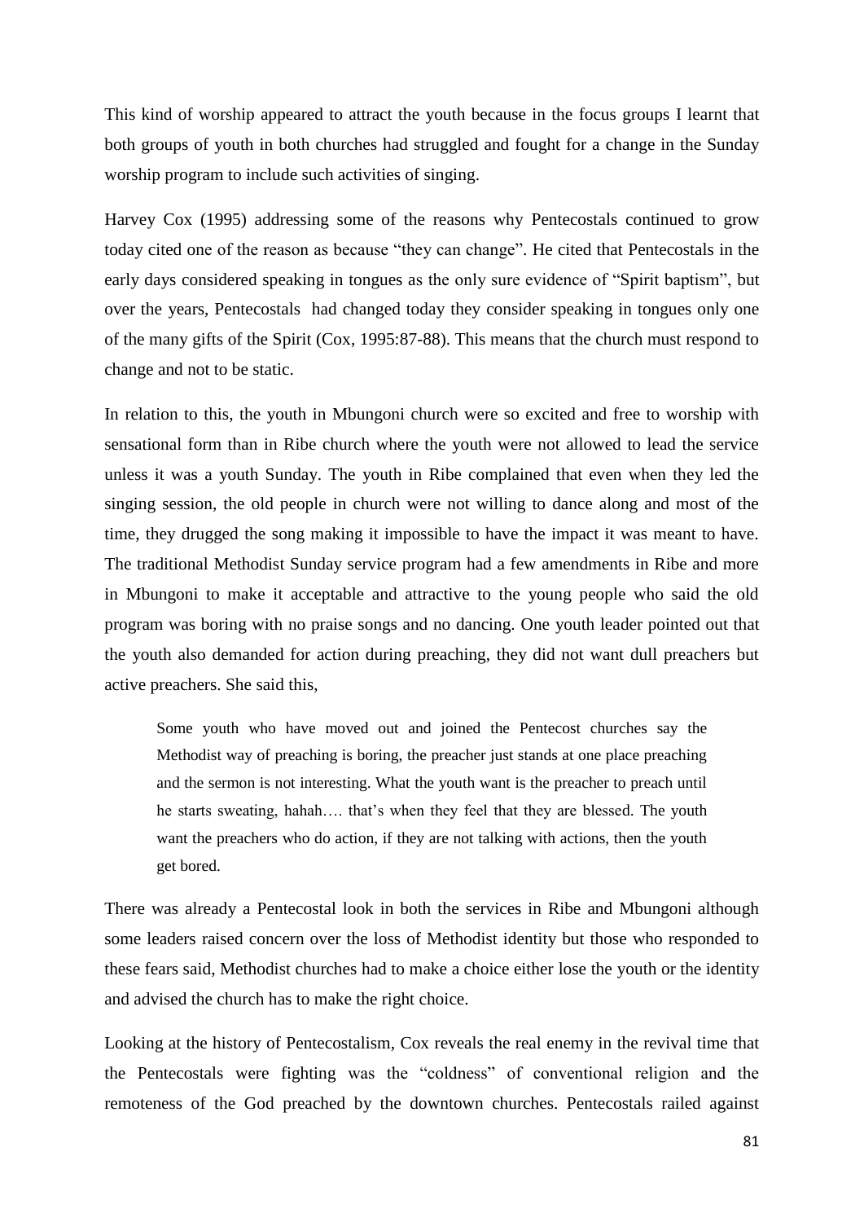This kind of worship appeared to attract the youth because in the focus groups I learnt that both groups of youth in both churches had struggled and fought for a change in the Sunday worship program to include such activities of singing.

Harvey Cox (1995) addressing some of the reasons why Pentecostals continued to grow today cited one of the reason as because "they can change". He cited that Pentecostals in the early days considered speaking in tongues as the only sure evidence of "Spirit baptism", but over the years, Pentecostals had changed today they consider speaking in tongues only one of the many gifts of the Spirit (Cox, 1995:87-88). This means that the church must respond to change and not to be static.

In relation to this, the youth in Mbungoni church were so excited and free to worship with sensational form than in Ribe church where the youth were not allowed to lead the service unless it was a youth Sunday. The youth in Ribe complained that even when they led the singing session, the old people in church were not willing to dance along and most of the time, they drugged the song making it impossible to have the impact it was meant to have. The traditional Methodist Sunday service program had a few amendments in Ribe and more in Mbungoni to make it acceptable and attractive to the young people who said the old program was boring with no praise songs and no dancing. One youth leader pointed out that the youth also demanded for action during preaching, they did not want dull preachers but active preachers. She said this,

> Some youth who have moved out and joined the Pentecost churches say the Methodist way of preaching is boring, the preacher just stands at one place preaching and the sermon is not interesting. What the youth want is the preacher to preach until he starts sweating, hahah…. that's when they feel that they are blessed. The youth want the preachers who do action, if they are not talking with actions, then the youth get bored.

There was already a Pentecostal look in both the services in Ribe and Mbungoni although some leaders raised concern over the loss of Methodist identity but those who responded to these fears said, Methodist churches had to make a choice either lose the youth or the identity and advised the church has to make the right choice.

Looking at the history of Pentecostalism, Cox reveals the real enemy in the revival time that the Pentecostals were fighting was the "coldness" of conventional religion and the remoteness of the God preached by the downtown churches. Pentecostals railed against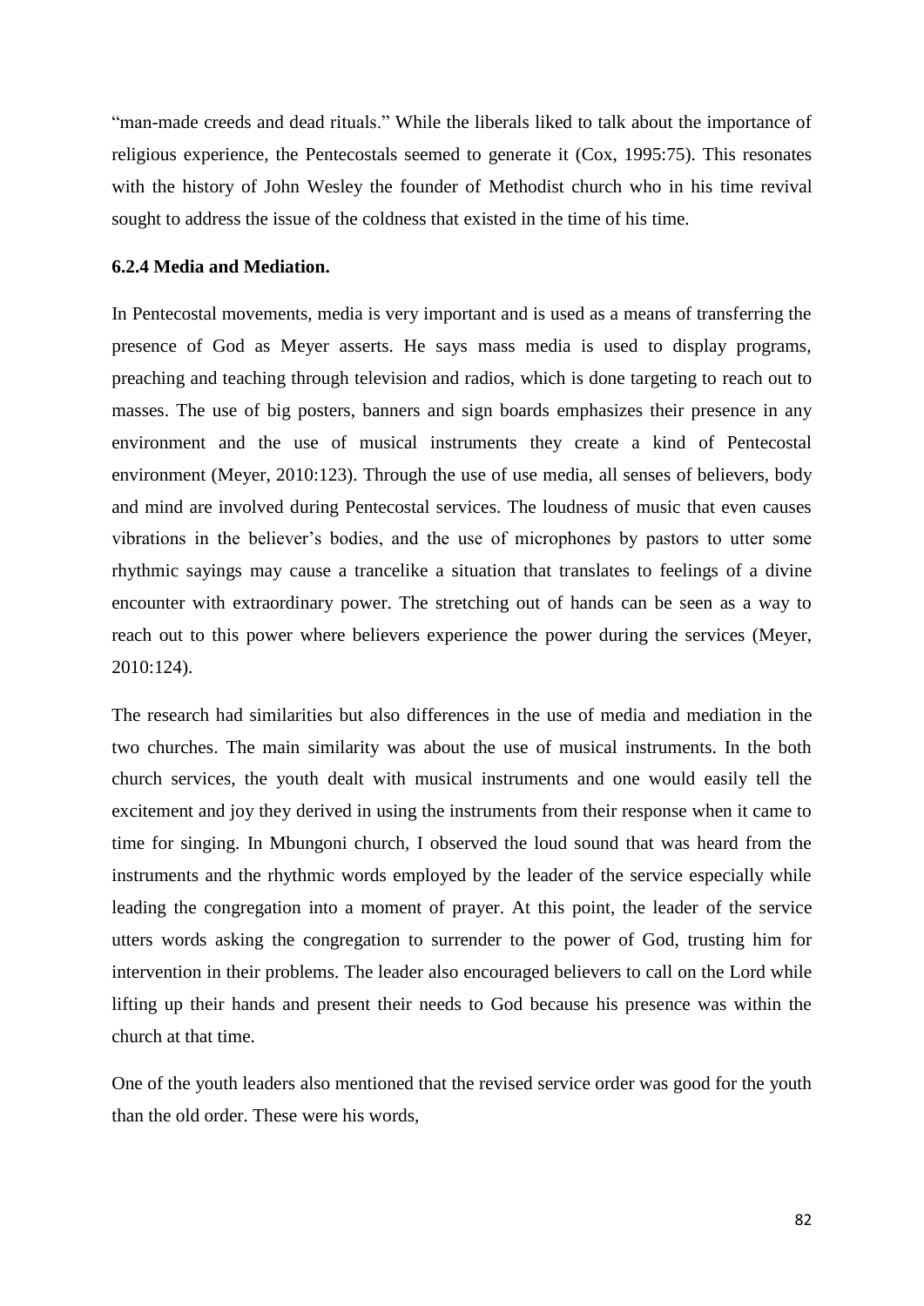"man-made creeds and dead rituals." While the liberals liked to talk about the importance of religious experience, the Pentecostals seemed to generate it (Cox, 1995:75). This resonates with the history of John Wesley the founder of Methodist church who in his time revival sought to address the issue of the coldness that existed in the time of his time.

### 6.2.4 Media and Mediation.

In Pentecostal movements, media is very important and is used as a means of transferring the presence of God as Meyer asserts. He says mass media is used to display programs, preaching and teaching through television and radios, which is done targeting to reach out to masses. The use of big posters, banners and sign boards emphasizes their presence in any environment and the use of musical instruments they create a kind of Pentecostal environment (Meyer, 2010:123). Through the use of use media, all senses of believers, body and mind are involved during Pentecostal services. The loudness of music that even causes vibrations in the believer's bodies, and the use of microphones by pastors to utter some rhythmic sayings may cause a trancelike a situation that translates to feelings of a divine encounter with extraordinary power. The stretching out of hands can be seen as a way to reach out to this power where believers experience the power during the services (Meyer, 2010:124).

The research had similarities but also differences in the use of media and mediation in the two churches. The main similarity was about the use of musical instruments. In the both church services, the youth dealt with musical instruments and one would easily tell the excitement and joy they derived in using the instruments from their response when it came to time for singing. In Mbungoni church, I observed the loud sound that was heard from the instruments and the rhythmic words employed by the leader of the service especially while leading the congregation into a moment of prayer. At this point, the leader of the service utters words asking the congregation to surrender to the power of God, trusting him for intervention in their problems. The leader also encouraged believers to call on the Lord while lifting up their hands and present their needs to God because his presence was within the church at that time.

One of the youth leaders also mentioned that the revised service order was good for the youth than the old order. These were his words,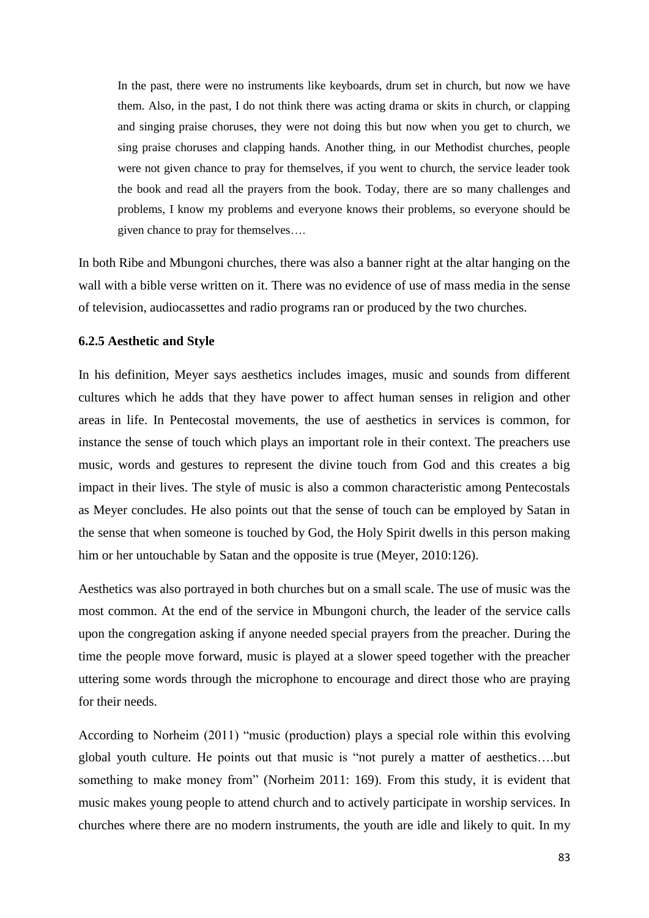> In the past, there were no instruments like keyboards, drum set in church, but now we have them. Also, in the past, I do not think there was acting drama or skits in church, or clapping and singing praise choruses, they were not doing this but now when you get to church, we sing praise choruses and clapping hands. Another thing, in our Methodist churches, people were not given chance to pray for themselves, if you went to church, the service leader took the book and read all the prayers from the book. Today, there are so many challenges and problems, I know my problems and everyone knows their problems, so everyone should be given chance to pray for themselves….

In both Ribe and Mbungoni churches, there was also a banner right at the altar hanging on the wall with a bible verse written on it. There was no evidence of use of mass media in the sense of television, audiocassettes and radio programs ran or produced by the two churches.

**6.2.5 Aesthetic and Style**

In his definition, Meyer says aesthetics includes images, music and sounds from different cultures which he adds that they have power to affect human senses in religion and other areas in life. In Pentecostal movements, the use of aesthetics in services is common, for instance the sense of touch which plays an important role in their context. The preachers use music, words and gestures to represent the divine touch from God and this creates a big impact in their lives. The style of music is also a common characteristic among Pentecostals as Meyer concludes. He also points out that the sense of touch can be employed by Satan in the sense that when someone is touched by God, the Holy Spirit dwells in this person making him or her untouchable by Satan and the opposite is true (Meyer, 2010:126).

Aesthetics was also portrayed in both churches but on a small scale. The use of music was the most common. At the end of the service in Mbungoni church, the leader of the service calls upon the congregation asking if anyone needed special prayers from the preacher. During the time the people move forward, music is played at a slower speed together with the preacher uttering some words through the microphone to encourage and direct those who are praying for their needs.

According to Norheim (2011) "music (production) plays a special role within this evolving global youth culture. He points out that music is "not purely a matter of aesthetics….but something to make money from" (Norheim 2011: 169). From this study, it is evident that music makes young people to attend church and to actively participate in worship services. In churches where there are no modern instruments, the youth are idle and likely to quit. In my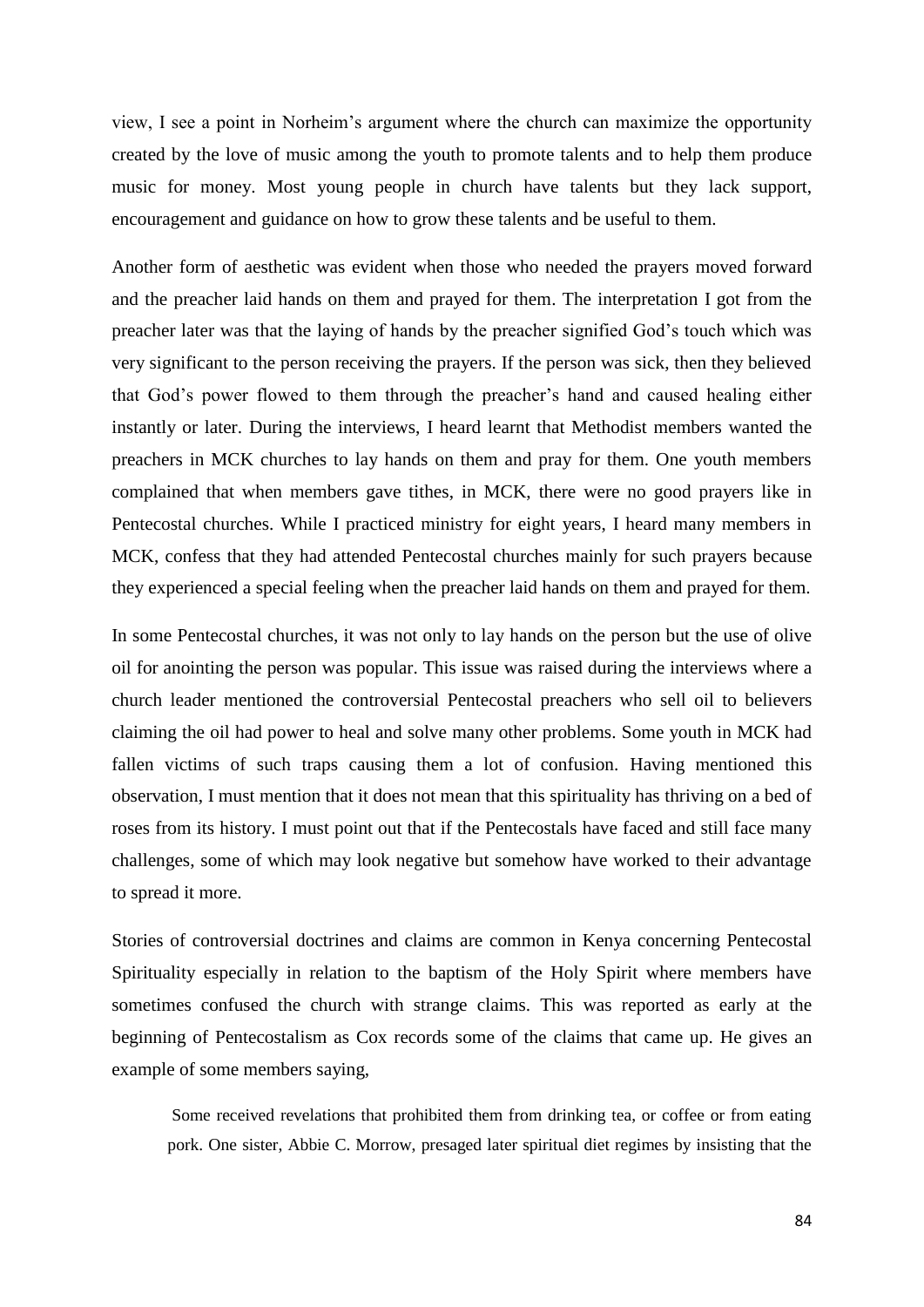view, I see a point in Norheim's argument where the church can maximize the opportunity created by the love of music among the youth to promote talents and to help them produce music for money. Most young people in church have talents but they lack support, encouragement and guidance on how to grow these talents and be useful to them.

Another form of aesthetic was evident when those who needed the prayers moved forward and the preacher laid hands on them and prayed for them. The interpretation I got from the preacher later was that the laying of hands by the preacher signified God's touch which was very significant to the person receiving the prayers. If the person was sick, then they believed that God's power flowed to them through the preacher's hand and caused healing either instantly or later. During the interviews, I heard learnt that Methodist members wanted the preachers in MCK churches to lay hands on them and pray for them. One youth members complained that when members gave tithes, in MCK, there were no good prayers like in Pentecostal churches. While I practiced ministry for eight years, I heard many members in MCK, confess that they had attended Pentecostal churches mainly for such prayers because they experienced a special feeling when the preacher laid hands on them and prayed for them.

In some Pentecostal churches, it was not only to lay hands on the person but the use of olive oil for anointing the person was popular. This issue was raised during the interviews where a church leader mentioned the controversial Pentecostal preachers who sell oil to believers claiming the oil had power to heal and solve many other problems. Some youth in MCK had fallen victims of such traps causing them a lot of confusion. Having mentioned this observation, I must mention that it does not mean that this spirituality has thriving on a bed of roses from its history. I must point out that if the Pentecostals have faced and still face many challenges, some of which may look negative but somehow have worked to their advantage to spread it more.

Stories of controversial doctrines and claims are common in Kenya concerning Pentecostal Spirituality especially in relation to the baptism of the Holy Spirit where members have sometimes confused the church with strange claims. This was reported as early at the beginning of Pentecostalism as Cox records some of the claims that came up. He gives an example of some members saying,

> Some received revelations that prohibited them from drinking tea, or coffee or from eating pork. One sister, Abbie C. Morrow, presaged later spiritual diet regimes by insisting that the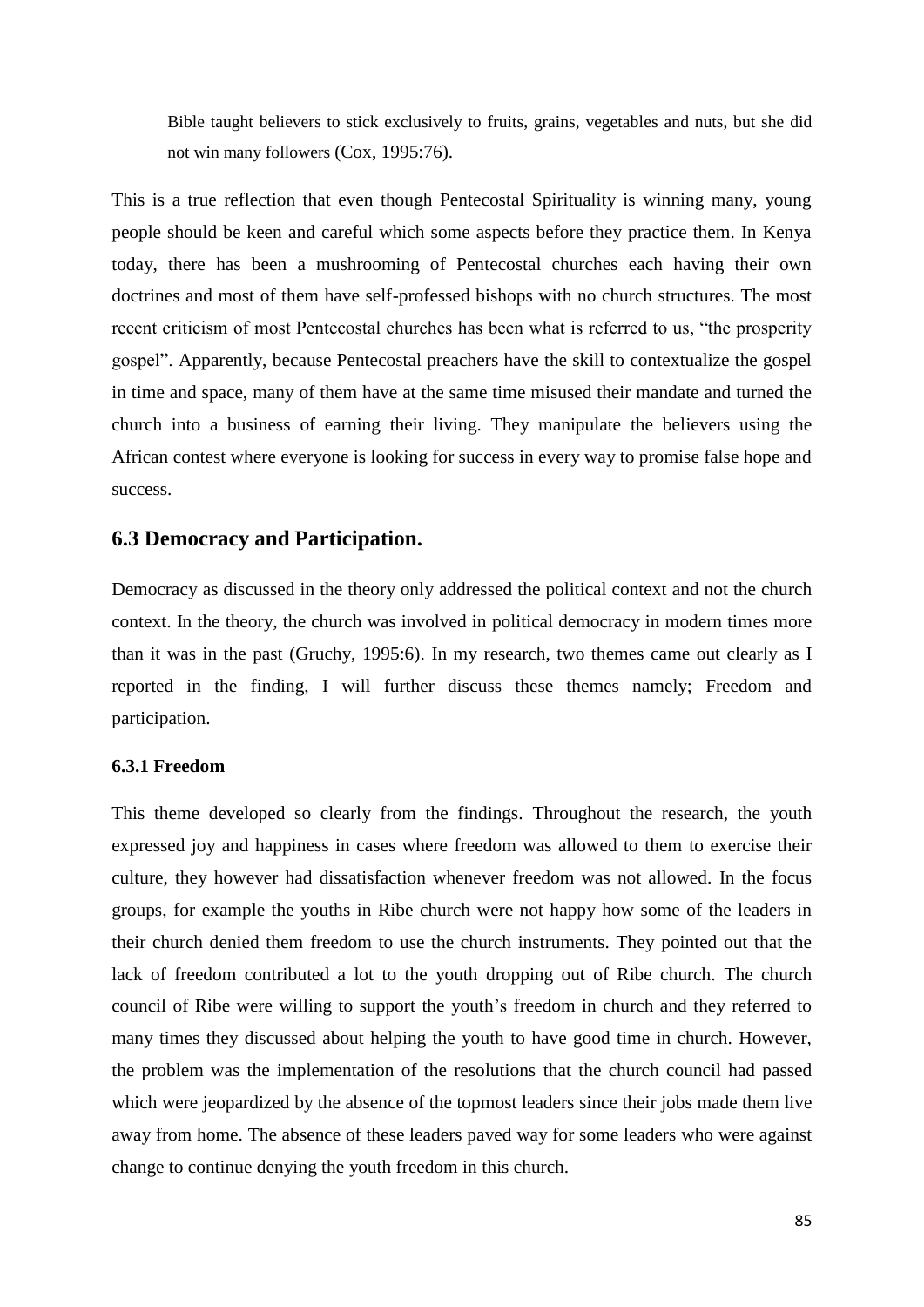Bible taught believers to stick exclusively to fruits, grains, vegetables and nuts, but she did not win many followers (Cox, 1995:76).

This is a true reflection that even though Pentecostal Spirituality is winning many, young people should be keen and careful which some aspects before they practice them. In Kenya today, there has been a mushrooming of Pentecostal churches each having their own doctrines and most of them have self-professed bishops with no church structures. The most recent criticism of most Pentecostal churches has been what is referred to us, "the prosperity gospel". Apparently, because Pentecostal preachers have the skill to contextualize the gospel in time and space, many of them have at the same time misused their mandate and turned the church into a business of earning their living. They manipulate the believers using the African contest where everyone is looking for success in every way to promise false hope and success.

## 6.3 Democracy and Participation.

Democracy as discussed in the theory only addressed the political context and not the church context. In the theory, the church was involved in political democracy in modern times more than it was in the past (Gruchy, 1995:6). In my research, two themes came out clearly as I reported in the finding, I will further discuss these themes namely; Freedom and participation.

### 6.3.1 Freedom

This theme developed so clearly from the findings. Throughout the research, the youth expressed joy and happiness in cases where freedom was allowed to them to exercise their culture, they however had dissatisfaction whenever freedom was not allowed. In the focus groups, for example the youths in Ribe church were not happy how some of the leaders in their church denied them freedom to use the church instruments. They pointed out that the lack of freedom contributed a lot to the youth dropping out of Ribe church. The church council of Ribe were willing to support the youth's freedom in church and they referred to many times they discussed about helping the youth to have good time in church. However, the problem was the implementation of the resolutions that the church council had passed which were jeopardized by the absence of the topmost leaders since their jobs made them live away from home. The absence of these leaders paved way for some leaders who were against change to continue denying the youth freedom in this church.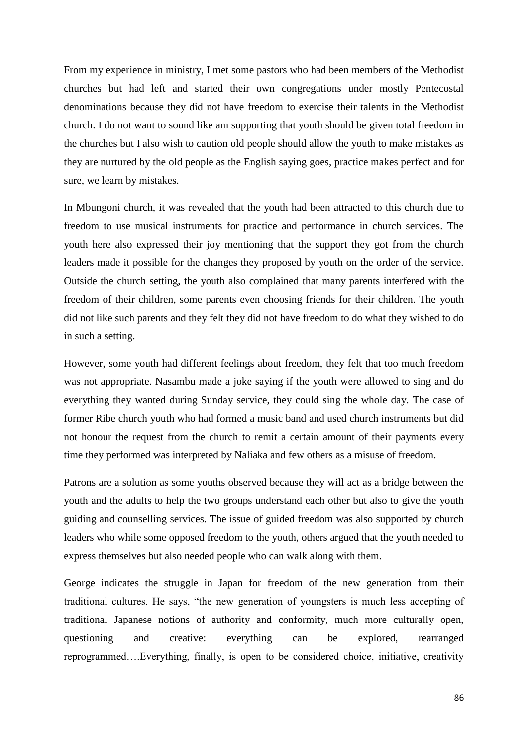From my experience in ministry, I met some pastors who had been members of the Methodist churches but had left and started their own congregations under mostly Pentecostal denominations because they did not have freedom to exercise their talents in the Methodist church. I do not want to sound like am supporting that youth should be given total freedom in the churches but I also wish to caution old people should allow the youth to make mistakes as they are nurtured by the old people as the English saying goes, practice makes perfect and for sure, we learn by mistakes.

In Mbungoni church, it was revealed that the youth had been attracted to this church due to freedom to use musical instruments for practice and performance in church services. The youth here also expressed their joy mentioning that the support they got from the church leaders made it possible for the changes they proposed by youth on the order of the service. Outside the church setting, the youth also complained that many parents interfered with the freedom of their children, some parents even choosing friends for their children. The youth did not like such parents and they felt they did not have freedom to do what they wished to do in such a setting.

However, some youth had different feelings about freedom, they felt that too much freedom was not appropriate. Nasambu made a joke saying if the youth were allowed to sing and do everything they wanted during Sunday service, they could sing the whole day. The case of former Ribe church youth who had formed a music band and used church instruments but did not honour the request from the church to remit a certain amount of their payments every time they performed was interpreted by Naliaka and few others as a misuse of freedom.

Patrons are a solution as some youths observed because they will act as a bridge between the youth and the adults to help the two groups understand each other but also to give the youth guiding and counselling services. The issue of guided freedom was also supported by church leaders who while some opposed freedom to the youth, others argued that the youth needed to express themselves but also needed people who can walk along with them.

George indicates the struggle in Japan for freedom of the new generation from their traditional cultures. He says, "the new generation of youngsters is much less accepting of traditional Japanese notions of authority and conformity, much more culturally open, questioning and creative: everything can be explored, rearranged reprogrammed….Everything, finally, is open to be considered choice, initiative, creativity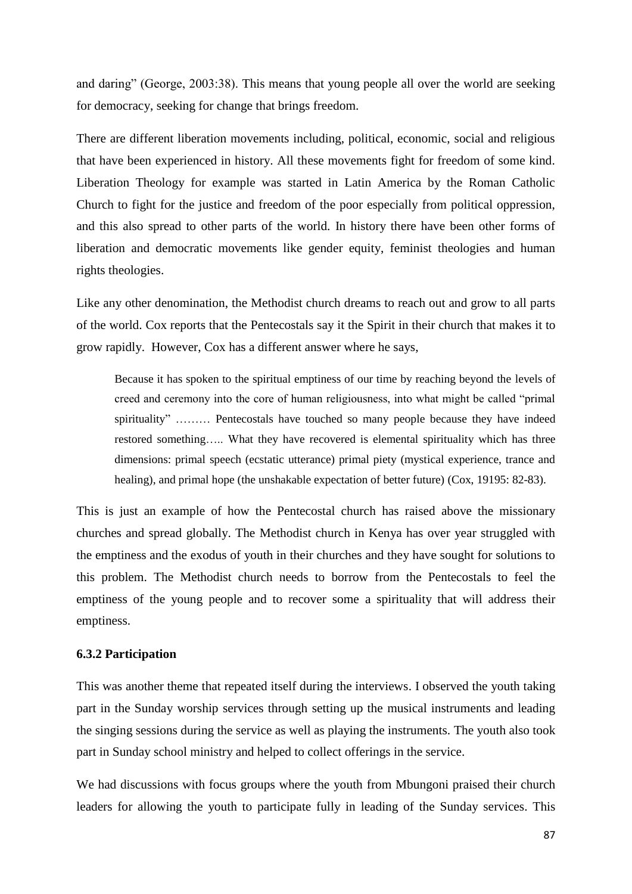and daring" (George, 2003:38). This means that young people all over the world are seeking for democracy, seeking for change that brings freedom.

There are different liberation movements including, political, economic, social and religious that have been experienced in history. All these movements fight for freedom of some kind. Liberation Theology for example was started in Latin America by the Roman Catholic Church to fight for the justice and freedom of the poor especially from political oppression, and this also spread to other parts of the world. In history there have been other forms of liberation and democratic movements like gender equity, feminist theologies and human rights theologies.

Like any other denomination, the Methodist church dreams to reach out and grow to all parts of the world. Cox reports that the Pentecostals say it the Spirit in their church that makes it to grow rapidly. However, Cox has a different answer where he says,

> Because it has spoken to the spiritual emptiness of our time by reaching beyond the levels of creed and ceremony into the core of human religiousness, into what might be called "primal spirituality" ……… Pentecostals have touched so many people because they have indeed restored something….. What they have recovered is elemental spirituality which has three dimensions: primal speech (ecstatic utterance) primal piety (mystical experience, trance and healing), and primal hope (the unshakable expectation of better future) (Cox, 19195: 82-83).

This is just an example of how the Pentecostal church has raised above the missionary churches and spread globally. The Methodist church in Kenya has over year struggled with the emptiness and the exodus of youth in their churches and they have sought for solutions to this problem. The Methodist church needs to borrow from the Pentecostals to feel the emptiness of the young people and to recover some a spirituality that will address their emptiness.

### 6.3.2 Participation

This was another theme that repeated itself during the interviews. I observed the youth taking part in the Sunday worship services through setting up the musical instruments and leading the singing sessions during the service as well as playing the instruments. The youth also took part in Sunday school ministry and helped to collect offerings in the service.

We had discussions with focus groups where the youth from Mbungoni praised their church leaders for allowing the youth to participate fully in leading of the Sunday services. This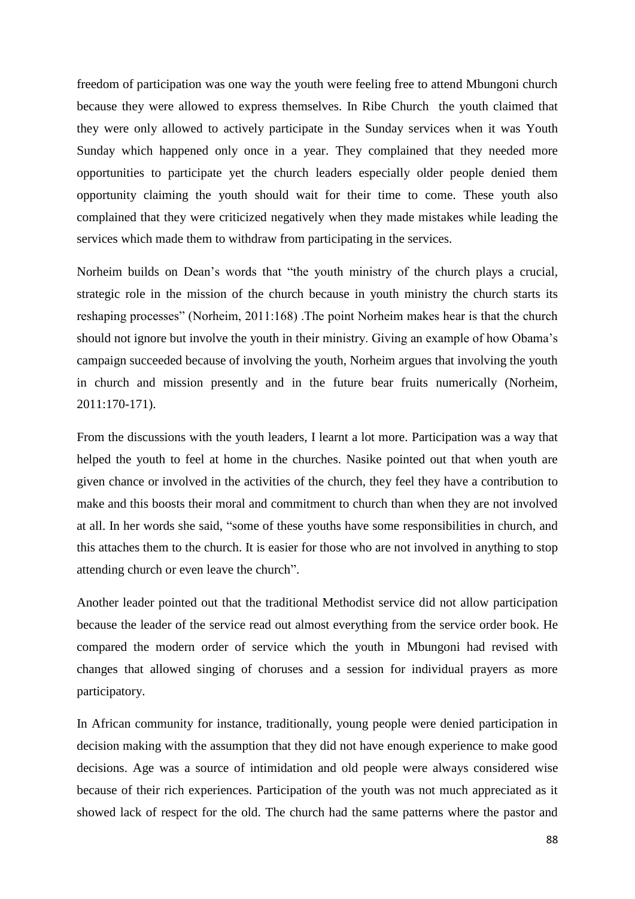freedom of participation was one way the youth were feeling free to attend Mbungoni church because they were allowed to express themselves. In Ribe Church the youth claimed that they were only allowed to actively participate in the Sunday services when it was Youth Sunday which happened only once in a year. They complained that they needed more opportunities to participate yet the church leaders especially older people denied them opportunity claiming the youth should wait for their time to come. These youth also complained that they were criticized negatively when they made mistakes while leading the services which made them to withdraw from participating in the services.

Norheim builds on Dean's words that "the youth ministry of the church plays a crucial, strategic role in the mission of the church because in youth ministry the church starts its reshaping processes" (Norheim, 2011:168) .The point Norheim makes hear is that the church should not ignore but involve the youth in their ministry. Giving an example of how Obama's campaign succeeded because of involving the youth, Norheim argues that involving the youth in church and mission presently and in the future bear fruits numerically (Norheim, 2011:170-171).

From the discussions with the youth leaders, I learnt a lot more. Participation was a way that helped the youth to feel at home in the churches. Nasike pointed out that when youth are given chance or involved in the activities of the church, they feel they have a contribution to make and this boosts their moral and commitment to church than when they are not involved at all. In her words she said, "some of these youths have some responsibilities in church, and this attaches them to the church. It is easier for those who are not involved in anything to stop attending church or even leave the church".

Another leader pointed out that the traditional Methodist service did not allow participation because the leader of the service read out almost everything from the service order book. He compared the modern order of service which the youth in Mbungoni had revised with changes that allowed singing of choruses and a session for individual prayers as more participatory.

In African community for instance, traditionally, young people were denied participation in decision making with the assumption that they did not have enough experience to make good decisions. Age was a source of intimidation and old people were always considered wise because of their rich experiences. Participation of the youth was not much appreciated as it showed lack of respect for the old. The church had the same patterns where the pastor and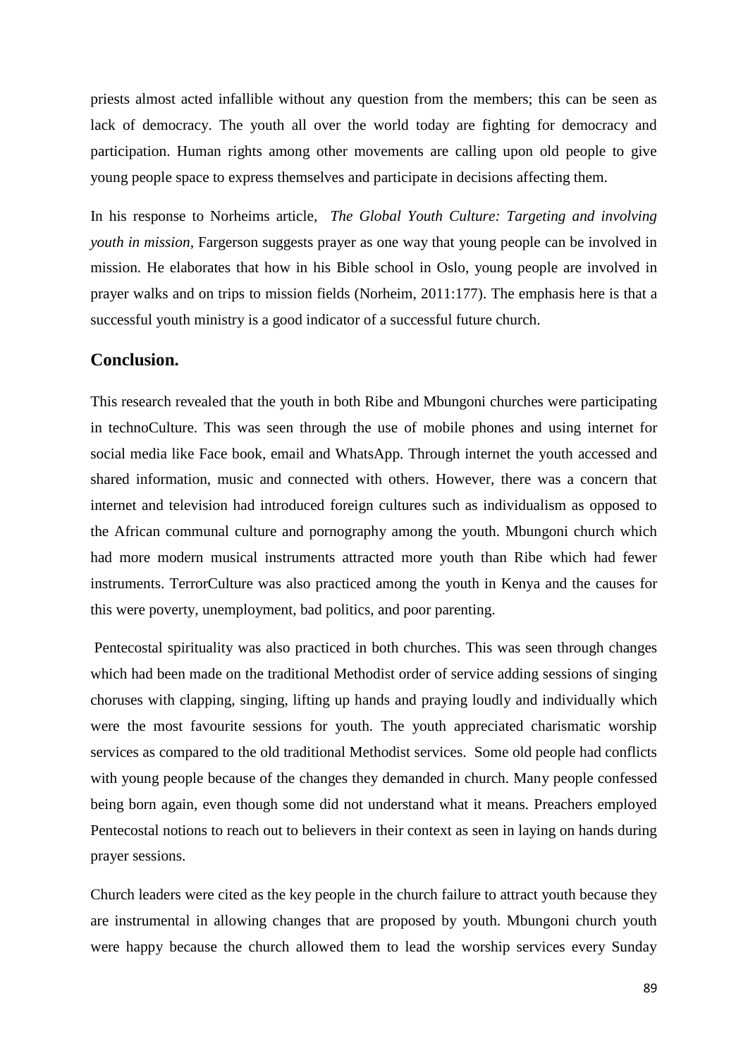priests almost acted infallible without any question from the members; this can be seen as lack of democracy. The youth all over the world today are fighting for democracy and participation. Human rights among other movements are calling upon old people to give young people space to express themselves and participate in decisions affecting them.

In his response to Norheims article, *The Global Youth Culture: Targeting and involving youth in mission,* Fargerson suggests prayer as one way that young people can be involved in mission. He elaborates that how in his Bible school in Oslo, young people are involved in prayer walks and on trips to mission fields (Norheim, 2011:177). The emphasis here is that a successful youth ministry is a good indicator of a successful future church.

## Conclusion.

This research revealed that the youth in both Ribe and Mbungoni churches were participating in technoCulture. This was seen through the use of mobile phones and using internet for social media like Face book, email and WhatsApp. Through internet the youth accessed and shared information, music and connected with others. However, there was a concern that internet and television had introduced foreign cultures such as individualism as opposed to the African communal culture and pornography among the youth. Mbungoni church which had more modern musical instruments attracted more youth than Ribe which had fewer instruments. TerrorCulture was also practiced among the youth in Kenya and the causes for this were poverty, unemployment, bad politics, and poor parenting.

Pentecostal spirituality was also practiced in both churches. This was seen through changes which had been made on the traditional Methodist order of service adding sessions of singing choruses with clapping, singing, lifting up hands and praying loudly and individually which were the most favourite sessions for youth. The youth appreciated charismatic worship services as compared to the old traditional Methodist services. Some old people had conflicts with young people because of the changes they demanded in church. Many people confessed being born again, even though some did not understand what it means. Preachers employed Pentecostal notions to reach out to believers in their context as seen in laying on hands during prayer sessions.

Church leaders were cited as the key people in the church failure to attract youth because they are instrumental in allowing changes that are proposed by youth. Mbungoni church youth were happy because the church allowed them to lead the worship services every Sunday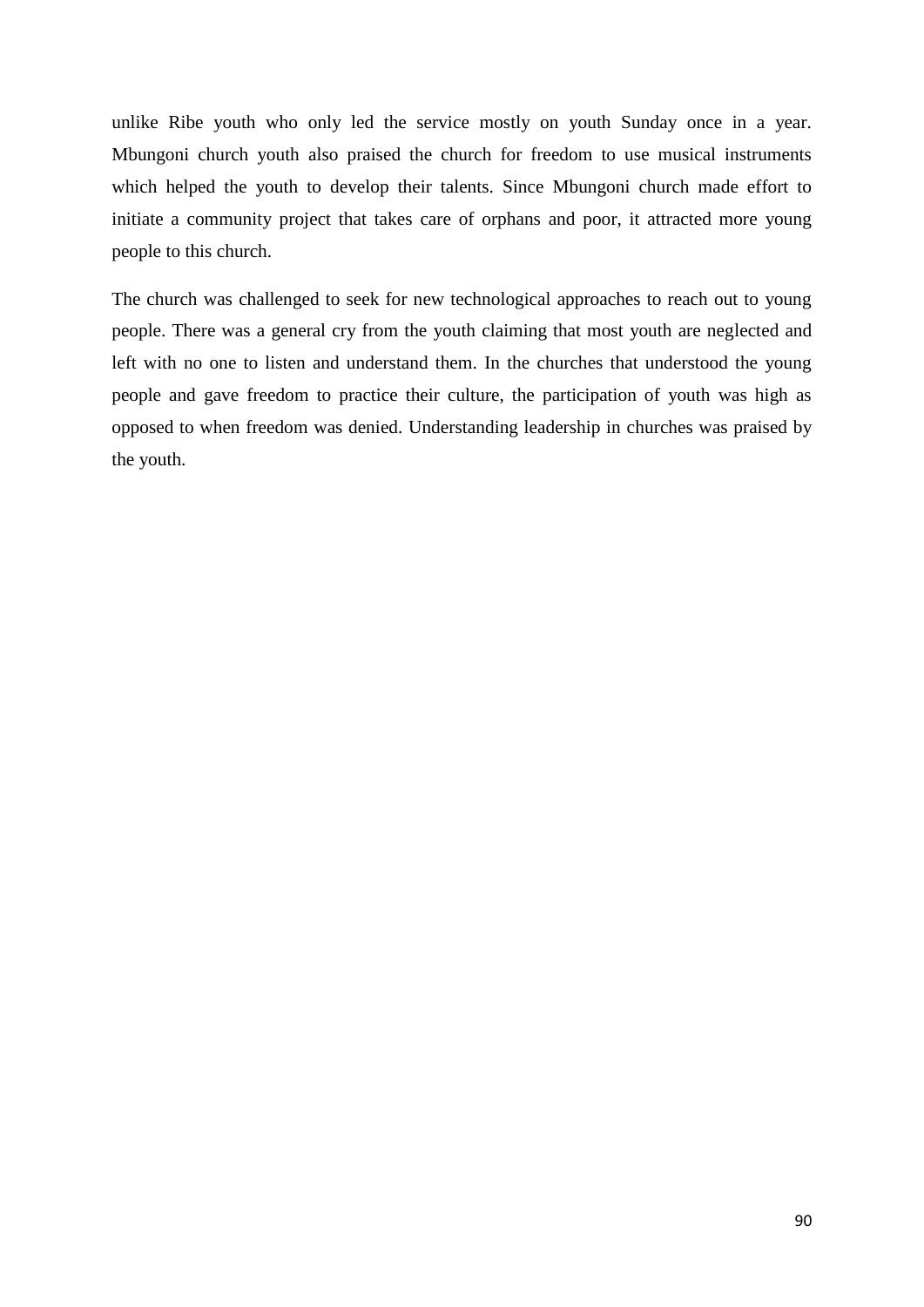unlike Ribe youth who only led the service mostly on youth Sunday once in a year. Mbungoni church youth also praised the church for freedom to use musical instruments which helped the youth to develop their talents. Since Mbungoni church made effort to initiate a community project that takes care of orphans and poor, it attracted more young people to this church.

The church was challenged to seek for new technological approaches to reach out to young people. There was a general cry from the youth claiming that most youth are neglected and left with no one to listen and understand them. In the churches that understood the young people and gave freedom to practice their culture, the participation of youth was high as opposed to when freedom was denied. Understanding leadership in churches was praised by the youth.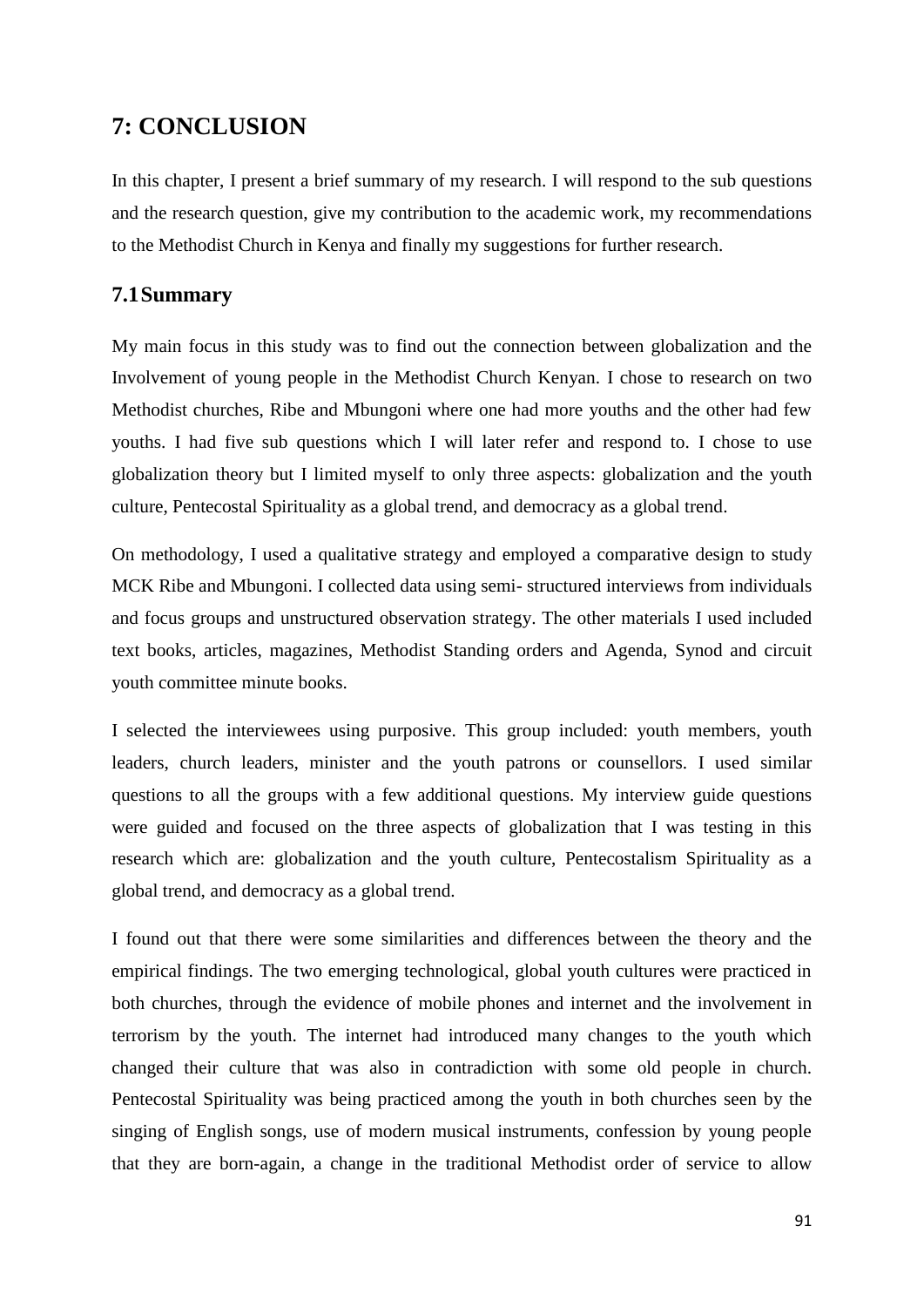# 7: CONCLUSION

In this chapter, I present a brief summary of my research. I will respond to the sub questions and the research question, give my contribution to the academic work, my recommendations to the Methodist Church in Kenya and finally my suggestions for further research.

## 7.1 Summary

My main focus in this study was to find out the connection between globalization and the Involvement of young people in the Methodist Church Kenyan. I chose to research on two Methodist churches, Ribe and Mbungoni where one had more youths and the other had few youths. I had five sub questions which I will later refer and respond to. I chose to use globalization theory but I limited myself to only three aspects: globalization and the youth culture, Pentecostal Spirituality as a global trend, and democracy as a global trend.

On methodology, I used a qualitative strategy and employed a comparative design to study MCK Ribe and Mbungoni. I collected data using semi- structured interviews from individuals and focus groups and unstructured observation strategy. The other materials I used included text books, articles, magazines, Methodist Standing orders and Agenda, Synod and circuit youth committee minute books.

I selected the interviewees using purposive. This group included: youth members, youth leaders, church leaders, minister and the youth patrons or counsellors. I used similar questions to all the groups with a few additional questions. My interview guide questions were guided and focused on the three aspects of globalization that I was testing in this research which are: globalization and the youth culture, Pentecostalism Spirituality as a global trend, and democracy as a global trend.

I found out that there were some similarities and differences between the theory and the empirical findings. The two emerging technological, global youth cultures were practiced in both churches, through the evidence of mobile phones and internet and the involvement in terrorism by the youth. The internet had introduced many changes to the youth which changed their culture that was also in contradiction with some old people in church. Pentecostal Spirituality was being practiced among the youth in both churches seen by the singing of English songs, use of modern musical instruments, confession by young people that they are born-again, a change in the traditional Methodist order of service to allow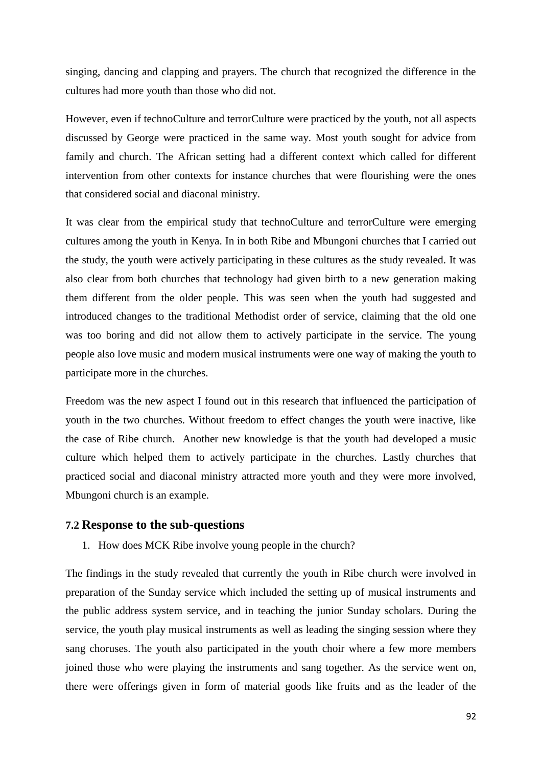singing, dancing and clapping and prayers. The church that recognized the difference in the cultures had more youth than those who did not.

However, even if technoCulture and terrorCulture were practiced by the youth, not all aspects discussed by George were practiced in the same way. Most youth sought for advice from family and church. The African setting had a different context which called for different intervention from other contexts for instance churches that were flourishing were the ones that considered social and diaconal ministry.

It was clear from the empirical study that technoCulture and terrorCulture were emerging cultures among the youth in Kenya. In in both Ribe and Mbungoni churches that I carried out the study, the youth were actively participating in these cultures as the study revealed. It was also clear from both churches that technology had given birth to a new generation making them different from the older people. This was seen when the youth had suggested and introduced changes to the traditional Methodist order of service, claiming that the old one was too boring and did not allow them to actively participate in the service. The young people also love music and modern musical instruments were one way of making the youth to participate more in the churches.

Freedom was the new aspect I found out in this research that influenced the participation of youth in the two churches. Without freedom to effect changes the youth were inactive, like the case of Ribe church. Another new knowledge is that the youth had developed a music culture which helped them to actively participate in the churches. Lastly churches that practiced social and diaconal ministry attracted more youth and they were more involved, Mbungoni church is an example.

## 7.2 Response to the sub-questions

1. How does MCK Ribe involve young people in the church?

The findings in the study revealed that currently the youth in Ribe church were involved in preparation of the Sunday service which included the setting up of musical instruments and the public address system service, and in teaching the junior Sunday scholars. During the service, the youth play musical instruments as well as leading the singing session where they sang choruses. The youth also participated in the youth choir where a few more members joined those who were playing the instruments and sang together. As the service went on, there were offerings given in form of material goods like fruits and as the leader of the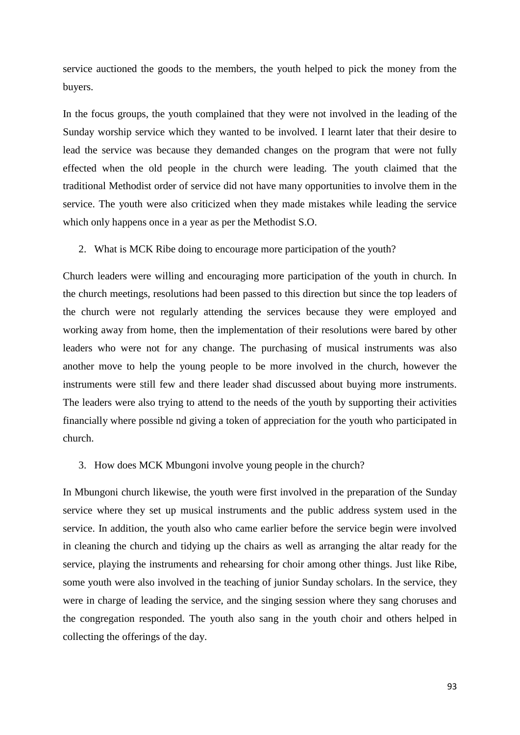service auctioned the goods to the members, the youth helped to pick the money from the buyers.

In the focus groups, the youth complained that they were not involved in the leading of the Sunday worship service which they wanted to be involved. I learnt later that their desire to lead the service was because they demanded changes on the program that were not fully effected when the old people in the church were leading. The youth claimed that the traditional Methodist order of service did not have many opportunities to involve them in the service. The youth were also criticized when they made mistakes while leading the service which only happens once in a year as per the Methodist S.O.

2. What is MCK Ribe doing to encourage more participation of the youth?

Church leaders were willing and encouraging more participation of the youth in church. In the church meetings, resolutions had been passed to this direction but since the top leaders of the church were not regularly attending the services because they were employed and working away from home, then the implementation of their resolutions were bared by other leaders who were not for any change. The purchasing of musical instruments was also another move to help the young people to be more involved in the church, however the instruments were still few and there leader shad discussed about buying more instruments. The leaders were also trying to attend to the needs of the youth by supporting their activities financially where possible nd giving a token of appreciation for the youth who participated in church.

3. How does MCK Mbungoni involve young people in the church?

In Mbungoni church likewise, the youth were first involved in the preparation of the Sunday service where they set up musical instruments and the public address system used in the service. In addition, the youth also who came earlier before the service begin were involved in cleaning the church and tidying up the chairs as well as arranging the altar ready for the service, playing the instruments and rehearsing for choir among other things. Just like Ribe, some youth were also involved in the teaching of junior Sunday scholars. In the service, they were in charge of leading the service, and the singing session where they sang choruses and the congregation responded. The youth also sang in the youth choir and others helped in collecting the offerings of the day.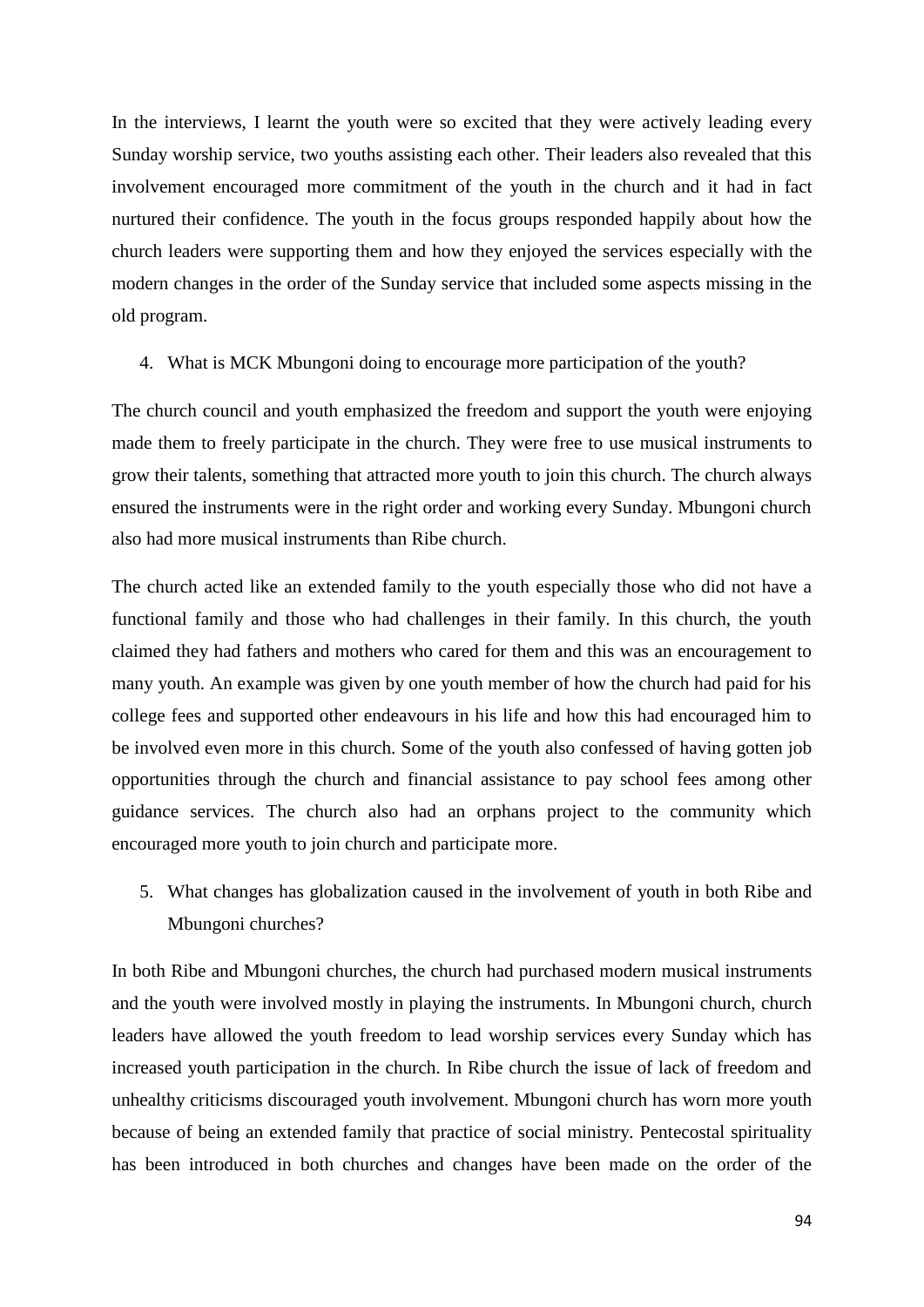In the interviews, I learnt the youth were so excited that they were actively leading every Sunday worship service, two youths assisting each other. Their leaders also revealed that this involvement encouraged more commitment of the youth in the church and it had in fact nurtured their confidence. The youth in the focus groups responded happily about how the church leaders were supporting them and how they enjoyed the services especially with the modern changes in the order of the Sunday service that included some aspects missing in the old program.

4. What is MCK Mbungoni doing to encourage more participation of the youth?

The church council and youth emphasized the freedom and support the youth were enjoying made them to freely participate in the church. They were free to use musical instruments to grow their talents, something that attracted more youth to join this church. The church always ensured the instruments were in the right order and working every Sunday. Mbungoni church also had more musical instruments than Ribe church.

The church acted like an extended family to the youth especially those who did not have a functional family and those who had challenges in their family. In this church, the youth claimed they had fathers and mothers who cared for them and this was an encouragement to many youth. An example was given by one youth member of how the church had paid for his college fees and supported other endeavours in his life and how this had encouraged him to be involved even more in this church. Some of the youth also confessed of having gotten job opportunities through the church and financial assistance to pay school fees among other guidance services. The church also had an orphans project to the community which encouraged more youth to join church and participate more.

5. What changes has globalization caused in the involvement of youth in both Ribe and Mbungoni churches?

In both Ribe and Mbungoni churches, the church had purchased modern musical instruments and the youth were involved mostly in playing the instruments. In Mbungoni church, church leaders have allowed the youth freedom to lead worship services every Sunday which has increased youth participation in the church. In Ribe church the issue of lack of freedom and unhealthy criticisms discouraged youth involvement. Mbungoni church has worn more youth because of being an extended family that practice of social ministry. Pentecostal spirituality has been introduced in both churches and changes have been made on the order of the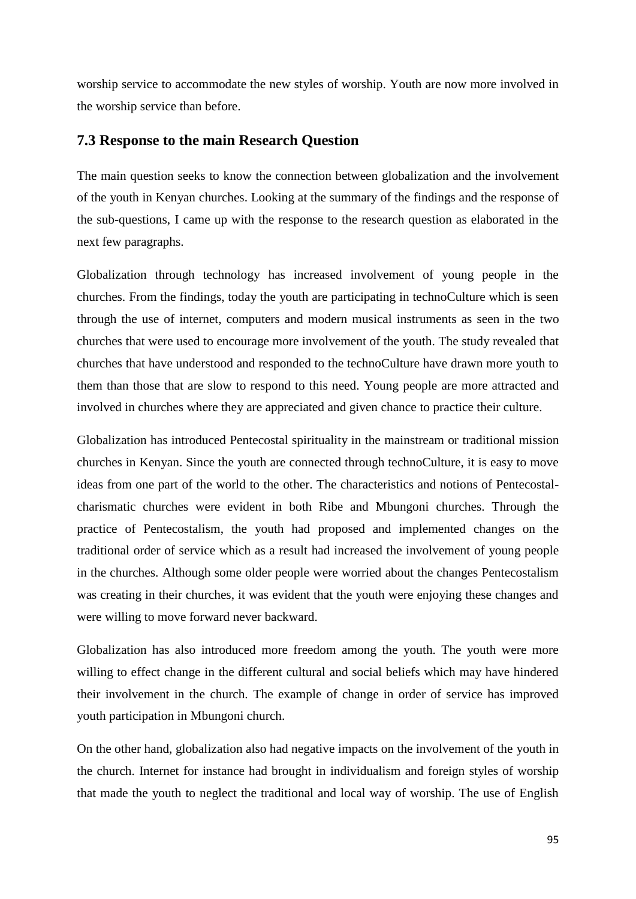worship service to accommodate the new styles of worship. Youth are now more involved in the worship service than before.

## 7.3 Response to the main Research Question

The main question seeks to know the connection between globalization and the involvement of the youth in Kenyan churches. Looking at the summary of the findings and the response of the sub-questions, I came up with the response to the research question as elaborated in the next few paragraphs.

Globalization through technology has increased involvement of young people in the churches. From the findings, today the youth are participating in technoCulture which is seen through the use of internet, computers and modern musical instruments as seen in the two churches that were used to encourage more involvement of the youth. The study revealed that churches that have understood and responded to the technoCulture have drawn more youth to them than those that are slow to respond to this need. Young people are more attracted and involved in churches where they are appreciated and given chance to practice their culture.

Globalization has introduced Pentecostal spirituality in the mainstream or traditional mission churches in Kenyan. Since the youth are connected through technoCulture, it is easy to move ideas from one part of the world to the other. The characteristics and notions of Pentecostal-charismatic churches were evident in both Ribe and Mbungoni churches. Through the practice of Pentecostalism, the youth had proposed and implemented changes on the traditional order of service which as a result had increased the involvement of young people in the churches. Although some older people were worried about the changes Pentecostalism was creating in their churches, it was evident that the youth were enjoying these changes and were willing to move forward never backward.

Globalization has also introduced more freedom among the youth. The youth were more willing to effect change in the different cultural and social beliefs which may have hindered their involvement in the church. The example of change in order of service has improved youth participation in Mbungoni church.

On the other hand, globalization also had negative impacts on the involvement of the youth in the church. Internet for instance had brought in individualism and foreign styles of worship that made the youth to neglect the traditional and local way of worship. The use of English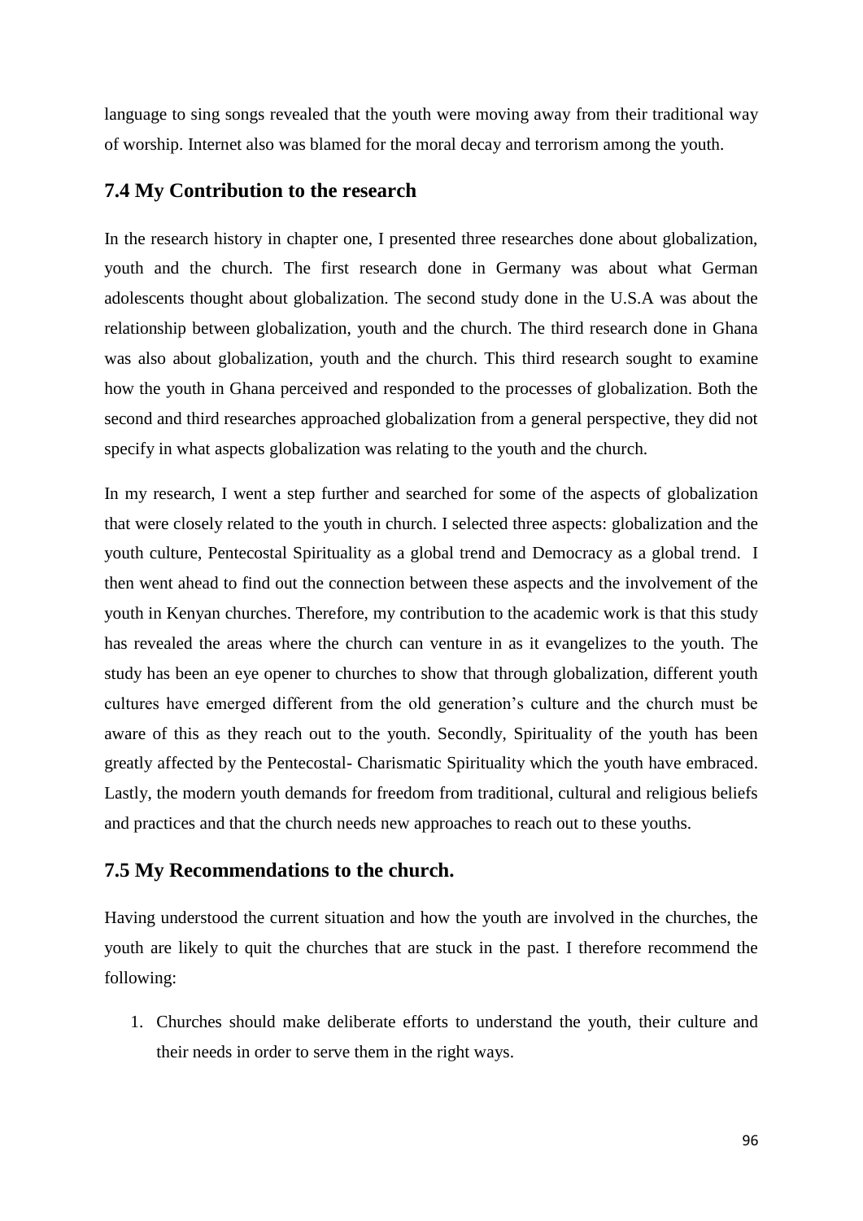language to sing songs revealed that the youth were moving away from their traditional way of worship. Internet also was blamed for the moral decay and terrorism among the youth.

## 7.4 My Contribution to the research

In the research history in chapter one, I presented three researches done about globalization, youth and the church. The first research done in Germany was about what German adolescents thought about globalization. The second study done in the U.S.A was about the relationship between globalization, youth and the church. The third research done in Ghana was also about globalization, youth and the church. This third research sought to examine how the youth in Ghana perceived and responded to the processes of globalization. Both the second and third researches approached globalization from a general perspective, they did not specify in what aspects globalization was relating to the youth and the church.

In my research, I went a step further and searched for some of the aspects of globalization that were closely related to the youth in church. I selected three aspects: globalization and the youth culture, Pentecostal Spirituality as a global trend and Democracy as a global trend. I then went ahead to find out the connection between these aspects and the involvement of the youth in Kenyan churches. Therefore, my contribution to the academic work is that this study has revealed the areas where the church can venture in as it evangelizes to the youth. The study has been an eye opener to churches to show that through globalization, different youth cultures have emerged different from the old generation's culture and the church must be aware of this as they reach out to the youth. Secondly, Spirituality of the youth has been greatly affected by the Pentecostal- Charismatic Spirituality which the youth have embraced. Lastly, the modern youth demands for freedom from traditional, cultural and religious beliefs and practices and that the church needs new approaches to reach out to these youths.

## 7.5 My Recommendations to the church.

Having understood the current situation and how the youth are involved in the churches, the youth are likely to quit the churches that are stuck in the past. I therefore recommend the following:

1. Churches should make deliberate efforts to understand the youth, their culture and their needs in order to serve them in the right ways.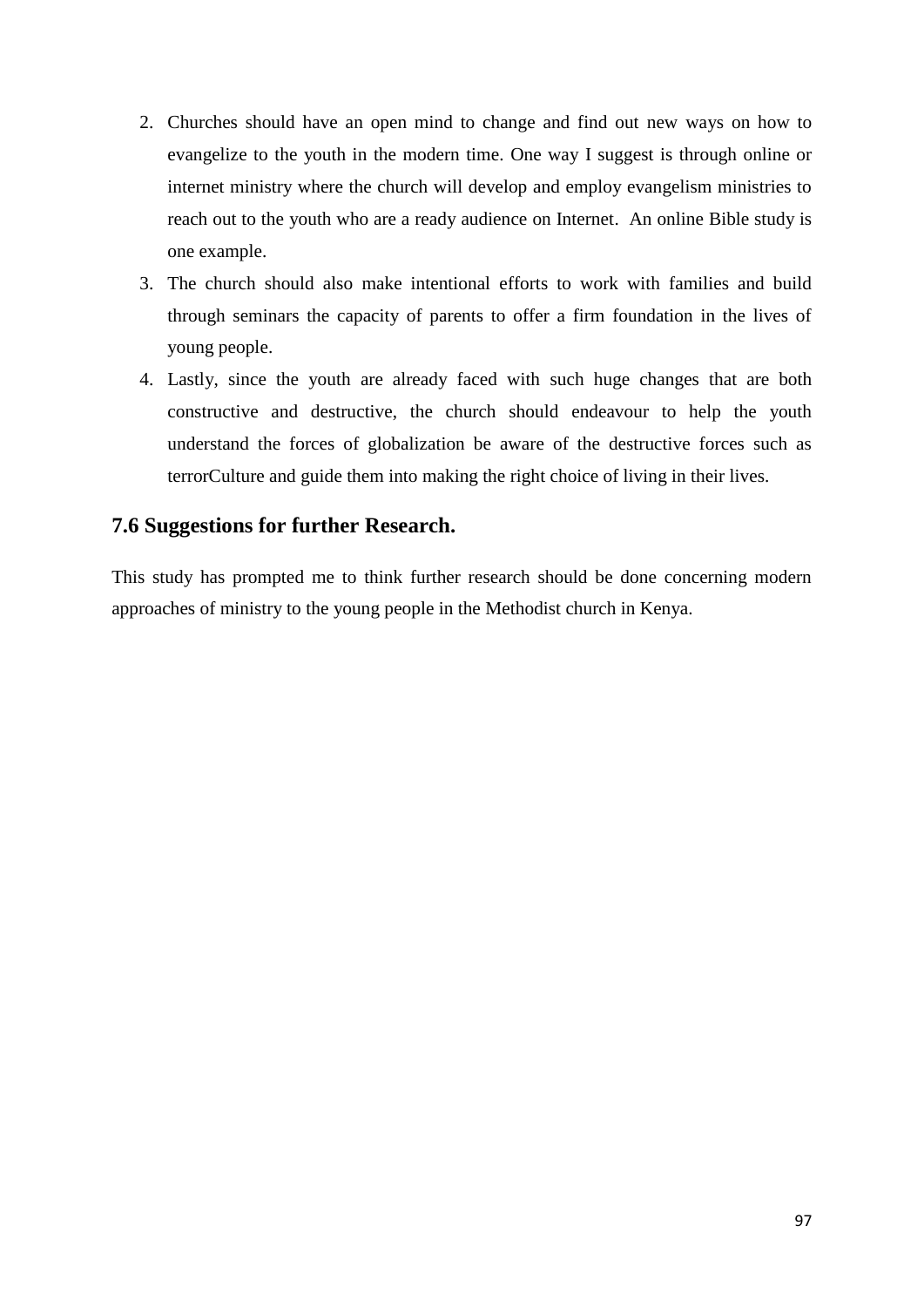2. Churches should have an open mind to change and find out new ways on how to evangelize to the youth in the modern time. One way I suggest is through online or internet ministry where the church will develop and employ evangelism ministries to reach out to the youth who are a ready audience on Internet. An online Bible study is one example.
3. The church should also make intentional efforts to work with families and build through seminars the capacity of parents to offer a firm foundation in the lives of young people.
4. Lastly, since the youth are already faced with such huge changes that are both constructive and destructive, the church should endeavour to help the youth understand the forces of globalization be aware of the destructive forces such as terrorCulture and guide them into making the right choice of living in their lives.

## 7.6 Suggestions for further Research.

This study has prompted me to think further research should be done concerning modern approaches of ministry to the young people in the Methodist church in Kenya.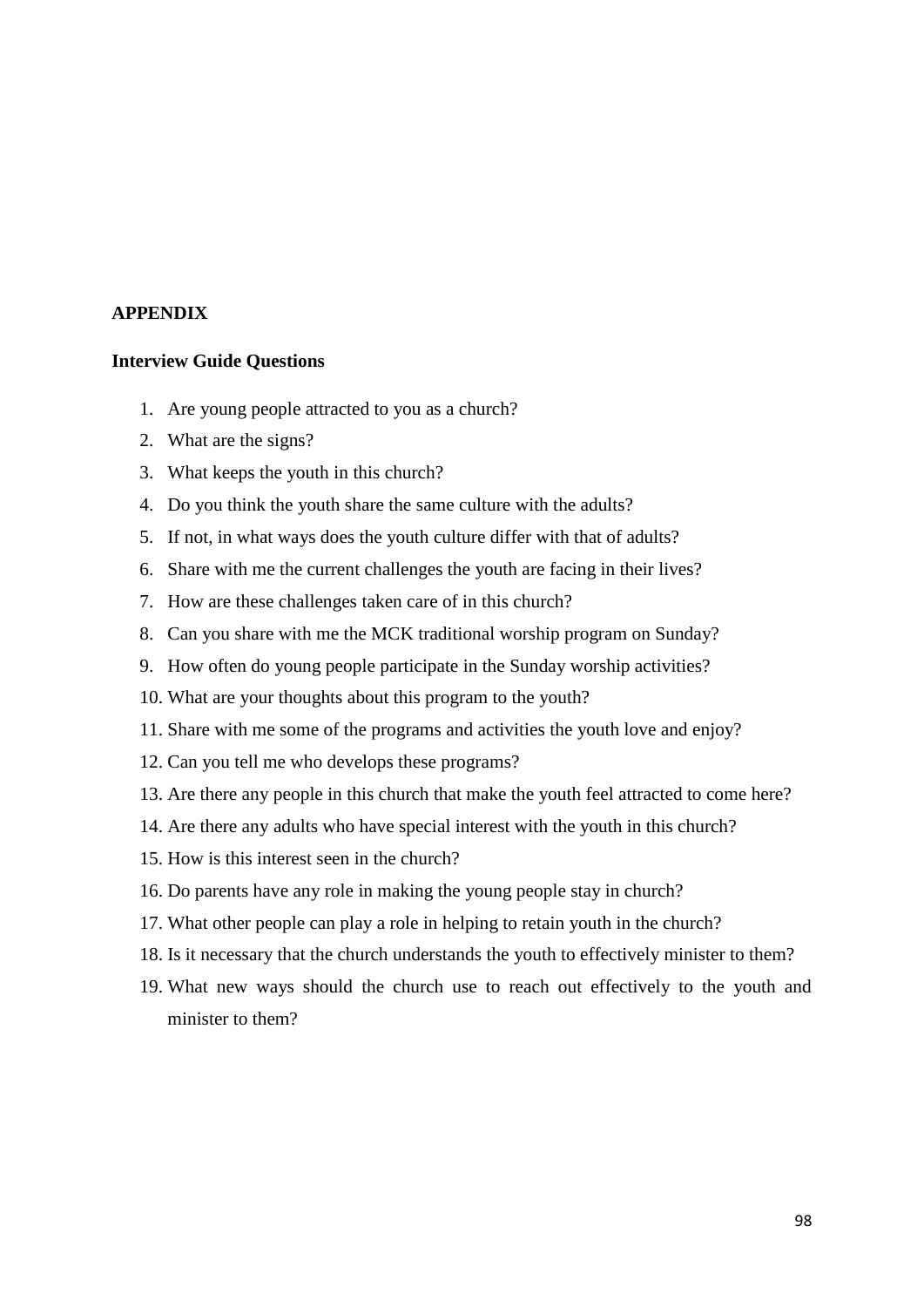## APPENDIX

### Interview Guide Questions

1. Are young people attracted to you as a church?
2. What are the signs?
3. What keeps the youth in this church?
4. Do you think the youth share the same culture with the adults?
5. If not, in what ways does the youth culture differ with that of adults?
6. Share with me the current challenges the youth are facing in their lives?
7. How are these challenges taken care of in this church?
8. Can you share with me the MCK traditional worship program on Sunday?
9. How often do young people participate in the Sunday worship activities?
10. What are your thoughts about this program to the youth?
11. Share with me some of the programs and activities the youth love and enjoy?
12. Can you tell me who develops these programs?
13. Are there any people in this church that make the youth feel attracted to come here?
14. Are there any adults who have special interest with the youth in this church?
15. How is this interest seen in the church?
16. Do parents have any role in making the young people stay in church?
17. What other people can play a role in helping to retain youth in the church?
18. Is it necessary that the church understands the youth to effectively minister to them?
19. What new ways should the church use to reach out effectively to the youth and minister to them?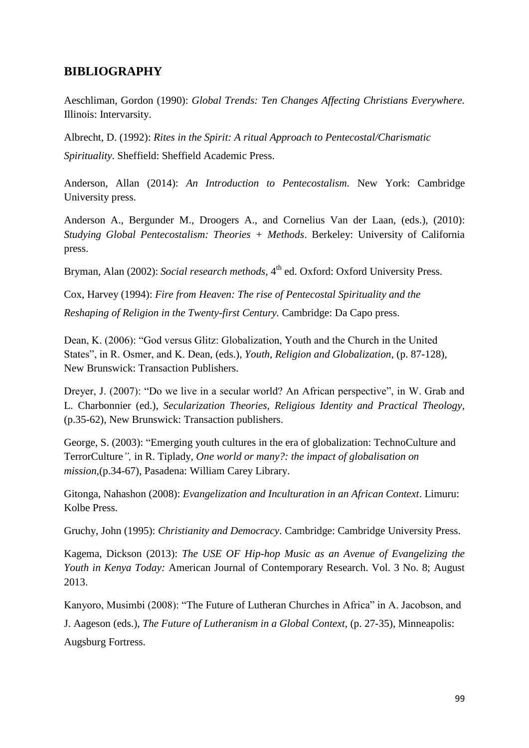## BIBLIOGRAPHY

Aeschliman, Gordon (1990): *Global Trends: Ten Changes Affecting Christians Everywhere.* Illinois: Intervarsity.

Albrecht, D. (1992): *Rites in the Spirit: A ritual Approach to Pentecostal/Charismatic Spirituality*. Sheffield: Sheffield Academic Press.

Anderson, Allan (2014): *An Introduction to Pentecostalism*. New York: Cambridge University press.

Anderson A., Bergunder M., Droogers A., and Cornelius Van der Laan, (eds.), (2010): *Studying Global Pentecostalism: Theories + Methods*. Berkeley: University of California press.

Bryman, Alan (2002): *Social research methods,* 4th ed. Oxford: Oxford University Press.

Cox, Harvey (1994): *Fire from Heaven: The rise of Pentecostal Spirituality and the Reshaping of Religion in the Twenty-first Century.* Cambridge: Da Capo press.

Dean, K. (2006): "God versus Glitz: Globalization, Youth and the Church in the United States", in R. Osmer, and K. Dean, (eds.), *Youth, Religion and Globalization,* (p. 87-128), New Brunswick: Transaction Publishers.

Dreyer, J. (2007): "Do we live in a secular world? An African perspective", in W. Grab and L. Charbonnier (ed.), *Secularization Theories, Religious Identity and Practical Theology*, (p.35-62), New Brunswick: Transaction publishers.

George, S. (2003): "Emerging youth cultures in the era of globalization: TechnoCulture and TerrorCulture*",* in R. Tiplady, *One world or many?: the impact of globalisation on mission,*(p.34-67), Pasadena: William Carey Library.

Gitonga, Nahashon (2008): *Evangelization and Inculturation in an African Context*. Limuru: Kolbe Press.

Gruchy, John (1995): *Christianity and Democracy.* Cambridge: Cambridge University Press.

Kagema, Dickson (2013): *The USE OF Hip-hop Music as an Avenue of Evangelizing the Youth in Kenya Today:* American Journal of Contemporary Research. Vol. 3 No. 8; August 2013.

Kanyoro, Musimbi (2008): "The Future of Lutheran Churches in Africa" in A. Jacobson, and J. Aageson (eds.), *The Future of Lutheranism in a Global Context*, (p. 27-35), Minneapolis: Augsburg Fortress.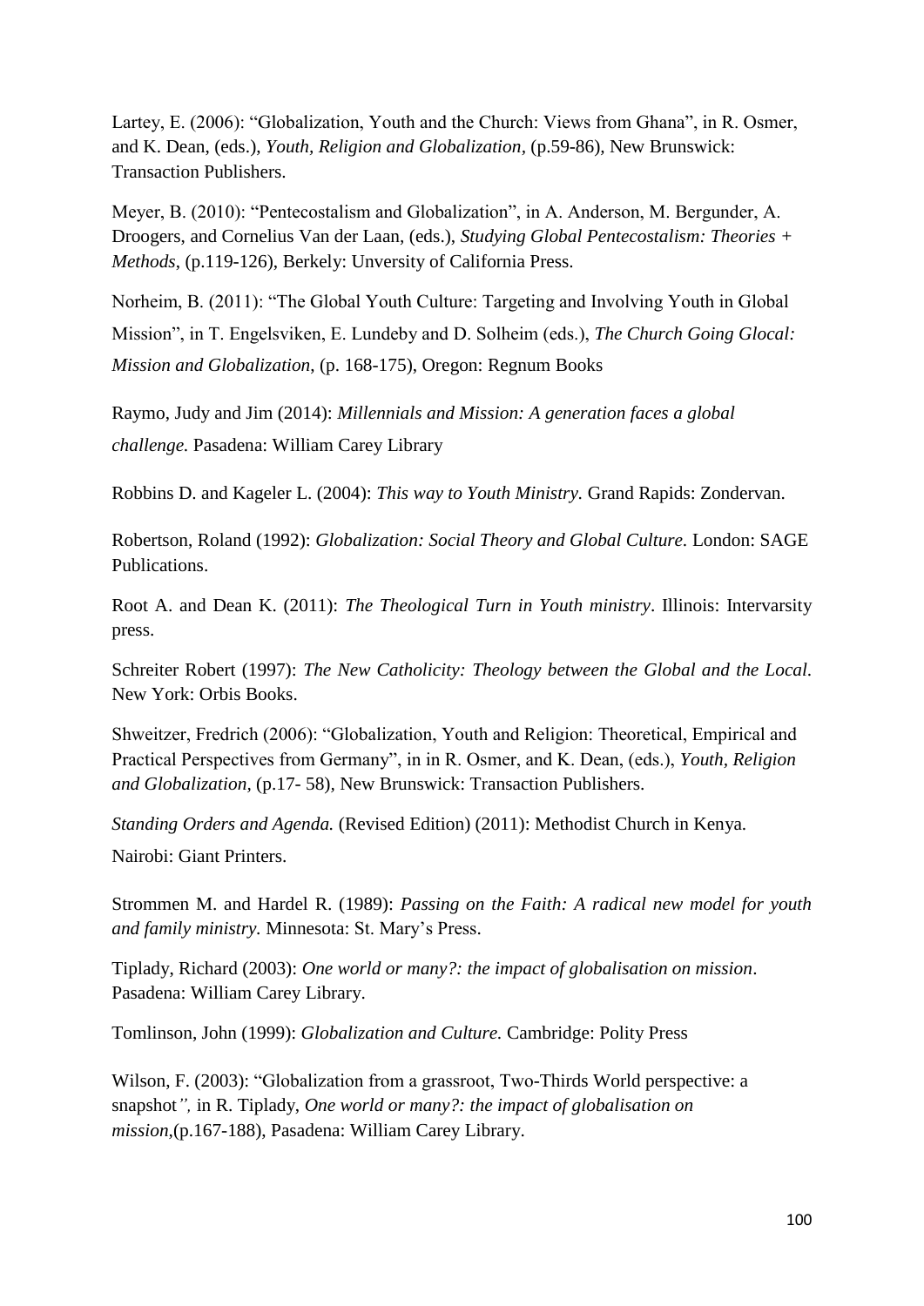Lartey, E. (2006): "Globalization, Youth and the Church: Views from Ghana", in R. Osmer, and K. Dean, (eds.), *Youth, Religion and Globalization*, (p.59-86), New Brunswick: Transaction Publishers.

Meyer, B. (2010): "Pentecostalism and Globalization", in A. Anderson, M. Bergunder, A. Droogers, and Cornelius Van der Laan, (eds.), *Studying Global Pentecostalism: Theories + Methods*, (p.119-126), Berkely: Unversity of California Press.

Norheim, B. (2011): "The Global Youth Culture: Targeting and Involving Youth in Global Mission", in T. Engelsviken, E. Lundeby and D. Solheim (eds.), *The Church Going Glocal: Mission and Globalization*, (p. 168-175), Oregon: Regnum Books

Raymo, Judy and Jim (2014): *Millennials and Mission: A generation faces a global challenge.* Pasadena: William Carey Library

Robbins D. and Kageler L. (2004): *This way to Youth Ministry.* Grand Rapids: Zondervan.

Robertson, Roland (1992): *Globalization: Social Theory and Global Culture.* London: SAGE Publications.

Root A. and Dean K. (2011): *The Theological Turn in Youth ministry*. Illinois: Intervarsity press.

Schreiter Robert (1997): *The New Catholicity: Theology between the Global and the Local.* New York: Orbis Books.

Shweitzer, Fredrich (2006): "Globalization, Youth and Religion: Theoretical, Empirical and Practical Perspectives from Germany", in in R. Osmer, and K. Dean, (eds.), *Youth, Religion and Globalization*, (p.17- 58), New Brunswick: Transaction Publishers.

*Standing Orders and Agenda.* (Revised Edition) (2011): Methodist Church in Kenya. Nairobi: Giant Printers.

Strommen M. and Hardel R. (1989): *Passing on the Faith: A radical new model for youth and family ministry.* Minnesota: St. Mary's Press.

Tiplady, Richard (2003): *One world or many?: the impact of globalisation on mission*. Pasadena: William Carey Library.

Tomlinson, John (1999): *Globalization and Culture.* Cambridge: Polity Press

Wilson, F. (2003): "Globalization from a grassroot, Two-Thirds World perspective: a snapshot*",* in R. Tiplady, *One world or many?: the impact of globalisation on mission*,(p.167-188), Pasadena: William Carey Library.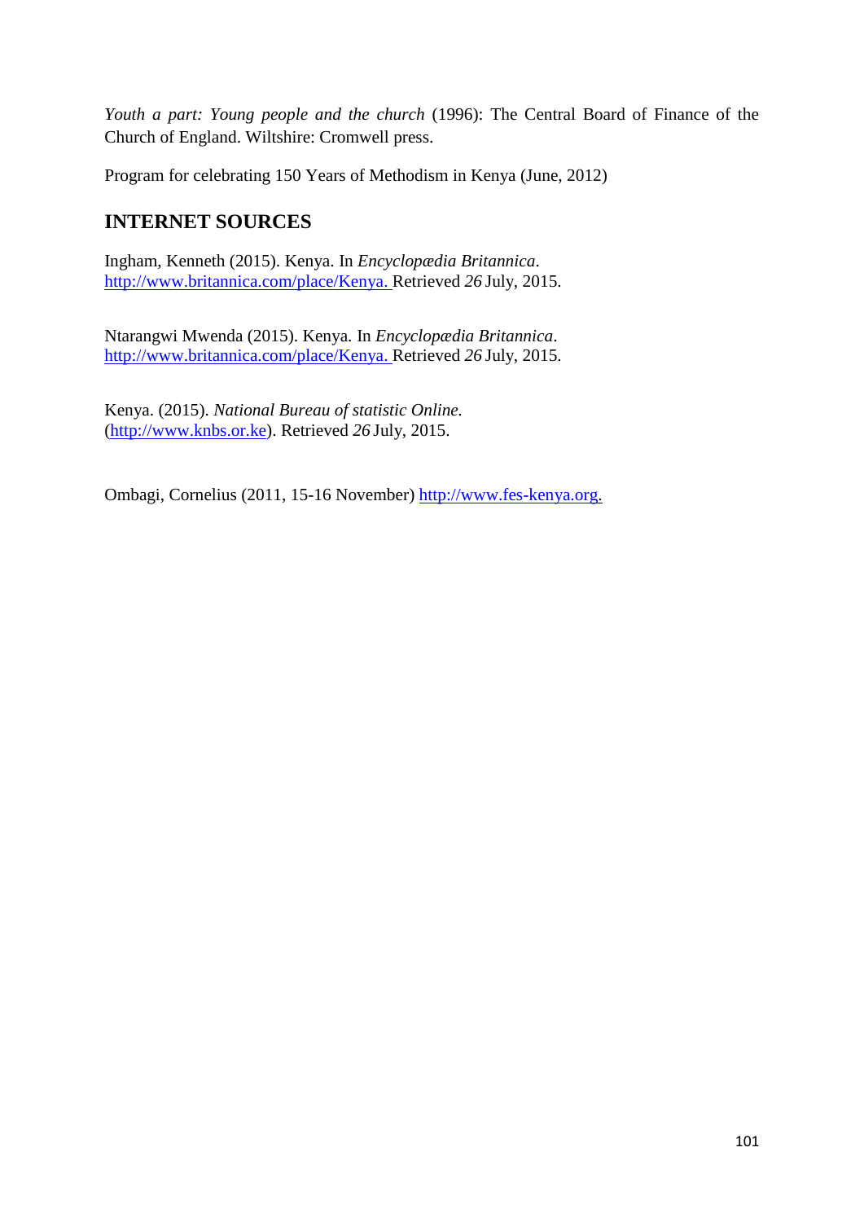*Youth a part: Young people and the church* (1996): The Central Board of Finance of the Church of England. Wiltshire: Cromwell press.

Program for celebrating 150 Years of Methodism in Kenya (June, 2012)

## INTERNET SOURCES

Ingham, Kenneth (2015). Kenya. In *Encyclopædia Britannica*. http://www.britannica.com/place/Kenya. Retrieved *26* July, 2015.

Ntarangwi Mwenda (2015). Kenya. In *Encyclopædia Britannica*. http://www.britannica.com/place/Kenya. Retrieved *26* July, 2015.

Kenya. (2015). *National Bureau of statistic Online.* (http://www.knbs.or.ke). Retrieved *26* July, 2015.

Ombagi, Cornelius (2011, 15-16 November) http://www.fes-kenya.org.